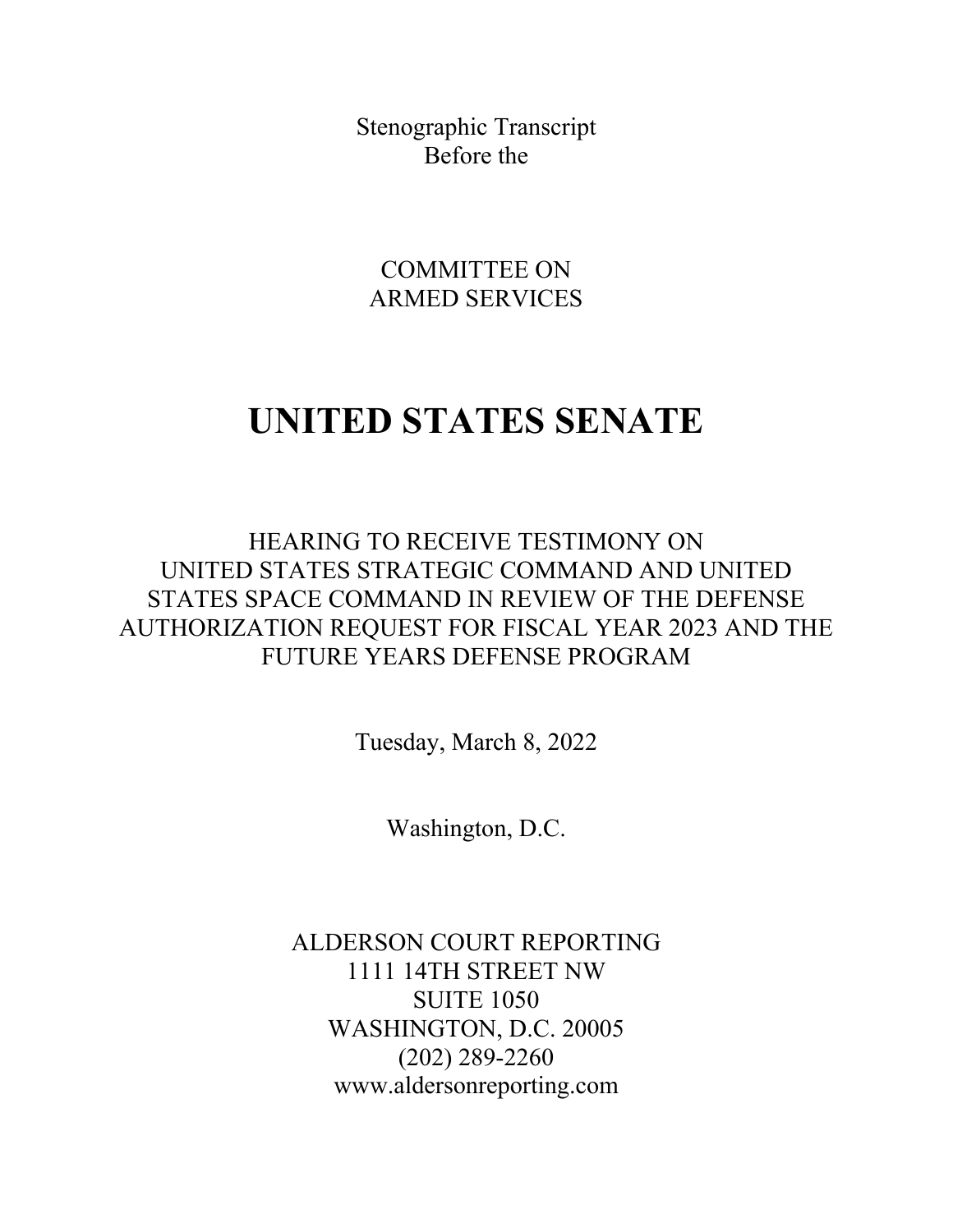Stenographic Transcript
Before the

COMMITTEE ON
ARMED SERVICES

# UNITED STATES SENATE

HEARING TO RECEIVE TESTIMONY ON
UNITED STATES STRATEGIC COMMAND AND UNITED
STATES SPACE COMMAND IN REVIEW OF THE DEFENSE
AUTHORIZATION REQUEST FOR FISCAL YEAR 2023 AND THE
FUTURE YEARS DEFENSE PROGRAM

Tuesday, March 8, 2022

Washington, D.C.

ALDERSON COURT REPORTING
1111 14TH STREET NW
SUITE 1050
WASHINGTON, D.C. 20005
(202) 289-2260
www.aldersonreporting.com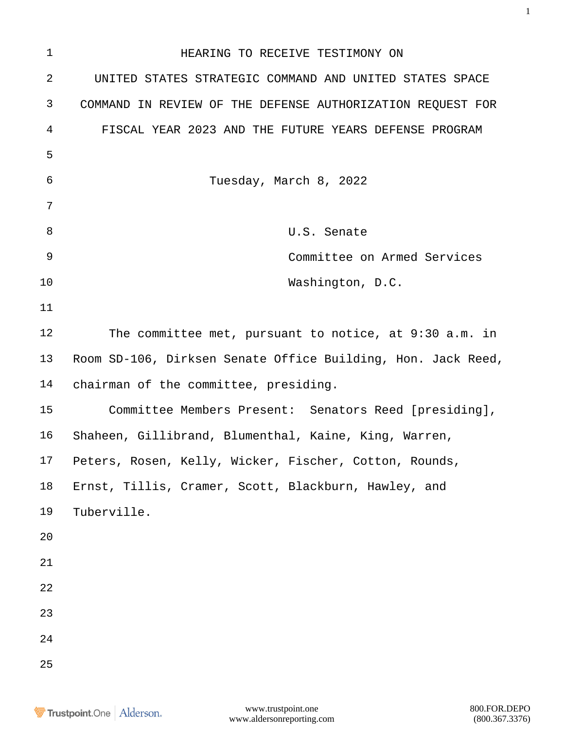HEARING TO RECEIVE TESTIMONY ON UNITED STATES STRATEGIC COMMAND AND UNITED STATES SPACE COMMAND IN REVIEW OF THE DEFENSE AUTHORIZATION REQUEST FOR FISCAL YEAR 2023 AND THE FUTURE YEARS DEFENSE PROGRAM

Tuesday, March 8, 2022

U.S. Senate
Committee on Armed Services
Washington, D.C.

The committee met, pursuant to notice, at 9:30 a.m. in Room SD-106, Dirksen Senate Office Building, Hon. Jack Reed, chairman of the committee, presiding.

Committee Members Present: Senators Reed [presiding], Shaheen, Gillibrand, Blumenthal, Kaine, King, Warren, Peters, Rosen, Kelly, Wicker, Fischer, Cotton, Rounds, Ernst, Tillis, Cramer, Scott, Blackburn, Hawley, and Tuberville.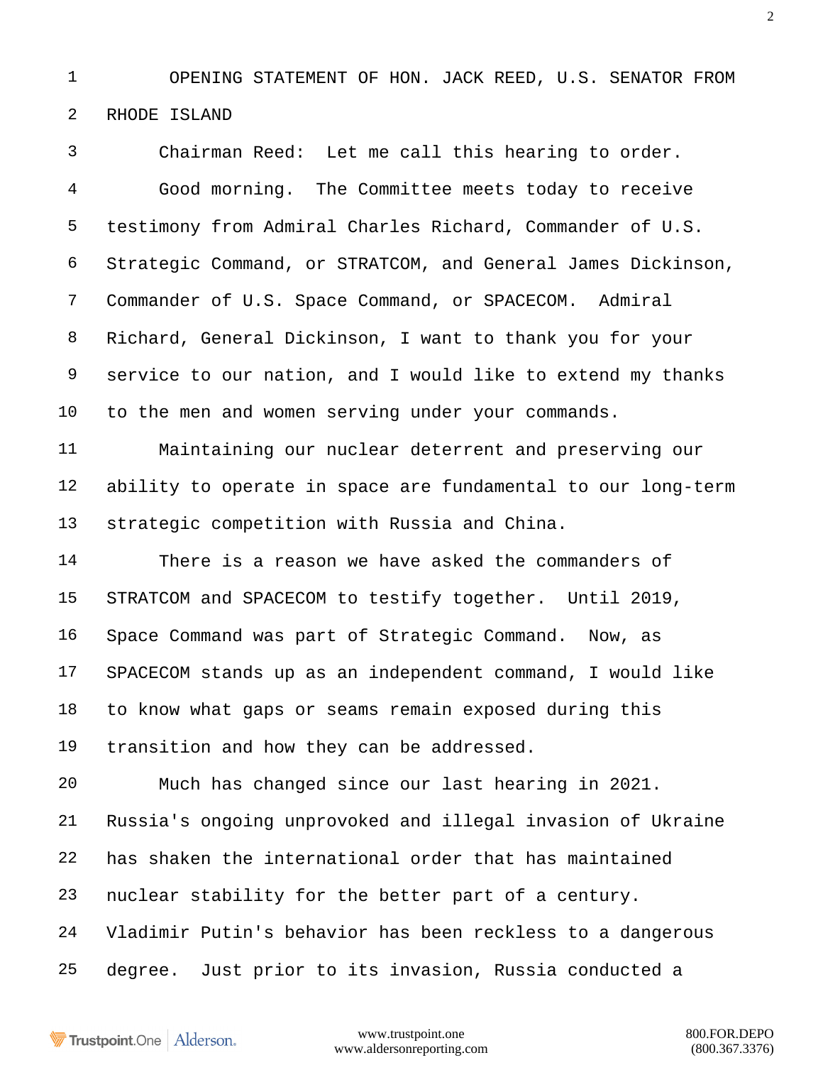## OPENING STATEMENT OF HON. JACK REED, U.S. SENATOR FROM RHODE ISLAND

Chairman Reed: Let me call this hearing to order.

Good morning. The Committee meets today to receive testimony from Admiral Charles Richard, Commander of U.S. Strategic Command, or STRATCOM, and General James Dickinson, Commander of U.S. Space Command, or SPACECOM. Admiral Richard, General Dickinson, I want to thank you for your service to our nation, and I would like to extend my thanks to the men and women serving under your commands.

Maintaining our nuclear deterrent and preserving our ability to operate in space are fundamental to our long-term strategic competition with Russia and China.

There is a reason we have asked the commanders of STRATCOM and SPACECOM to testify together. Until 2019, Space Command was part of Strategic Command. Now, as SPACECOM stands up as an independent command, I would like to know what gaps or seams remain exposed during this transition and how they can be addressed.

Much has changed since our last hearing in 2021. Russia's ongoing unprovoked and illegal invasion of Ukraine has shaken the international order that has maintained nuclear stability for the better part of a century. Vladimir Putin's behavior has been reckless to a dangerous degree. Just prior to its invasion, Russia conducted a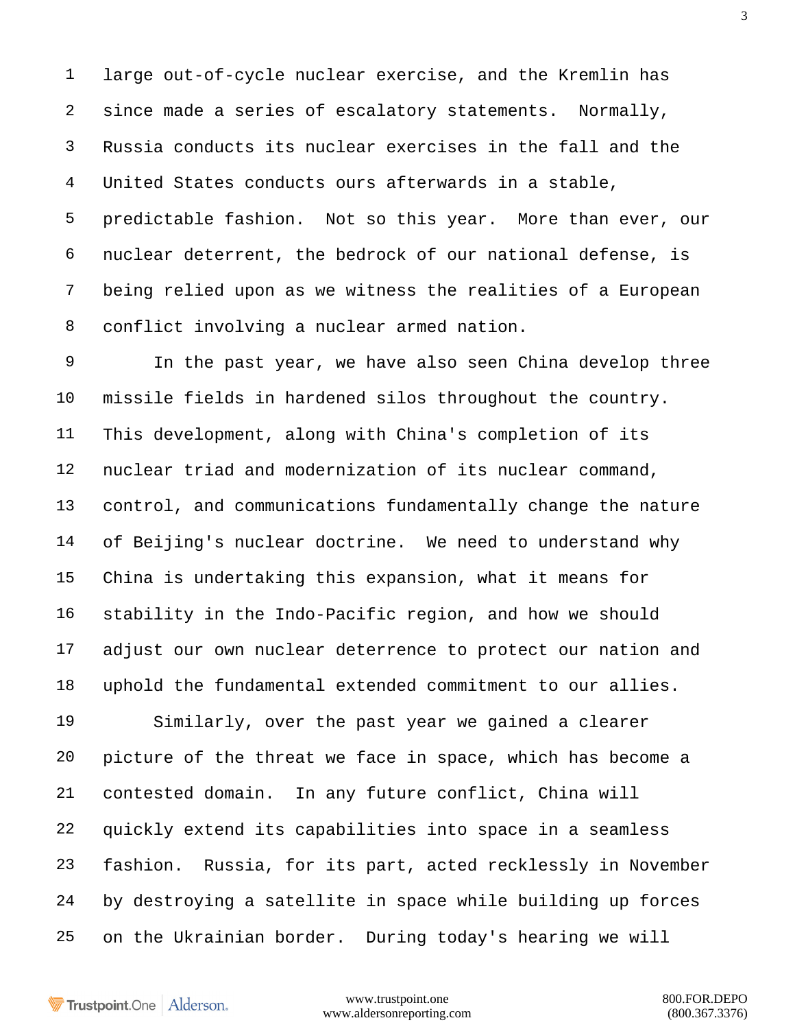large out-of-cycle nuclear exercise, and the Kremlin has since made a series of escalatory statements. Normally, Russia conducts its nuclear exercises in the fall and the United States conducts ours afterwards in a stable, predictable fashion. Not so this year. More than ever, our nuclear deterrent, the bedrock of our national defense, is being relied upon as we witness the realities of a European conflict involving a nuclear armed nation.

In the past year, we have also seen China develop three missile fields in hardened silos throughout the country. This development, along with China's completion of its nuclear triad and modernization of its nuclear command, control, and communications fundamentally change the nature of Beijing's nuclear doctrine. We need to understand why China is undertaking this expansion, what it means for stability in the Indo-Pacific region, and how we should adjust our own nuclear deterrence to protect our nation and uphold the fundamental extended commitment to our allies.

Similarly, over the past year we gained a clearer picture of the threat we face in space, which has become a contested domain. In any future conflict, China will quickly extend its capabilities into space in a seamless fashion. Russia, for its part, acted recklessly in November by destroying a satellite in space while building up forces on the Ukrainian border. During today's hearing we will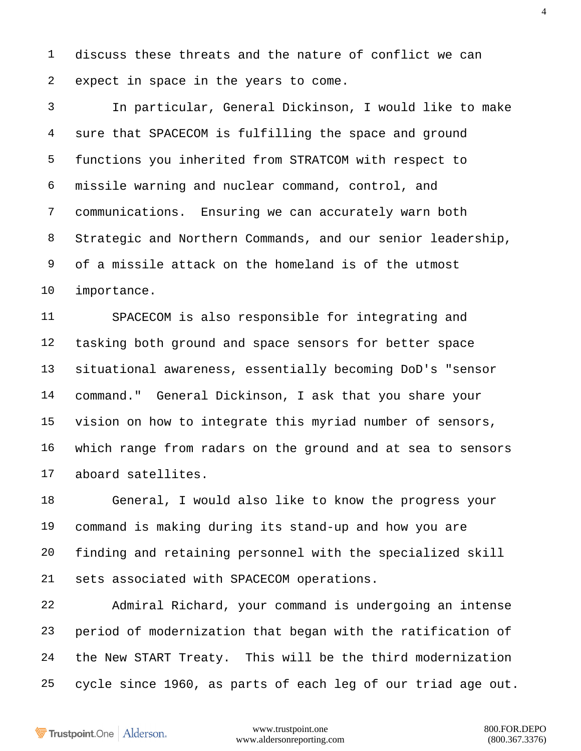discuss these threats and the nature of conflict we can expect in space in the years to come.

In particular, General Dickinson, I would like to make sure that SPACECOM is fulfilling the space and ground functions you inherited from STRATCOM with respect to missile warning and nuclear command, control, and communications. Ensuring we can accurately warn both Strategic and Northern Commands, and our senior leadership, of a missile attack on the homeland is of the utmost importance.

SPACECOM is also responsible for integrating and tasking both ground and space sensors for better space situational awareness, essentially becoming DoD's "sensor command." General Dickinson, I ask that you share your vision on how to integrate this myriad number of sensors, which range from radars on the ground and at sea to sensors aboard satellites.

General, I would also like to know the progress your command is making during its stand-up and how you are finding and retaining personnel with the specialized skill sets associated with SPACECOM operations.

Admiral Richard, your command is undergoing an intense period of modernization that began with the ratification of the New START Treaty. This will be the third modernization cycle since 1960, as parts of each leg of our triad age out.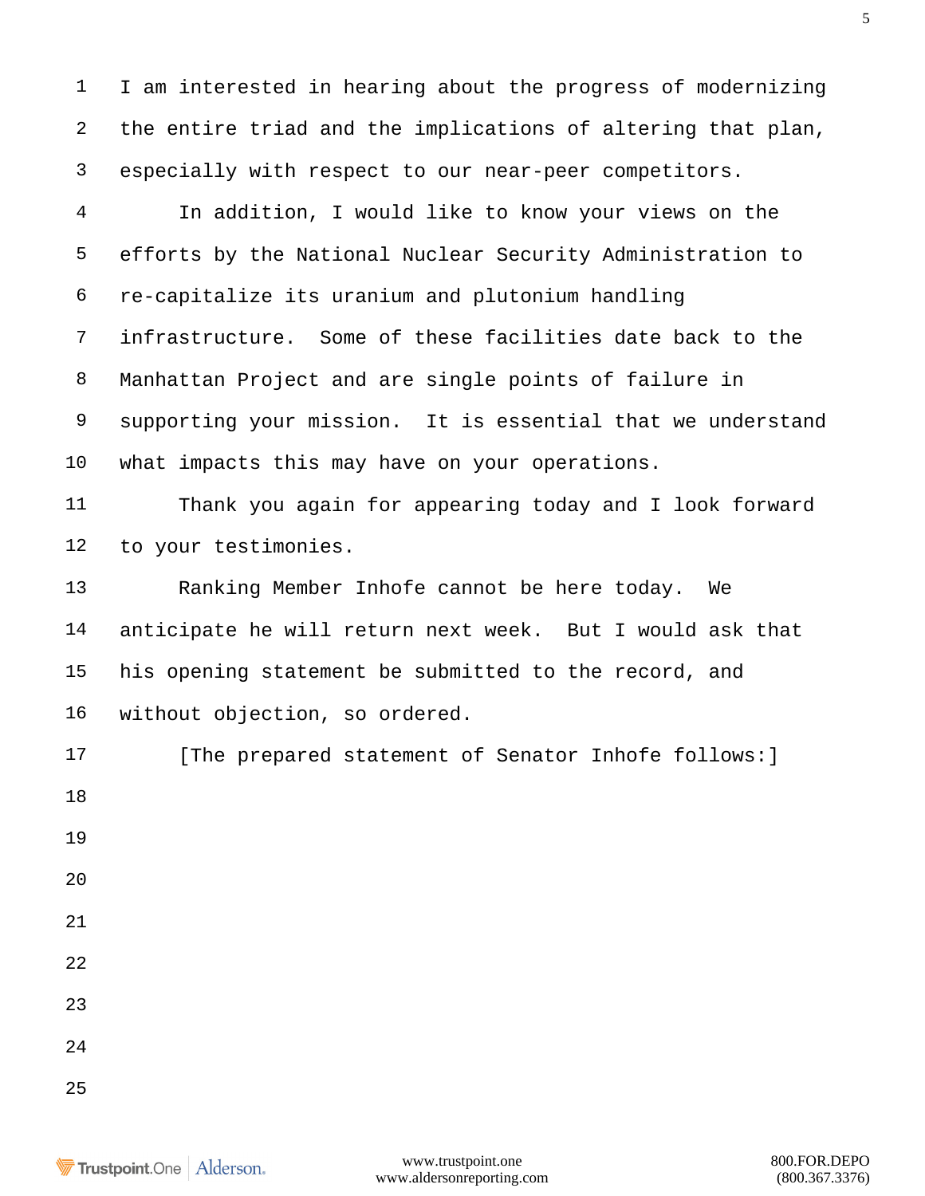I am interested in hearing about the progress of modernizing the entire triad and the implications of altering that plan, especially with respect to our near-peer competitors.

In addition, I would like to know your views on the efforts by the National Nuclear Security Administration to re-capitalize its uranium and plutonium handling infrastructure. Some of these facilities date back to the Manhattan Project and are single points of failure in supporting your mission. It is essential that we understand what impacts this may have on your operations.

Thank you again for appearing today and I look forward to your testimonies.

Ranking Member Inhofe cannot be here today. We anticipate he will return next week. But I would ask that his opening statement be submitted to the record, and without objection, so ordered.

[The prepared statement of Senator Inhofe follows:]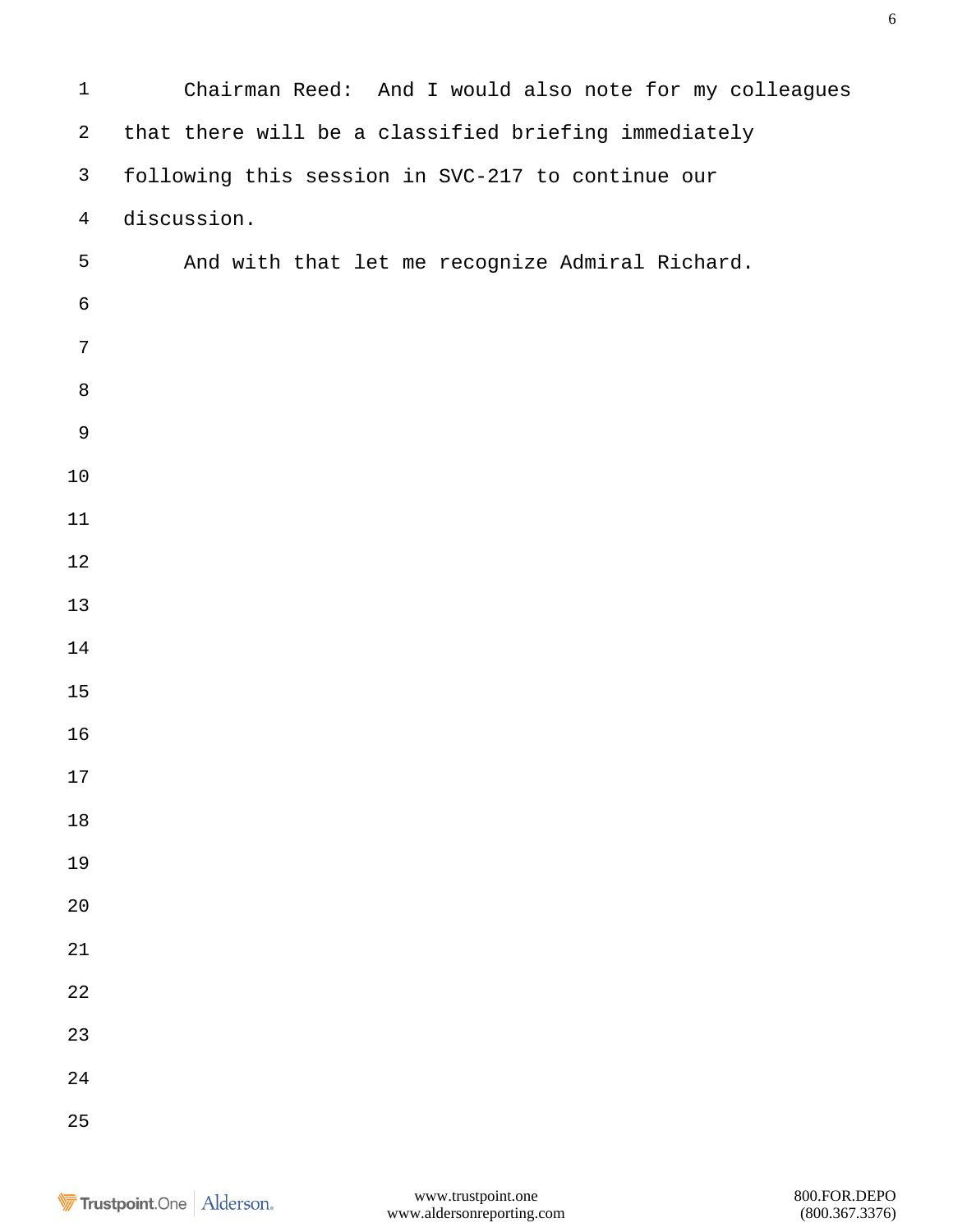Chairman Reed: And I would also note for my colleagues that there will be a classified briefing immediately following this session in SVC-217 to continue our discussion.

And with that let me recognize Admiral Richard.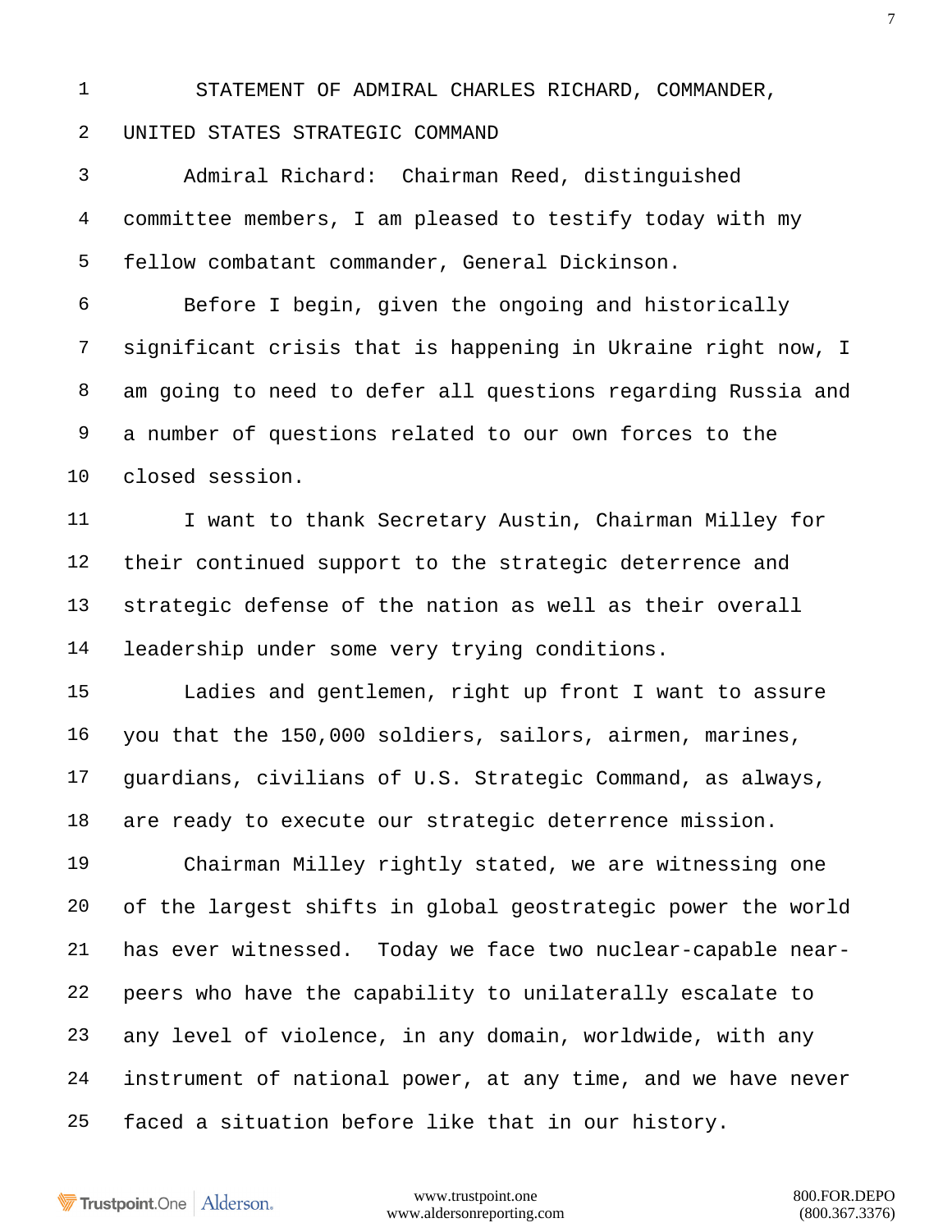STATEMENT OF ADMIRAL CHARLES RICHARD, COMMANDER, UNITED STATES STRATEGIC COMMAND

Admiral Richard: Chairman Reed, distinguished committee members, I am pleased to testify today with my fellow combatant commander, General Dickinson.

Before I begin, given the ongoing and historically significant crisis that is happening in Ukraine right now, I am going to need to defer all questions regarding Russia and a number of questions related to our own forces to the closed session.

I want to thank Secretary Austin, Chairman Milley for their continued support to the strategic deterrence and strategic defense of the nation as well as their overall leadership under some very trying conditions.

Ladies and gentlemen, right up front I want to assure you that the 150,000 soldiers, sailors, airmen, marines, guardians, civilians of U.S. Strategic Command, as always, are ready to execute our strategic deterrence mission.

Chairman Milley rightly stated, we are witnessing one of the largest shifts in global geostrategic power the world has ever witnessed. Today we face two nuclear-capable near-peers who have the capability to unilaterally escalate to any level of violence, in any domain, worldwide, with any instrument of national power, at any time, and we have never faced a situation before like that in our history.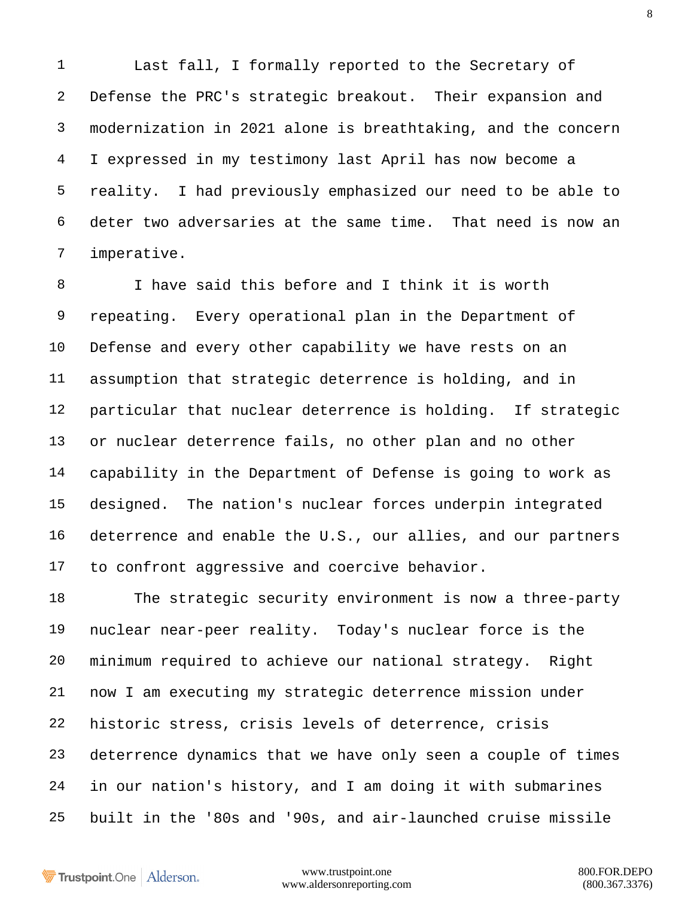Last fall, I formally reported to the Secretary of Defense the PRC's strategic breakout. Their expansion and modernization in 2021 alone is breathtaking, and the concern I expressed in my testimony last April has now become a reality. I had previously emphasized our need to be able to deter two adversaries at the same time. That need is now an imperative.

I have said this before and I think it is worth repeating. Every operational plan in the Department of Defense and every other capability we have rests on an assumption that strategic deterrence is holding, and in particular that nuclear deterrence is holding. If strategic or nuclear deterrence fails, no other plan and no other capability in the Department of Defense is going to work as designed. The nation's nuclear forces underpin integrated deterrence and enable the U.S., our allies, and our partners to confront aggressive and coercive behavior.

The strategic security environment is now a three-party nuclear near-peer reality. Today's nuclear force is the minimum required to achieve our national strategy. Right now I am executing my strategic deterrence mission under historic stress, crisis levels of deterrence, crisis deterrence dynamics that we have only seen a couple of times in our nation's history, and I am doing it with submarines built in the '80s and '90s, and air-launched cruise missile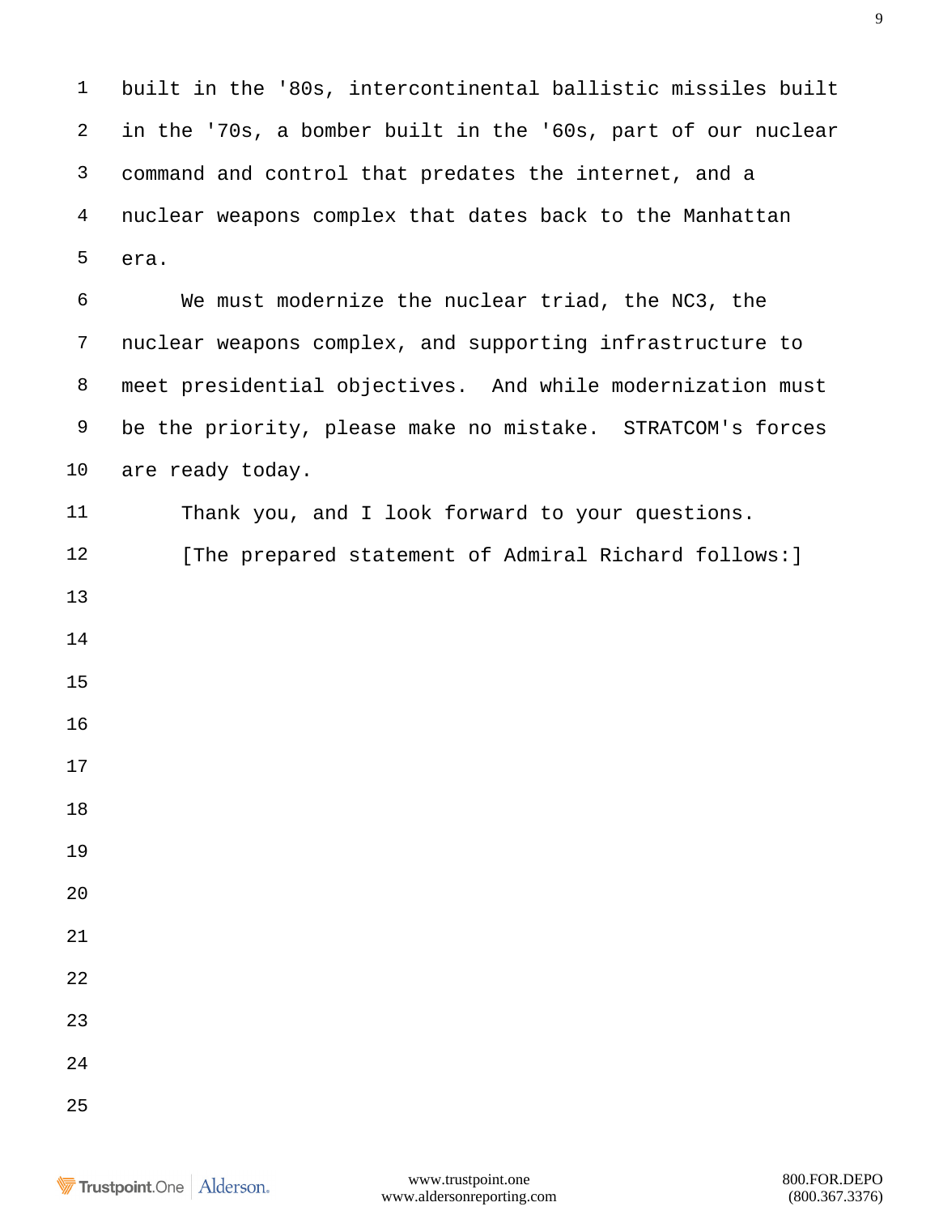built in the '80s, intercontinental ballistic missiles built in the '70s, a bomber built in the '60s, part of our nuclear command and control that predates the internet, and a nuclear weapons complex that dates back to the Manhattan era.

We must modernize the nuclear triad, the NC3, the nuclear weapons complex, and supporting infrastructure to meet presidential objectives. And while modernization must be the priority, please make no mistake. STRATCOM's forces are ready today.

Thank you, and I look forward to your questions.

[The prepared statement of Admiral Richard follows:]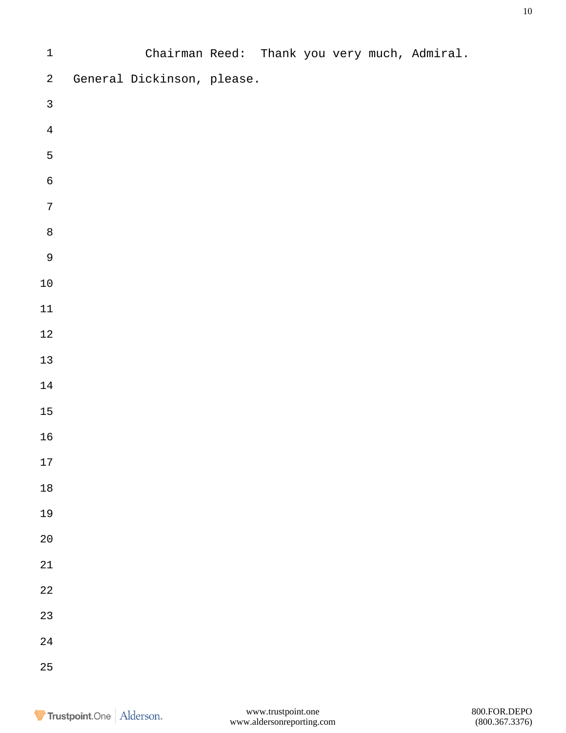Chairman Reed: Thank you very much, Admiral. General Dickinson, please.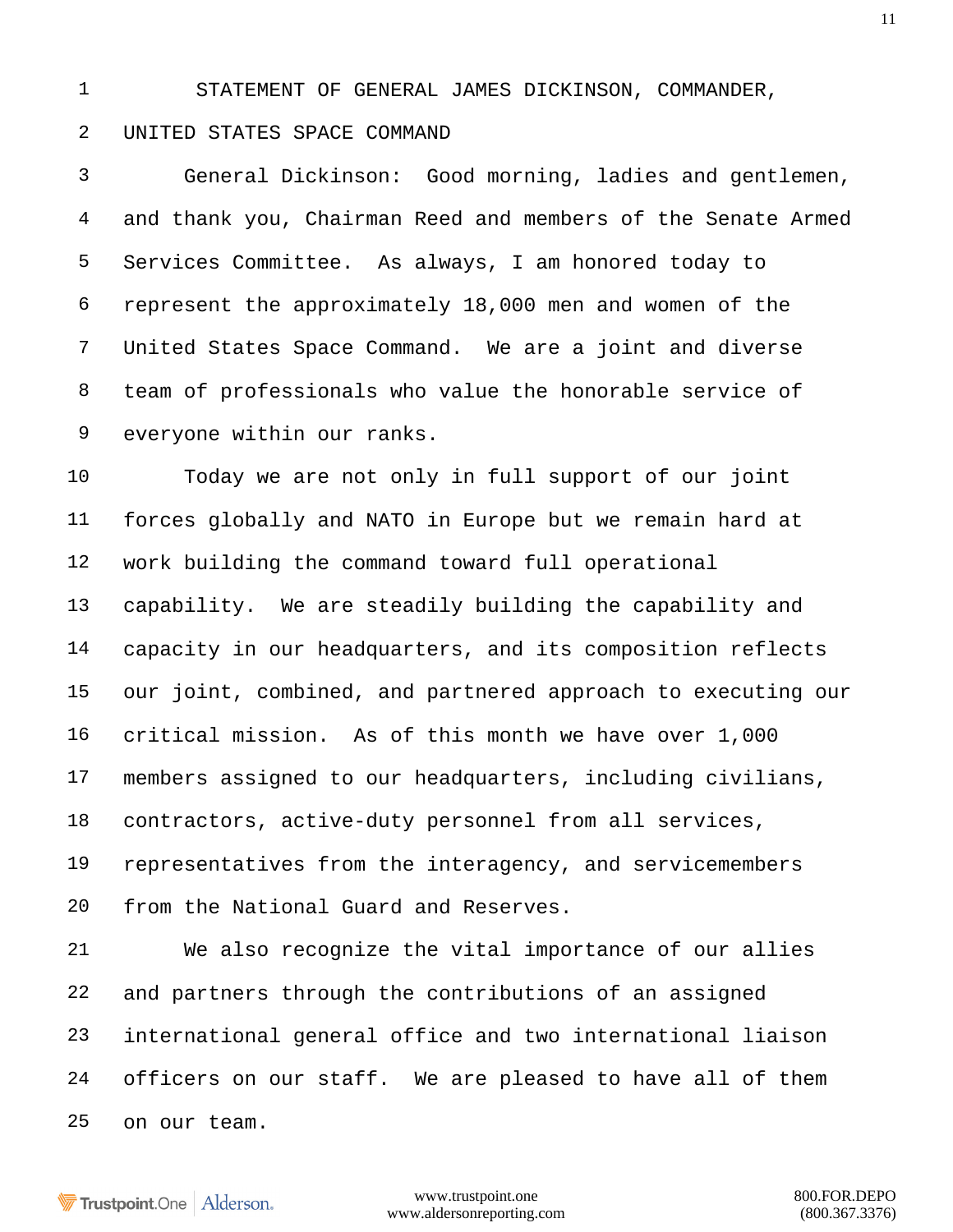STATEMENT OF GENERAL JAMES DICKINSON, COMMANDER, UNITED STATES SPACE COMMAND

General Dickinson: Good morning, ladies and gentlemen, and thank you, Chairman Reed and members of the Senate Armed Services Committee. As always, I am honored today to represent the approximately 18,000 men and women of the United States Space Command. We are a joint and diverse team of professionals who value the honorable service of everyone within our ranks.

Today we are not only in full support of our joint forces globally and NATO in Europe but we remain hard at work building the command toward full operational capability. We are steadily building the capability and capacity in our headquarters, and its composition reflects our joint, combined, and partnered approach to executing our critical mission. As of this month we have over 1,000 members assigned to our headquarters, including civilians, contractors, active-duty personnel from all services, representatives from the interagency, and servicemembers from the National Guard and Reserves.

We also recognize the vital importance of our allies and partners through the contributions of an assigned international general office and two international liaison officers on our staff. We are pleased to have all of them on our team.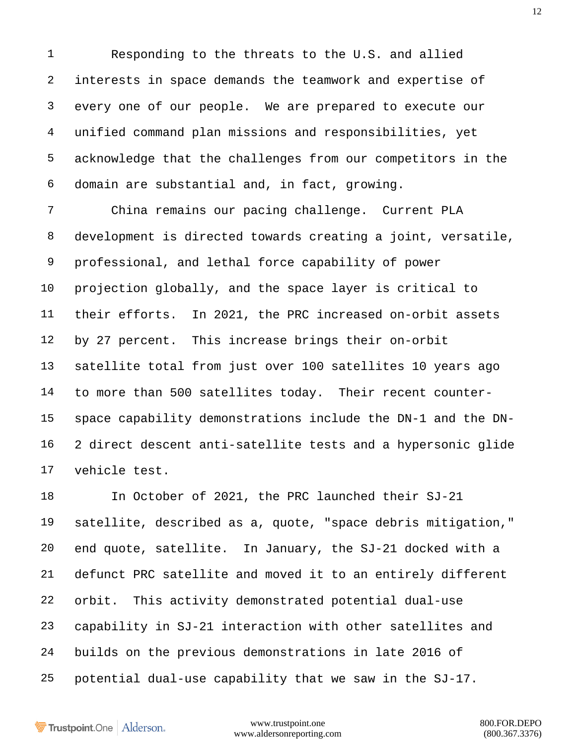Responding to the threats to the U.S. and allied interests in space demands the teamwork and expertise of every one of our people. We are prepared to execute our unified command plan missions and responsibilities, yet acknowledge that the challenges from our competitors in the domain are substantial and, in fact, growing.

China remains our pacing challenge. Current PLA development is directed towards creating a joint, versatile, professional, and lethal force capability of power projection globally, and the space layer is critical to their efforts. In 2021, the PRC increased on-orbit assets by 27 percent. This increase brings their on-orbit satellite total from just over 100 satellites 10 years ago to more than 500 satellites today. Their recent counter-space capability demonstrations include the DN-1 and the DN-2 direct descent anti-satellite tests and a hypersonic glide vehicle test.

In October of 2021, the PRC launched their SJ-21 satellite, described as a, quote, "space debris mitigation," end quote, satellite. In January, the SJ-21 docked with a defunct PRC satellite and moved it to an entirely different orbit. This activity demonstrated potential dual-use capability in SJ-21 interaction with other satellites and builds on the previous demonstrations in late 2016 of potential dual-use capability that we saw in the SJ-17.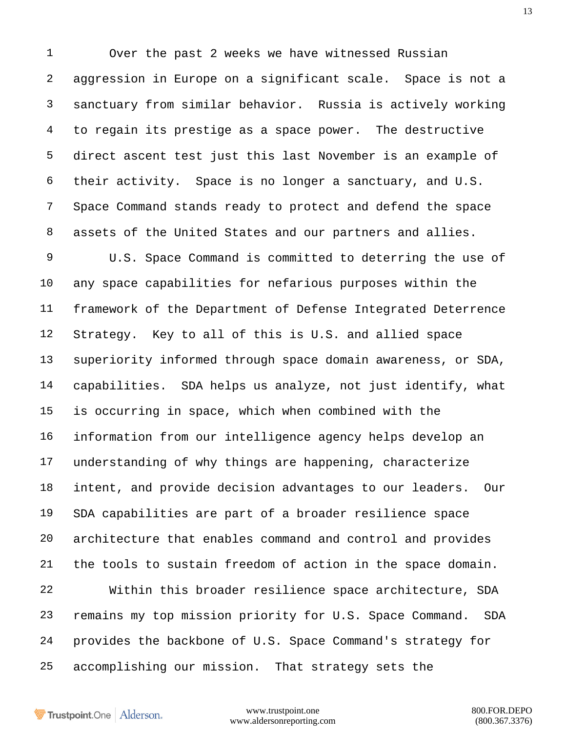Over the past 2 weeks we have witnessed Russian aggression in Europe on a significant scale. Space is not a sanctuary from similar behavior. Russia is actively working to regain its prestige as a space power. The destructive direct ascent test just this last November is an example of their activity. Space is no longer a sanctuary, and U.S. Space Command stands ready to protect and defend the space assets of the United States and our partners and allies.

U.S. Space Command is committed to deterring the use of any space capabilities for nefarious purposes within the framework of the Department of Defense Integrated Deterrence Strategy. Key to all of this is U.S. and allied space superiority informed through space domain awareness, or SDA, capabilities. SDA helps us analyze, not just identify, what is occurring in space, which when combined with the information from our intelligence agency helps develop an understanding of why things are happening, characterize intent, and provide decision advantages to our leaders. Our SDA capabilities are part of a broader resilience space architecture that enables command and control and provides the tools to sustain freedom of action in the space domain.

Within this broader resilience space architecture, SDA remains my top mission priority for U.S. Space Command. SDA provides the backbone of U.S. Space Command's strategy for accomplishing our mission. That strategy sets the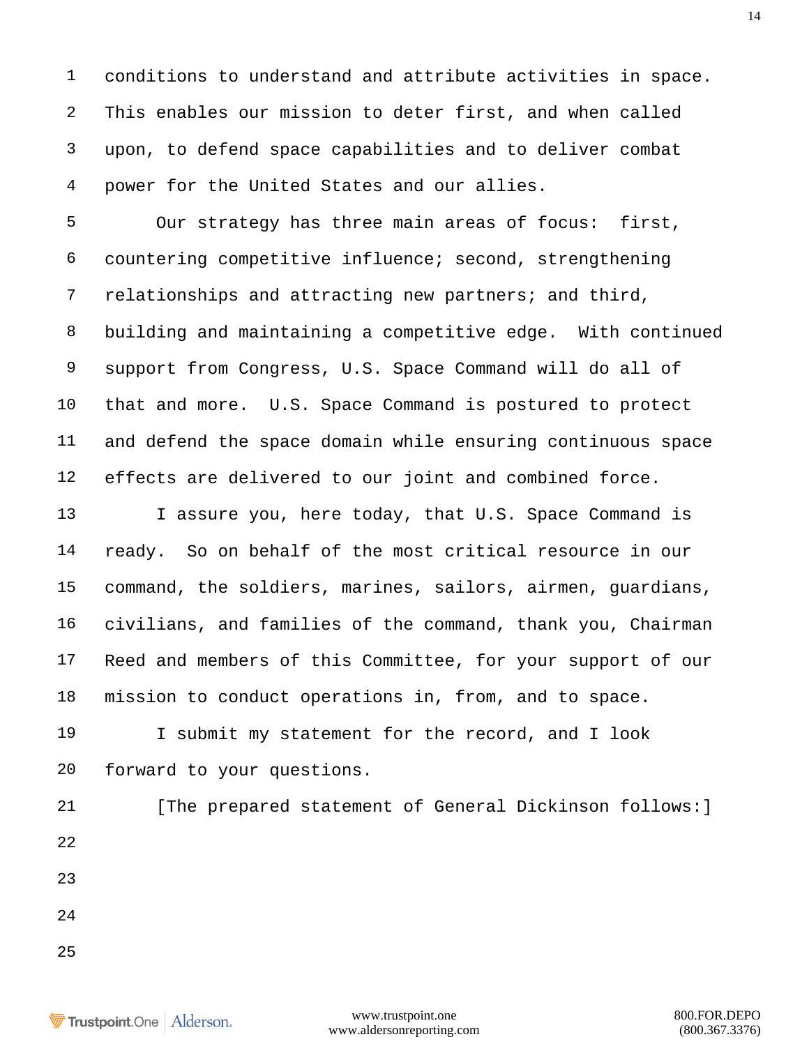conditions to understand and attribute activities in space. This enables our mission to deter first, and when called upon, to defend space capabilities and to deliver combat power for the United States and our allies.

Our strategy has three main areas of focus: first, countering competitive influence; second, strengthening relationships and attracting new partners; and third, building and maintaining a competitive edge. With continued support from Congress, U.S. Space Command will do all of that and more. U.S. Space Command is postured to protect and defend the space domain while ensuring continuous space effects are delivered to our joint and combined force.

I assure you, here today, that U.S. Space Command is ready. So on behalf of the most critical resource in our command, the soldiers, marines, sailors, airmen, guardians, civilians, and families of the command, thank you, Chairman Reed and members of this Committee, for your support of our mission to conduct operations in, from, and to space.

I submit my statement for the record, and I look forward to your questions.

[The prepared statement of General Dickinson follows:]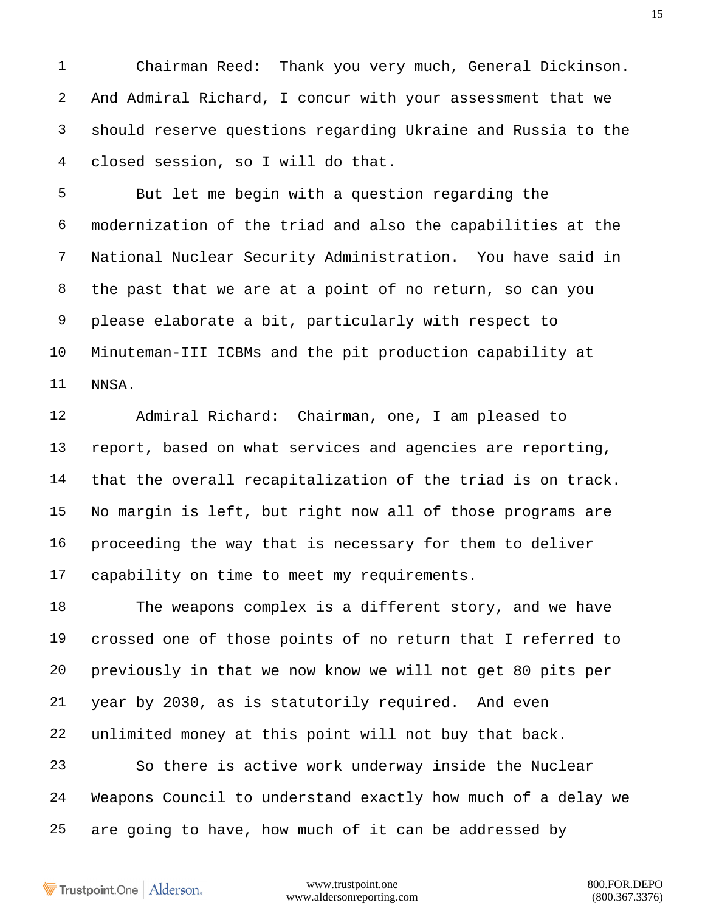Chairman Reed: Thank you very much, General Dickinson. And Admiral Richard, I concur with your assessment that we should reserve questions regarding Ukraine and Russia to the closed session, so I will do that.

But let me begin with a question regarding the modernization of the triad and also the capabilities at the National Nuclear Security Administration. You have said in the past that we are at a point of no return, so can you please elaborate a bit, particularly with respect to Minuteman-III ICBMs and the pit production capability at NNSA.

Admiral Richard: Chairman, one, I am pleased to report, based on what services and agencies are reporting, that the overall recapitalization of the triad is on track. No margin is left, but right now all of those programs are proceeding the way that is necessary for them to deliver capability on time to meet my requirements.

The weapons complex is a different story, and we have crossed one of those points of no return that I referred to previously in that we now know we will not get 80 pits per year by 2030, as is statutorily required. And even unlimited money at this point will not buy that back.

So there is active work underway inside the Nuclear Weapons Council to understand exactly how much of a delay we are going to have, how much of it can be addressed by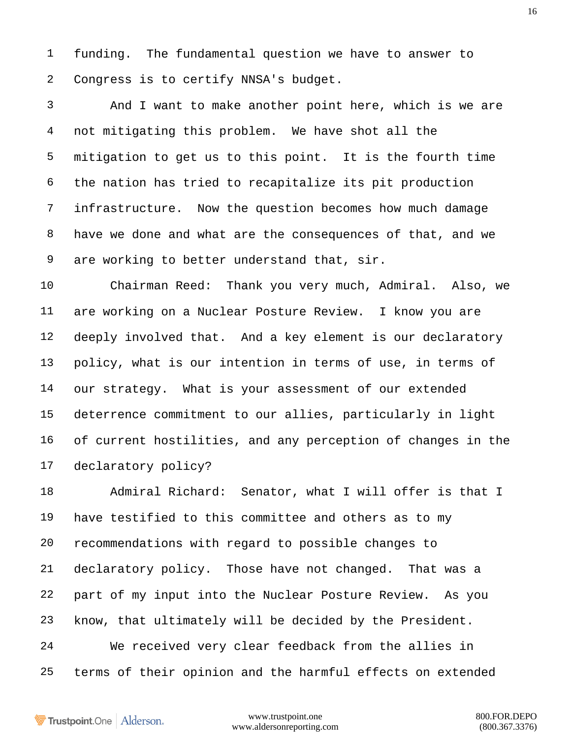funding. The fundamental question we have to answer to Congress is to certify NNSA's budget.

And I want to make another point here, which is we are not mitigating this problem. We have shot all the mitigation to get us to this point. It is the fourth time the nation has tried to recapitalize its pit production infrastructure. Now the question becomes how much damage have we done and what are the consequences of that, and we are working to better understand that, sir.

Chairman Reed: Thank you very much, Admiral. Also, we are working on a Nuclear Posture Review. I know you are deeply involved that. And a key element is our declaratory policy, what is our intention in terms of use, in terms of our strategy. What is your assessment of our extended deterrence commitment to our allies, particularly in light of current hostilities, and any perception of changes in the declaratory policy?

Admiral Richard: Senator, what I will offer is that I have testified to this committee and others as to my recommendations with regard to possible changes to declaratory policy. Those have not changed. That was a part of my input into the Nuclear Posture Review. As you know, that ultimately will be decided by the President.

We received very clear feedback from the allies in terms of their opinion and the harmful effects on extended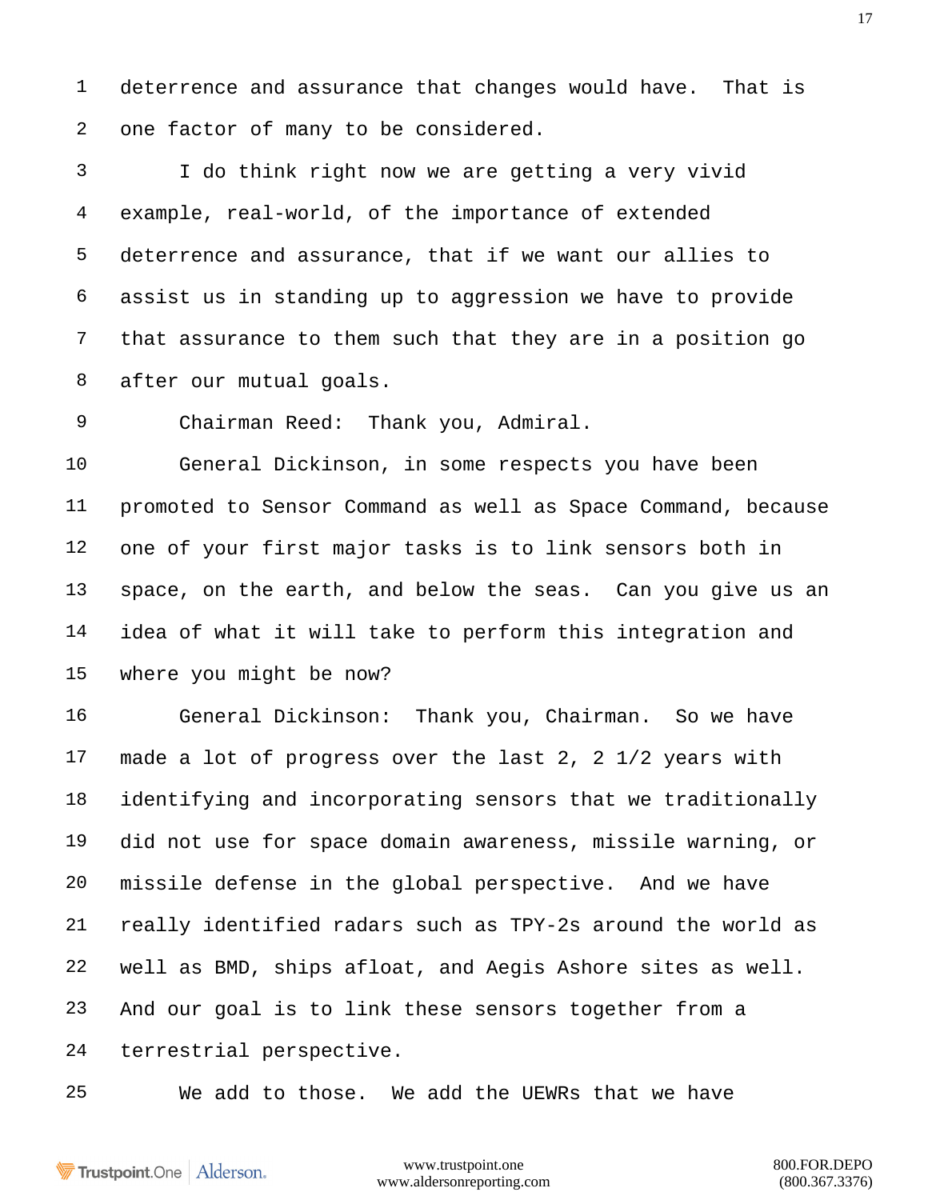deterrence and assurance that changes would have. That is one factor of many to be considered.

I do think right now we are getting a very vivid example, real-world, of the importance of extended deterrence and assurance, that if we want our allies to assist us in standing up to aggression we have to provide that assurance to them such that they are in a position go after our mutual goals.

Chairman Reed: Thank you, Admiral.

General Dickinson, in some respects you have been promoted to Sensor Command as well as Space Command, because one of your first major tasks is to link sensors both in space, on the earth, and below the seas. Can you give us an idea of what it will take to perform this integration and where you might be now?

General Dickinson: Thank you, Chairman. So we have made a lot of progress over the last 2, 2 1/2 years with identifying and incorporating sensors that we traditionally did not use for space domain awareness, missile warning, or missile defense in the global perspective. And we have really identified radars such as TPY-2s around the world as well as BMD, ships afloat, and Aegis Ashore sites as well. And our goal is to link these sensors together from a terrestrial perspective.

We add to those. We add the UEWRs that we have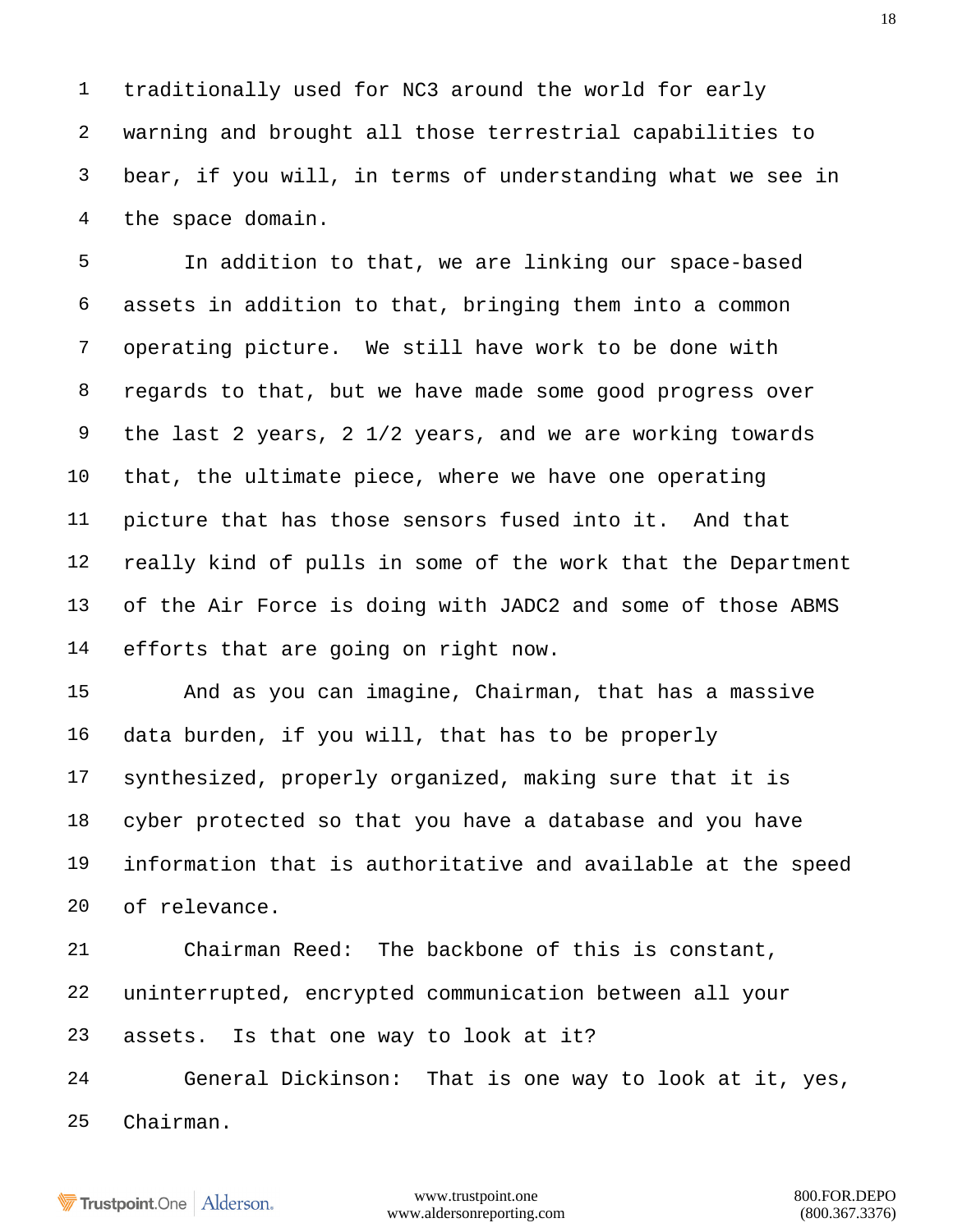traditionally used for NC3 around the world for early warning and brought all those terrestrial capabilities to bear, if you will, in terms of understanding what we see in the space domain.

In addition to that, we are linking our space-based assets in addition to that, bringing them into a common operating picture. We still have work to be done with regards to that, but we have made some good progress over the last 2 years, 2 1/2 years, and we are working towards that, the ultimate piece, where we have one operating picture that has those sensors fused into it. And that really kind of pulls in some of the work that the Department of the Air Force is doing with JADC2 and some of those ABMS efforts that are going on right now.

And as you can imagine, Chairman, that has a massive data burden, if you will, that has to be properly synthesized, properly organized, making sure that it is cyber protected so that you have a database and you have information that is authoritative and available at the speed of relevance.

Chairman Reed: The backbone of this is constant, uninterrupted, encrypted communication between all your assets. Is that one way to look at it?

General Dickinson: That is one way to look at it, yes, Chairman.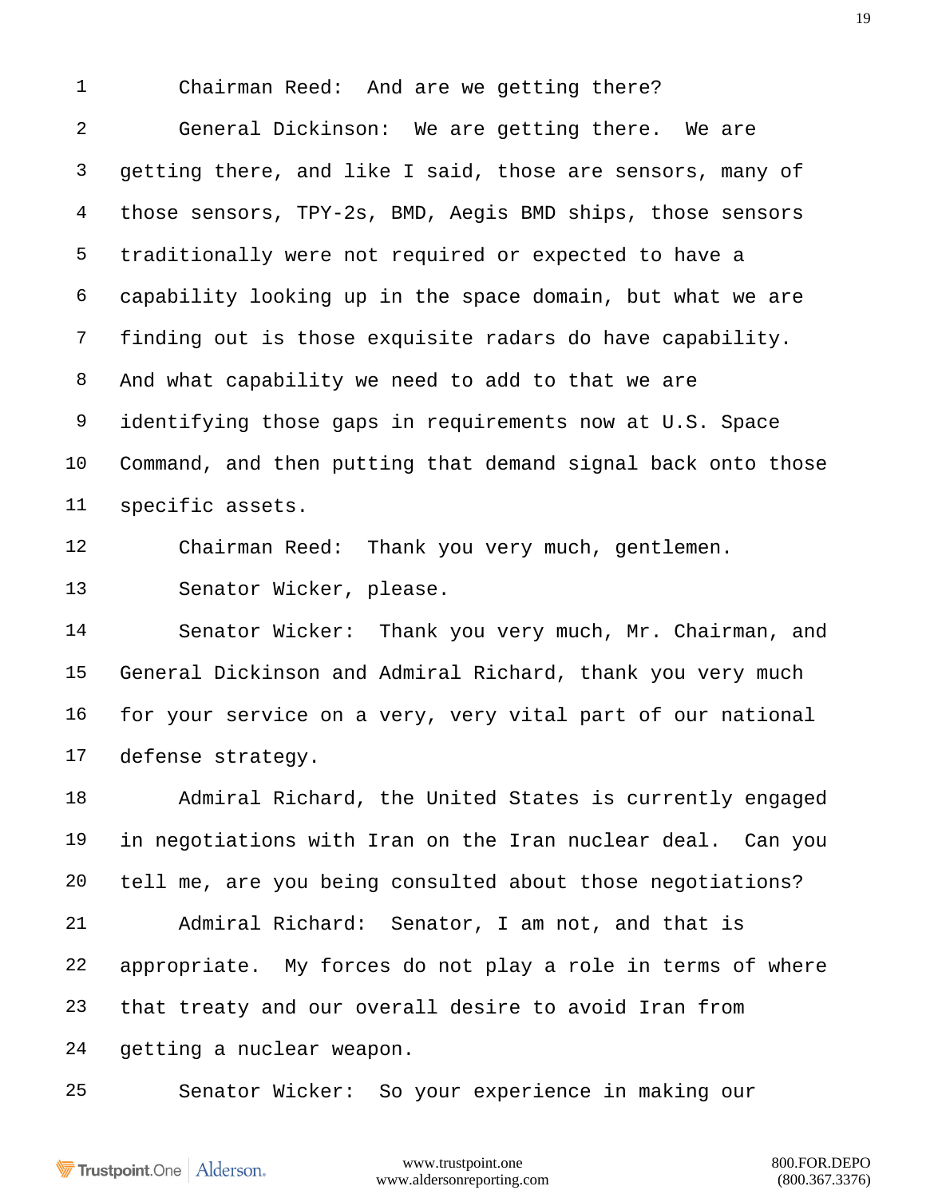Chairman Reed: And are we getting there?

General Dickinson: We are getting there. We are getting there, and like I said, those are sensors, many of those sensors, TPY-2s, BMD, Aegis BMD ships, those sensors traditionally were not required or expected to have a capability looking up in the space domain, but what we are finding out is those exquisite radars do have capability. And what capability we need to add to that we are identifying those gaps in requirements now at U.S. Space Command, and then putting that demand signal back onto those specific assets.

Chairman Reed: Thank you very much, gentlemen.

Senator Wicker, please.

Senator Wicker: Thank you very much, Mr. Chairman, and General Dickinson and Admiral Richard, thank you very much for your service on a very, very vital part of our national defense strategy.

Admiral Richard, the United States is currently engaged in negotiations with Iran on the Iran nuclear deal. Can you tell me, are you being consulted about those negotiations?

Admiral Richard: Senator, I am not, and that is appropriate. My forces do not play a role in terms of where that treaty and our overall desire to avoid Iran from getting a nuclear weapon.

Senator Wicker: So your experience in making our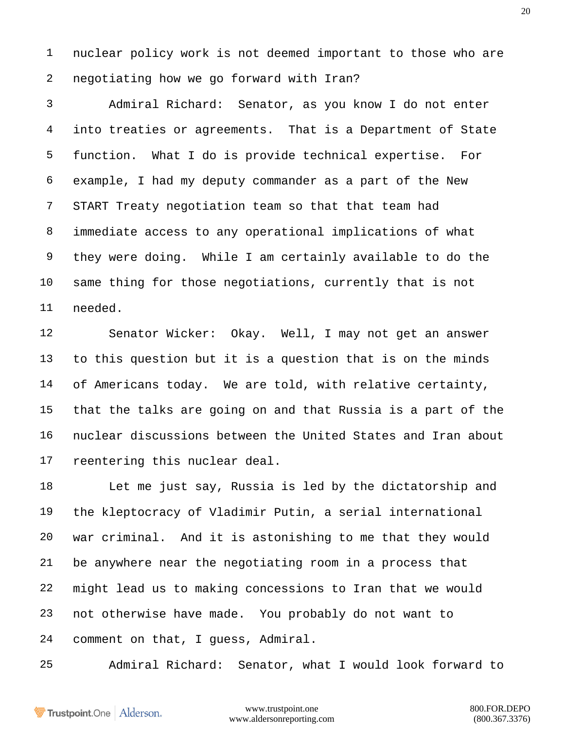nuclear policy work is not deemed important to those who are negotiating how we go forward with Iran?

Admiral Richard: Senator, as you know I do not enter into treaties or agreements. That is a Department of State function. What I do is provide technical expertise. For example, I had my deputy commander as a part of the New START Treaty negotiation team so that that team had immediate access to any operational implications of what they were doing. While I am certainly available to do the same thing for those negotiations, currently that is not needed.

Senator Wicker: Okay. Well, I may not get an answer to this question but it is a question that is on the minds of Americans today. We are told, with relative certainty, that the talks are going on and that Russia is a part of the nuclear discussions between the United States and Iran about reentering this nuclear deal.

Let me just say, Russia is led by the dictatorship and the kleptocracy of Vladimir Putin, a serial international war criminal. And it is astonishing to me that they would be anywhere near the negotiating room in a process that might lead us to making concessions to Iran that we would not otherwise have made. You probably do not want to comment on that, I guess, Admiral.

Admiral Richard: Senator, what I would look forward to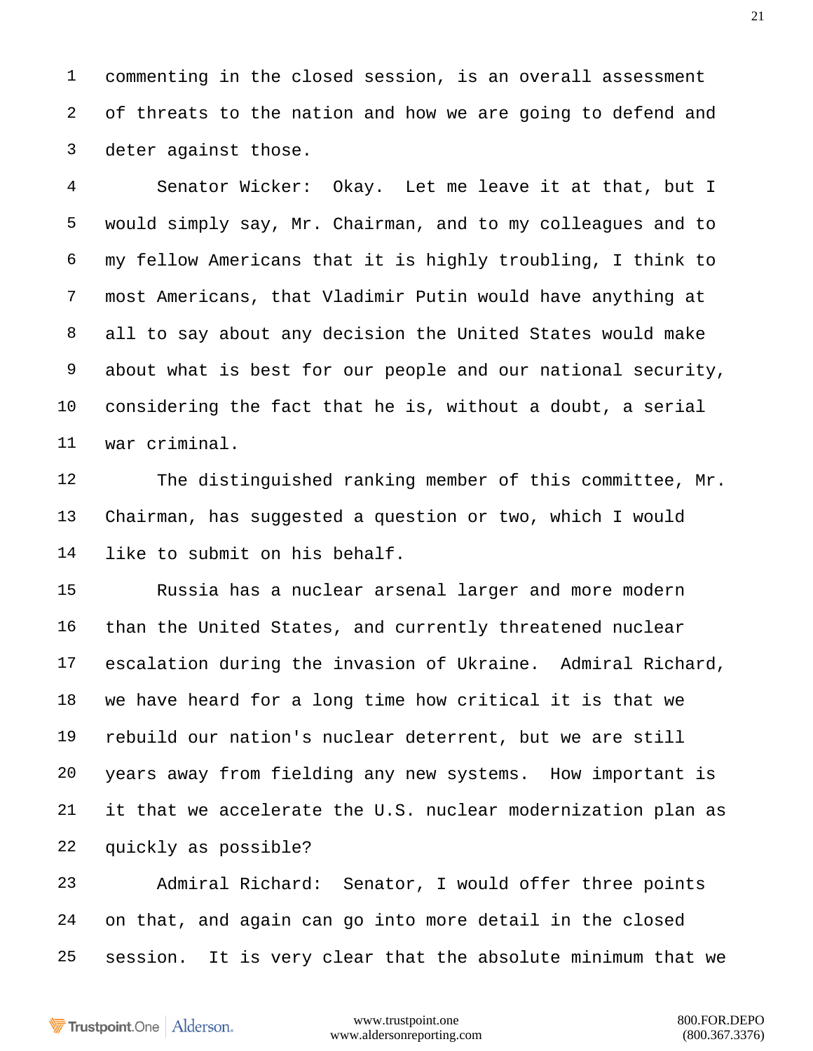commenting in the closed session, is an overall assessment of threats to the nation and how we are going to defend and deter against those.

Senator Wicker: Okay. Let me leave it at that, but I would simply say, Mr. Chairman, and to my colleagues and to my fellow Americans that it is highly troubling, I think to most Americans, that Vladimir Putin would have anything at all to say about any decision the United States would make about what is best for our people and our national security, considering the fact that he is, without a doubt, a serial war criminal.

The distinguished ranking member of this committee, Mr. Chairman, has suggested a question or two, which I would like to submit on his behalf.

Russia has a nuclear arsenal larger and more modern than the United States, and currently threatened nuclear escalation during the invasion of Ukraine. Admiral Richard, we have heard for a long time how critical it is that we rebuild our nation's nuclear deterrent, but we are still years away from fielding any new systems. How important is it that we accelerate the U.S. nuclear modernization plan as quickly as possible?

Admiral Richard: Senator, I would offer three points on that, and again can go into more detail in the closed session. It is very clear that the absolute minimum that we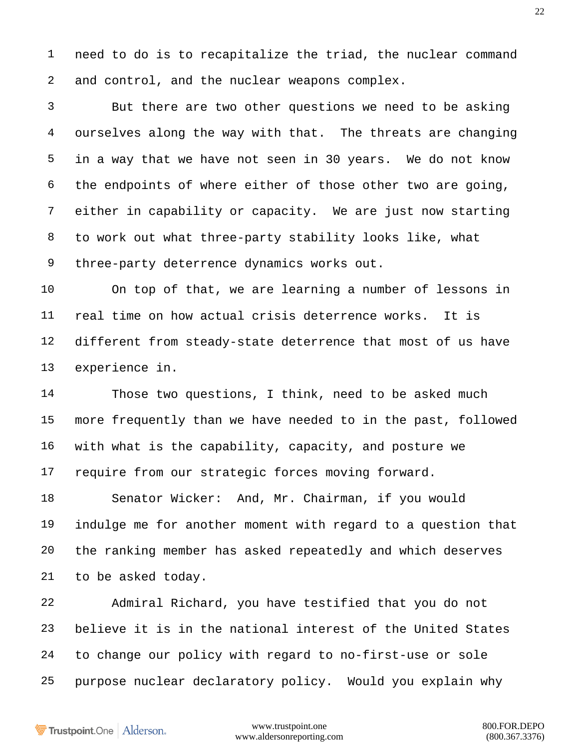need to do is to recapitalize the triad, the nuclear command and control, and the nuclear weapons complex.

But there are two other questions we need to be asking ourselves along the way with that. The threats are changing in a way that we have not seen in 30 years. We do not know the endpoints of where either of those other two are going, either in capability or capacity. We are just now starting to work out what three-party stability looks like, what three-party deterrence dynamics works out.

On top of that, we are learning a number of lessons in real time on how actual crisis deterrence works. It is different from steady-state deterrence that most of us have experience in.

Those two questions, I think, need to be asked much more frequently than we have needed to in the past, followed with what is the capability, capacity, and posture we require from our strategic forces moving forward.

Senator Wicker: And, Mr. Chairman, if you would indulge me for another moment with regard to a question that the ranking member has asked repeatedly and which deserves to be asked today.

Admiral Richard, you have testified that you do not believe it is in the national interest of the United States to change our policy with regard to no-first-use or sole purpose nuclear declaratory policy. Would you explain why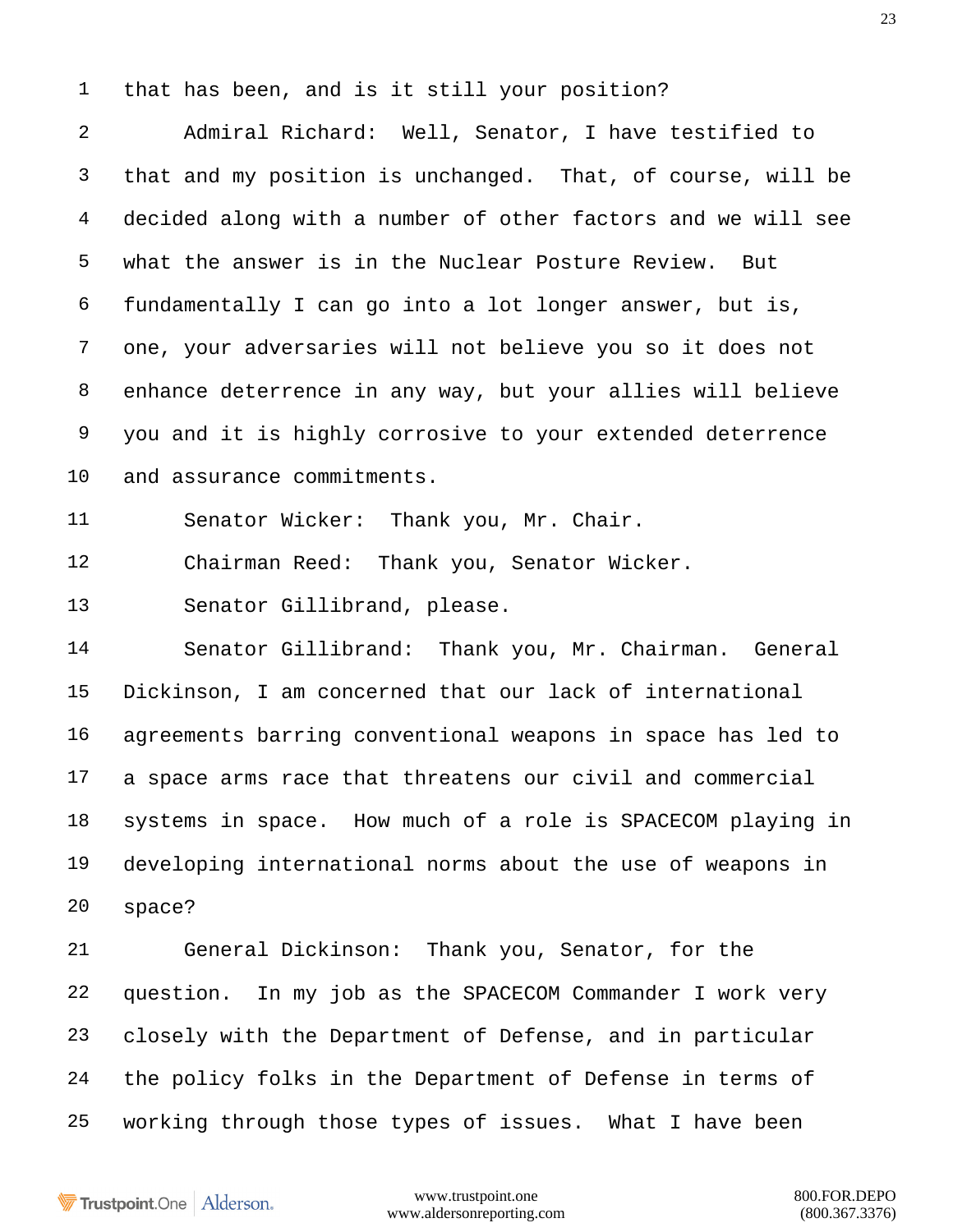that has been, and is it still your position?

Admiral Richard: Well, Senator, I have testified to that and my position is unchanged. That, of course, will be decided along with a number of other factors and we will see what the answer is in the Nuclear Posture Review. But fundamentally I can go into a lot longer answer, but is, one, your adversaries will not believe you so it does not enhance deterrence in any way, but your allies will believe you and it is highly corrosive to your extended deterrence and assurance commitments.

Senator Wicker: Thank you, Mr. Chair.

Chairman Reed: Thank you, Senator Wicker.

Senator Gillibrand, please.

Senator Gillibrand: Thank you, Mr. Chairman. General Dickinson, I am concerned that our lack of international agreements barring conventional weapons in space has led to a space arms race that threatens our civil and commercial systems in space. How much of a role is SPACECOM playing in developing international norms about the use of weapons in space?

General Dickinson: Thank you, Senator, for the question. In my job as the SPACECOM Commander I work very closely with the Department of Defense, and in particular the policy folks in the Department of Defense in terms of working through those types of issues. What I have been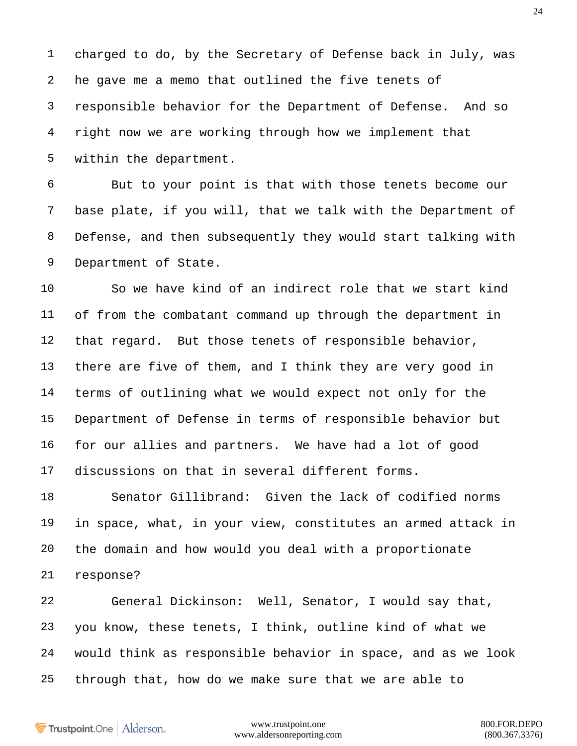charged to do, by the Secretary of Defense back in July, was he gave me a memo that outlined the five tenets of responsible behavior for the Department of Defense. And so right now we are working through how we implement that within the department.

But to your point is that with those tenets become our base plate, if you will, that we talk with the Department of Defense, and then subsequently they would start talking with Department of State.

So we have kind of an indirect role that we start kind of from the combatant command up through the department in that regard. But those tenets of responsible behavior, there are five of them, and I think they are very good in terms of outlining what we would expect not only for the Department of Defense in terms of responsible behavior but for our allies and partners. We have had a lot of good discussions on that in several different forms.

Senator Gillibrand: Given the lack of codified norms in space, what, in your view, constitutes an armed attack in the domain and how would you deal with a proportionate response?

General Dickinson: Well, Senator, I would say that, you know, these tenets, I think, outline kind of what we would think as responsible behavior in space, and as we look through that, how do we make sure that we are able to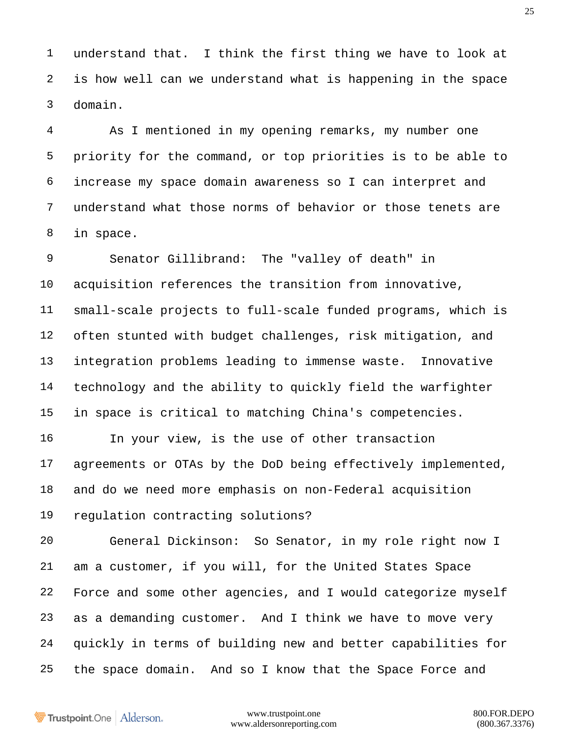understand that. I think the first thing we have to look at is how well can we understand what is happening in the space domain.

As I mentioned in my opening remarks, my number one priority for the command, or top priorities is to be able to increase my space domain awareness so I can interpret and understand what those norms of behavior or those tenets are in space.

Senator Gillibrand: The "valley of death" in acquisition references the transition from innovative, small-scale projects to full-scale funded programs, which is often stunted with budget challenges, risk mitigation, and integration problems leading to immense waste. Innovative technology and the ability to quickly field the warfighter in space is critical to matching China's competencies.

In your view, is the use of other transaction agreements or OTAs by the DoD being effectively implemented, and do we need more emphasis on non-Federal acquisition regulation contracting solutions?

General Dickinson: So Senator, in my role right now I am a customer, if you will, for the United States Space Force and some other agencies, and I would categorize myself as a demanding customer. And I think we have to move very quickly in terms of building new and better capabilities for the space domain. And so I know that the Space Force and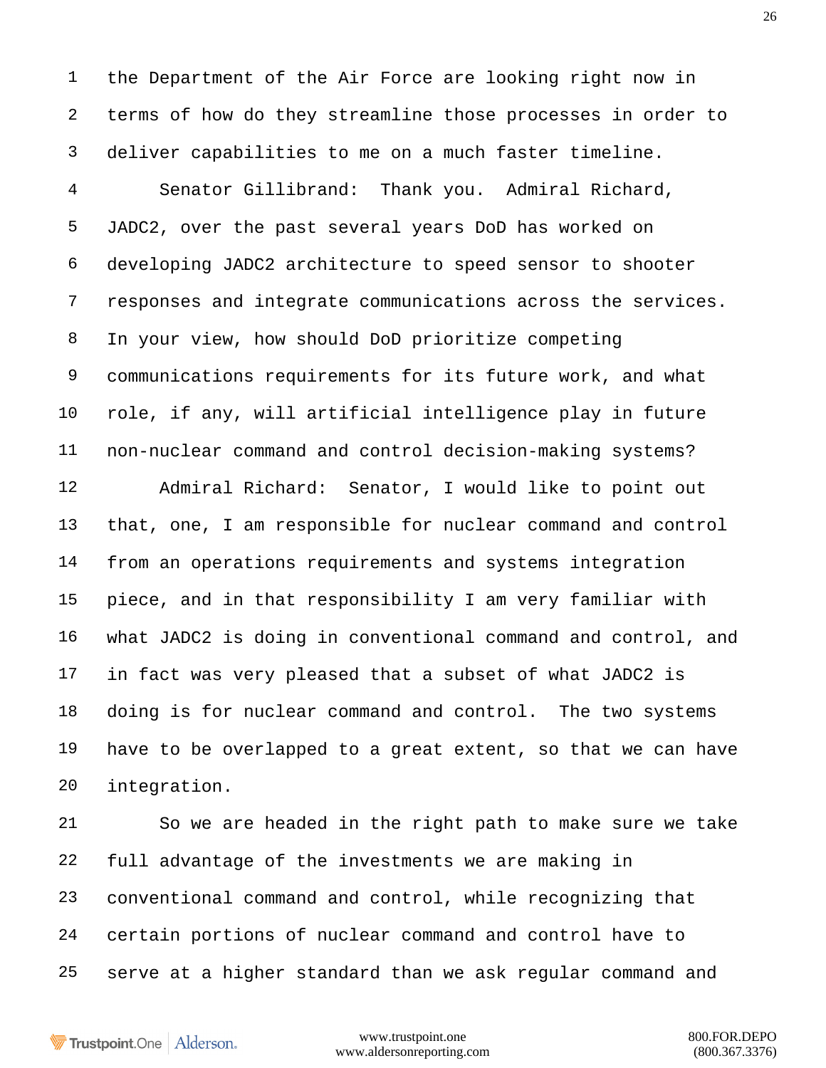the Department of the Air Force are looking right now in terms of how do they streamline those processes in order to deliver capabilities to me on a much faster timeline.

Senator Gillibrand: Thank you. Admiral Richard, JADC2, over the past several years DoD has worked on developing JADC2 architecture to speed sensor to shooter responses and integrate communications across the services. In your view, how should DoD prioritize competing communications requirements for its future work, and what role, if any, will artificial intelligence play in future non-nuclear command and control decision-making systems?

Admiral Richard: Senator, I would like to point out that, one, I am responsible for nuclear command and control from an operations requirements and systems integration piece, and in that responsibility I am very familiar with what JADC2 is doing in conventional command and control, and in fact was very pleased that a subset of what JADC2 is doing is for nuclear command and control. The two systems have to be overlapped to a great extent, so that we can have integration.

So we are headed in the right path to make sure we take full advantage of the investments we are making in conventional command and control, while recognizing that certain portions of nuclear command and control have to serve at a higher standard than we ask regular command and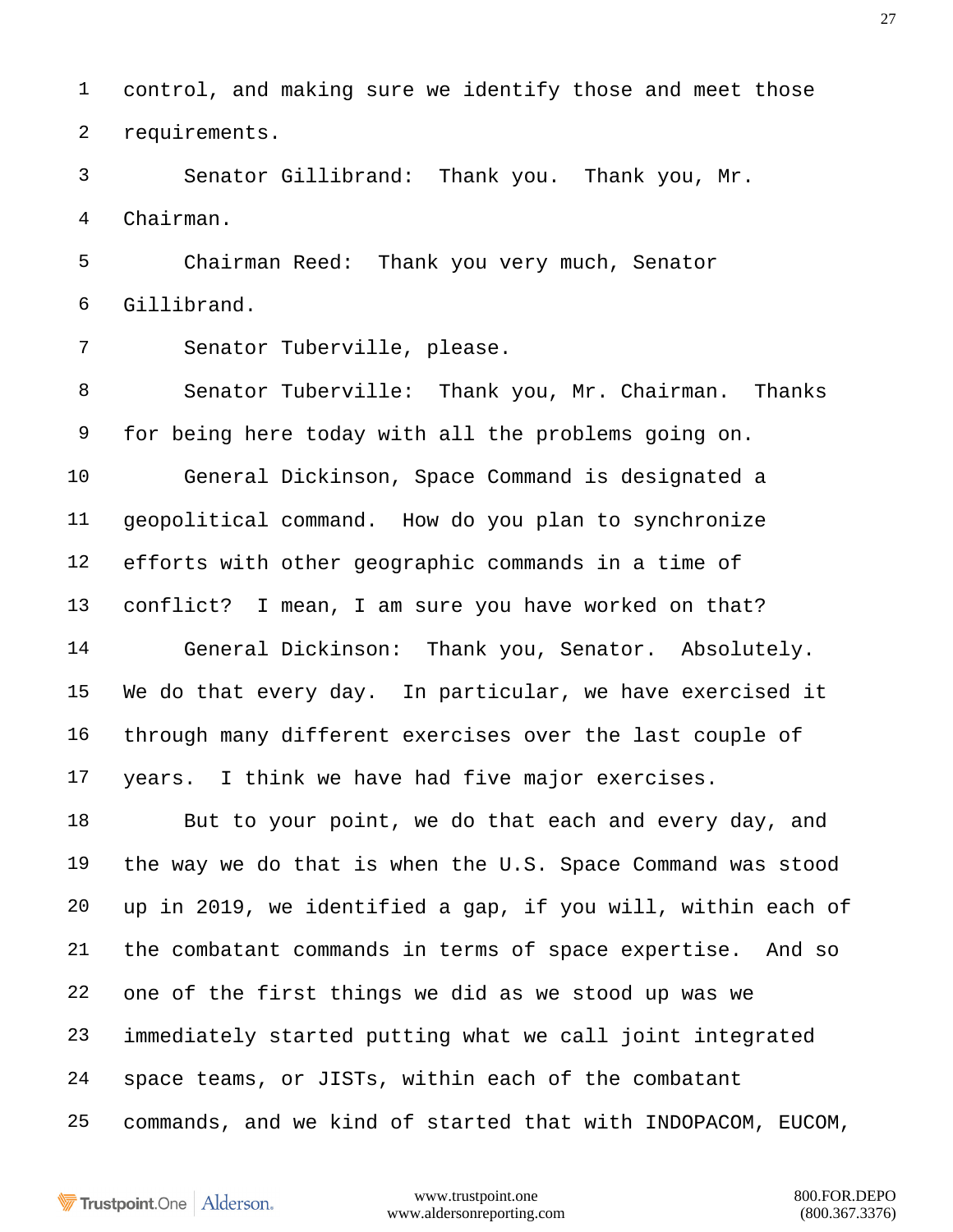control, and making sure we identify those and meet those requirements.

Senator Gillibrand: Thank you. Thank you, Mr. Chairman.

Chairman Reed: Thank you very much, Senator Gillibrand.

Senator Tuberville, please.

Senator Tuberville: Thank you, Mr. Chairman. Thanks for being here today with all the problems going on.

General Dickinson, Space Command is designated a geopolitical command. How do you plan to synchronize efforts with other geographic commands in a time of conflict? I mean, I am sure you have worked on that?

General Dickinson: Thank you, Senator. Absolutely. We do that every day. In particular, we have exercised it through many different exercises over the last couple of years. I think we have had five major exercises.

But to your point, we do that each and every day, and the way we do that is when the U.S. Space Command was stood up in 2019, we identified a gap, if you will, within each of the combatant commands in terms of space expertise. And so one of the first things we did as we stood up was we immediately started putting what we call joint integrated space teams, or JISTs, within each of the combatant commands, and we kind of started that with INDOPACOM, EUCOM,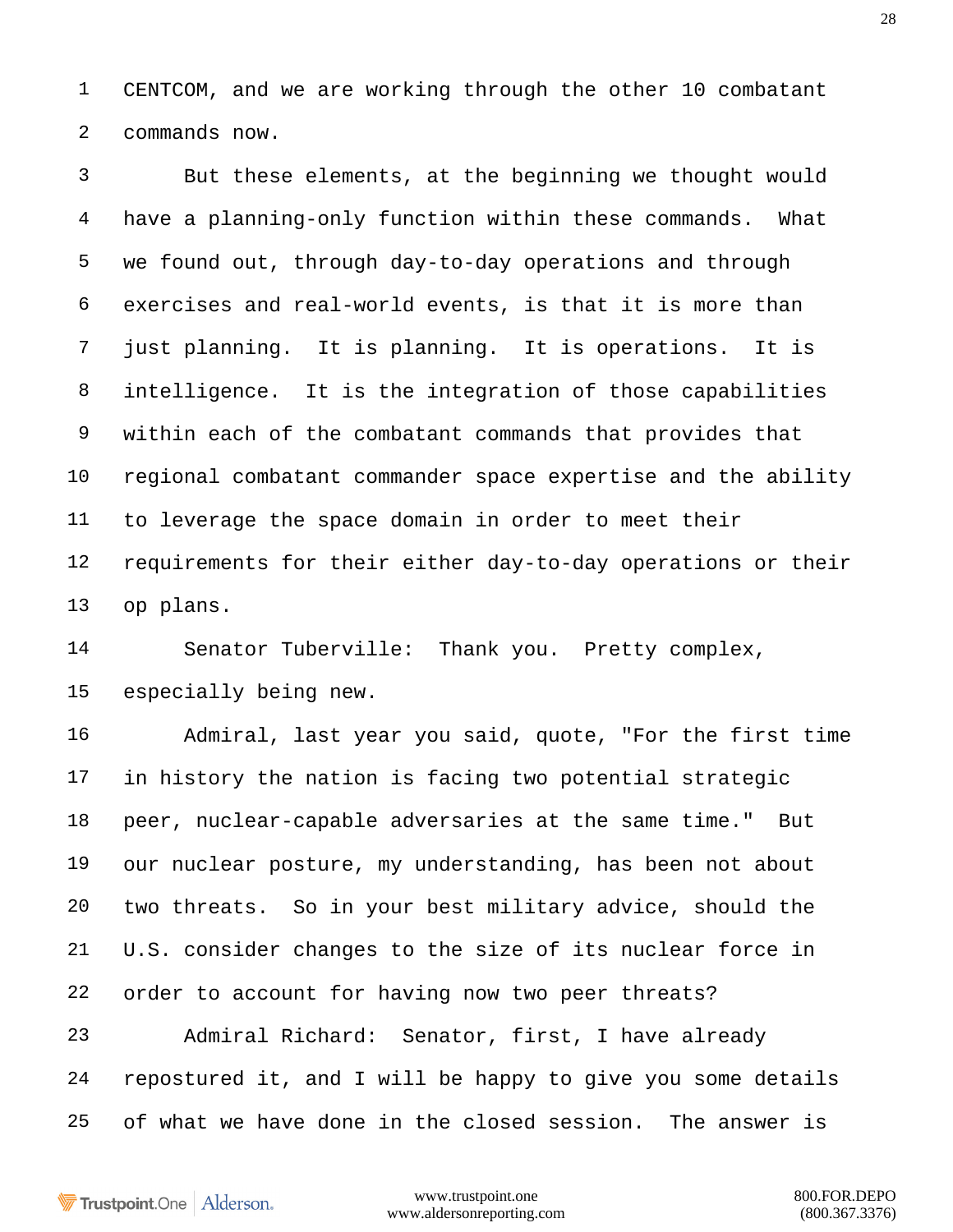CENTCOM, and we are working through the other 10 combatant commands now.

But these elements, at the beginning we thought would have a planning-only function within these commands. What we found out, through day-to-day operations and through exercises and real-world events, is that it is more than just planning. It is planning. It is operations. It is intelligence. It is the integration of those capabilities within each of the combatant commands that provides that regional combatant commander space expertise and the ability to leverage the space domain in order to meet their requirements for their either day-to-day operations or their op plans.

Senator Tuberville: Thank you. Pretty complex, especially being new.

Admiral, last year you said, quote, "For the first time in history the nation is facing two potential strategic peer, nuclear-capable adversaries at the same time." But our nuclear posture, my understanding, has been not about two threats. So in your best military advice, should the U.S. consider changes to the size of its nuclear force in order to account for having now two peer threats?

Admiral Richard: Senator, first, I have already repostured it, and I will be happy to give you some details of what we have done in the closed session. The answer is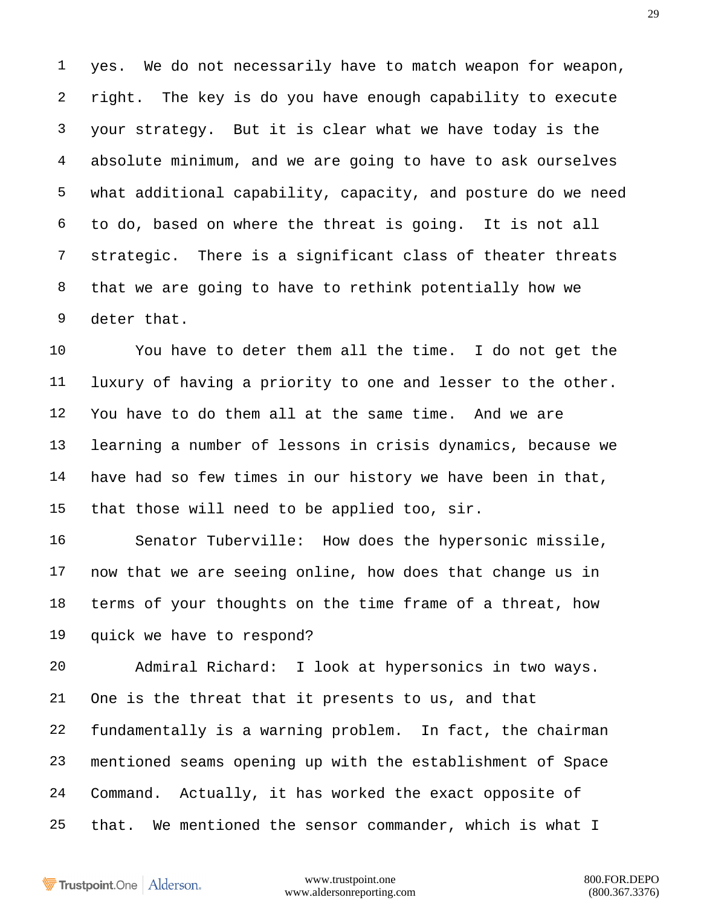yes. We do not necessarily have to match weapon for weapon, right. The key is do you have enough capability to execute your strategy. But it is clear what we have today is the absolute minimum, and we are going to have to ask ourselves what additional capability, capacity, and posture do we need to do, based on where the threat is going. It is not all strategic. There is a significant class of theater threats that we are going to have to rethink potentially how we deter that.

You have to deter them all the time. I do not get the luxury of having a priority to one and lesser to the other. You have to do them all at the same time. And we are learning a number of lessons in crisis dynamics, because we have had so few times in our history we have been in that, that those will need to be applied too, sir.

Senator Tuberville: How does the hypersonic missile, now that we are seeing online, how does that change us in terms of your thoughts on the time frame of a threat, how quick we have to respond?

Admiral Richard: I look at hypersonics in two ways. One is the threat that it presents to us, and that fundamentally is a warning problem. In fact, the chairman mentioned seams opening up with the establishment of Space Command. Actually, it has worked the exact opposite of that. We mentioned the sensor commander, which is what I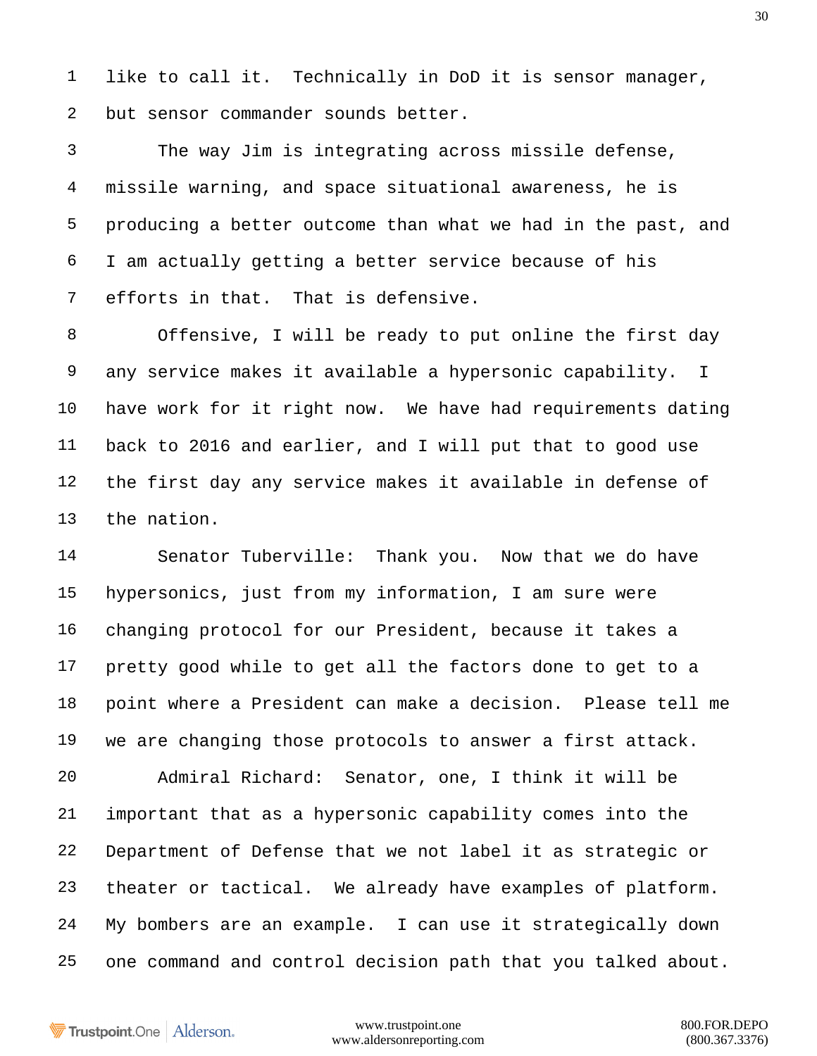like to call it. Technically in DoD it is sensor manager, but sensor commander sounds better.

The way Jim is integrating across missile defense, missile warning, and space situational awareness, he is producing a better outcome than what we had in the past, and I am actually getting a better service because of his efforts in that. That is defensive.

Offensive, I will be ready to put online the first day any service makes it available a hypersonic capability. I have work for it right now. We have had requirements dating back to 2016 and earlier, and I will put that to good use the first day any service makes it available in defense of the nation.

Senator Tuberville: Thank you. Now that we do have hypersonics, just from my information, I am sure were changing protocol for our President, because it takes a pretty good while to get all the factors done to get to a point where a President can make a decision. Please tell me we are changing those protocols to answer a first attack.

Admiral Richard: Senator, one, I think it will be important that as a hypersonic capability comes into the Department of Defense that we not label it as strategic or theater or tactical. We already have examples of platform. My bombers are an example. I can use it strategically down one command and control decision path that you talked about.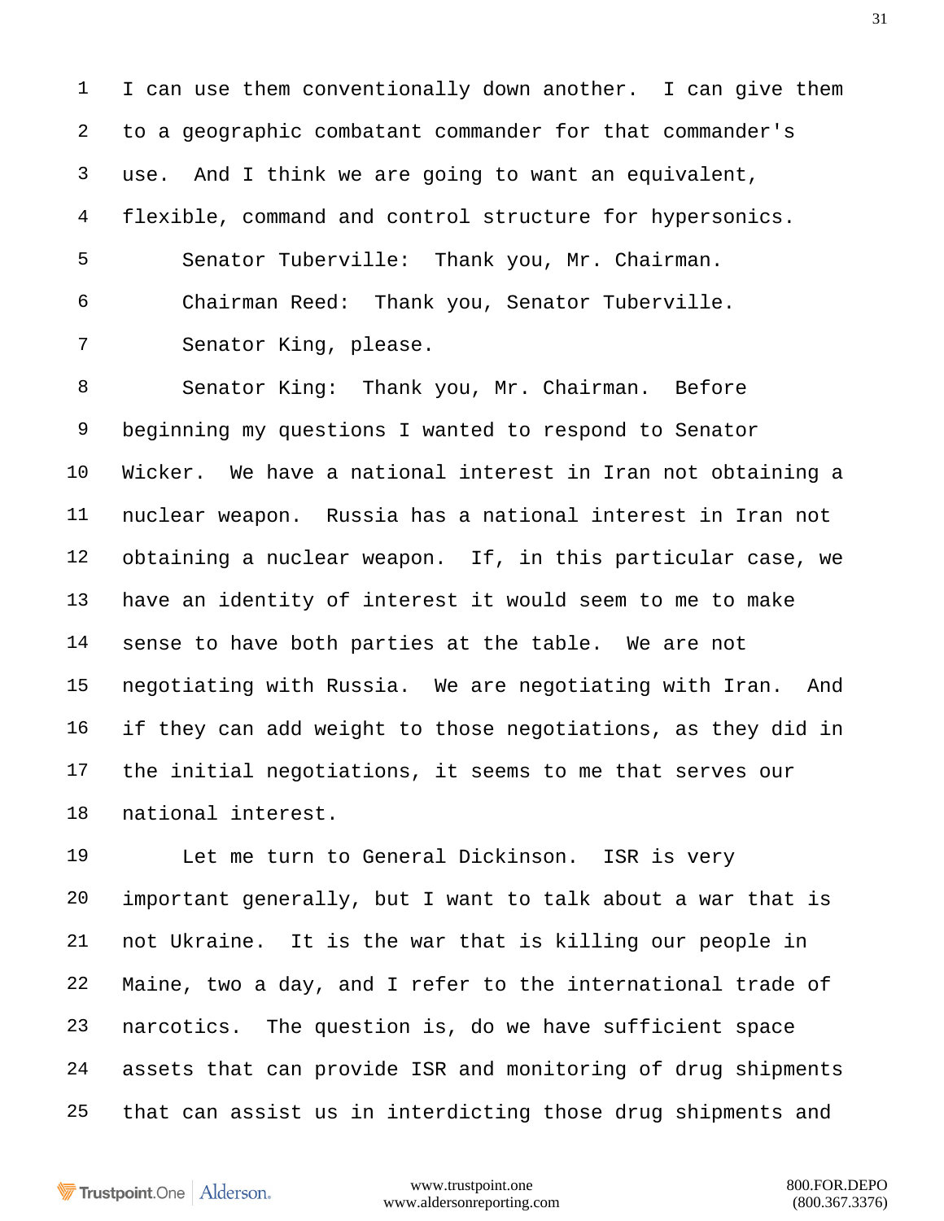I can use them conventionally down another. I can give them to a geographic combatant commander for that commander's use. And I think we are going to want an equivalent, flexible, command and control structure for hypersonics.

Senator Tuberville: Thank you, Mr. Chairman.

Chairman Reed: Thank you, Senator Tuberville.

Senator King, please.

Senator King: Thank you, Mr. Chairman. Before beginning my questions I wanted to respond to Senator Wicker. We have a national interest in Iran not obtaining a nuclear weapon. Russia has a national interest in Iran not obtaining a nuclear weapon. If, in this particular case, we have an identity of interest it would seem to me to make sense to have both parties at the table. We are not negotiating with Russia. We are negotiating with Iran. And if they can add weight to those negotiations, as they did in the initial negotiations, it seems to me that serves our national interest.

Let me turn to General Dickinson. ISR is very important generally, but I want to talk about a war that is not Ukraine. It is the war that is killing our people in Maine, two a day, and I refer to the international trade of narcotics. The question is, do we have sufficient space assets that can provide ISR and monitoring of drug shipments that can assist us in interdicting those drug shipments and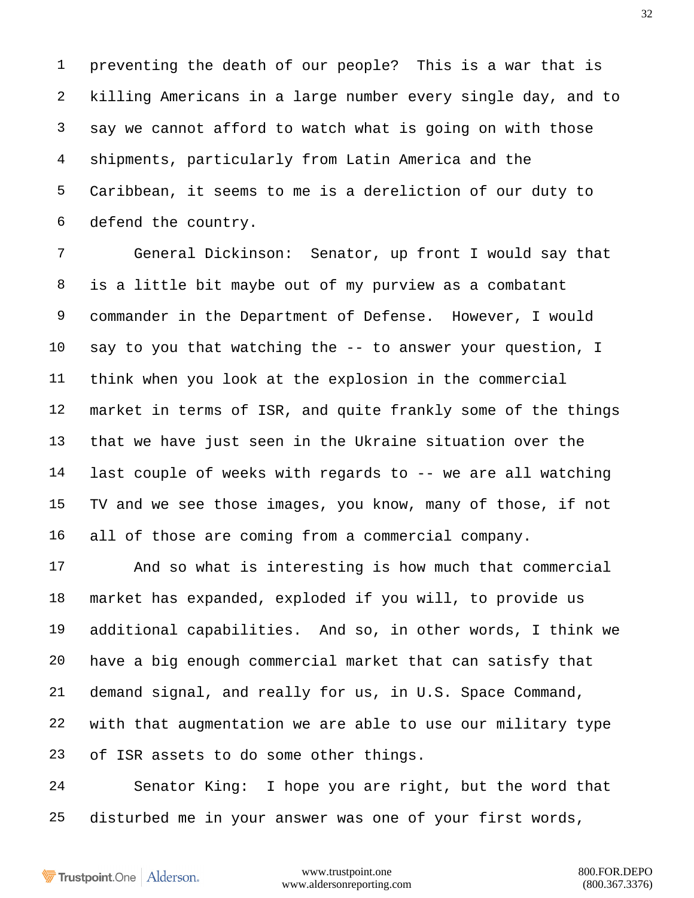preventing the death of our people? This is a war that is killing Americans in a large number every single day, and to say we cannot afford to watch what is going on with those shipments, particularly from Latin America and the Caribbean, it seems to me is a dereliction of our duty to defend the country.

General Dickinson: Senator, up front I would say that is a little bit maybe out of my purview as a combatant commander in the Department of Defense. However, I would say to you that watching the -- to answer your question, I think when you look at the explosion in the commercial market in terms of ISR, and quite frankly some of the things that we have just seen in the Ukraine situation over the last couple of weeks with regards to -- we are all watching TV and we see those images, you know, many of those, if not all of those are coming from a commercial company.

And so what is interesting is how much that commercial market has expanded, exploded if you will, to provide us additional capabilities. And so, in other words, I think we have a big enough commercial market that can satisfy that demand signal, and really for us, in U.S. Space Command, with that augmentation we are able to use our military type of ISR assets to do some other things.

Senator King: I hope you are right, but the word that disturbed me in your answer was one of your first words,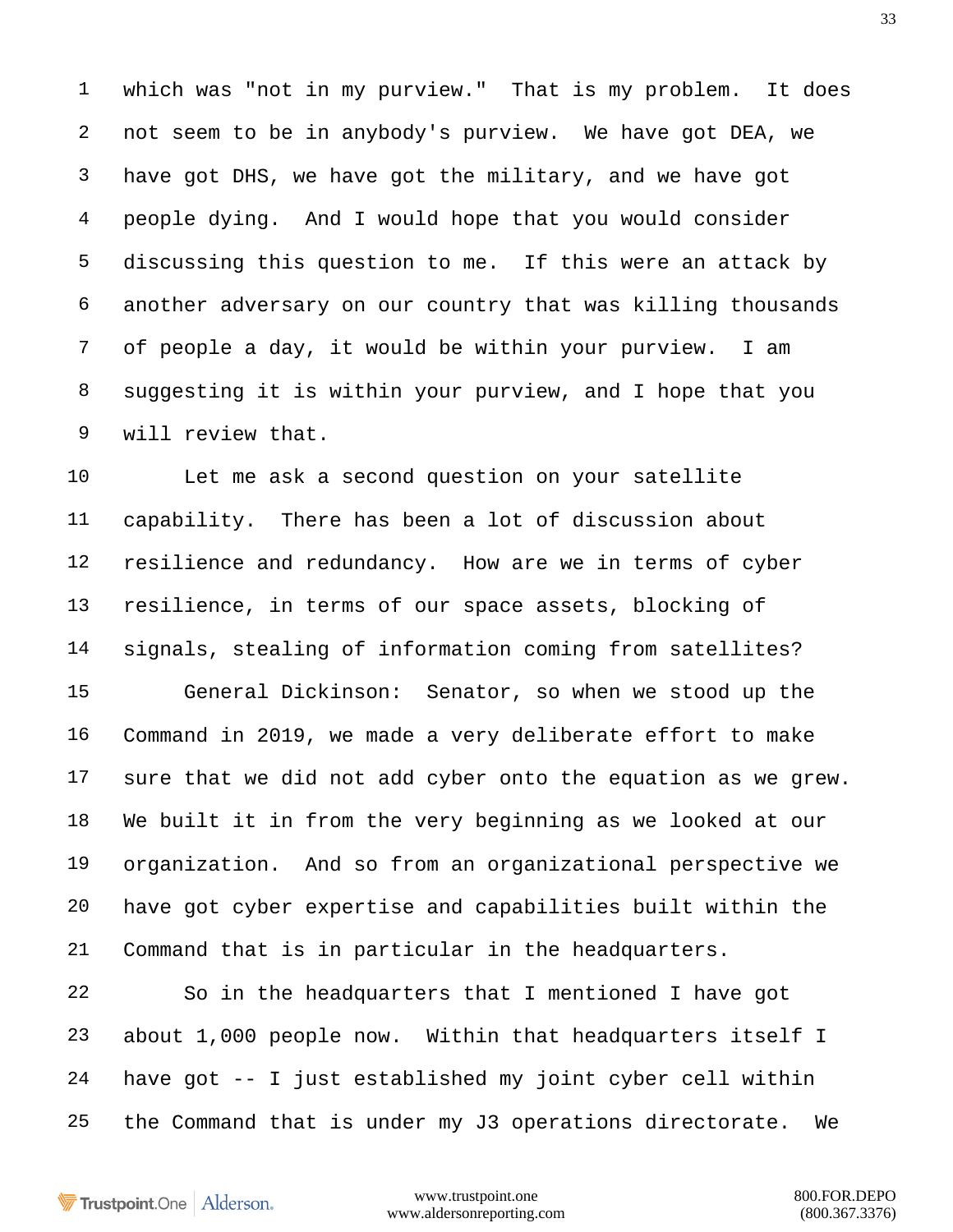which was "not in my purview." That is my problem. It does not seem to be in anybody's purview. We have got DEA, we have got DHS, we have got the military, and we have got people dying. And I would hope that you would consider discussing this question to me. If this were an attack by another adversary on our country that was killing thousands of people a day, it would be within your purview. I am suggesting it is within your purview, and I hope that you will review that.

Let me ask a second question on your satellite capability. There has been a lot of discussion about resilience and redundancy. How are we in terms of cyber resilience, in terms of our space assets, blocking of signals, stealing of information coming from satellites?

General Dickinson: Senator, so when we stood up the Command in 2019, we made a very deliberate effort to make sure that we did not add cyber onto the equation as we grew. We built it in from the very beginning as we looked at our organization. And so from an organizational perspective we have got cyber expertise and capabilities built within the Command that is in particular in the headquarters.

So in the headquarters that I mentioned I have got about 1,000 people now. Within that headquarters itself I have got -- I just established my joint cyber cell within the Command that is under my J3 operations directorate. We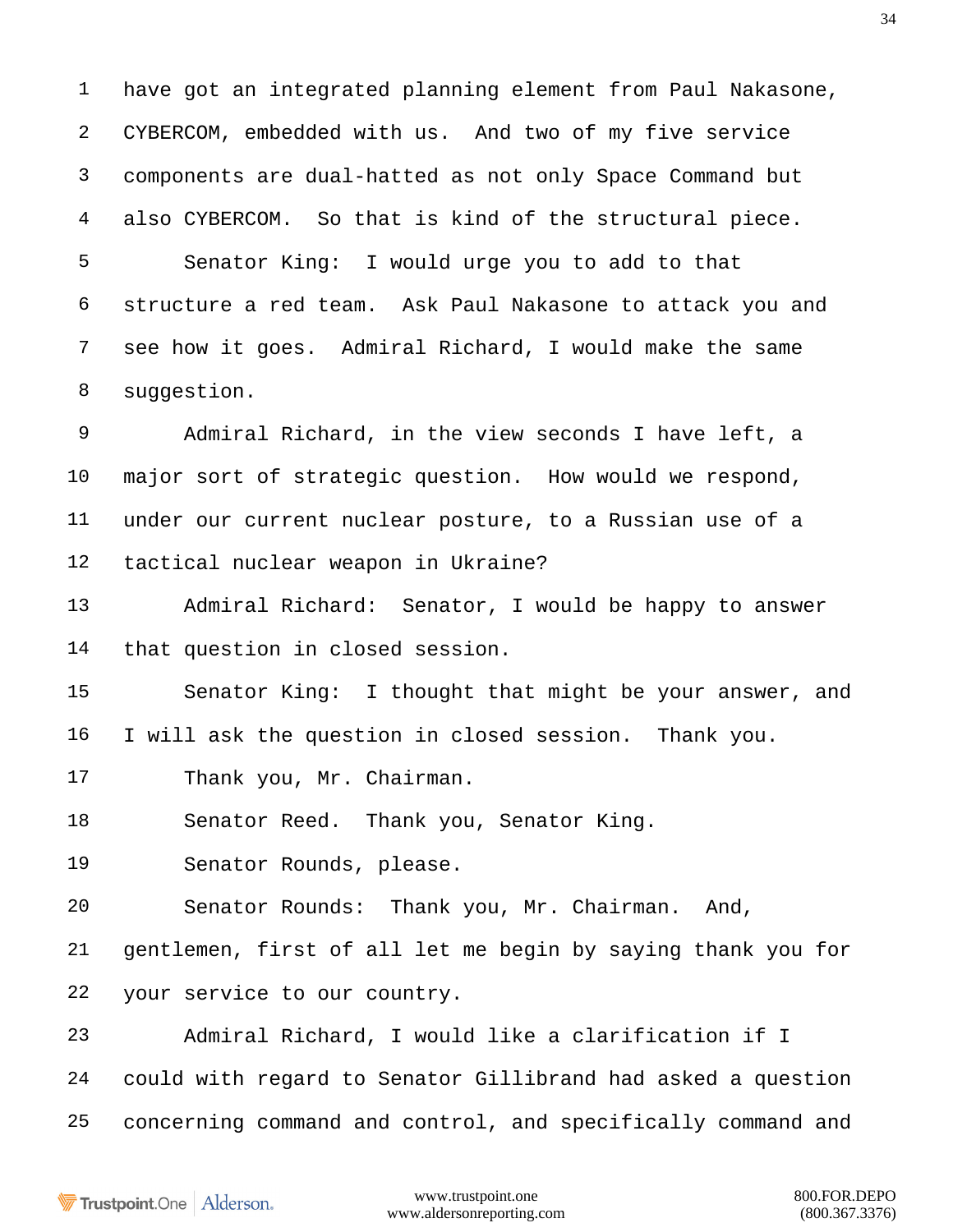1 have got an integrated planning element from Paul Nakasone,
2 CYBERCOM, embedded with us. And two of my five service
3 components are dual-hatted as not only Space Command but
4 also CYBERCOM. So that is kind of the structural piece.
5 Senator King: I would urge you to add to that
6 structure a red team. Ask Paul Nakasone to attack you and
7 see how it goes. Admiral Richard, I would make the same
8 suggestion.
9 Admiral Richard, in the view seconds I have left, a
10 major sort of strategic question. How would we respond,
11 under our current nuclear posture, to a Russian use of a
12 tactical nuclear weapon in Ukraine?
13 Admiral Richard: Senator, I would be happy to answer
14 that question in closed session.
15 Senator King: I thought that might be your answer, and
16 I will ask the question in closed session. Thank you.
17 Thank you, Mr. Chairman.
18 Senator Reed. Thank you, Senator King.
19 Senator Rounds, please.
20 Senator Rounds: Thank you, Mr. Chairman. And,
21 gentlemen, first of all let me begin by saying thank you for
22 your service to our country.
23 Admiral Richard, I would like a clarification if I
24 could with regard to Senator Gillibrand had asked a question
25 concerning command and control, and specifically command and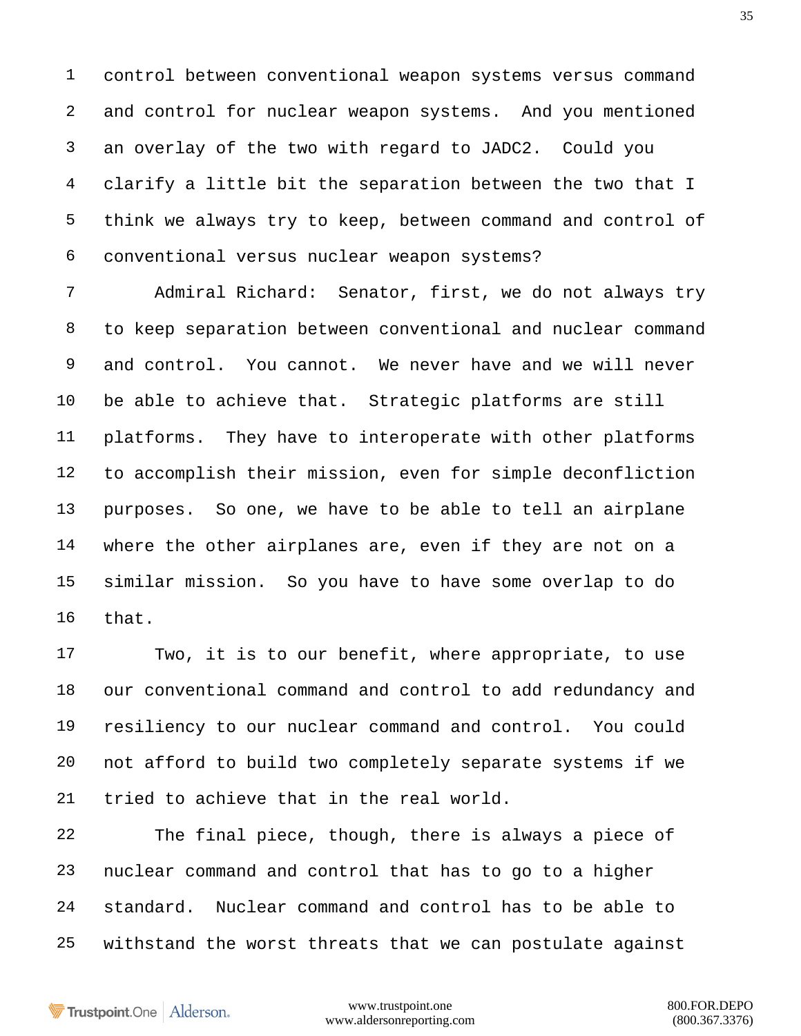control between conventional weapon systems versus command and control for nuclear weapon systems. And you mentioned an overlay of the two with regard to JADC2. Could you clarify a little bit the separation between the two that I think we always try to keep, between command and control of conventional versus nuclear weapon systems?

Admiral Richard: Senator, first, we do not always try to keep separation between conventional and nuclear command and control. You cannot. We never have and we will never be able to achieve that. Strategic platforms are still platforms. They have to interoperate with other platforms to accomplish their mission, even for simple deconfliction purposes. So one, we have to be able to tell an airplane where the other airplanes are, even if they are not on a similar mission. So you have to have some overlap to do that.

Two, it is to our benefit, where appropriate, to use our conventional command and control to add redundancy and resiliency to our nuclear command and control. You could not afford to build two completely separate systems if we tried to achieve that in the real world.

The final piece, though, there is always a piece of nuclear command and control that has to go to a higher standard. Nuclear command and control has to be able to withstand the worst threats that we can postulate against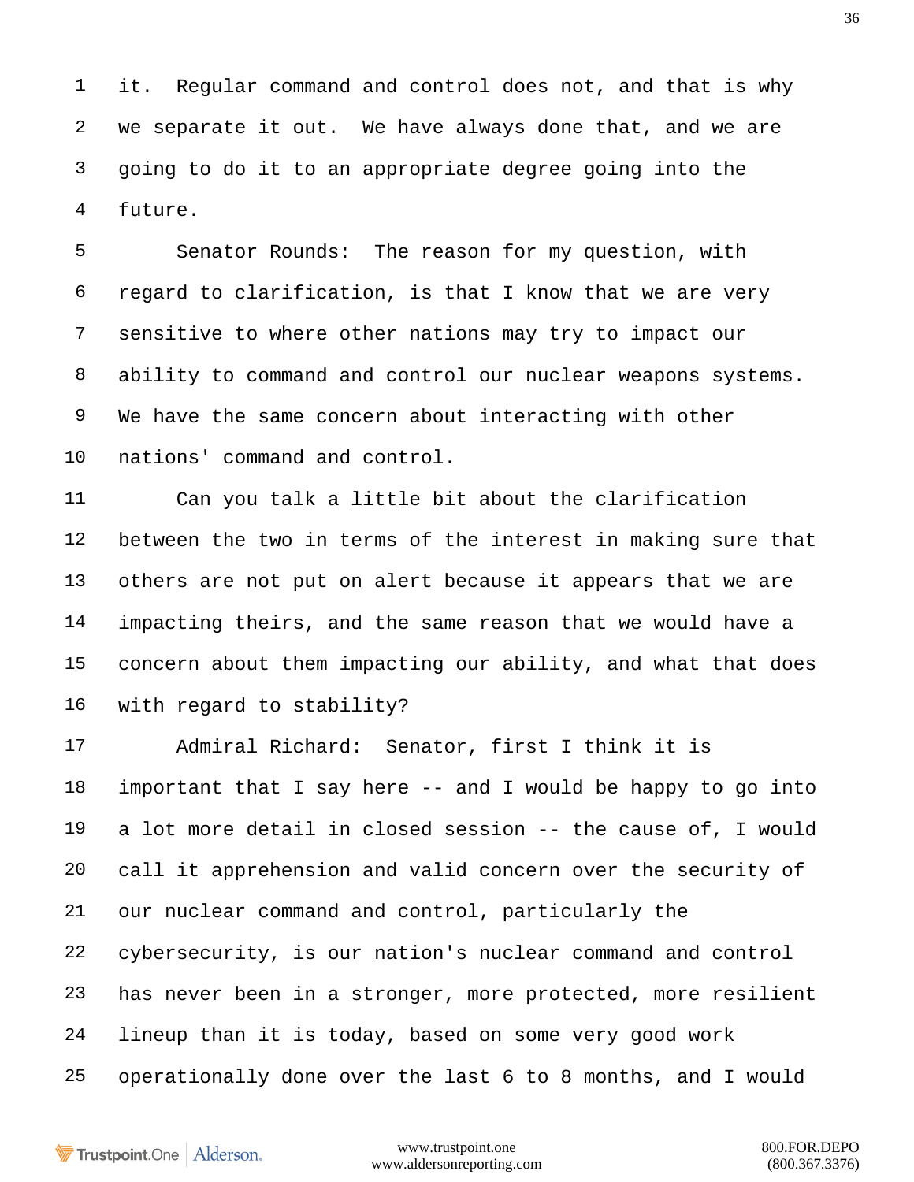it. Regular command and control does not, and that is why we separate it out. We have always done that, and we are going to do it to an appropriate degree going into the future.

Senator Rounds: The reason for my question, with regard to clarification, is that I know that we are very sensitive to where other nations may try to impact our ability to command and control our nuclear weapons systems. We have the same concern about interacting with other nations' command and control.

Can you talk a little bit about the clarification between the two in terms of the interest in making sure that others are not put on alert because it appears that we are impacting theirs, and the same reason that we would have a concern about them impacting our ability, and what that does with regard to stability?

Admiral Richard: Senator, first I think it is important that I say here -- and I would be happy to go into a lot more detail in closed session -- the cause of, I would call it apprehension and valid concern over the security of our nuclear command and control, particularly the cybersecurity, is our nation's nuclear command and control has never been in a stronger, more protected, more resilient lineup than it is today, based on some very good work operationally done over the last 6 to 8 months, and I would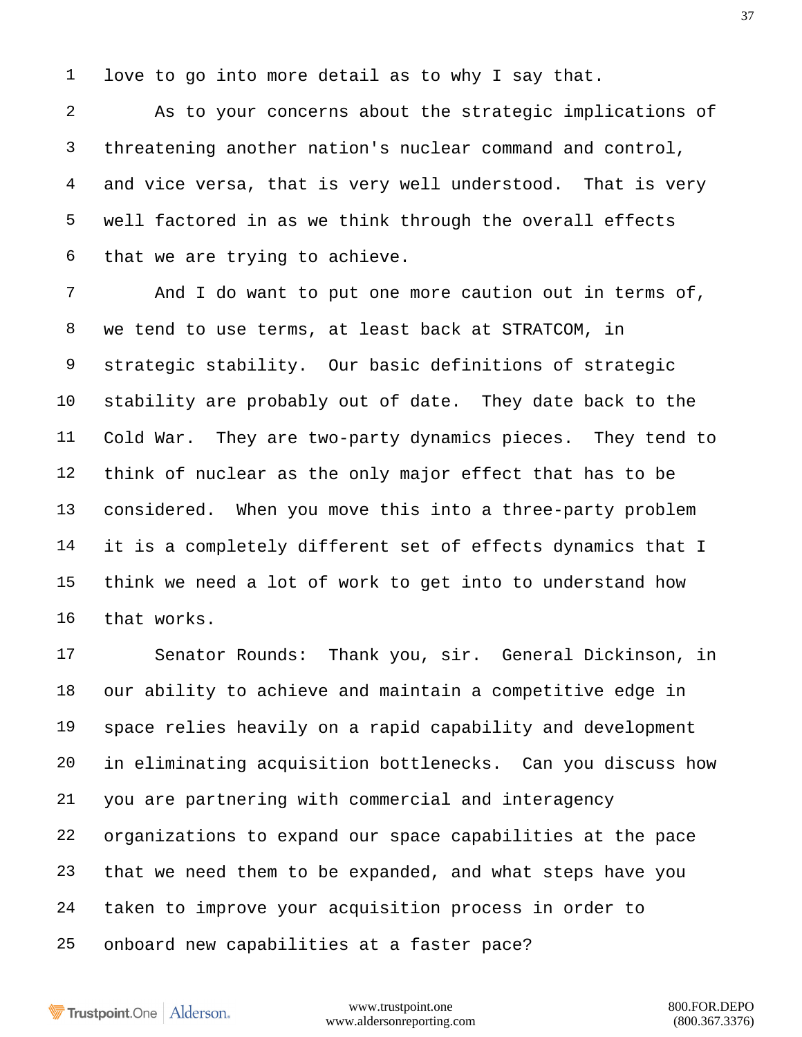love to go into more detail as to why I say that.

As to your concerns about the strategic implications of threatening another nation's nuclear command and control, and vice versa, that is very well understood. That is very well factored in as we think through the overall effects that we are trying to achieve.

And I do want to put one more caution out in terms of, we tend to use terms, at least back at STRATCOM, in strategic stability. Our basic definitions of strategic stability are probably out of date. They date back to the Cold War. They are two-party dynamics pieces. They tend to think of nuclear as the only major effect that has to be considered. When you move this into a three-party problem it is a completely different set of effects dynamics that I think we need a lot of work to get into to understand how that works.

Senator Rounds: Thank you, sir. General Dickinson, in our ability to achieve and maintain a competitive edge in space relies heavily on a rapid capability and development in eliminating acquisition bottlenecks. Can you discuss how you are partnering with commercial and interagency organizations to expand our space capabilities at the pace that we need them to be expanded, and what steps have you taken to improve your acquisition process in order to onboard new capabilities at a faster pace?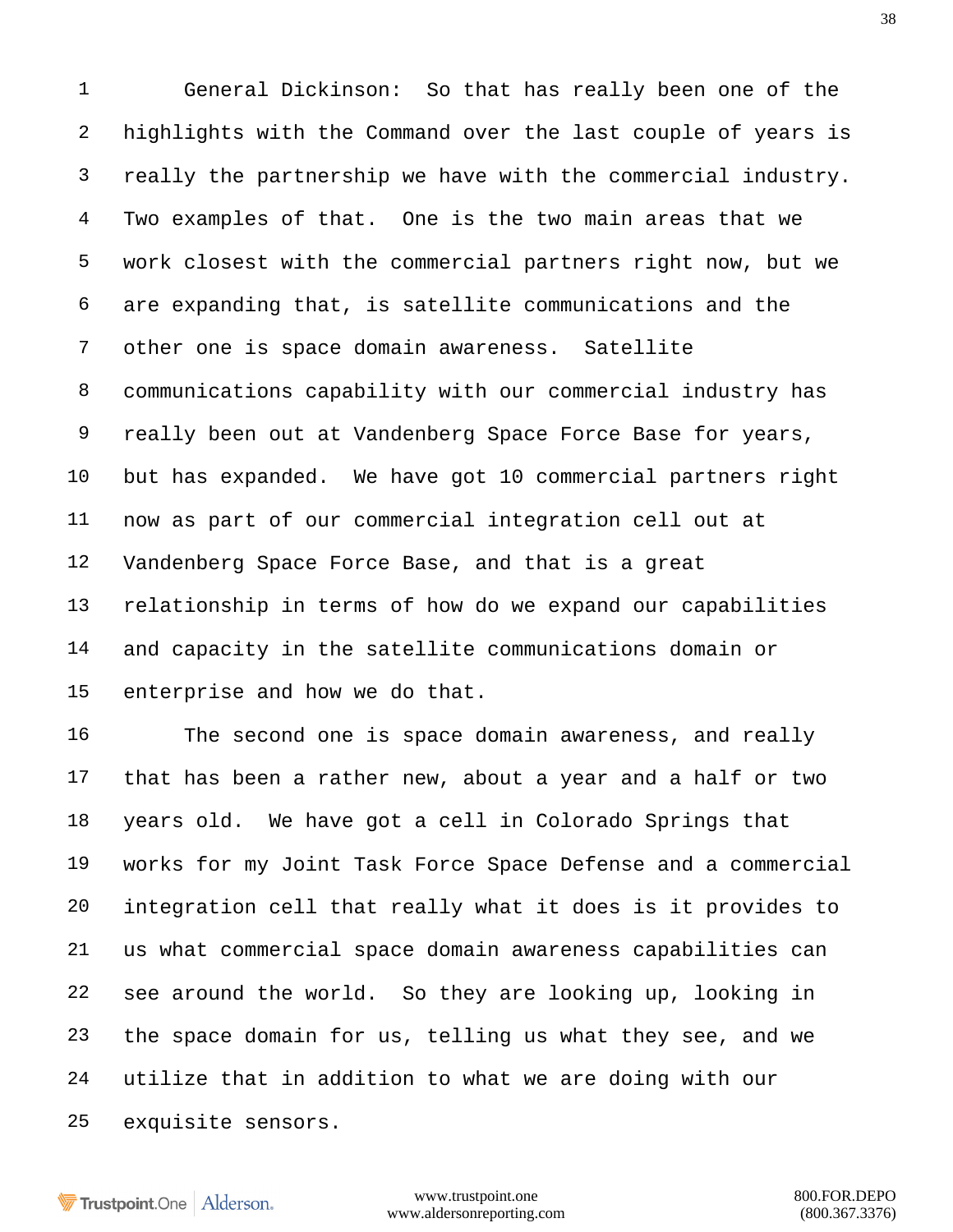General Dickinson: So that has really been one of the highlights with the Command over the last couple of years is really the partnership we have with the commercial industry. Two examples of that. One is the two main areas that we work closest with the commercial partners right now, but we are expanding that, is satellite communications and the other one is space domain awareness. Satellite communications capability with our commercial industry has really been out at Vandenberg Space Force Base for years, but has expanded. We have got 10 commercial partners right now as part of our commercial integration cell out at Vandenberg Space Force Base, and that is a great relationship in terms of how do we expand our capabilities and capacity in the satellite communications domain or enterprise and how we do that.

The second one is space domain awareness, and really that has been a rather new, about a year and a half or two years old. We have got a cell in Colorado Springs that works for my Joint Task Force Space Defense and a commercial integration cell that really what it does is it provides to us what commercial space domain awareness capabilities can see around the world. So they are looking up, looking in the space domain for us, telling us what they see, and we utilize that in addition to what we are doing with our exquisite sensors.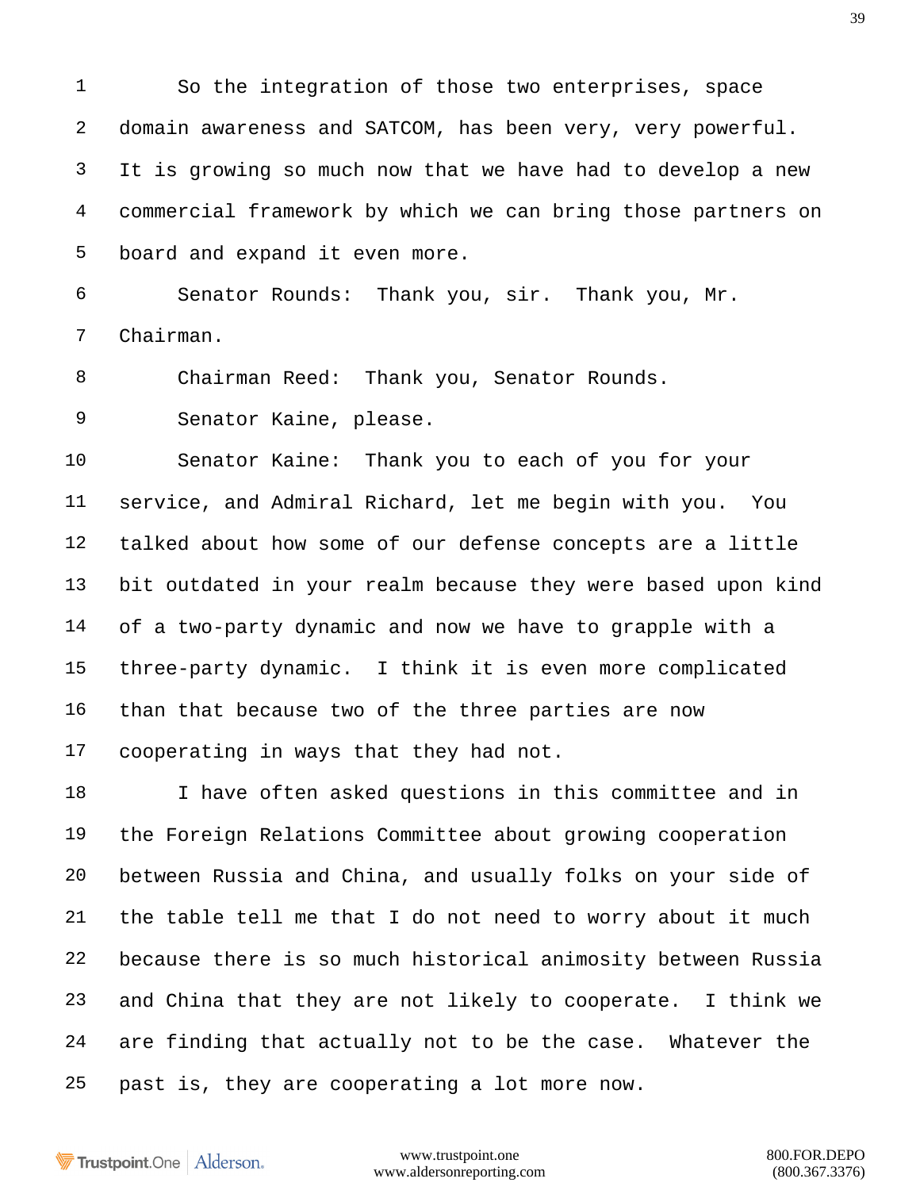So the integration of those two enterprises, space domain awareness and SATCOM, has been very, very powerful. It is growing so much now that we have had to develop a new commercial framework by which we can bring those partners on board and expand it even more.

Senator Rounds: Thank you, sir. Thank you, Mr. Chairman.

Chairman Reed: Thank you, Senator Rounds.

Senator Kaine, please.

Senator Kaine: Thank you to each of you for your service, and Admiral Richard, let me begin with you. You talked about how some of our defense concepts are a little bit outdated in your realm because they were based upon kind of a two-party dynamic and now we have to grapple with a three-party dynamic. I think it is even more complicated than that because two of the three parties are now cooperating in ways that they had not.

I have often asked questions in this committee and in the Foreign Relations Committee about growing cooperation between Russia and China, and usually folks on your side of the table tell me that I do not need to worry about it much because there is so much historical animosity between Russia and China that they are not likely to cooperate. I think we are finding that actually not to be the case. Whatever the past is, they are cooperating a lot more now.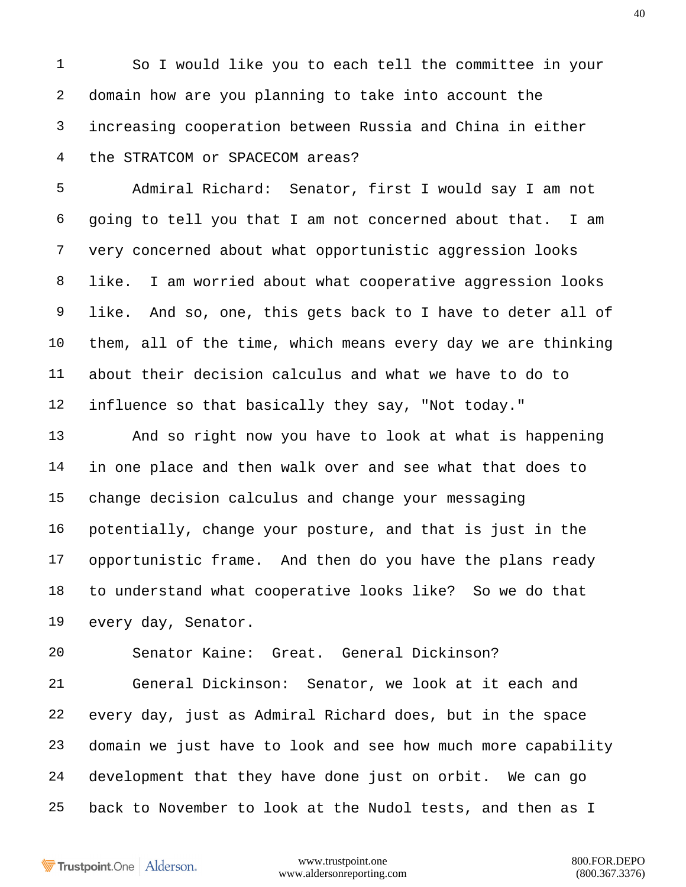So I would like you to each tell the committee in your domain how are you planning to take into account the increasing cooperation between Russia and China in either the STRATCOM or SPACECOM areas?

Admiral Richard: Senator, first I would say I am not going to tell you that I am not concerned about that. I am very concerned about what opportunistic aggression looks like. I am worried about what cooperative aggression looks like. And so, one, this gets back to I have to deter all of them, all of the time, which means every day we are thinking about their decision calculus and what we have to do to influence so that basically they say, "Not today."

And so right now you have to look at what is happening in one place and then walk over and see what that does to change decision calculus and change your messaging potentially, change your posture, and that is just in the opportunistic frame. And then do you have the plans ready to understand what cooperative looks like? So we do that every day, Senator.

Senator Kaine: Great. General Dickinson?

General Dickinson: Senator, we look at it each and every day, just as Admiral Richard does, but in the space domain we just have to look and see how much more capability development that they have done just on orbit. We can go back to November to look at the Nudol tests, and then as I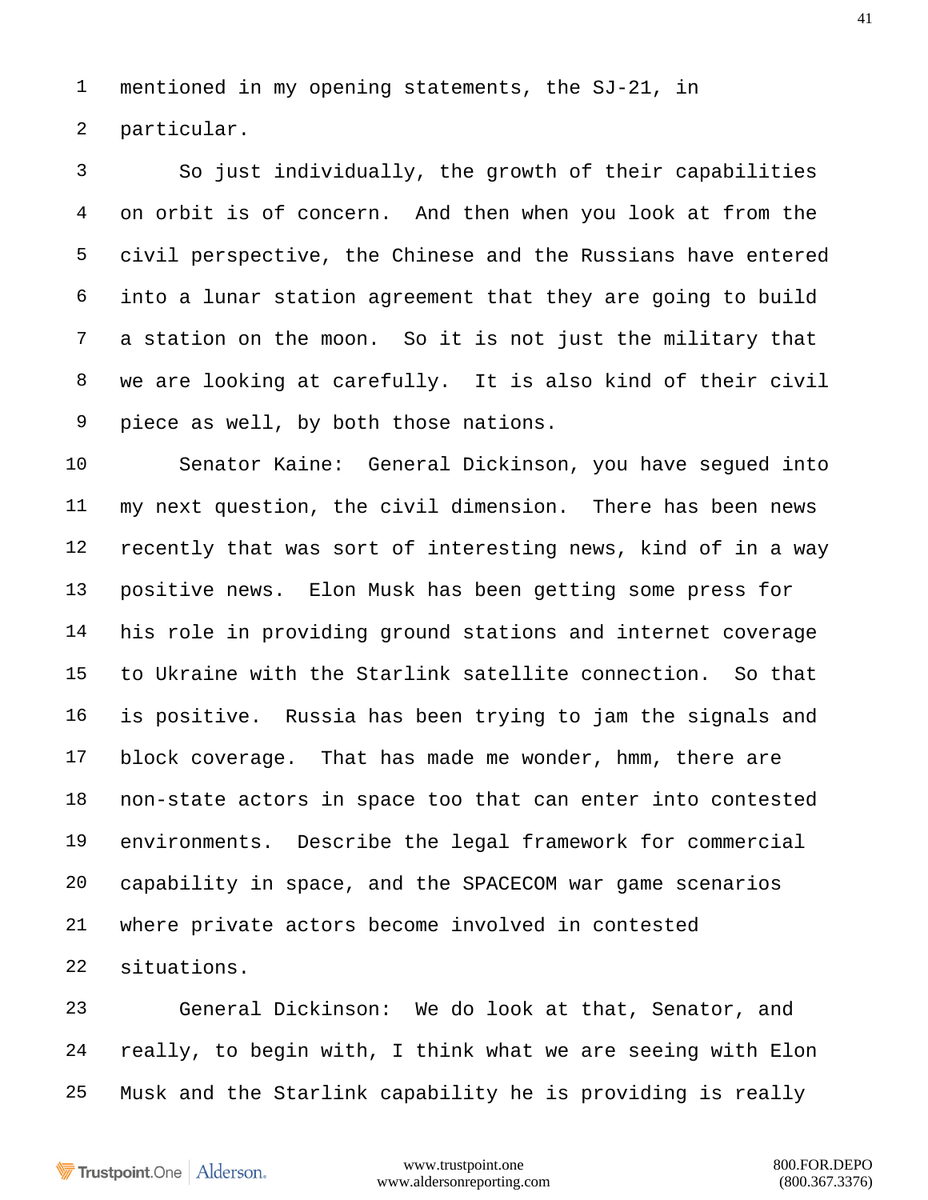mentioned in my opening statements, the SJ-21, in particular.

So just individually, the growth of their capabilities on orbit is of concern. And then when you look at from the civil perspective, the Chinese and the Russians have entered into a lunar station agreement that they are going to build a station on the moon. So it is not just the military that we are looking at carefully. It is also kind of their civil piece as well, by both those nations.

Senator Kaine: General Dickinson, you have segued into my next question, the civil dimension. There has been news recently that was sort of interesting news, kind of in a way positive news. Elon Musk has been getting some press for his role in providing ground stations and internet coverage to Ukraine with the Starlink satellite connection. So that is positive. Russia has been trying to jam the signals and block coverage. That has made me wonder, hmm, there are non-state actors in space too that can enter into contested environments. Describe the legal framework for commercial capability in space, and the SPACECOM war game scenarios where private actors become involved in contested situations.

General Dickinson: We do look at that, Senator, and really, to begin with, I think what we are seeing with Elon Musk and the Starlink capability he is providing is really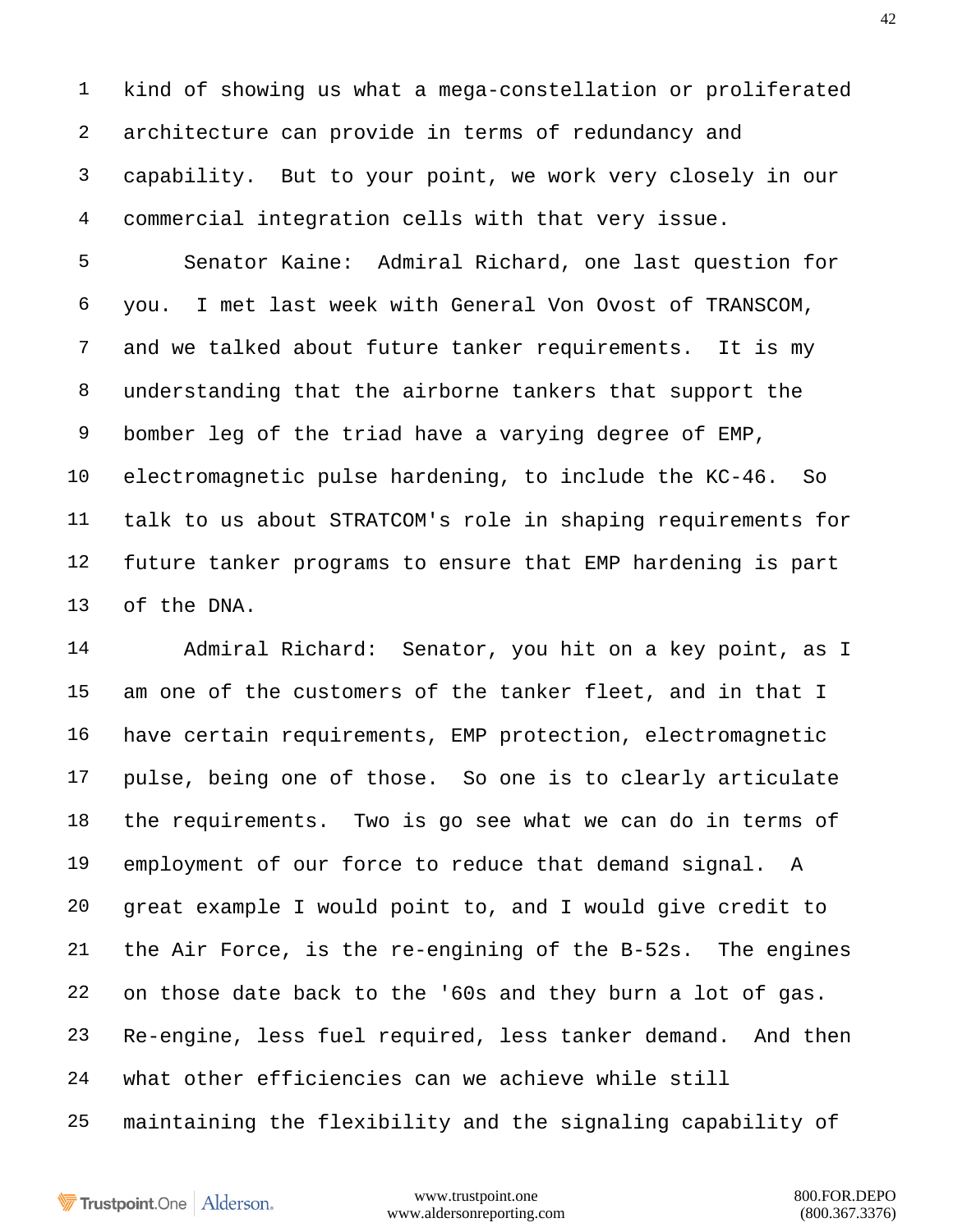kind of showing us what a mega-constellation or proliferated architecture can provide in terms of redundancy and capability. But to your point, we work very closely in our commercial integration cells with that very issue.

Senator Kaine: Admiral Richard, one last question for you. I met last week with General Von Ovost of TRANSCOM, and we talked about future tanker requirements. It is my understanding that the airborne tankers that support the bomber leg of the triad have a varying degree of EMP, electromagnetic pulse hardening, to include the KC-46. So talk to us about STRATCOM's role in shaping requirements for future tanker programs to ensure that EMP hardening is part of the DNA.

Admiral Richard: Senator, you hit on a key point, as I am one of the customers of the tanker fleet, and in that I have certain requirements, EMP protection, electromagnetic pulse, being one of those. So one is to clearly articulate the requirements. Two is go see what we can do in terms of employment of our force to reduce that demand signal. A great example I would point to, and I would give credit to the Air Force, is the re-engining of the B-52s. The engines on those date back to the '60s and they burn a lot of gas. Re-engine, less fuel required, less tanker demand. And then what other efficiencies can we achieve while still maintaining the flexibility and the signaling capability of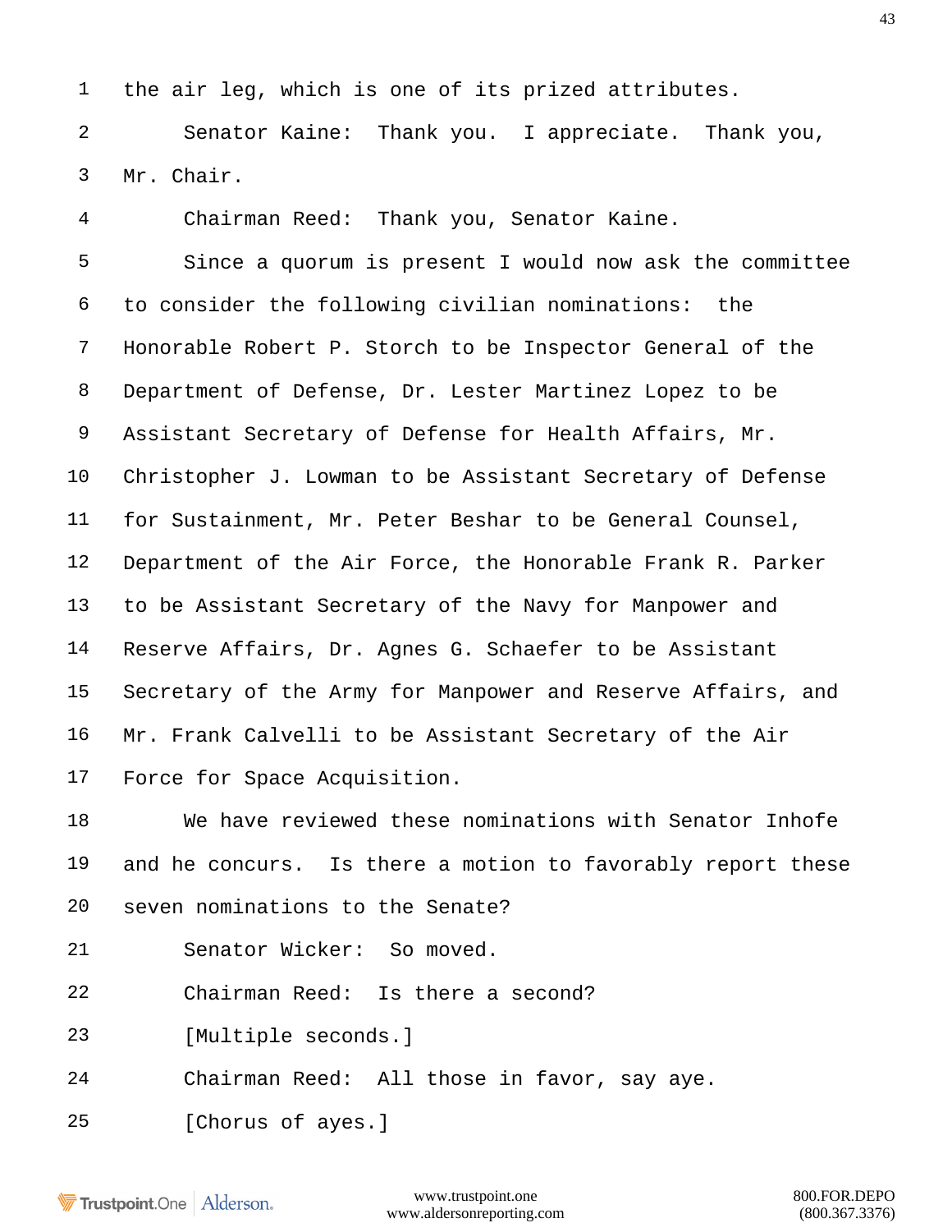the air leg, which is one of its prized attributes.

Senator Kaine: Thank you. I appreciate. Thank you, Mr. Chair.

Chairman Reed: Thank you, Senator Kaine.

Since a quorum is present I would now ask the committee to consider the following civilian nominations: the Honorable Robert P. Storch to be Inspector General of the Department of Defense, Dr. Lester Martinez Lopez to be Assistant Secretary of Defense for Health Affairs, Mr. Christopher J. Lowman to be Assistant Secretary of Defense for Sustainment, Mr. Peter Beshar to be General Counsel, Department of the Air Force, the Honorable Frank R. Parker to be Assistant Secretary of the Navy for Manpower and Reserve Affairs, Dr. Agnes G. Schaefer to be Assistant Secretary of the Army for Manpower and Reserve Affairs, and Mr. Frank Calvelli to be Assistant Secretary of the Air Force for Space Acquisition.

We have reviewed these nominations with Senator Inhofe and he concurs. Is there a motion to favorably report these seven nominations to the Senate?

Senator Wicker: So moved.

Chairman Reed: Is there a second?

[Multiple seconds.]

Chairman Reed: All those in favor, say aye.

[Chorus of ayes.]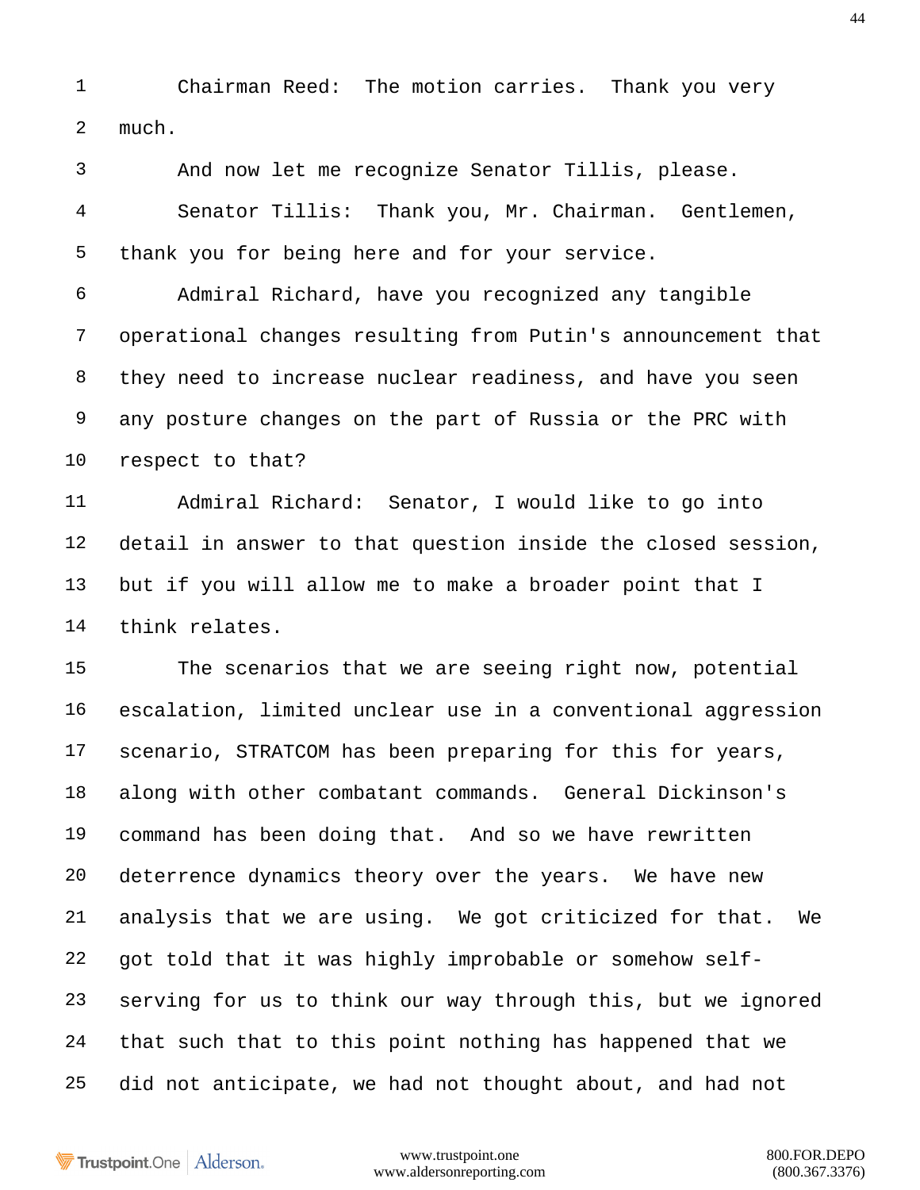Chairman Reed: The motion carries. Thank you very much.

And now let me recognize Senator Tillis, please.

Senator Tillis: Thank you, Mr. Chairman. Gentlemen, thank you for being here and for your service.

Admiral Richard, have you recognized any tangible operational changes resulting from Putin's announcement that they need to increase nuclear readiness, and have you seen any posture changes on the part of Russia or the PRC with respect to that?

Admiral Richard: Senator, I would like to go into detail in answer to that question inside the closed session, but if you will allow me to make a broader point that I think relates.

The scenarios that we are seeing right now, potential escalation, limited unclear use in a conventional aggression scenario, STRATCOM has been preparing for this for years, along with other combatant commands. General Dickinson's command has been doing that. And so we have rewritten deterrence dynamics theory over the years. We have new analysis that we are using. We got criticized for that. We got told that it was highly improbable or somehow self-serving for us to think our way through this, but we ignored that such that to this point nothing has happened that we did not anticipate, we had not thought about, and had not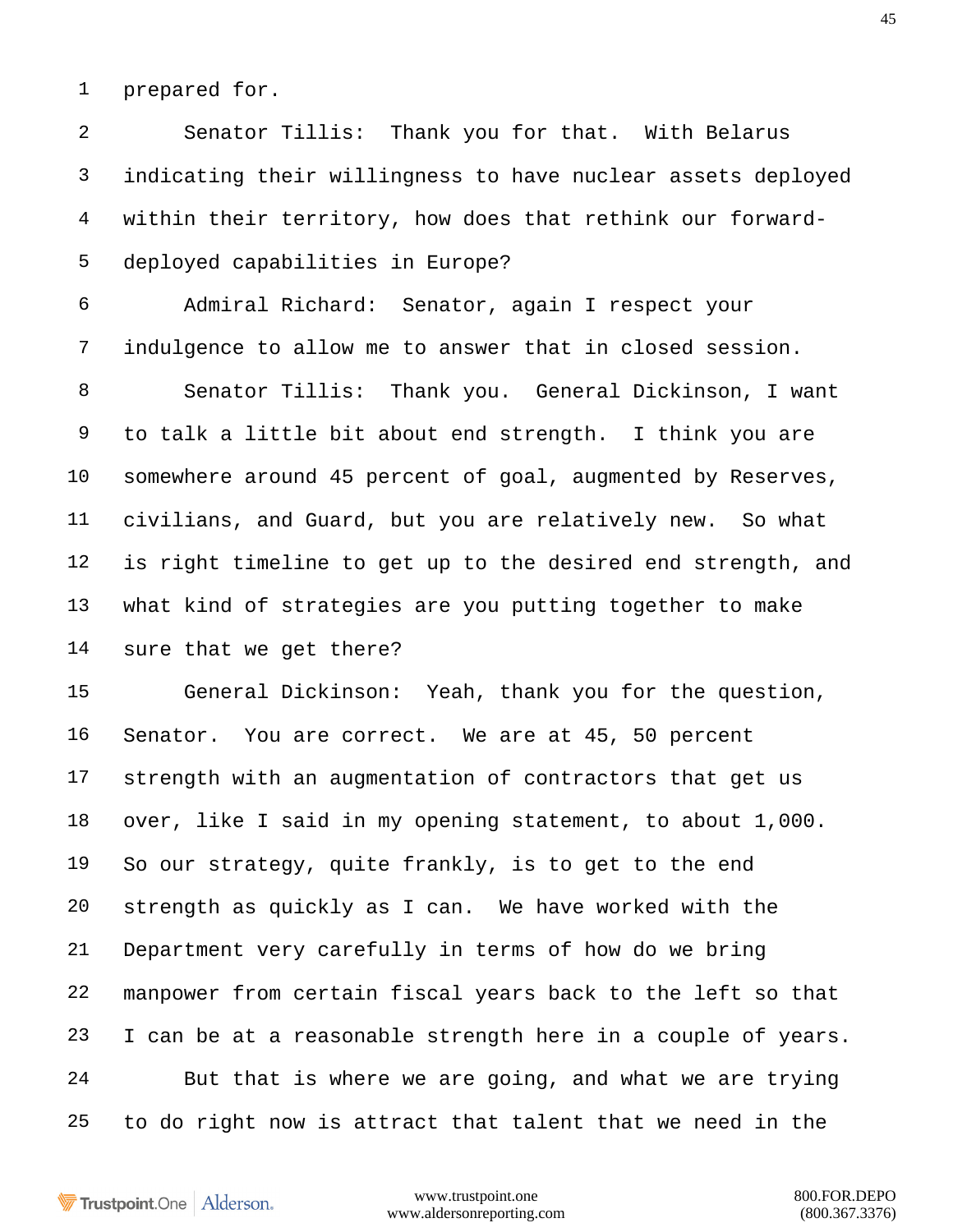prepared for.

Senator Tillis: Thank you for that. With Belarus indicating their willingness to have nuclear assets deployed within their territory, how does that rethink our forward-deployed capabilities in Europe?

Admiral Richard: Senator, again I respect your indulgence to allow me to answer that in closed session.

Senator Tillis: Thank you. General Dickinson, I want to talk a little bit about end strength. I think you are somewhere around 45 percent of goal, augmented by Reserves, civilians, and Guard, but you are relatively new. So what is right timeline to get up to the desired end strength, and what kind of strategies are you putting together to make sure that we get there?

General Dickinson: Yeah, thank you for the question, Senator. You are correct. We are at 45, 50 percent strength with an augmentation of contractors that get us over, like I said in my opening statement, to about 1,000. So our strategy, quite frankly, is to get to the end strength as quickly as I can. We have worked with the Department very carefully in terms of how do we bring manpower from certain fiscal years back to the left so that I can be at a reasonable strength here in a couple of years.

But that is where we are going, and what we are trying to do right now is attract that talent that we need in the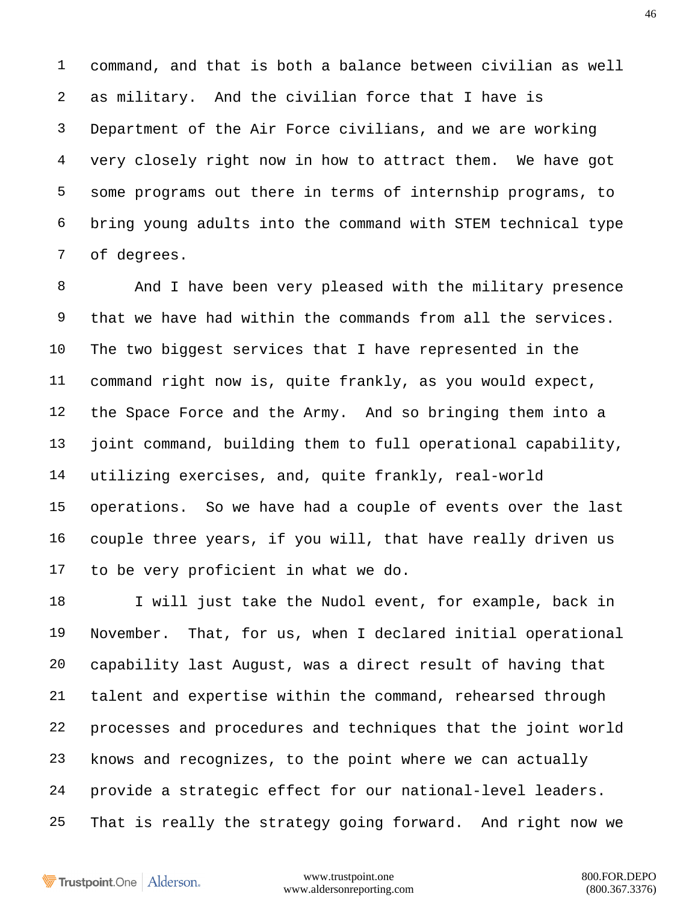command, and that is both a balance between civilian as well as military. And the civilian force that I have is Department of the Air Force civilians, and we are working very closely right now in how to attract them. We have got some programs out there in terms of internship programs, to bring young adults into the command with STEM technical type of degrees.

And I have been very pleased with the military presence that we have had within the commands from all the services. The two biggest services that I have represented in the command right now is, quite frankly, as you would expect, the Space Force and the Army. And so bringing them into a joint command, building them to full operational capability, utilizing exercises, and, quite frankly, real-world operations. So we have had a couple of events over the last couple three years, if you will, that have really driven us to be very proficient in what we do.

I will just take the Nudol event, for example, back in November. That, for us, when I declared initial operational capability last August, was a direct result of having that talent and expertise within the command, rehearsed through processes and procedures and techniques that the joint world knows and recognizes, to the point where we can actually provide a strategic effect for our national-level leaders. That is really the strategy going forward. And right now we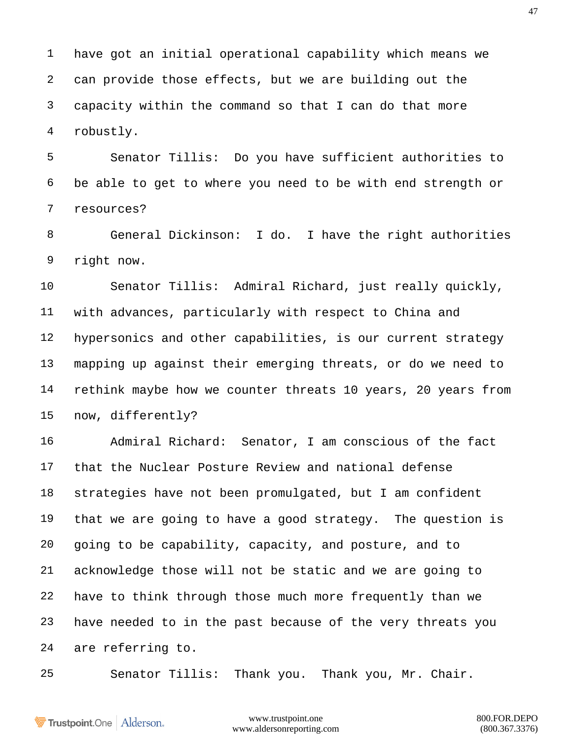have got an initial operational capability which means we can provide those effects, but we are building out the capacity within the command so that I can do that more robustly.

Senator Tillis: Do you have sufficient authorities to be able to get to where you need to be with end strength or resources?

General Dickinson: I do. I have the right authorities right now.

Senator Tillis: Admiral Richard, just really quickly, with advances, particularly with respect to China and hypersonics and other capabilities, is our current strategy mapping up against their emerging threats, or do we need to rethink maybe how we counter threats 10 years, 20 years from now, differently?

Admiral Richard: Senator, I am conscious of the fact that the Nuclear Posture Review and national defense strategies have not been promulgated, but I am confident that we are going to have a good strategy. The question is going to be capability, capacity, and posture, and to acknowledge those will not be static and we are going to have to think through those much more frequently than we have needed to in the past because of the very threats you are referring to.

Senator Tillis: Thank you. Thank you, Mr. Chair.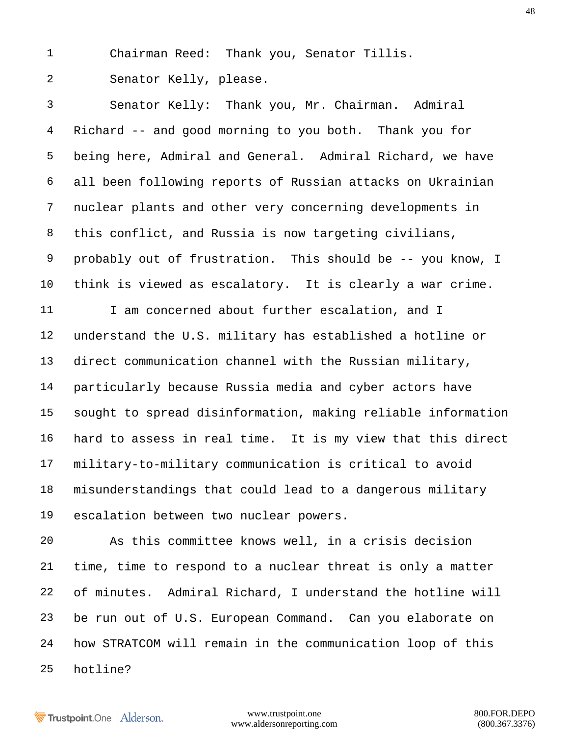Chairman Reed: Thank you, Senator Tillis.

Senator Kelly, please.

Senator Kelly: Thank you, Mr. Chairman. Admiral Richard -- and good morning to you both. Thank you for being here, Admiral and General. Admiral Richard, we have all been following reports of Russian attacks on Ukrainian nuclear plants and other very concerning developments in this conflict, and Russia is now targeting civilians, probably out of frustration. This should be -- you know, I think is viewed as escalatory. It is clearly a war crime.

I am concerned about further escalation, and I understand the U.S. military has established a hotline or direct communication channel with the Russian military, particularly because Russia media and cyber actors have sought to spread disinformation, making reliable information hard to assess in real time. It is my view that this direct military-to-military communication is critical to avoid misunderstandings that could lead to a dangerous military escalation between two nuclear powers.

As this committee knows well, in a crisis decision time, time to respond to a nuclear threat is only a matter of minutes. Admiral Richard, I understand the hotline will be run out of U.S. European Command. Can you elaborate on how STRATCOM will remain in the communication loop of this hotline?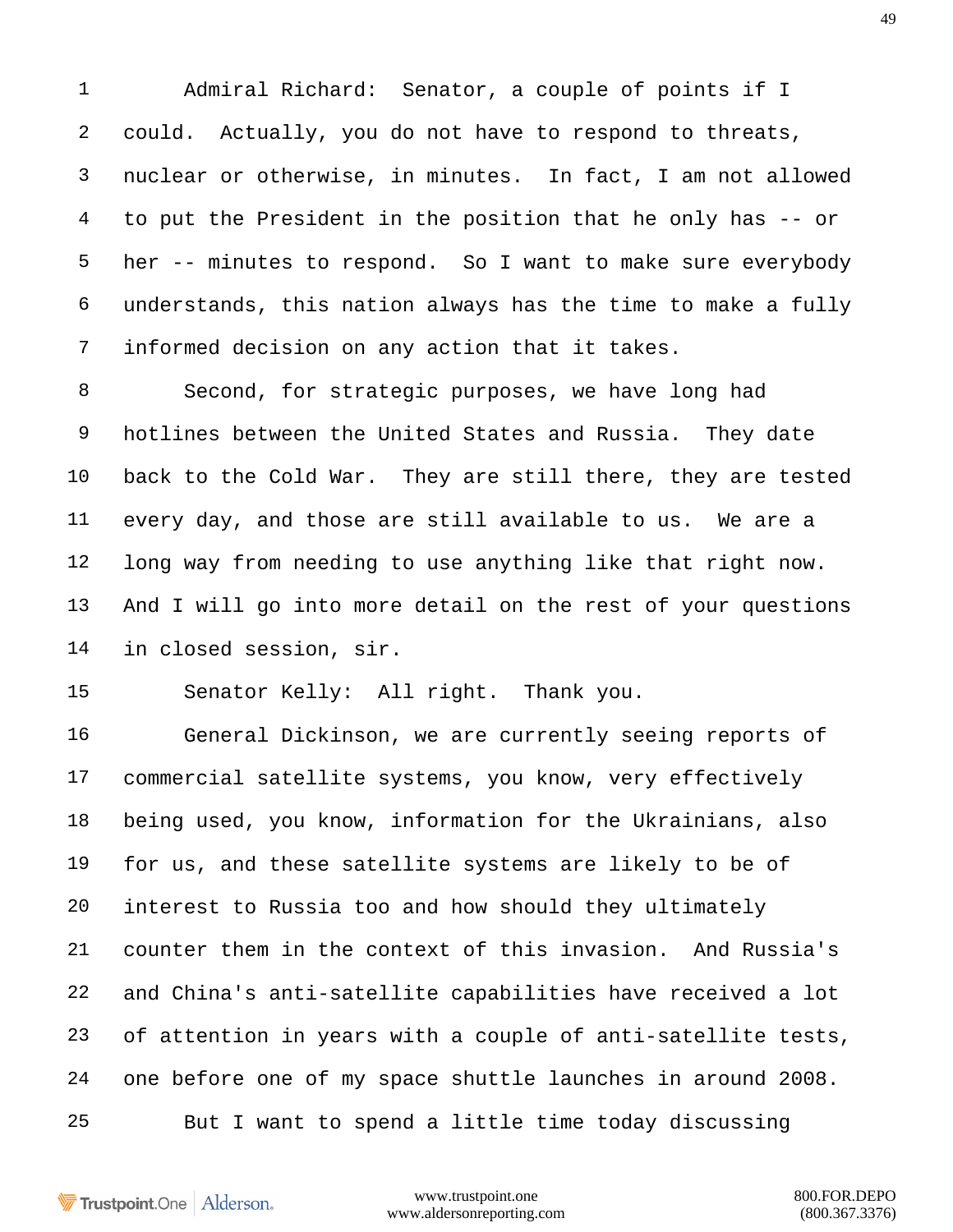Admiral Richard: Senator, a couple of points if I could. Actually, you do not have to respond to threats, nuclear or otherwise, in minutes. In fact, I am not allowed to put the President in the position that he only has -- or her -- minutes to respond. So I want to make sure everybody understands, this nation always has the time to make a fully informed decision on any action that it takes.

Second, for strategic purposes, we have long had hotlines between the United States and Russia. They date back to the Cold War. They are still there, they are tested every day, and those are still available to us. We are a long way from needing to use anything like that right now. And I will go into more detail on the rest of your questions in closed session, sir.

Senator Kelly: All right. Thank you.

General Dickinson, we are currently seeing reports of commercial satellite systems, you know, very effectively being used, you know, information for the Ukrainians, also for us, and these satellite systems are likely to be of interest to Russia too and how should they ultimately counter them in the context of this invasion. And Russia's and China's anti-satellite capabilities have received a lot of attention in years with a couple of anti-satellite tests, one before one of my space shuttle launches in around 2008.

But I want to spend a little time today discussing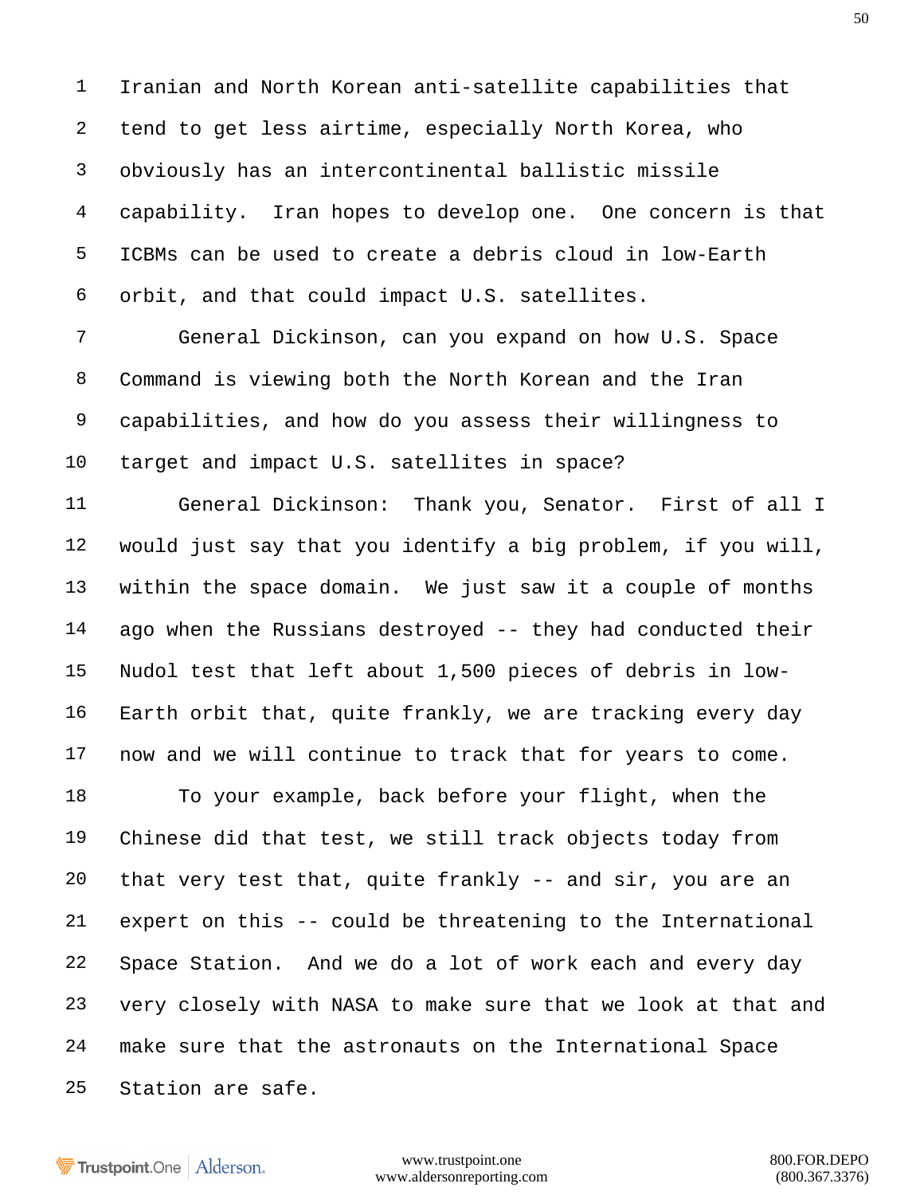Iranian and North Korean anti-satellite capabilities that tend to get less airtime, especially North Korea, who obviously has an intercontinental ballistic missile capability. Iran hopes to develop one. One concern is that ICBMs can be used to create a debris cloud in low-Earth orbit, and that could impact U.S. satellites.

General Dickinson, can you expand on how U.S. Space Command is viewing both the North Korean and the Iran capabilities, and how do you assess their willingness to target and impact U.S. satellites in space?

General Dickinson: Thank you, Senator. First of all I would just say that you identify a big problem, if you will, within the space domain. We just saw it a couple of months ago when the Russians destroyed -- they had conducted their Nudol test that left about 1,500 pieces of debris in low-Earth orbit that, quite frankly, we are tracking every day now and we will continue to track that for years to come.

To your example, back before your flight, when the Chinese did that test, we still track objects today from that very test that, quite frankly -- and sir, you are an expert on this -- could be threatening to the International Space Station. And we do a lot of work each and every day very closely with NASA to make sure that we look at that and make sure that the astronauts on the International Space Station are safe.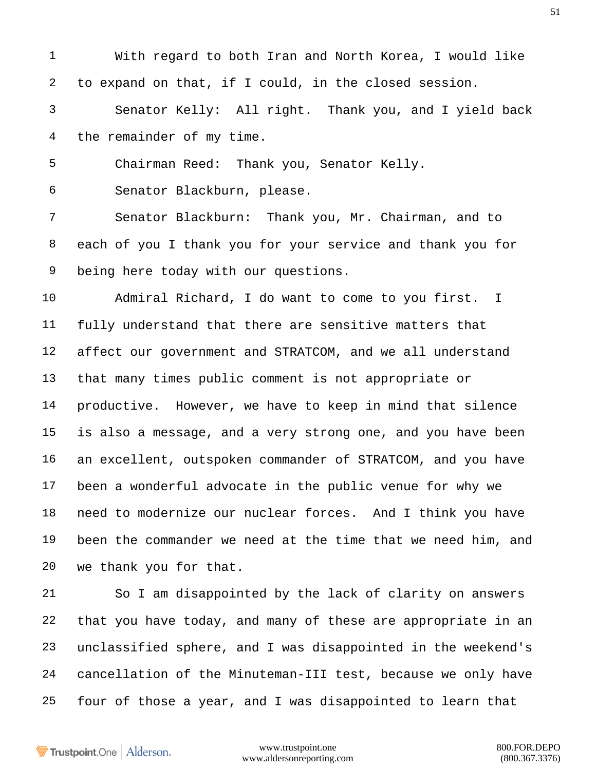With regard to both Iran and North Korea, I would like to expand on that, if I could, in the closed session.

Senator Kelly: All right. Thank you, and I yield back the remainder of my time.

Chairman Reed: Thank you, Senator Kelly.

Senator Blackburn, please.

Senator Blackburn: Thank you, Mr. Chairman, and to each of you I thank you for your service and thank you for being here today with our questions.

Admiral Richard, I do want to come to you first. I fully understand that there are sensitive matters that affect our government and STRATCOM, and we all understand that many times public comment is not appropriate or productive. However, we have to keep in mind that silence is also a message, and a very strong one, and you have been an excellent, outspoken commander of STRATCOM, and you have been a wonderful advocate in the public venue for why we need to modernize our nuclear forces. And I think you have been the commander we need at the time that we need him, and we thank you for that.

So I am disappointed by the lack of clarity on answers that you have today, and many of these are appropriate in an unclassified sphere, and I was disappointed in the weekend's cancellation of the Minuteman-III test, because we only have four of those a year, and I was disappointed to learn that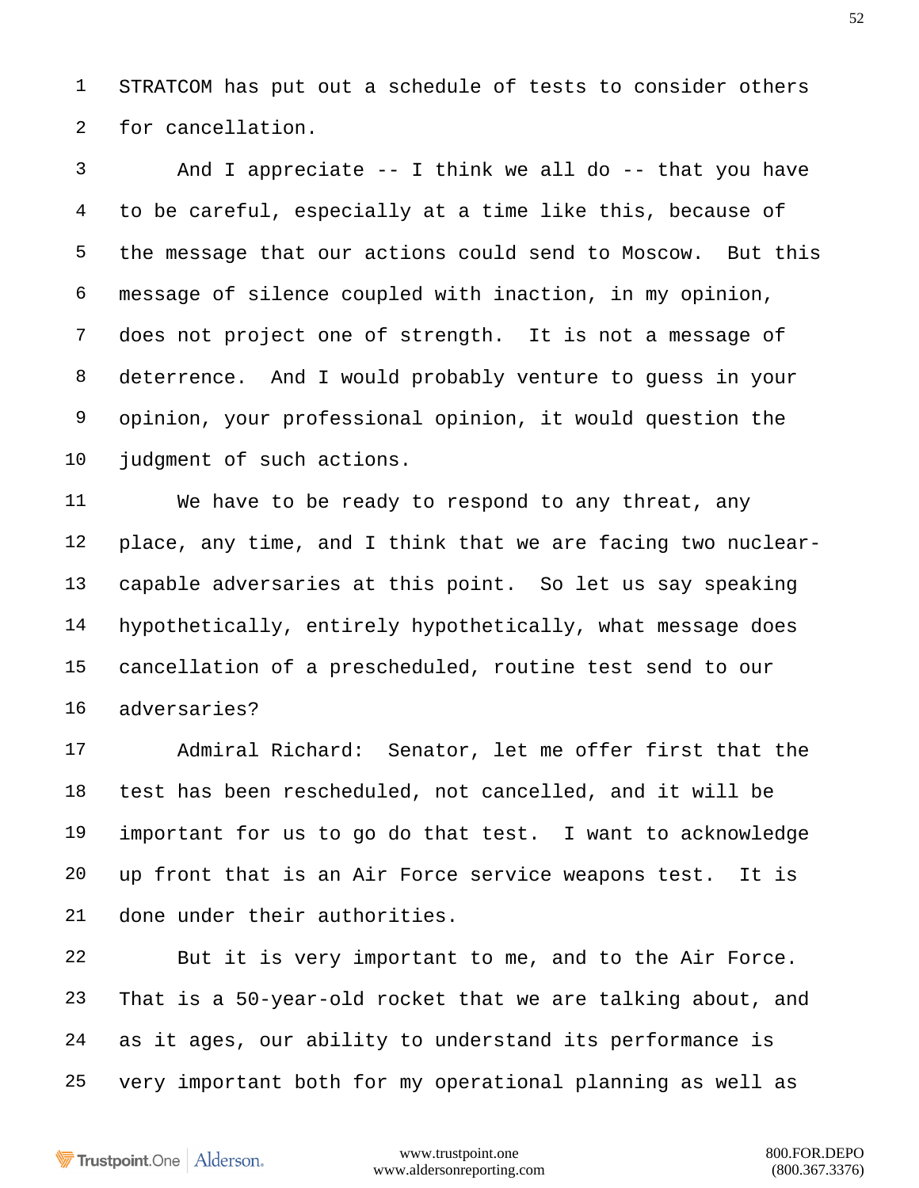STRATCOM has put out a schedule of tests to consider others for cancellation.

And I appreciate -- I think we all do -- that you have to be careful, especially at a time like this, because of the message that our actions could send to Moscow. But this message of silence coupled with inaction, in my opinion, does not project one of strength. It is not a message of deterrence. And I would probably venture to guess in your opinion, your professional opinion, it would question the judgment of such actions.

We have to be ready to respond to any threat, any place, any time, and I think that we are facing two nuclear-capable adversaries at this point. So let us say speaking hypothetically, entirely hypothetically, what message does cancellation of a prescheduled, routine test send to our adversaries?

Admiral Richard: Senator, let me offer first that the test has been rescheduled, not cancelled, and it will be important for us to go do that test. I want to acknowledge up front that is an Air Force service weapons test. It is done under their authorities.

But it is very important to me, and to the Air Force. That is a 50-year-old rocket that we are talking about, and as it ages, our ability to understand its performance is very important both for my operational planning as well as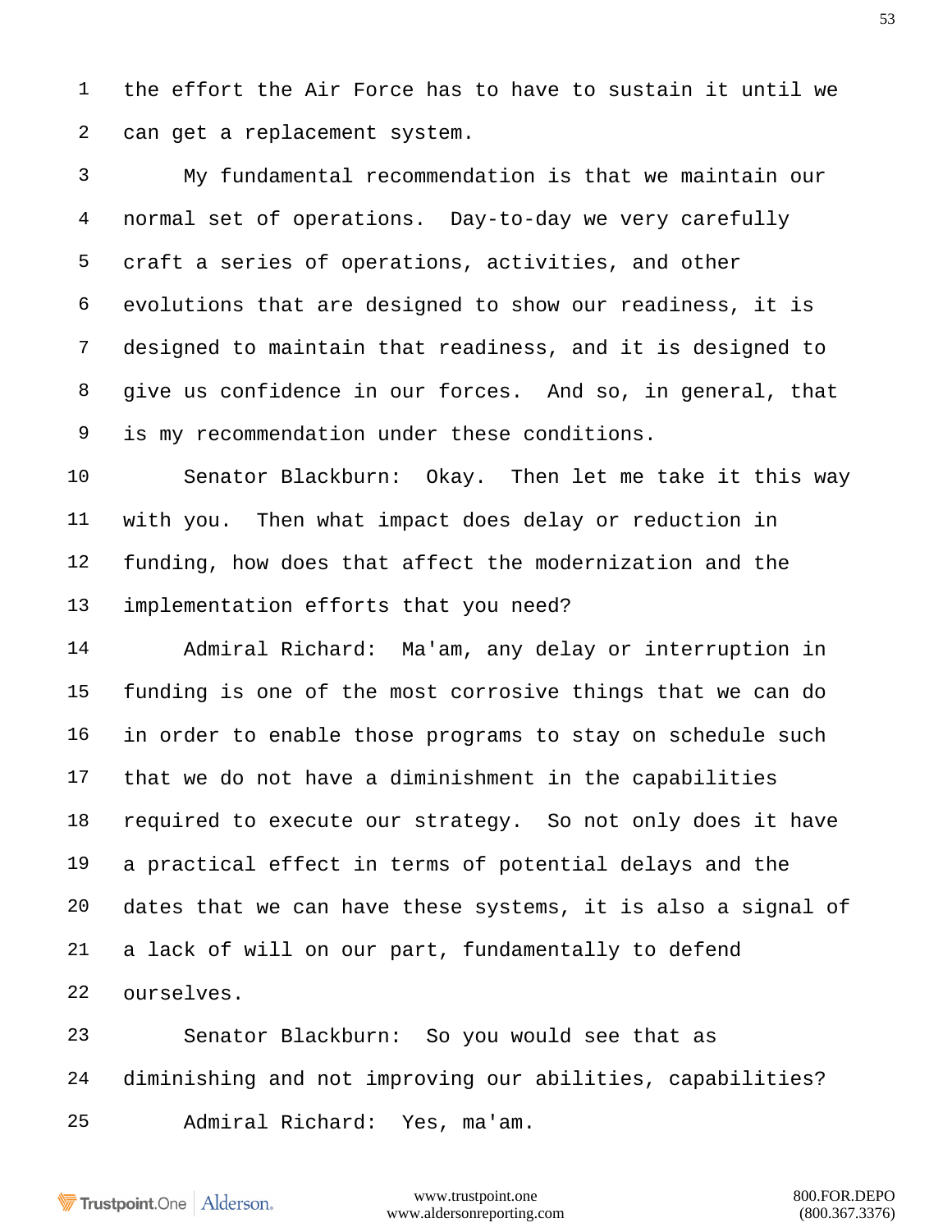the effort the Air Force has to have to sustain it until we can get a replacement system.

My fundamental recommendation is that we maintain our normal set of operations. Day-to-day we very carefully craft a series of operations, activities, and other evolutions that are designed to show our readiness, it is designed to maintain that readiness, and it is designed to give us confidence in our forces. And so, in general, that is my recommendation under these conditions.

Senator Blackburn: Okay. Then let me take it this way with you. Then what impact does delay or reduction in funding, how does that affect the modernization and the implementation efforts that you need?

Admiral Richard: Ma'am, any delay or interruption in funding is one of the most corrosive things that we can do in order to enable those programs to stay on schedule such that we do not have a diminishment in the capabilities required to execute our strategy. So not only does it have a practical effect in terms of potential delays and the dates that we can have these systems, it is also a signal of a lack of will on our part, fundamentally to defend ourselves.

Senator Blackburn: So you would see that as diminishing and not improving our abilities, capabilities?

Admiral Richard: Yes, ma'am.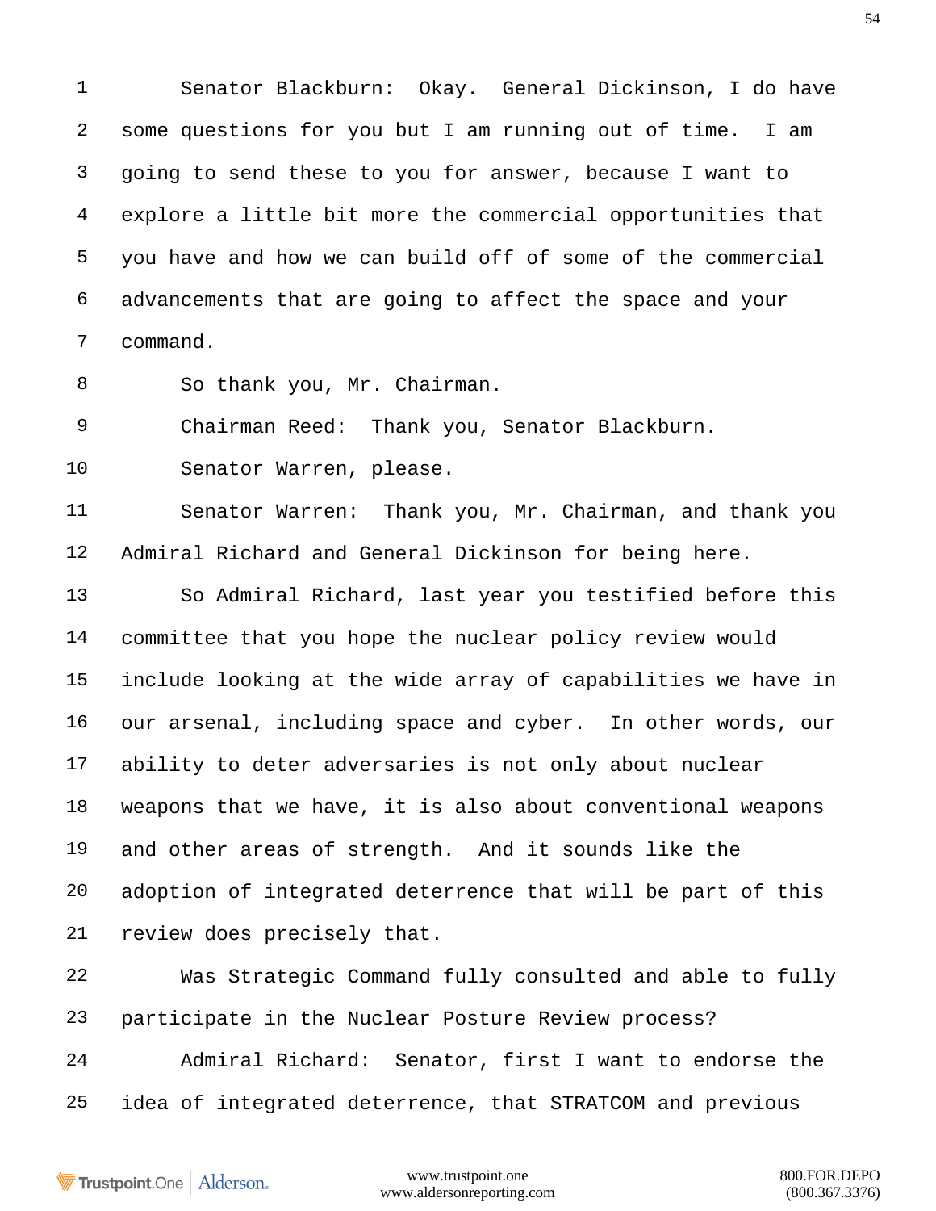Senator Blackburn: Okay. General Dickinson, I do have some questions for you but I am running out of time. I am going to send these to you for answer, because I want to explore a little bit more the commercial opportunities that you have and how we can build off of some of the commercial advancements that are going to affect the space and your command.

So thank you, Mr. Chairman.

Chairman Reed: Thank you, Senator Blackburn.

Senator Warren, please.

Senator Warren: Thank you, Mr. Chairman, and thank you Admiral Richard and General Dickinson for being here.

So Admiral Richard, last year you testified before this committee that you hope the nuclear policy review would include looking at the wide array of capabilities we have in our arsenal, including space and cyber. In other words, our ability to deter adversaries is not only about nuclear weapons that we have, it is also about conventional weapons and other areas of strength. And it sounds like the adoption of integrated deterrence that will be part of this review does precisely that.

Was Strategic Command fully consulted and able to fully participate in the Nuclear Posture Review process?

Admiral Richard: Senator, first I want to endorse the idea of integrated deterrence, that STRATCOM and previous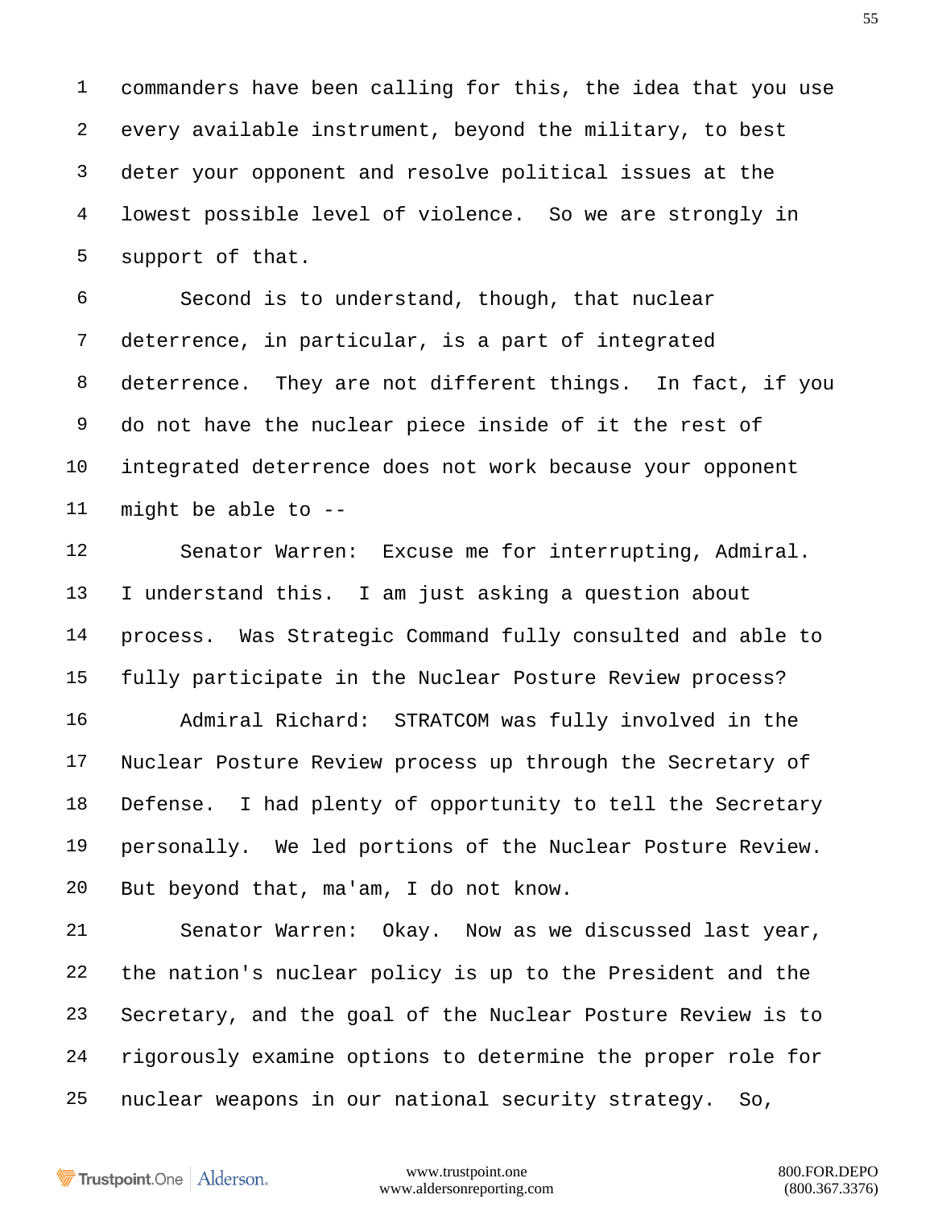commanders have been calling for this, the idea that you use every available instrument, beyond the military, to best deter your opponent and resolve political issues at the lowest possible level of violence. So we are strongly in support of that.

Second is to understand, though, that nuclear deterrence, in particular, is a part of integrated deterrence. They are not different things. In fact, if you do not have the nuclear piece inside of it the rest of integrated deterrence does not work because your opponent might be able to --

Senator Warren: Excuse me for interrupting, Admiral. I understand this. I am just asking a question about process. Was Strategic Command fully consulted and able to fully participate in the Nuclear Posture Review process?

Admiral Richard: STRATCOM was fully involved in the Nuclear Posture Review process up through the Secretary of Defense. I had plenty of opportunity to tell the Secretary personally. We led portions of the Nuclear Posture Review. But beyond that, ma'am, I do not know.

Senator Warren: Okay. Now as we discussed last year, the nation's nuclear policy is up to the President and the Secretary, and the goal of the Nuclear Posture Review is to rigorously examine options to determine the proper role for nuclear weapons in our national security strategy. So,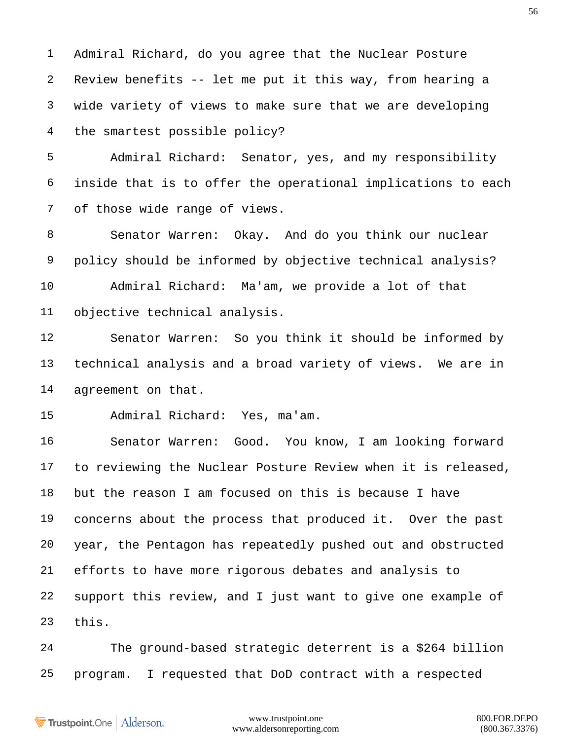Admiral Richard, do you agree that the Nuclear Posture Review benefits -- let me put it this way, from hearing a wide variety of views to make sure that we are developing the smartest possible policy?

Admiral Richard: Senator, yes, and my responsibility inside that is to offer the operational implications to each of those wide range of views.

Senator Warren: Okay. And do you think our nuclear policy should be informed by objective technical analysis?

Admiral Richard: Ma'am, we provide a lot of that objective technical analysis.

Senator Warren: So you think it should be informed by technical analysis and a broad variety of views. We are in agreement on that.

Admiral Richard: Yes, ma'am.

Senator Warren: Good. You know, I am looking forward to reviewing the Nuclear Posture Review when it is released, but the reason I am focused on this is because I have concerns about the process that produced it. Over the past year, the Pentagon has repeatedly pushed out and obstructed efforts to have more rigorous debates and analysis to support this review, and I just want to give one example of this.

The ground-based strategic deterrent is a $264 billion program. I requested that DoD contract with a respected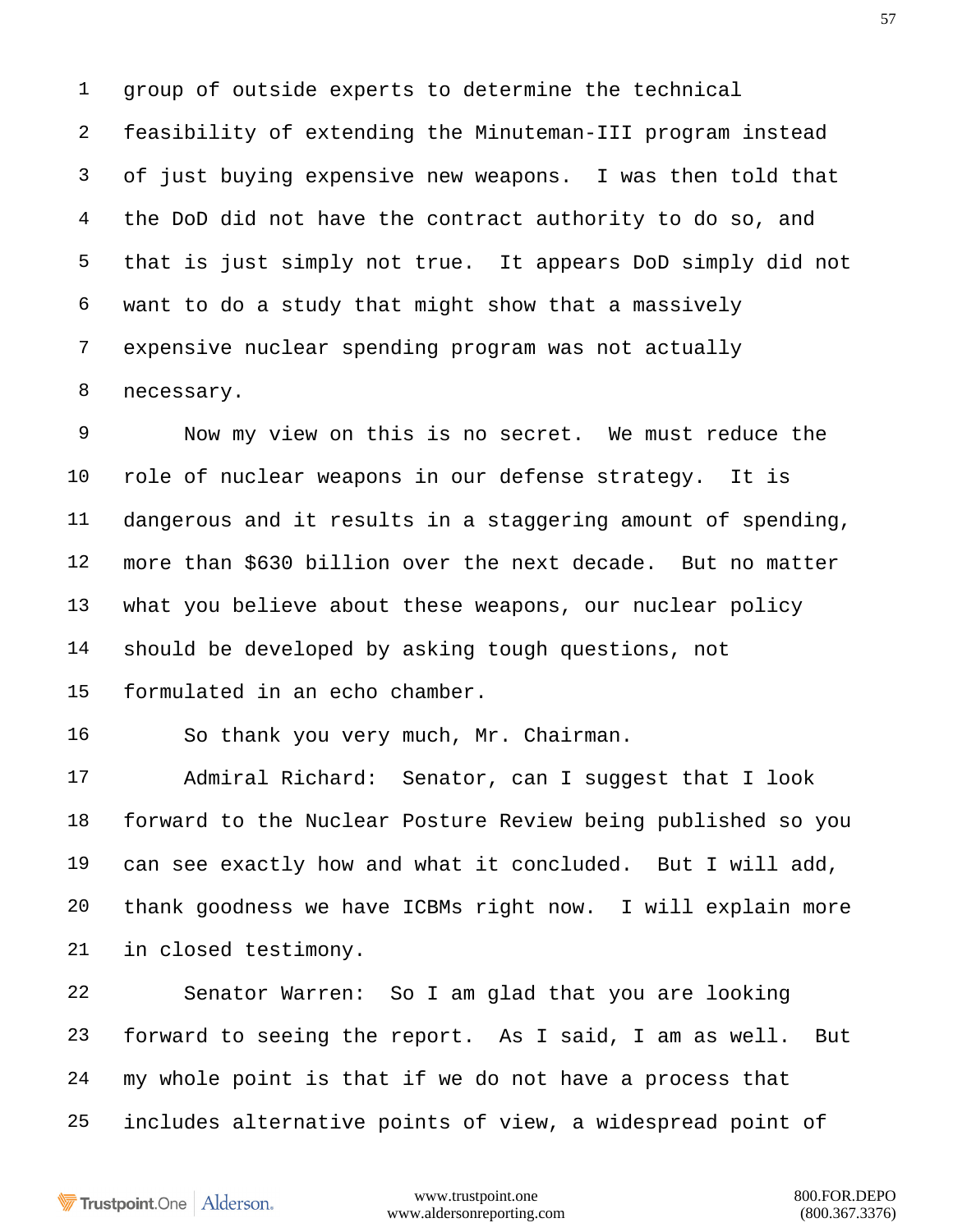group of outside experts to determine the technical feasibility of extending the Minuteman-III program instead of just buying expensive new weapons. I was then told that the DoD did not have the contract authority to do so, and that is just simply not true. It appears DoD simply did not want to do a study that might show that a massively expensive nuclear spending program was not actually necessary.

Now my view on this is no secret. We must reduce the role of nuclear weapons in our defense strategy. It is dangerous and it results in a staggering amount of spending, more than $630 billion over the next decade. But no matter what you believe about these weapons, our nuclear policy should be developed by asking tough questions, not formulated in an echo chamber.

So thank you very much, Mr. Chairman.

Admiral Richard: Senator, can I suggest that I look forward to the Nuclear Posture Review being published so you can see exactly how and what it concluded. But I will add, thank goodness we have ICBMs right now. I will explain more in closed testimony.

Senator Warren: So I am glad that you are looking forward to seeing the report. As I said, I am as well. But my whole point is that if we do not have a process that includes alternative points of view, a widespread point of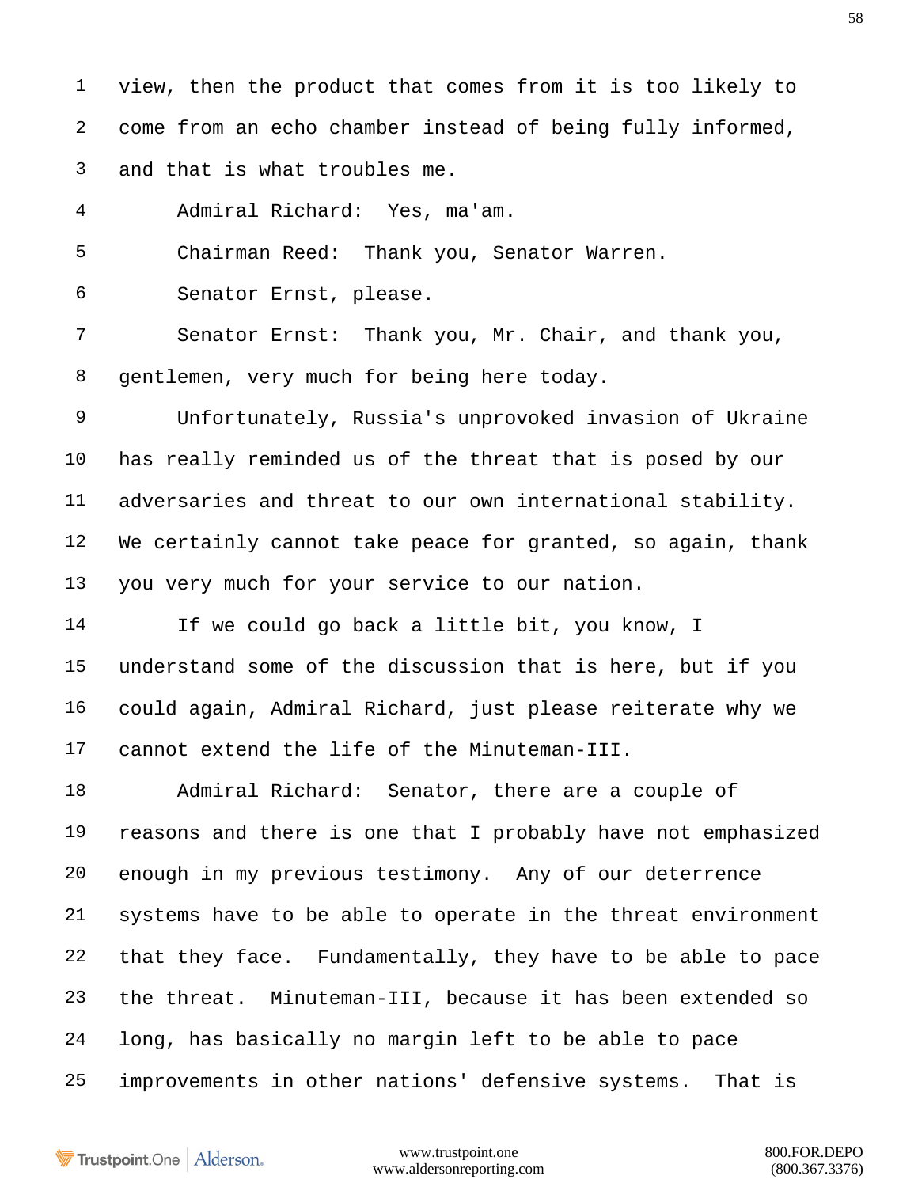view, then the product that comes from it is too likely to come from an echo chamber instead of being fully informed, and that is what troubles me.

Admiral Richard: Yes, ma'am.

Chairman Reed: Thank you, Senator Warren.

Senator Ernst, please.

Senator Ernst: Thank you, Mr. Chair, and thank you, gentlemen, very much for being here today.

Unfortunately, Russia's unprovoked invasion of Ukraine has really reminded us of the threat that is posed by our adversaries and threat to our own international stability. We certainly cannot take peace for granted, so again, thank you very much for your service to our nation.

If we could go back a little bit, you know, I understand some of the discussion that is here, but if you could again, Admiral Richard, just please reiterate why we cannot extend the life of the Minuteman-III.

Admiral Richard: Senator, there are a couple of reasons and there is one that I probably have not emphasized enough in my previous testimony. Any of our deterrence systems have to be able to operate in the threat environment that they face. Fundamentally, they have to be able to pace the threat. Minuteman-III, because it has been extended so long, has basically no margin left to be able to pace improvements in other nations' defensive systems. That is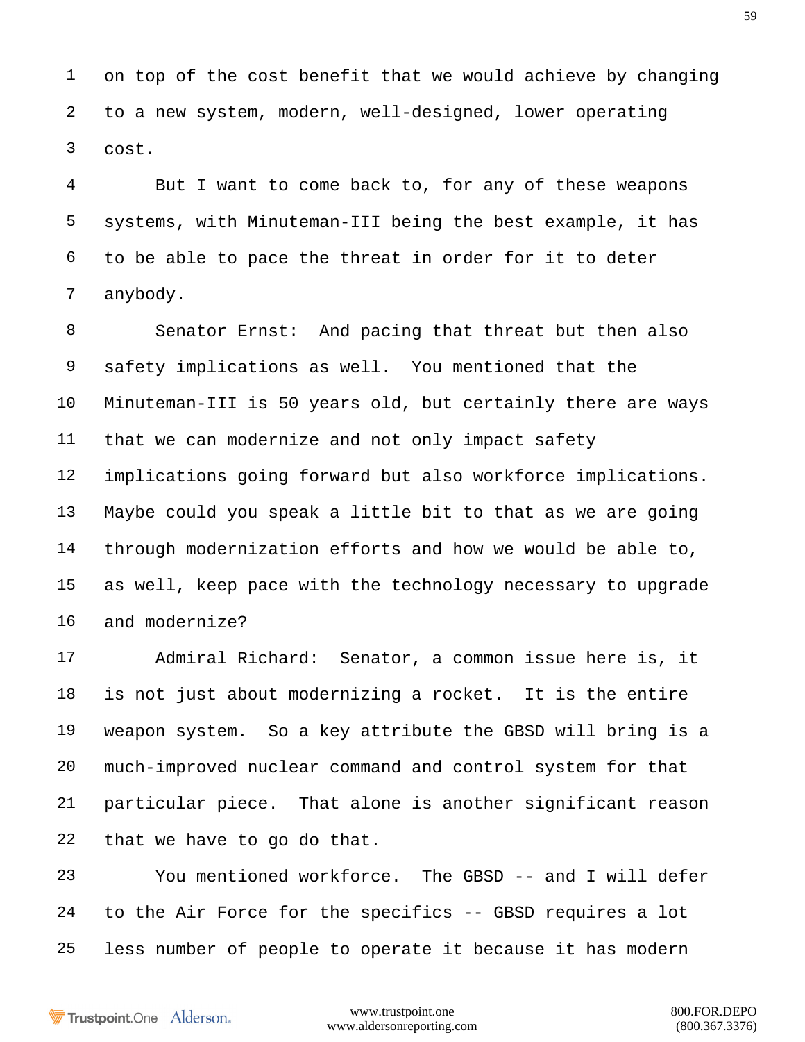1 on top of the cost benefit that we would achieve by changing
2 to a new system, modern, well-designed, lower operating
3 cost.

4 But I want to come back to, for any of these weapons
5 systems, with Minuteman-III being the best example, it has
6 to be able to pace the threat in order for it to deter
7 anybody.

8 Senator Ernst: And pacing that threat but then also
9 safety implications as well. You mentioned that the
10 Minuteman-III is 50 years old, but certainly there are ways
11 that we can modernize and not only impact safety
12 implications going forward but also workforce implications.
13 Maybe could you speak a little bit to that as we are going
14 through modernization efforts and how we would be able to,
15 as well, keep pace with the technology necessary to upgrade
16 and modernize?

17 Admiral Richard: Senator, a common issue here is, it
18 is not just about modernizing a rocket. It is the entire
19 weapon system. So a key attribute the GBSD will bring is a
20 much-improved nuclear command and control system for that
21 particular piece. That alone is another significant reason
22 that we have to go do that.

23 You mentioned workforce. The GBSD -- and I will defer
24 to the Air Force for the specifics -- GBSD requires a lot
25 less number of people to operate it because it has modern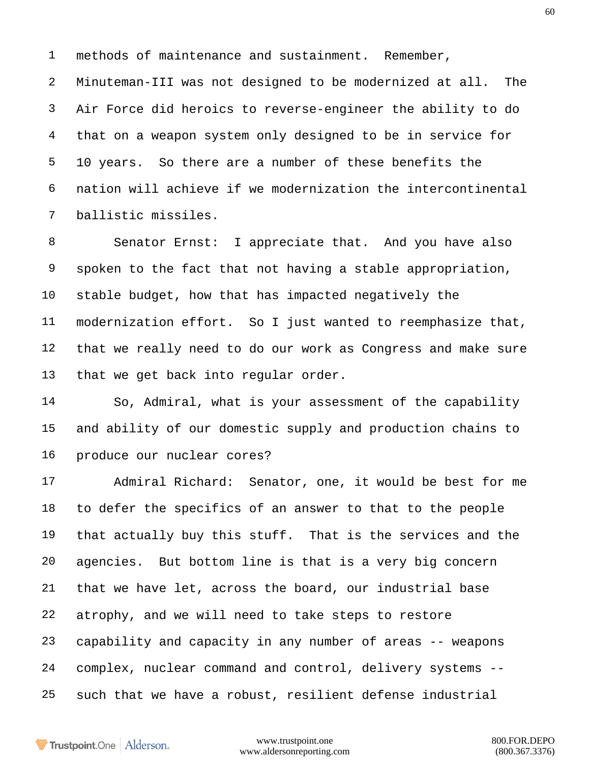methods of maintenance and sustainment. Remember, Minuteman-III was not designed to be modernized at all. The Air Force did heroics to reverse-engineer the ability to do that on a weapon system only designed to be in service for 10 years. So there are a number of these benefits the nation will achieve if we modernization the intercontinental ballistic missiles.

Senator Ernst: I appreciate that. And you have also spoken to the fact that not having a stable appropriation, stable budget, how that has impacted negatively the modernization effort. So I just wanted to reemphasize that, that we really need to do our work as Congress and make sure that we get back into regular order.

So, Admiral, what is your assessment of the capability and ability of our domestic supply and production chains to produce our nuclear cores?

Admiral Richard: Senator, one, it would be best for me to defer the specifics of an answer to that to the people that actually buy this stuff. That is the services and the agencies. But bottom line is that is a very big concern that we have let, across the board, our industrial base atrophy, and we will need to take steps to restore capability and capacity in any number of areas -- weapons complex, nuclear command and control, delivery systems -- such that we have a robust, resilient defense industrial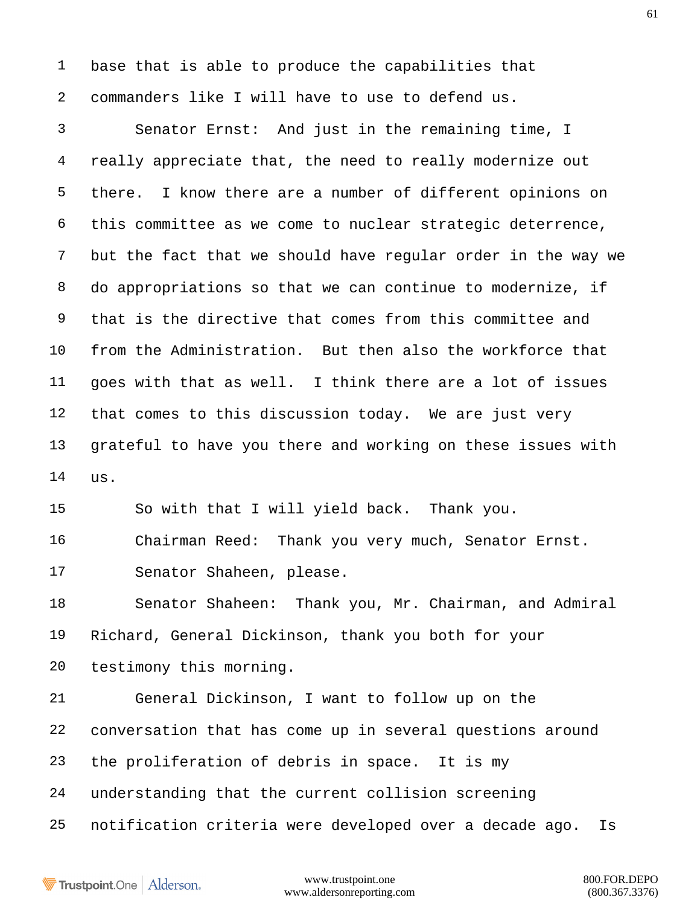base that is able to produce the capabilities that commanders like I will have to use to defend us.

Senator Ernst: And just in the remaining time, I really appreciate that, the need to really modernize out there. I know there are a number of different opinions on this committee as we come to nuclear strategic deterrence, but the fact that we should have regular order in the way we do appropriations so that we can continue to modernize, if that is the directive that comes from this committee and from the Administration. But then also the workforce that goes with that as well. I think there are a lot of issues that comes to this discussion today. We are just very grateful to have you there and working on these issues with us.

So with that I will yield back. Thank you.

Chairman Reed: Thank you very much, Senator Ernst.

Senator Shaheen, please.

Senator Shaheen: Thank you, Mr. Chairman, and Admiral Richard, General Dickinson, thank you both for your testimony this morning.

General Dickinson, I want to follow up on the conversation that has come up in several questions around the proliferation of debris in space. It is my understanding that the current collision screening notification criteria were developed over a decade ago. Is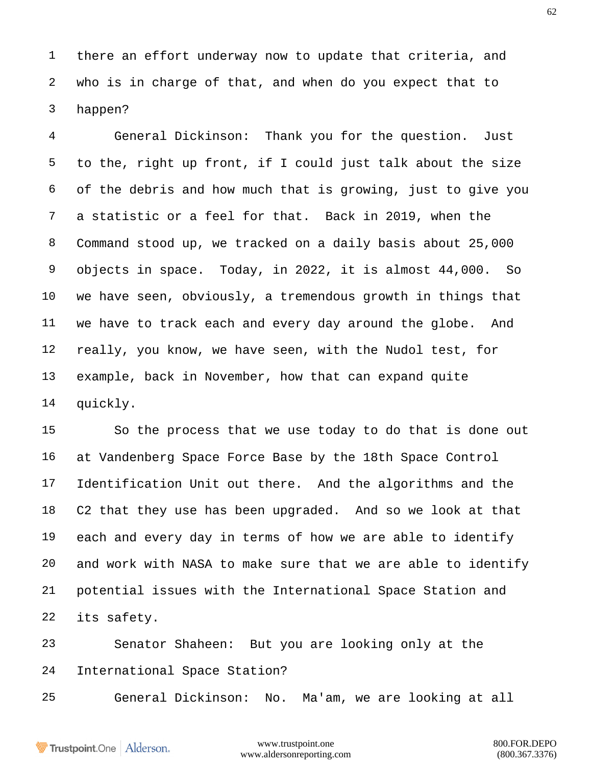there an effort underway now to update that criteria, and who is in charge of that, and when do you expect that to happen?

General Dickinson: Thank you for the question. Just to the, right up front, if I could just talk about the size of the debris and how much that is growing, just to give you a statistic or a feel for that. Back in 2019, when the Command stood up, we tracked on a daily basis about 25,000 objects in space. Today, in 2022, it is almost 44,000. So we have seen, obviously, a tremendous growth in things that we have to track each and every day around the globe. And really, you know, we have seen, with the Nudol test, for example, back in November, how that can expand quite quickly.

So the process that we use today to do that is done out at Vandenberg Space Force Base by the 18th Space Control Identification Unit out there. And the algorithms and the C2 that they use has been upgraded. And so we look at that each and every day in terms of how we are able to identify and work with NASA to make sure that we are able to identify potential issues with the International Space Station and its safety.

Senator Shaheen: But you are looking only at the International Space Station?

General Dickinson: No. Ma'am, we are looking at all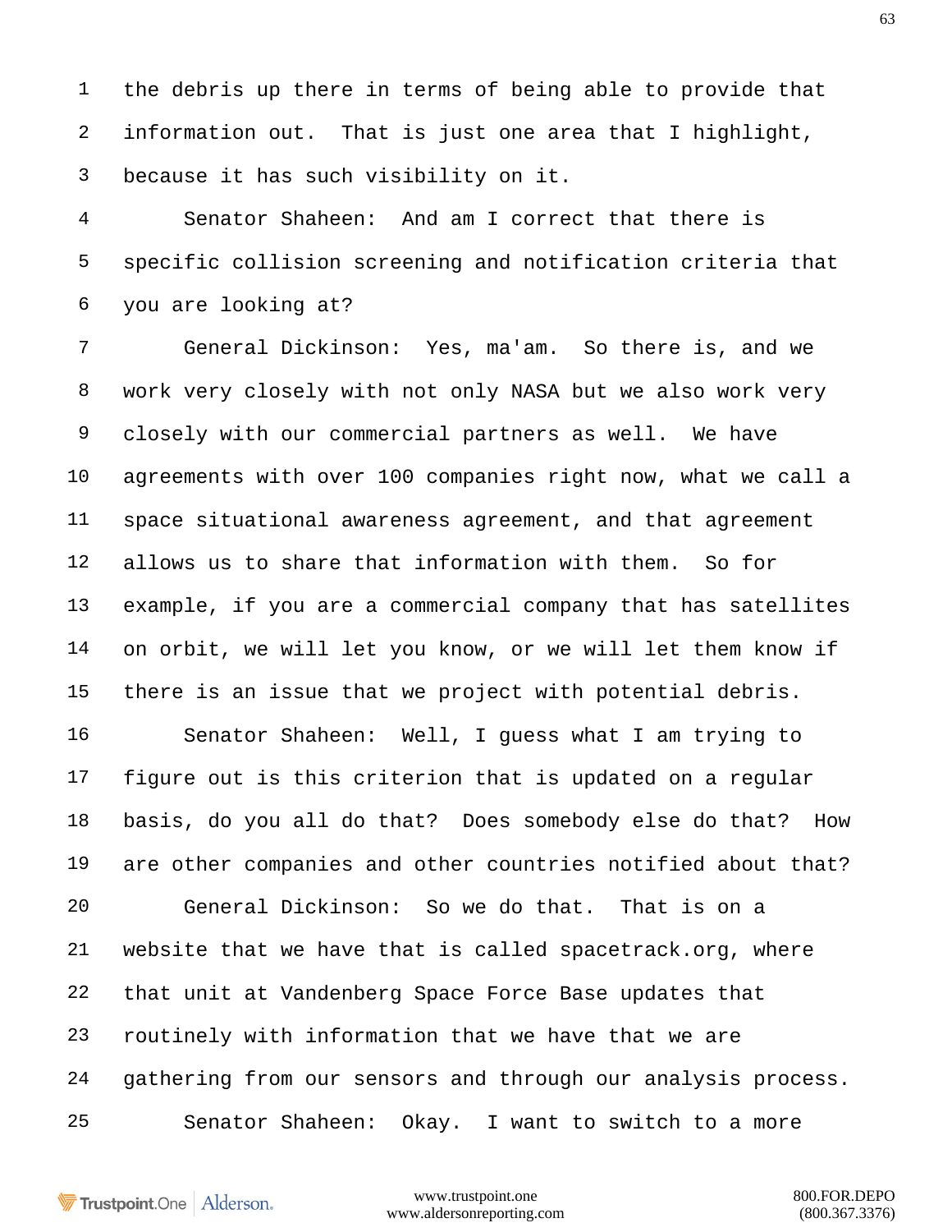the debris up there in terms of being able to provide that information out. That is just one area that I highlight, because it has such visibility on it.

Senator Shaheen: And am I correct that there is specific collision screening and notification criteria that you are looking at?

General Dickinson: Yes, ma'am. So there is, and we work very closely with not only NASA but we also work very closely with our commercial partners as well. We have agreements with over 100 companies right now, what we call a space situational awareness agreement, and that agreement allows us to share that information with them. So for example, if you are a commercial company that has satellites on orbit, we will let you know, or we will let them know if there is an issue that we project with potential debris.

Senator Shaheen: Well, I guess what I am trying to figure out is this criterion that is updated on a regular basis, do you all do that? Does somebody else do that? How are other companies and other countries notified about that?

General Dickinson: So we do that. That is on a website that we have that is called spacetrack.org, where that unit at Vandenberg Space Force Base updates that routinely with information that we have that we are gathering from our sensors and through our analysis process.

Senator Shaheen: Okay. I want to switch to a more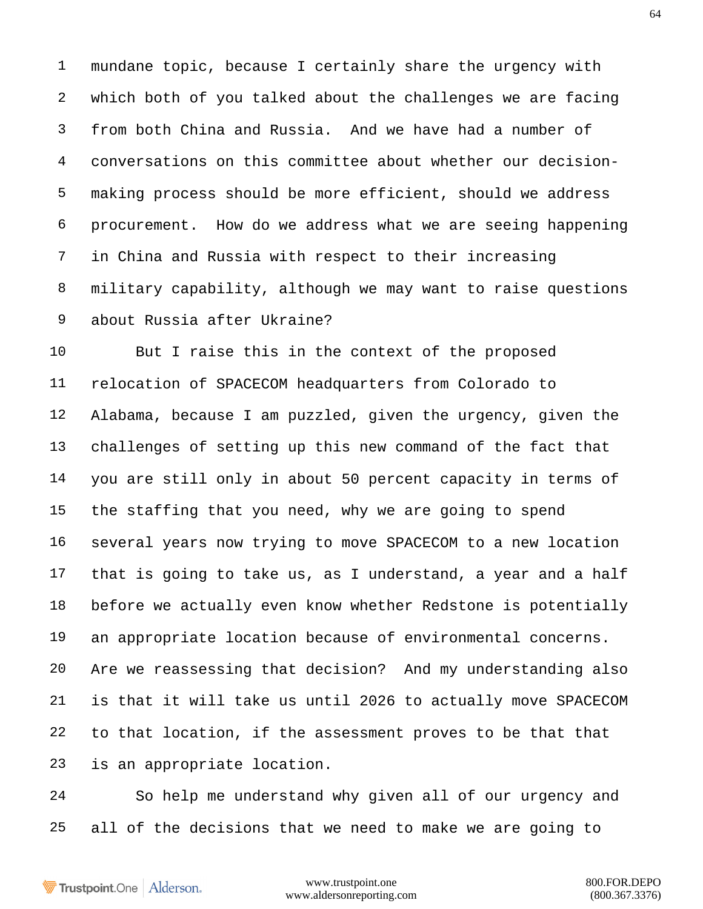mundane topic, because I certainly share the urgency with which both of you talked about the challenges we are facing from both China and Russia. And we have had a number of conversations on this committee about whether our decision-making process should be more efficient, should we address procurement. How do we address what we are seeing happening in China and Russia with respect to their increasing military capability, although we may want to raise questions about Russia after Ukraine?

But I raise this in the context of the proposed relocation of SPACECOM headquarters from Colorado to Alabama, because I am puzzled, given the urgency, given the challenges of setting up this new command of the fact that you are still only in about 50 percent capacity in terms of the staffing that you need, why we are going to spend several years now trying to move SPACECOM to a new location that is going to take us, as I understand, a year and a half before we actually even know whether Redstone is potentially an appropriate location because of environmental concerns. Are we reassessing that decision? And my understanding also is that it will take us until 2026 to actually move SPACECOM to that location, if the assessment proves to be that that is an appropriate location.

So help me understand why given all of our urgency and all of the decisions that we need to make we are going to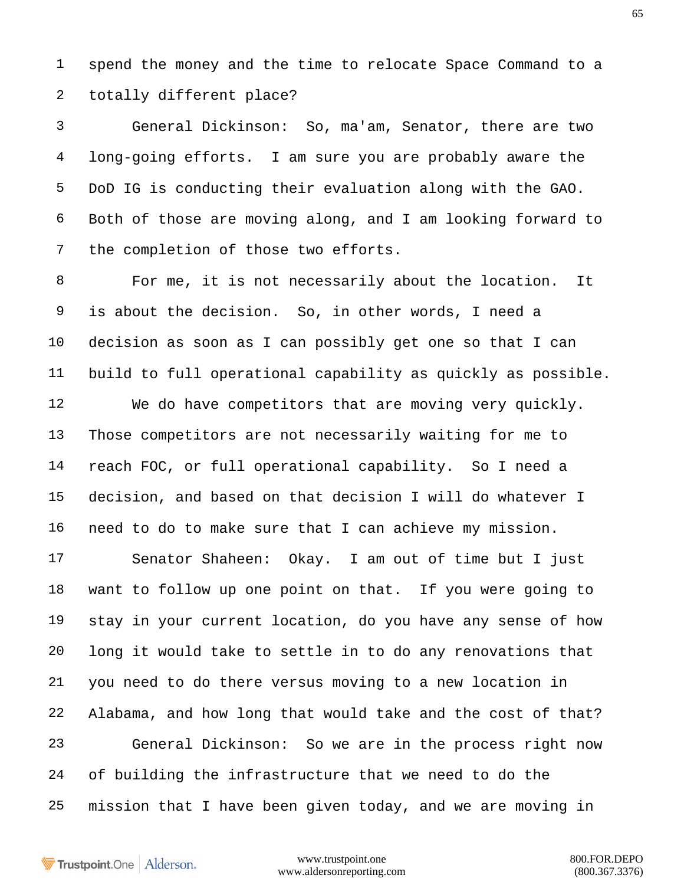spend the money and the time to relocate Space Command to a totally different place?

General Dickinson: So, ma'am, Senator, there are two long-going efforts. I am sure you are probably aware the DoD IG is conducting their evaluation along with the GAO. Both of those are moving along, and I am looking forward to the completion of those two efforts.

For me, it is not necessarily about the location. It is about the decision. So, in other words, I need a decision as soon as I can possibly get one so that I can build to full operational capability as quickly as possible.

We do have competitors that are moving very quickly. Those competitors are not necessarily waiting for me to reach FOC, or full operational capability. So I need a decision, and based on that decision I will do whatever I need to do to make sure that I can achieve my mission.

Senator Shaheen: Okay. I am out of time but I just want to follow up one point on that. If you were going to stay in your current location, do you have any sense of how long it would take to settle in to do any renovations that you need to do there versus moving to a new location in Alabama, and how long that would take and the cost of that?

General Dickinson: So we are in the process right now of building the infrastructure that we need to do the mission that I have been given today, and we are moving in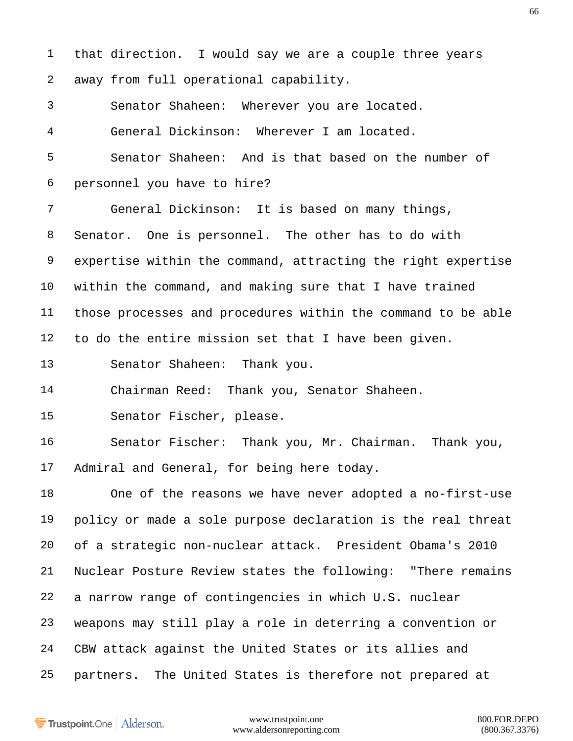that direction. I would say we are a couple three years away from full operational capability.

Senator Shaheen: Wherever you are located.

General Dickinson: Wherever I am located.

Senator Shaheen: And is that based on the number of personnel you have to hire?

General Dickinson: It is based on many things, Senator. One is personnel. The other has to do with expertise within the command, attracting the right expertise within the command, and making sure that I have trained those processes and procedures within the command to be able to do the entire mission set that I have been given.

Senator Shaheen: Thank you.

Chairman Reed: Thank you, Senator Shaheen.

Senator Fischer, please.

Senator Fischer: Thank you, Mr. Chairman. Thank you, Admiral and General, for being here today.

One of the reasons we have never adopted a no-first-use policy or made a sole purpose declaration is the real threat of a strategic non-nuclear attack. President Obama's 2010 Nuclear Posture Review states the following: "There remains a narrow range of contingencies in which U.S. nuclear weapons may still play a role in deterring a convention or CBW attack against the United States or its allies and partners. The United States is therefore not prepared at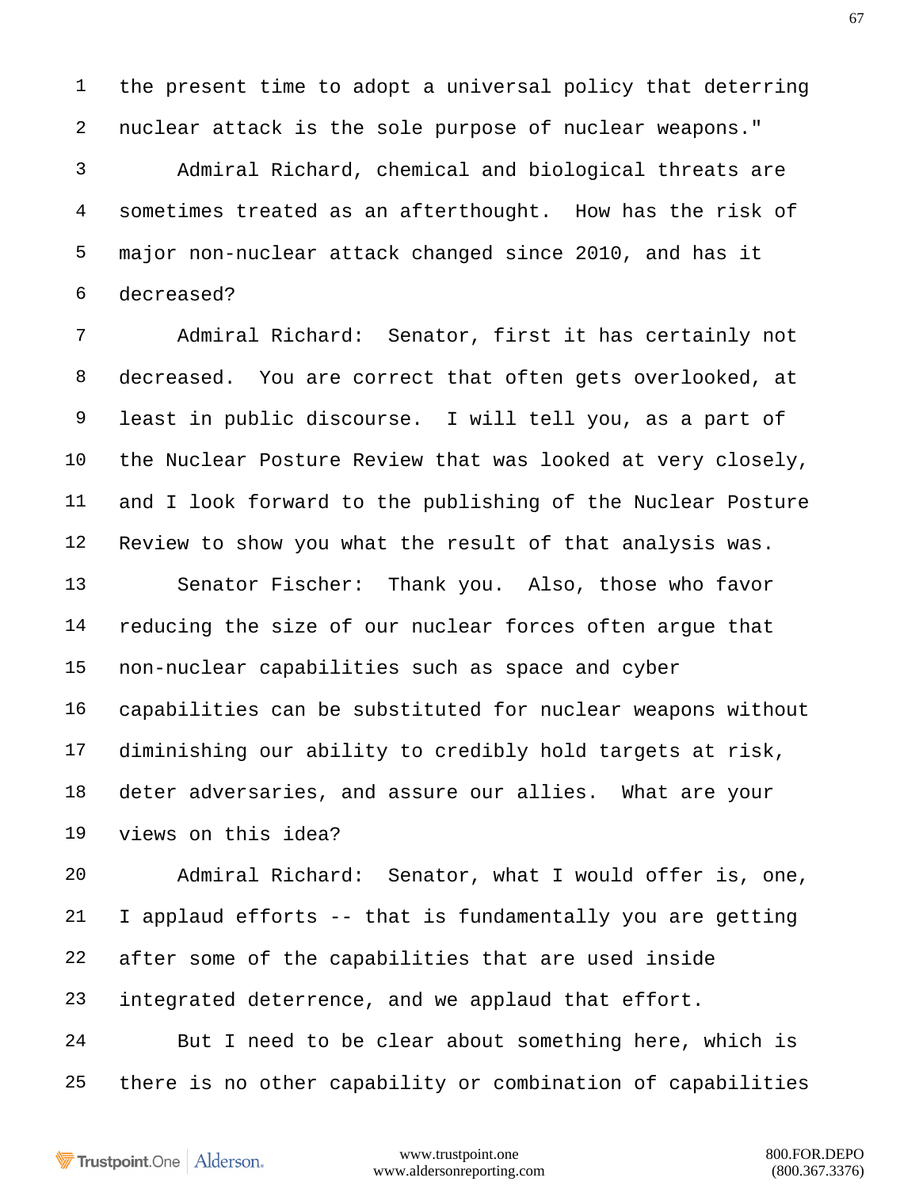the present time to adopt a universal policy that deterring nuclear attack is the sole purpose of nuclear weapons."

Admiral Richard, chemical and biological threats are sometimes treated as an afterthought. How has the risk of major non-nuclear attack changed since 2010, and has it decreased?

Admiral Richard: Senator, first it has certainly not decreased. You are correct that often gets overlooked, at least in public discourse. I will tell you, as a part of the Nuclear Posture Review that was looked at very closely, and I look forward to the publishing of the Nuclear Posture Review to show you what the result of that analysis was.

Senator Fischer: Thank you. Also, those who favor reducing the size of our nuclear forces often argue that non-nuclear capabilities such as space and cyber capabilities can be substituted for nuclear weapons without diminishing our ability to credibly hold targets at risk, deter adversaries, and assure our allies. What are your views on this idea?

Admiral Richard: Senator, what I would offer is, one, I applaud efforts -- that is fundamentally you are getting after some of the capabilities that are used inside integrated deterrence, and we applaud that effort.

But I need to be clear about something here, which is there is no other capability or combination of capabilities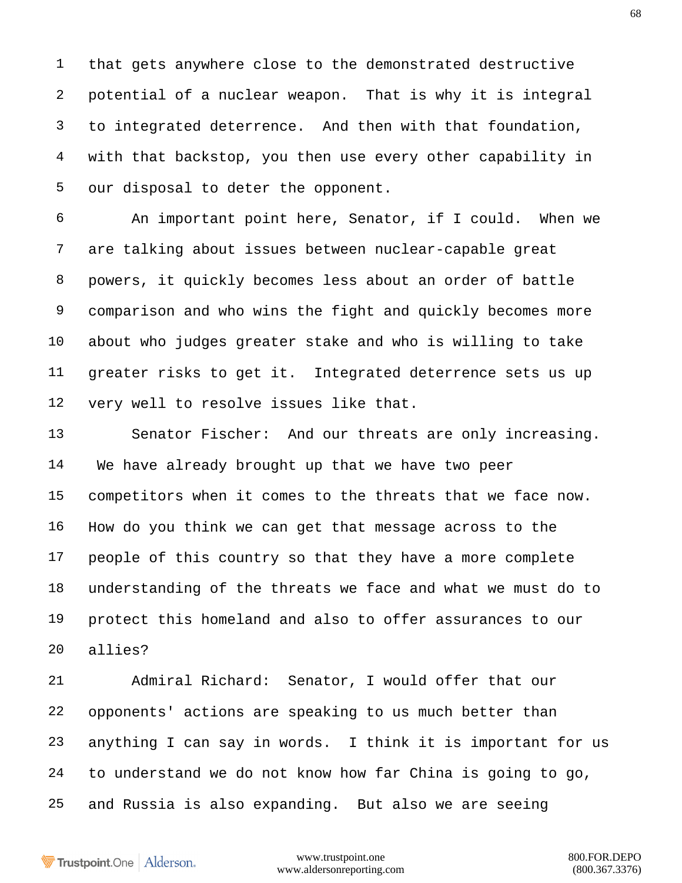that gets anywhere close to the demonstrated destructive potential of a nuclear weapon. That is why it is integral to integrated deterrence. And then with that foundation, with that backstop, you then use every other capability in our disposal to deter the opponent.

An important point here, Senator, if I could. When we are talking about issues between nuclear-capable great powers, it quickly becomes less about an order of battle comparison and who wins the fight and quickly becomes more about who judges greater stake and who is willing to take greater risks to get it. Integrated deterrence sets us up very well to resolve issues like that.

Senator Fischer: And our threats are only increasing. We have already brought up that we have two peer competitors when it comes to the threats that we face now. How do you think we can get that message across to the people of this country so that they have a more complete understanding of the threats we face and what we must do to protect this homeland and also to offer assurances to our allies?

Admiral Richard: Senator, I would offer that our opponents' actions are speaking to us much better than anything I can say in words. I think it is important for us to understand we do not know how far China is going to go, and Russia is also expanding. But also we are seeing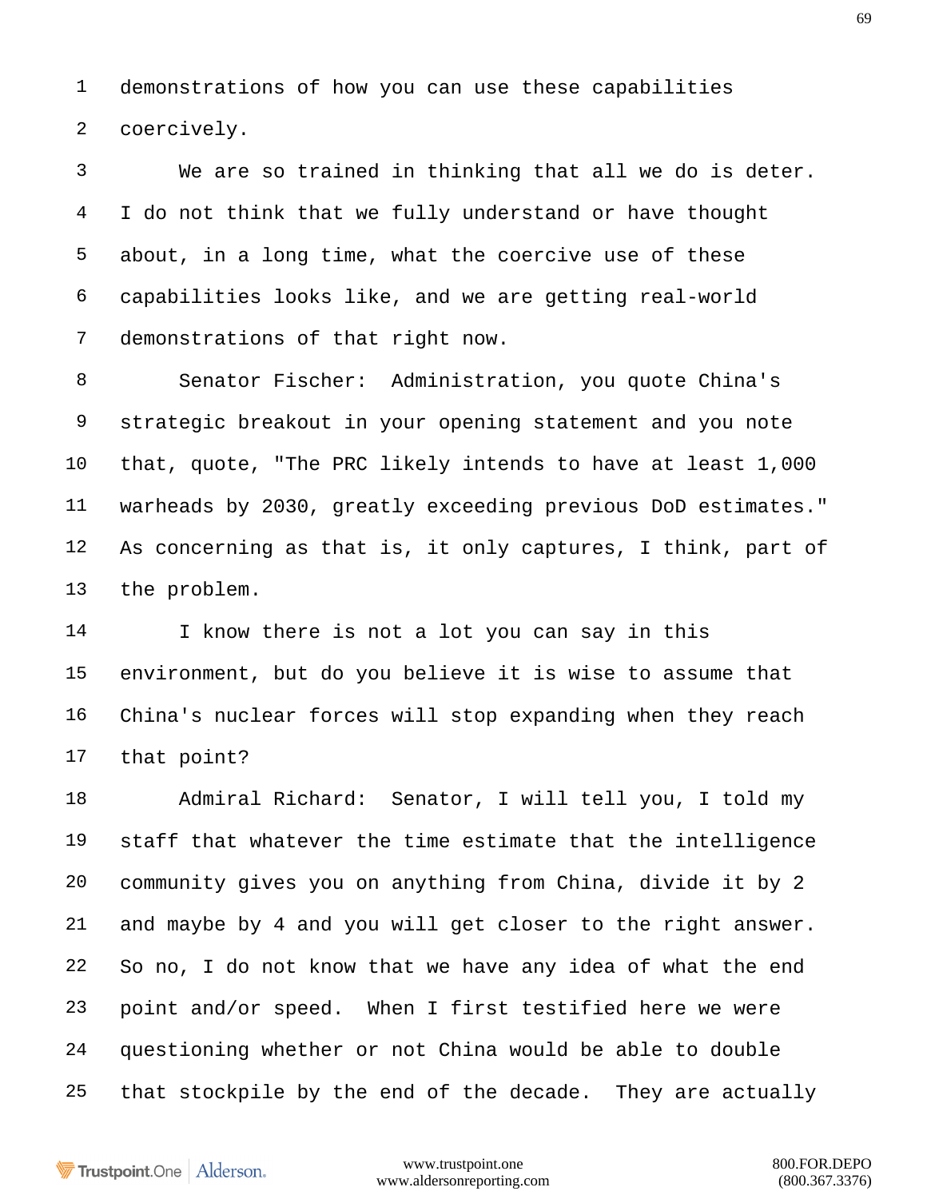demonstrations of how you can use these capabilities coercively.

We are so trained in thinking that all we do is deter. I do not think that we fully understand or have thought about, in a long time, what the coercive use of these capabilities looks like, and we are getting real-world demonstrations of that right now.

Senator Fischer: Administration, you quote China's strategic breakout in your opening statement and you note that, quote, "The PRC likely intends to have at least 1,000 warheads by 2030, greatly exceeding previous DoD estimates." As concerning as that is, it only captures, I think, part of the problem.

I know there is not a lot you can say in this environment, but do you believe it is wise to assume that China's nuclear forces will stop expanding when they reach that point?

Admiral Richard: Senator, I will tell you, I told my staff that whatever the time estimate that the intelligence community gives you on anything from China, divide it by 2 and maybe by 4 and you will get closer to the right answer. So no, I do not know that we have any idea of what the end point and/or speed. When I first testified here we were questioning whether or not China would be able to double that stockpile by the end of the decade. They are actually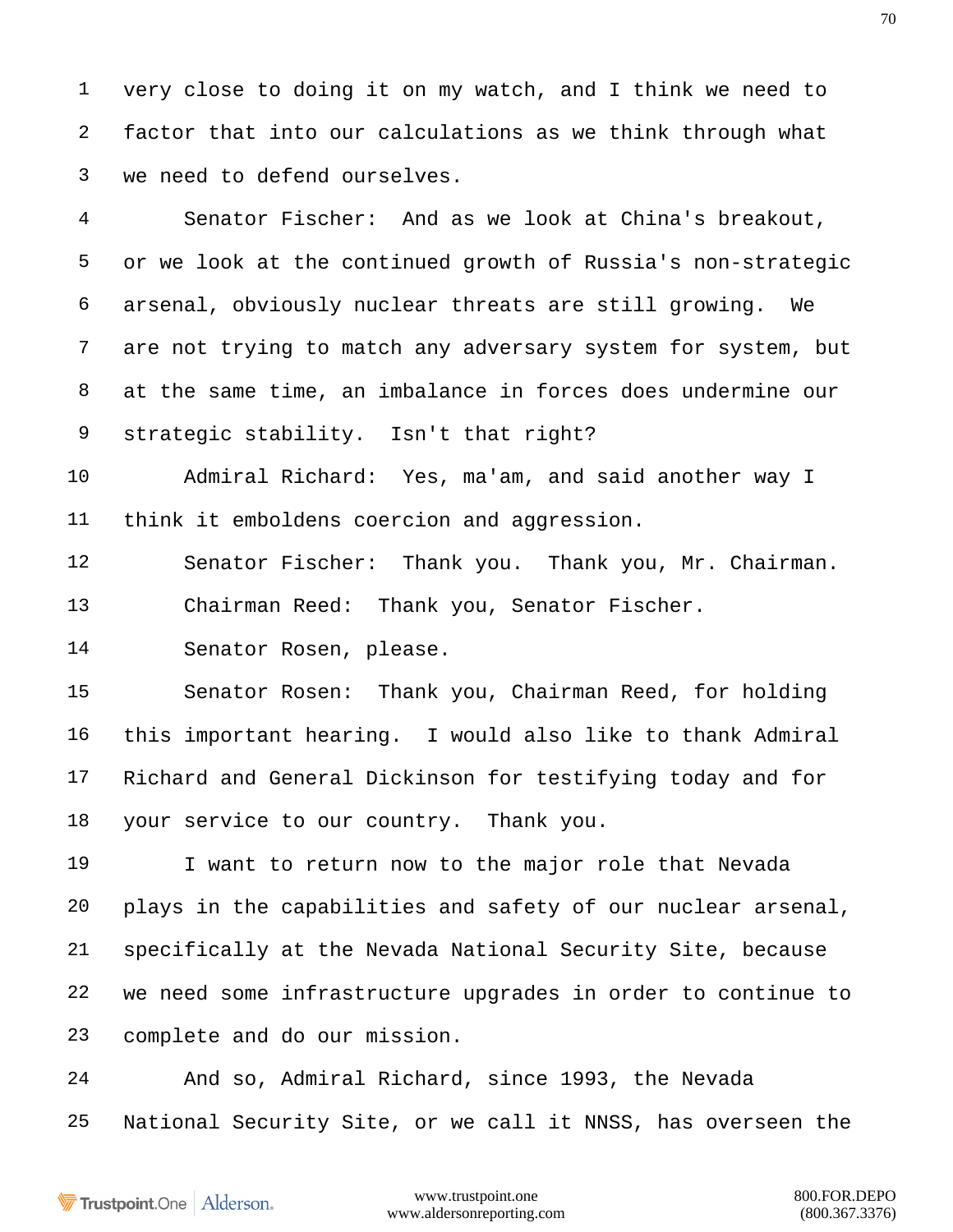very close to doing it on my watch, and I think we need to factor that into our calculations as we think through what we need to defend ourselves.

Senator Fischer: And as we look at China's breakout, or we look at the continued growth of Russia's non-strategic arsenal, obviously nuclear threats are still growing. We are not trying to match any adversary system for system, but at the same time, an imbalance in forces does undermine our strategic stability. Isn't that right?

Admiral Richard: Yes, ma'am, and said another way I think it emboldens coercion and aggression.

Senator Fischer: Thank you. Thank you, Mr. Chairman.

Chairman Reed: Thank you, Senator Fischer.

Senator Rosen, please.

Senator Rosen: Thank you, Chairman Reed, for holding this important hearing. I would also like to thank Admiral Richard and General Dickinson for testifying today and for your service to our country. Thank you.

I want to return now to the major role that Nevada plays in the capabilities and safety of our nuclear arsenal, specifically at the Nevada National Security Site, because we need some infrastructure upgrades in order to continue to complete and do our mission.

And so, Admiral Richard, since 1993, the Nevada National Security Site, or we call it NNSS, has overseen the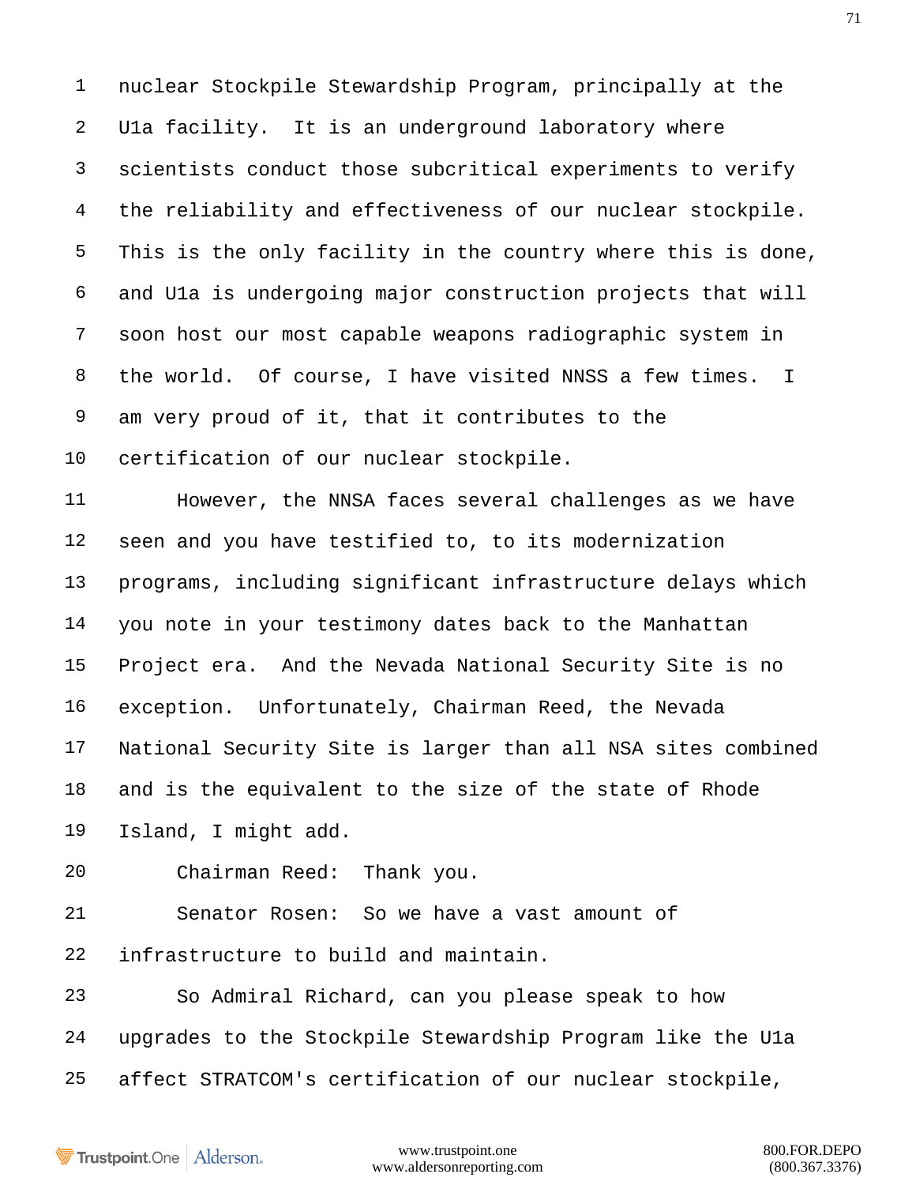nuclear Stockpile Stewardship Program, principally at the U1a facility. It is an underground laboratory where scientists conduct those subcritical experiments to verify the reliability and effectiveness of our nuclear stockpile. This is the only facility in the country where this is done, and U1a is undergoing major construction projects that will soon host our most capable weapons radiographic system in the world. Of course, I have visited NNSS a few times. I am very proud of it, that it contributes to the certification of our nuclear stockpile.

However, the NNSA faces several challenges as we have seen and you have testified to, to its modernization programs, including significant infrastructure delays which you note in your testimony dates back to the Manhattan Project era. And the Nevada National Security Site is no exception. Unfortunately, Chairman Reed, the Nevada National Security Site is larger than all NSA sites combined and is the equivalent to the size of the state of Rhode Island, I might add.

Chairman Reed: Thank you.

Senator Rosen: So we have a vast amount of infrastructure to build and maintain.

So Admiral Richard, can you please speak to how upgrades to the Stockpile Stewardship Program like the U1a affect STRATCOM's certification of our nuclear stockpile,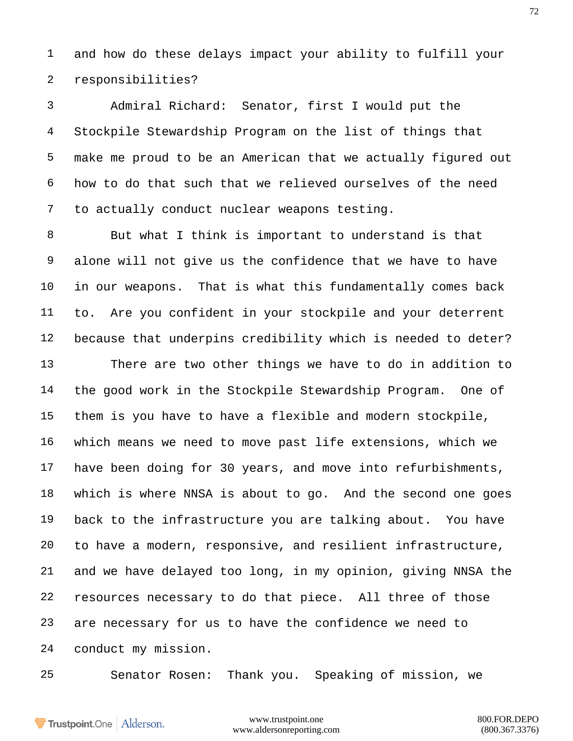and how do these delays impact your ability to fulfill your responsibilities?

Admiral Richard: Senator, first I would put the Stockpile Stewardship Program on the list of things that make me proud to be an American that we actually figured out how to do that such that we relieved ourselves of the need to actually conduct nuclear weapons testing.

But what I think is important to understand is that alone will not give us the confidence that we have to have in our weapons. That is what this fundamentally comes back to. Are you confident in your stockpile and your deterrent because that underpins credibility which is needed to deter?

There are two other things we have to do in addition to the good work in the Stockpile Stewardship Program. One of them is you have to have a flexible and modern stockpile, which means we need to move past life extensions, which we have been doing for 30 years, and move into refurbishments, which is where NNSA is about to go. And the second one goes back to the infrastructure you are talking about. You have to have a modern, responsive, and resilient infrastructure, and we have delayed too long, in my opinion, giving NNSA the resources necessary to do that piece. All three of those are necessary for us to have the confidence we need to conduct my mission.

Senator Rosen: Thank you. Speaking of mission, we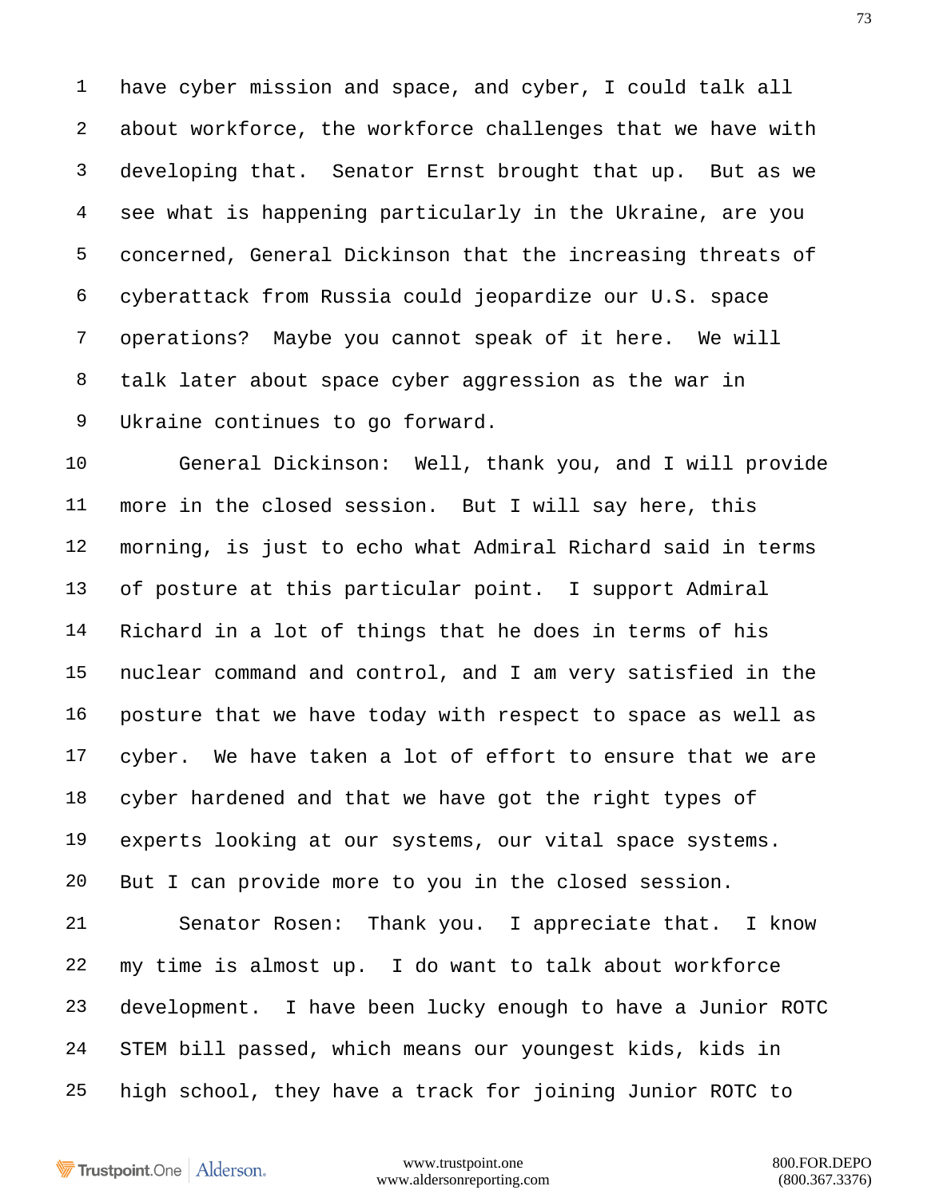have cyber mission and space, and cyber, I could talk all about workforce, the workforce challenges that we have with developing that. Senator Ernst brought that up. But as we see what is happening particularly in the Ukraine, are you concerned, General Dickinson that the increasing threats of cyberattack from Russia could jeopardize our U.S. space operations? Maybe you cannot speak of it here. We will talk later about space cyber aggression as the war in Ukraine continues to go forward.

General Dickinson: Well, thank you, and I will provide more in the closed session. But I will say here, this morning, is just to echo what Admiral Richard said in terms of posture at this particular point. I support Admiral Richard in a lot of things that he does in terms of his nuclear command and control, and I am very satisfied in the posture that we have today with respect to space as well as cyber. We have taken a lot of effort to ensure that we are cyber hardened and that we have got the right types of experts looking at our systems, our vital space systems. But I can provide more to you in the closed session.

Senator Rosen: Thank you. I appreciate that. I know my time is almost up. I do want to talk about workforce development. I have been lucky enough to have a Junior ROTC STEM bill passed, which means our youngest kids, kids in high school, they have a track for joining Junior ROTC to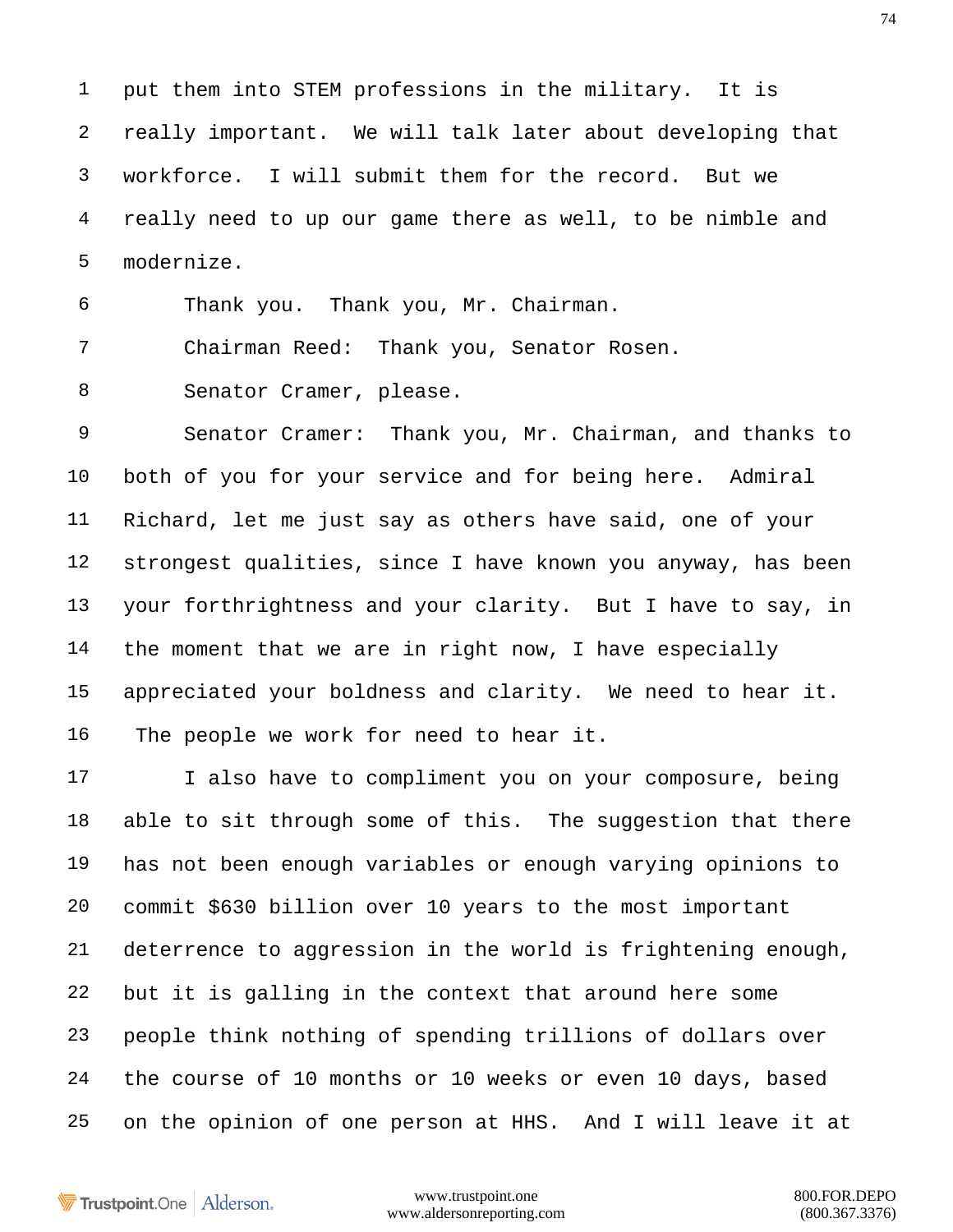put them into STEM professions in the military. It is really important. We will talk later about developing that workforce. I will submit them for the record. But we really need to up our game there as well, to be nimble and modernize.

Thank you. Thank you, Mr. Chairman.

Chairman Reed: Thank you, Senator Rosen.

Senator Cramer, please.

Senator Cramer: Thank you, Mr. Chairman, and thanks to both of you for your service and for being here. Admiral Richard, let me just say as others have said, one of your strongest qualities, since I have known you anyway, has been your forthrightness and your clarity. But I have to say, in the moment that we are in right now, I have especially appreciated your boldness and clarity. We need to hear it. The people we work for need to hear it.

I also have to compliment you on your composure, being able to sit through some of this. The suggestion that there has not been enough variables or enough varying opinions to commit $630 billion over 10 years to the most important deterrence to aggression in the world is frightening enough, but it is galling in the context that around here some people think nothing of spending trillions of dollars over the course of 10 months or 10 weeks or even 10 days, based on the opinion of one person at HHS. And I will leave it at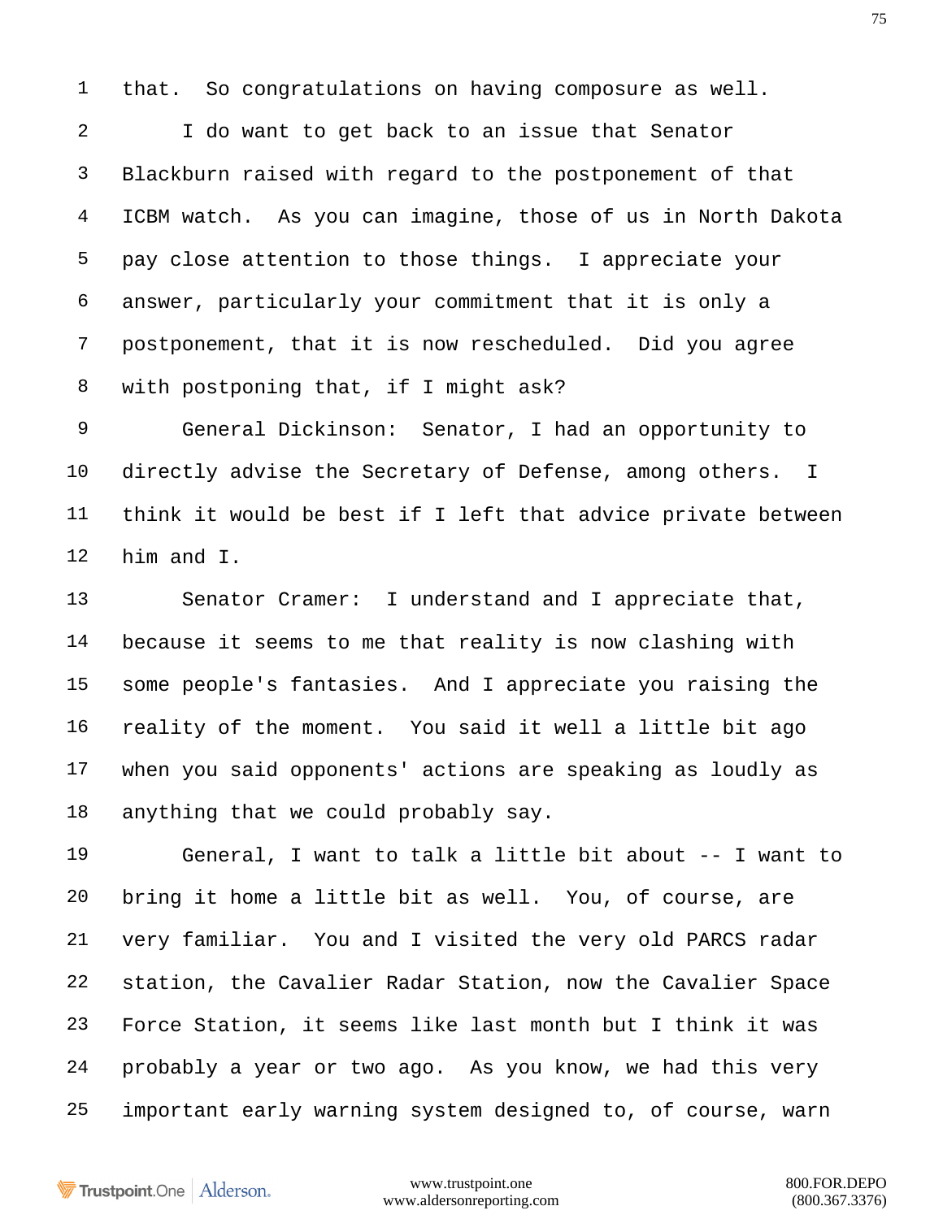that. So congratulations on having composure as well.

I do want to get back to an issue that Senator Blackburn raised with regard to the postponement of that ICBM watch. As you can imagine, those of us in North Dakota pay close attention to those things. I appreciate your answer, particularly your commitment that it is only a postponement, that it is now rescheduled. Did you agree with postponing that, if I might ask?

General Dickinson: Senator, I had an opportunity to directly advise the Secretary of Defense, among others. I think it would be best if I left that advice private between him and I.

Senator Cramer: I understand and I appreciate that, because it seems to me that reality is now clashing with some people's fantasies. And I appreciate you raising the reality of the moment. You said it well a little bit ago when you said opponents' actions are speaking as loudly as anything that we could probably say.

General, I want to talk a little bit about -- I want to bring it home a little bit as well. You, of course, are very familiar. You and I visited the very old PARCS radar station, the Cavalier Radar Station, now the Cavalier Space Force Station, it seems like last month but I think it was probably a year or two ago. As you know, we had this very important early warning system designed to, of course, warn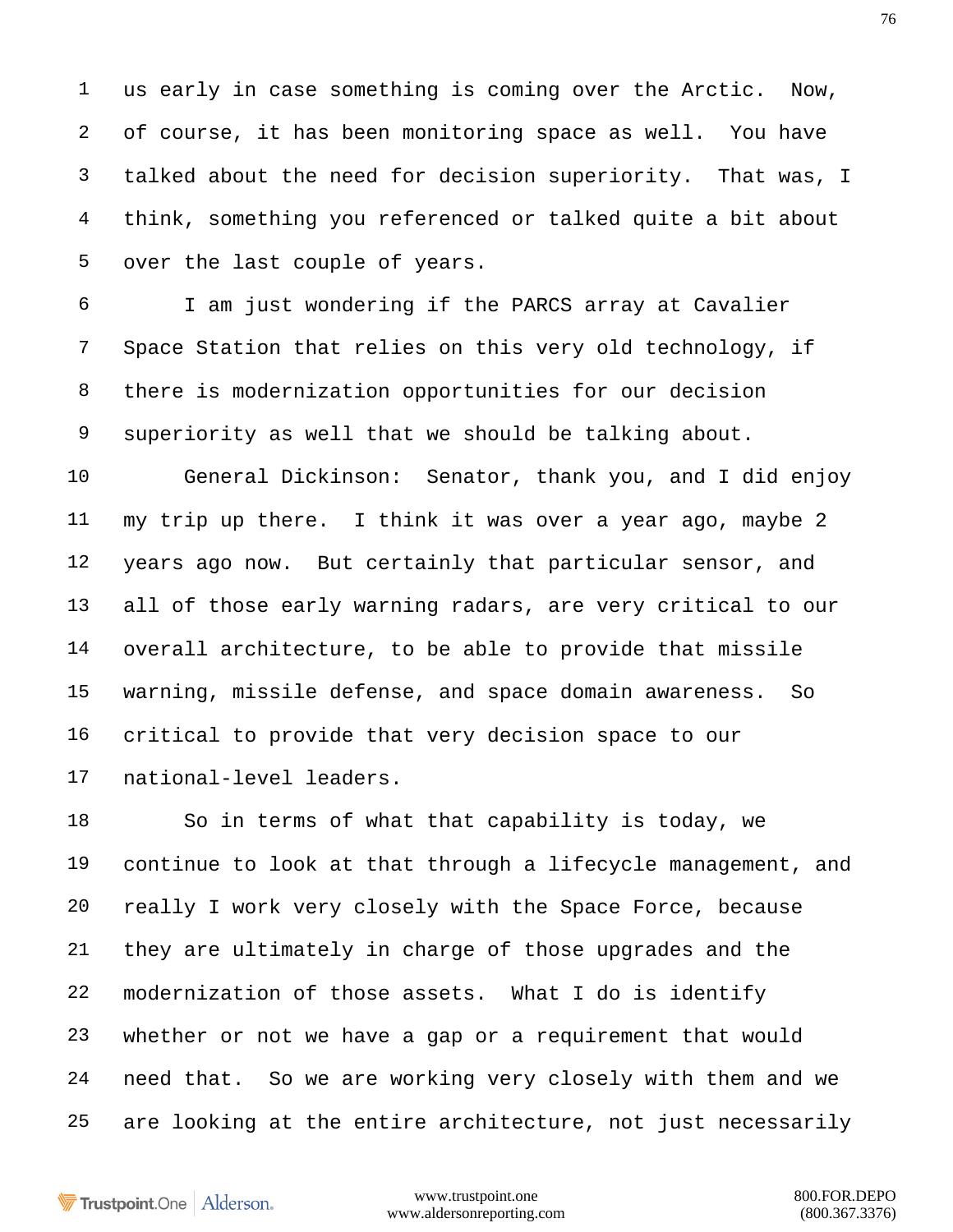us early in case something is coming over the Arctic. Now, of course, it has been monitoring space as well. You have talked about the need for decision superiority. That was, I think, something you referenced or talked quite a bit about over the last couple of years.

I am just wondering if the PARCS array at Cavalier Space Station that relies on this very old technology, if there is modernization opportunities for our decision superiority as well that we should be talking about.

General Dickinson: Senator, thank you, and I did enjoy my trip up there. I think it was over a year ago, maybe 2 years ago now. But certainly that particular sensor, and all of those early warning radars, are very critical to our overall architecture, to be able to provide that missile warning, missile defense, and space domain awareness. So critical to provide that very decision space to our national-level leaders.

So in terms of what that capability is today, we continue to look at that through a lifecycle management, and really I work very closely with the Space Force, because they are ultimately in charge of those upgrades and the modernization of those assets. What I do is identify whether or not we have a gap or a requirement that would need that. So we are working very closely with them and we are looking at the entire architecture, not just necessarily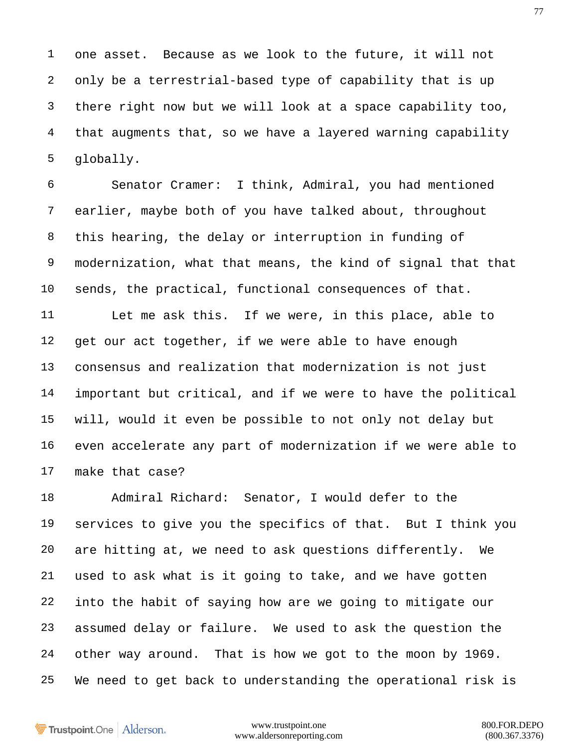one asset. Because as we look to the future, it will not only be a terrestrial-based type of capability that is up there right now but we will look at a space capability too, that augments that, so we have a layered warning capability globally.

Senator Cramer: I think, Admiral, you had mentioned earlier, maybe both of you have talked about, throughout this hearing, the delay or interruption in funding of modernization, what that means, the kind of signal that that sends, the practical, functional consequences of that.

Let me ask this. If we were, in this place, able to get our act together, if we were able to have enough consensus and realization that modernization is not just important but critical, and if we were to have the political will, would it even be possible to not only not delay but even accelerate any part of modernization if we were able to make that case?

Admiral Richard: Senator, I would defer to the services to give you the specifics of that. But I think you are hitting at, we need to ask questions differently. We used to ask what is it going to take, and we have gotten into the habit of saying how are we going to mitigate our assumed delay or failure. We used to ask the question the other way around. That is how we got to the moon by 1969. We need to get back to understanding the operational risk is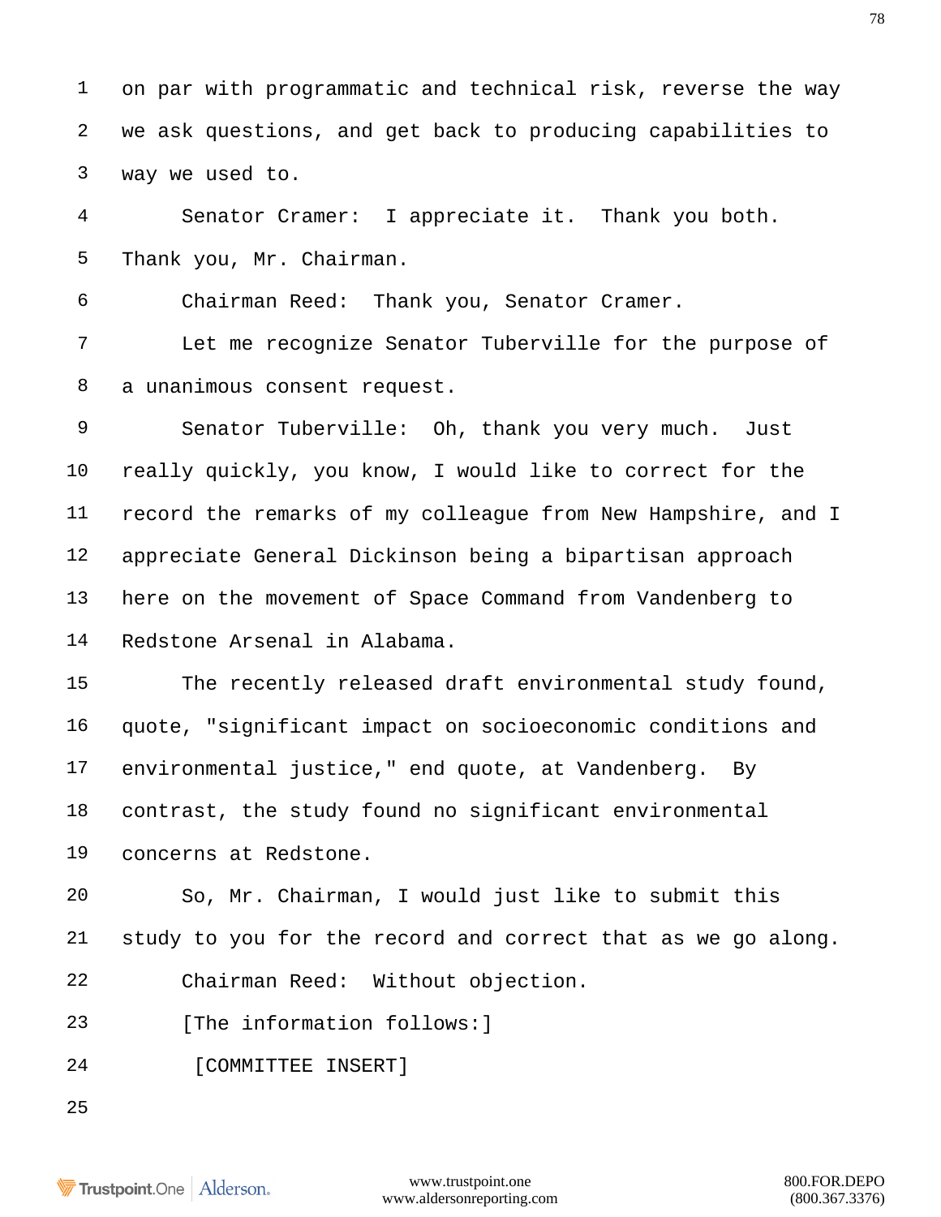on par with programmatic and technical risk, reverse the way we ask questions, and get back to producing capabilities to way we used to.

Senator Cramer: I appreciate it. Thank you both. Thank you, Mr. Chairman.

Chairman Reed: Thank you, Senator Cramer.

Let me recognize Senator Tuberville for the purpose of a unanimous consent request.

Senator Tuberville: Oh, thank you very much. Just really quickly, you know, I would like to correct for the record the remarks of my colleague from New Hampshire, and I appreciate General Dickinson being a bipartisan approach here on the movement of Space Command from Vandenberg to Redstone Arsenal in Alabama.

The recently released draft environmental study found, quote, "significant impact on socioeconomic conditions and environmental justice," end quote, at Vandenberg. By contrast, the study found no significant environmental concerns at Redstone.

So, Mr. Chairman, I would just like to submit this study to you for the record and correct that as we go along.

Chairman Reed: Without objection.

[The information follows:]

[COMMITTEE INSERT]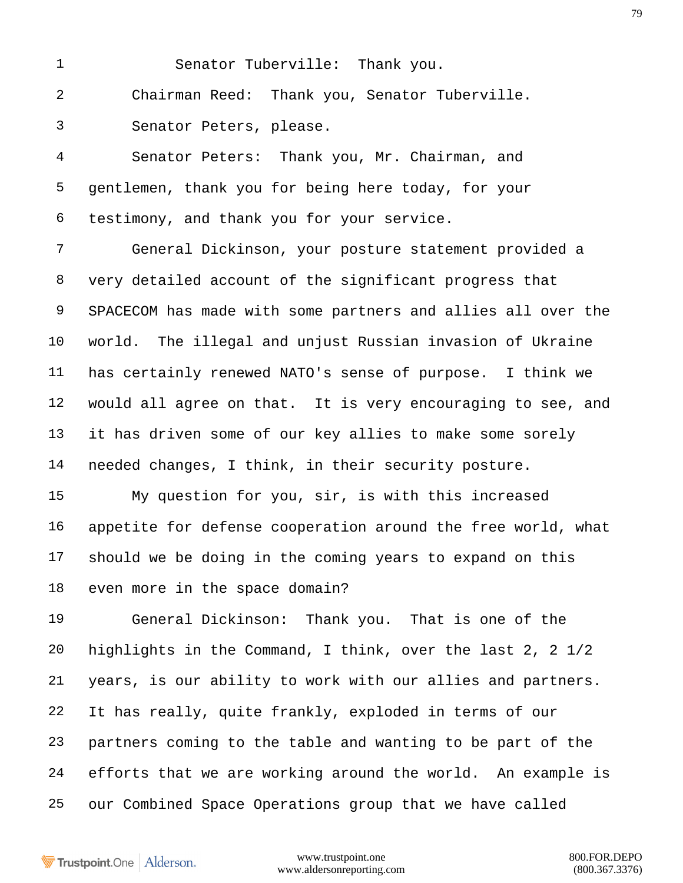Senator Tuberville: Thank you.

Chairman Reed: Thank you, Senator Tuberville.

Senator Peters, please.

Senator Peters: Thank you, Mr. Chairman, and gentlemen, thank you for being here today, for your testimony, and thank you for your service.

General Dickinson, your posture statement provided a very detailed account of the significant progress that SPACECOM has made with some partners and allies all over the world. The illegal and unjust Russian invasion of Ukraine has certainly renewed NATO's sense of purpose. I think we would all agree on that. It is very encouraging to see, and it has driven some of our key allies to make some sorely needed changes, I think, in their security posture.

My question for you, sir, is with this increased appetite for defense cooperation around the free world, what should we be doing in the coming years to expand on this even more in the space domain?

General Dickinson: Thank you. That is one of the highlights in the Command, I think, over the last 2, 2 1/2 years, is our ability to work with our allies and partners. It has really, quite frankly, exploded in terms of our partners coming to the table and wanting to be part of the efforts that we are working around the world. An example is our Combined Space Operations group that we have called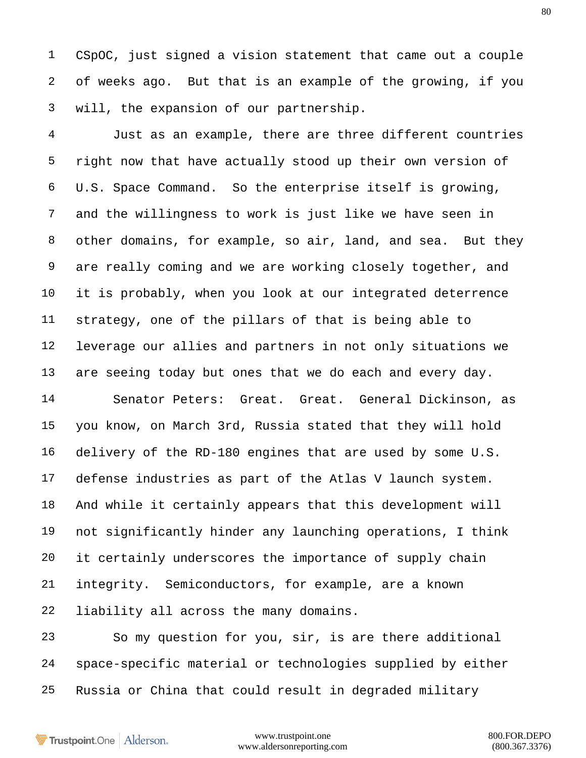CSpOC, just signed a vision statement that came out a couple of weeks ago. But that is an example of the growing, if you will, the expansion of our partnership.

Just as an example, there are three different countries right now that have actually stood up their own version of U.S. Space Command. So the enterprise itself is growing, and the willingness to work is just like we have seen in other domains, for example, so air, land, and sea. But they are really coming and we are working closely together, and it is probably, when you look at our integrated deterrence strategy, one of the pillars of that is being able to leverage our allies and partners in not only situations we are seeing today but ones that we do each and every day.

Senator Peters: Great. Great. General Dickinson, as you know, on March 3rd, Russia stated that they will hold delivery of the RD-180 engines that are used by some U.S. defense industries as part of the Atlas V launch system. And while it certainly appears that this development will not significantly hinder any launching operations, I think it certainly underscores the importance of supply chain integrity. Semiconductors, for example, are a known liability all across the many domains.

So my question for you, sir, is are there additional space-specific material or technologies supplied by either Russia or China that could result in degraded military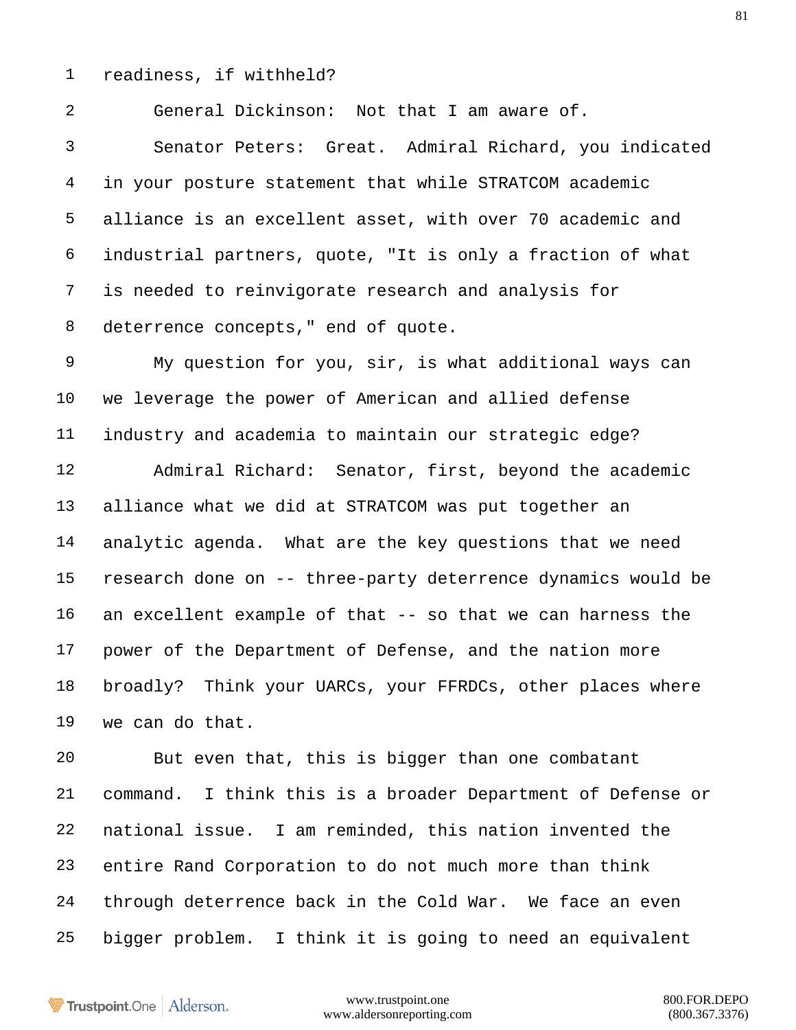readiness, if withheld?

General Dickinson: Not that I am aware of.

Senator Peters: Great. Admiral Richard, you indicated in your posture statement that while STRATCOM academic alliance is an excellent asset, with over 70 academic and industrial partners, quote, "It is only a fraction of what is needed to reinvigorate research and analysis for deterrence concepts," end of quote.

My question for you, sir, is what additional ways can we leverage the power of American and allied defense industry and academia to maintain our strategic edge?

Admiral Richard: Senator, first, beyond the academic alliance what we did at STRATCOM was put together an analytic agenda. What are the key questions that we need research done on -- three-party deterrence dynamics would be an excellent example of that -- so that we can harness the power of the Department of Defense, and the nation more broadly? Think your UARCs, your FFRDCs, other places where we can do that.

But even that, this is bigger than one combatant command. I think this is a broader Department of Defense or national issue. I am reminded, this nation invented the entire Rand Corporation to do not much more than think through deterrence back in the Cold War. We face an even bigger problem. I think it is going to need an equivalent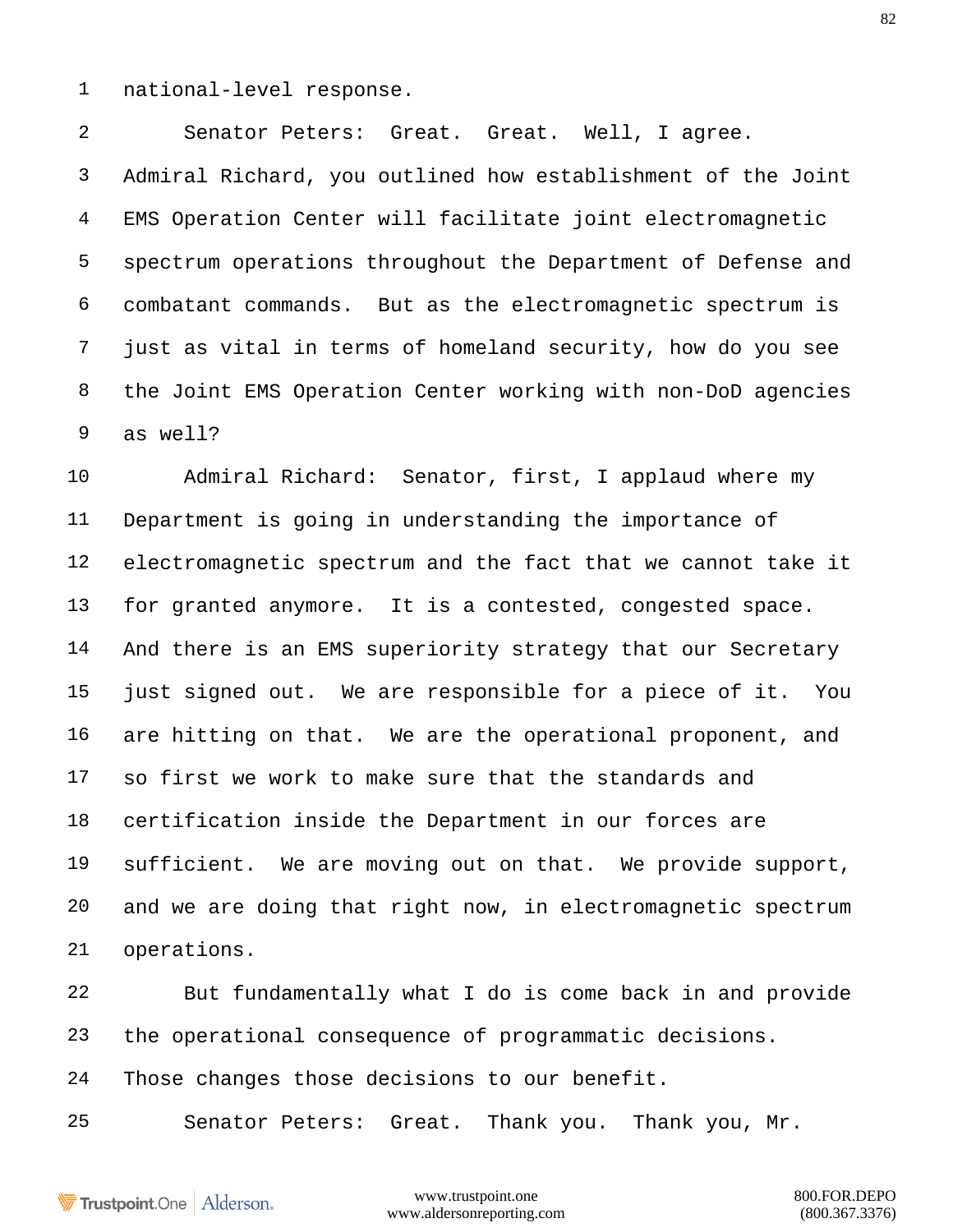national-level response.

Senator Peters: Great. Great. Well, I agree. Admiral Richard, you outlined how establishment of the Joint EMS Operation Center will facilitate joint electromagnetic spectrum operations throughout the Department of Defense and combatant commands. But as the electromagnetic spectrum is just as vital in terms of homeland security, how do you see the Joint EMS Operation Center working with non-DoD agencies as well?

Admiral Richard: Senator, first, I applaud where my Department is going in understanding the importance of electromagnetic spectrum and the fact that we cannot take it for granted anymore. It is a contested, congested space. And there is an EMS superiority strategy that our Secretary just signed out. We are responsible for a piece of it. You are hitting on that. We are the operational proponent, and so first we work to make sure that the standards and certification inside the Department in our forces are sufficient. We are moving out on that. We provide support, and we are doing that right now, in electromagnetic spectrum operations.

But fundamentally what I do is come back in and provide the operational consequence of programmatic decisions. Those changes those decisions to our benefit.

Senator Peters: Great. Thank you. Thank you, Mr.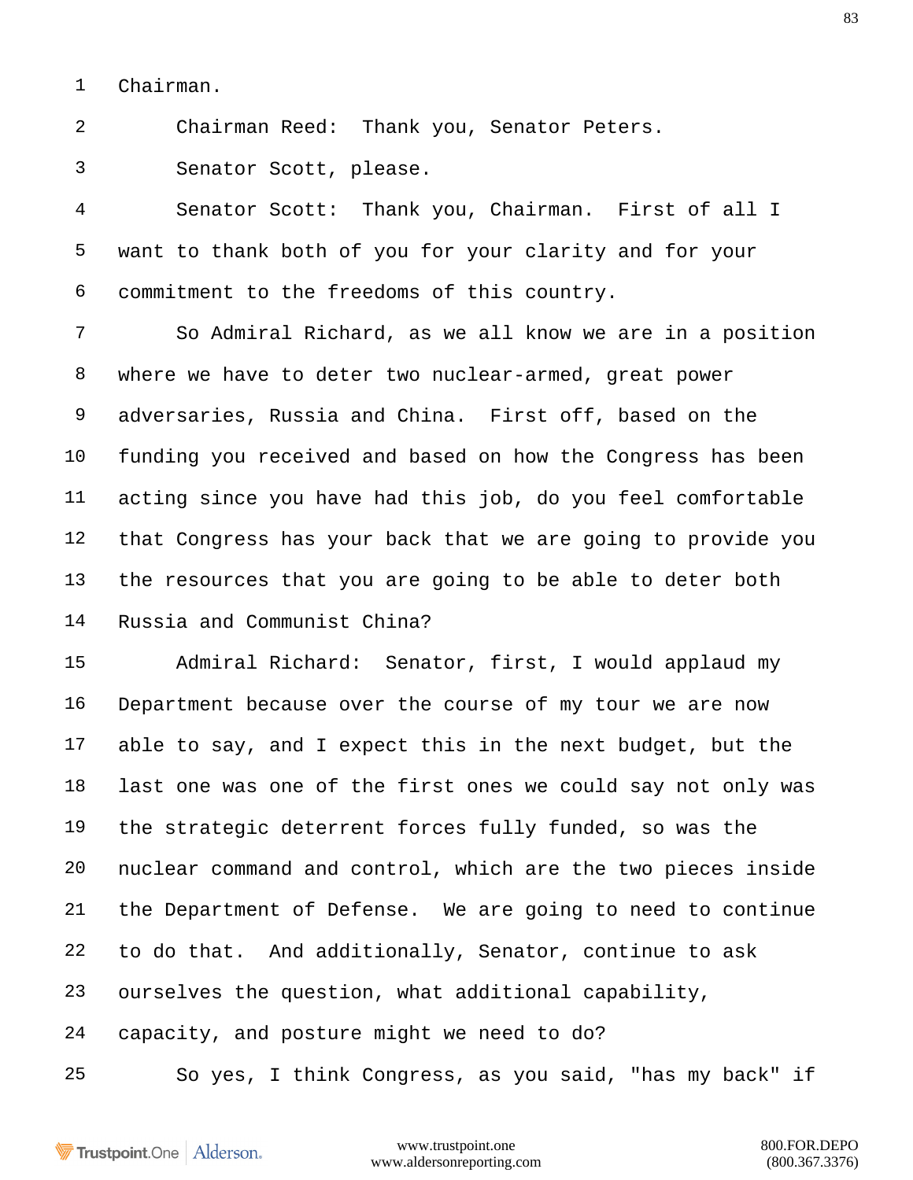Chairman.

Chairman Reed: Thank you, Senator Peters.

Senator Scott, please.

Senator Scott: Thank you, Chairman. First of all I want to thank both of you for your clarity and for your commitment to the freedoms of this country.

So Admiral Richard, as we all know we are in a position where we have to deter two nuclear-armed, great power adversaries, Russia and China. First off, based on the funding you received and based on how the Congress has been acting since you have had this job, do you feel comfortable that Congress has your back that we are going to provide you the resources that you are going to be able to deter both Russia and Communist China?

Admiral Richard: Senator, first, I would applaud my Department because over the course of my tour we are now able to say, and I expect this in the next budget, but the last one was one of the first ones we could say not only was the strategic deterrent forces fully funded, so was the nuclear command and control, which are the two pieces inside the Department of Defense. We are going to need to continue to do that. And additionally, Senator, continue to ask ourselves the question, what additional capability, capacity, and posture might we need to do?

So yes, I think Congress, as you said, "has my back" if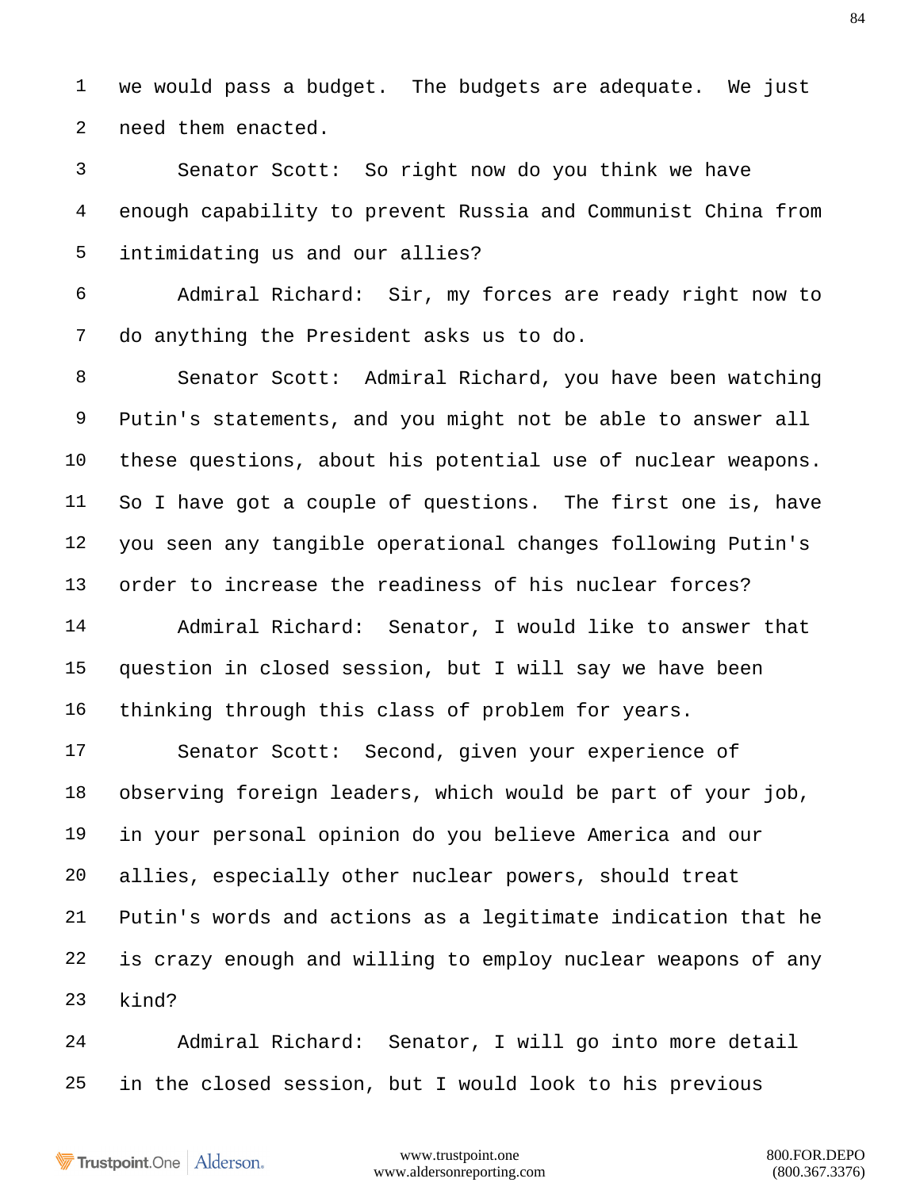we would pass a budget. The budgets are adequate. We just need them enacted.

Senator Scott: So right now do you think we have enough capability to prevent Russia and Communist China from intimidating us and our allies?

Admiral Richard: Sir, my forces are ready right now to do anything the President asks us to do.

Senator Scott: Admiral Richard, you have been watching Putin's statements, and you might not be able to answer all these questions, about his potential use of nuclear weapons. So I have got a couple of questions. The first one is, have you seen any tangible operational changes following Putin's order to increase the readiness of his nuclear forces?

Admiral Richard: Senator, I would like to answer that question in closed session, but I will say we have been thinking through this class of problem for years.

Senator Scott: Second, given your experience of observing foreign leaders, which would be part of your job, in your personal opinion do you believe America and our allies, especially other nuclear powers, should treat Putin's words and actions as a legitimate indication that he is crazy enough and willing to employ nuclear weapons of any kind?

Admiral Richard: Senator, I will go into more detail in the closed session, but I would look to his previous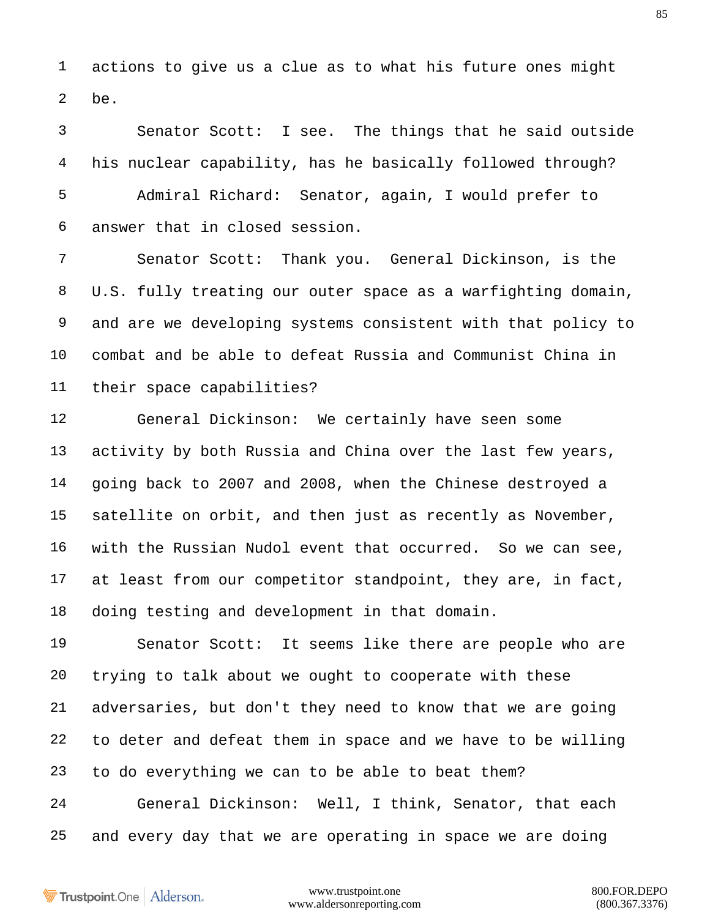actions to give us a clue as to what his future ones might be.

Senator Scott: I see. The things that he said outside his nuclear capability, has he basically followed through?

Admiral Richard: Senator, again, I would prefer to answer that in closed session.

Senator Scott: Thank you. General Dickinson, is the U.S. fully treating our outer space as a warfighting domain, and are we developing systems consistent with that policy to combat and be able to defeat Russia and Communist China in their space capabilities?

General Dickinson: We certainly have seen some activity by both Russia and China over the last few years, going back to 2007 and 2008, when the Chinese destroyed a satellite on orbit, and then just as recently as November, with the Russian Nudol event that occurred. So we can see, at least from our competitor standpoint, they are, in fact, doing testing and development in that domain.

Senator Scott: It seems like there are people who are trying to talk about we ought to cooperate with these adversaries, but don't they need to know that we are going to deter and defeat them in space and we have to be willing to do everything we can to be able to beat them?

General Dickinson: Well, I think, Senator, that each and every day that we are operating in space we are doing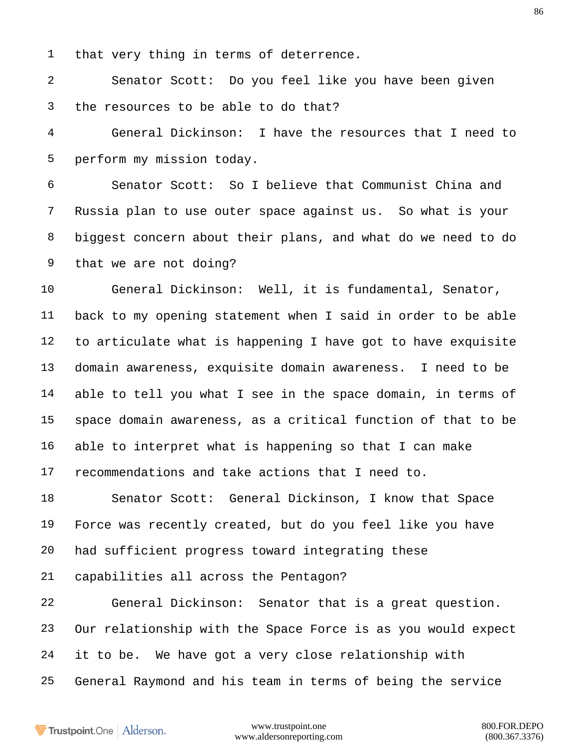that very thing in terms of deterrence.

Senator Scott: Do you feel like you have been given the resources to be able to do that?

General Dickinson: I have the resources that I need to perform my mission today.

Senator Scott: So I believe that Communist China and Russia plan to use outer space against us. So what is your biggest concern about their plans, and what do we need to do that we are not doing?

General Dickinson: Well, it is fundamental, Senator, back to my opening statement when I said in order to be able to articulate what is happening I have got to have exquisite domain awareness, exquisite domain awareness. I need to be able to tell you what I see in the space domain, in terms of space domain awareness, as a critical function of that to be able to interpret what is happening so that I can make recommendations and take actions that I need to.

Senator Scott: General Dickinson, I know that Space Force was recently created, but do you feel like you have had sufficient progress toward integrating these capabilities all across the Pentagon?

General Dickinson: Senator that is a great question. Our relationship with the Space Force is as you would expect it to be. We have got a very close relationship with General Raymond and his team in terms of being the service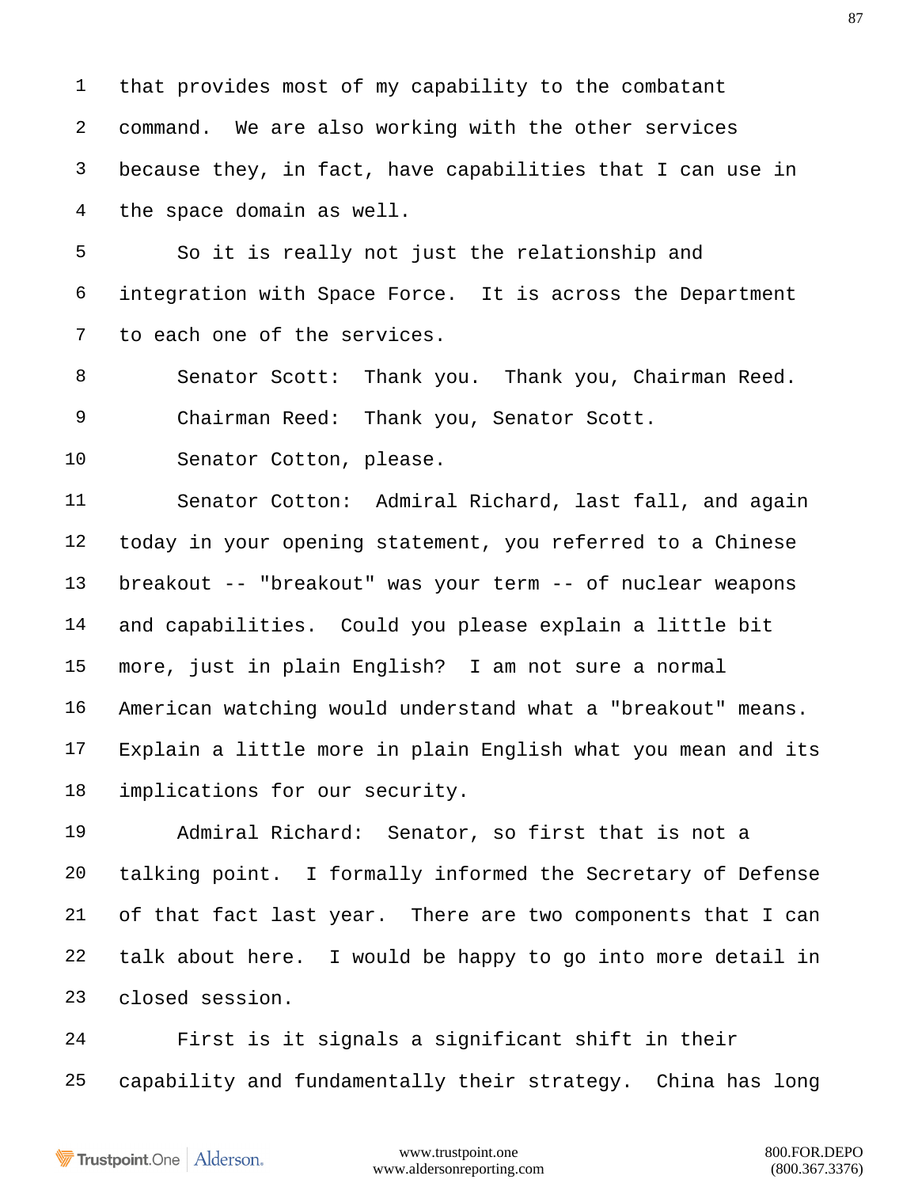that provides most of my capability to the combatant command. We are also working with the other services because they, in fact, have capabilities that I can use in the space domain as well.

So it is really not just the relationship and integration with Space Force. It is across the Department to each one of the services.

Senator Scott: Thank you. Thank you, Chairman Reed.

Chairman Reed: Thank you, Senator Scott.

Senator Cotton, please.

Senator Cotton: Admiral Richard, last fall, and again today in your opening statement, you referred to a Chinese breakout -- "breakout" was your term -- of nuclear weapons and capabilities. Could you please explain a little bit more, just in plain English? I am not sure a normal American watching would understand what a "breakout" means. Explain a little more in plain English what you mean and its implications for our security.

Admiral Richard: Senator, so first that is not a talking point. I formally informed the Secretary of Defense of that fact last year. There are two components that I can talk about here. I would be happy to go into more detail in closed session.

First is it signals a significant shift in their capability and fundamentally their strategy. China has long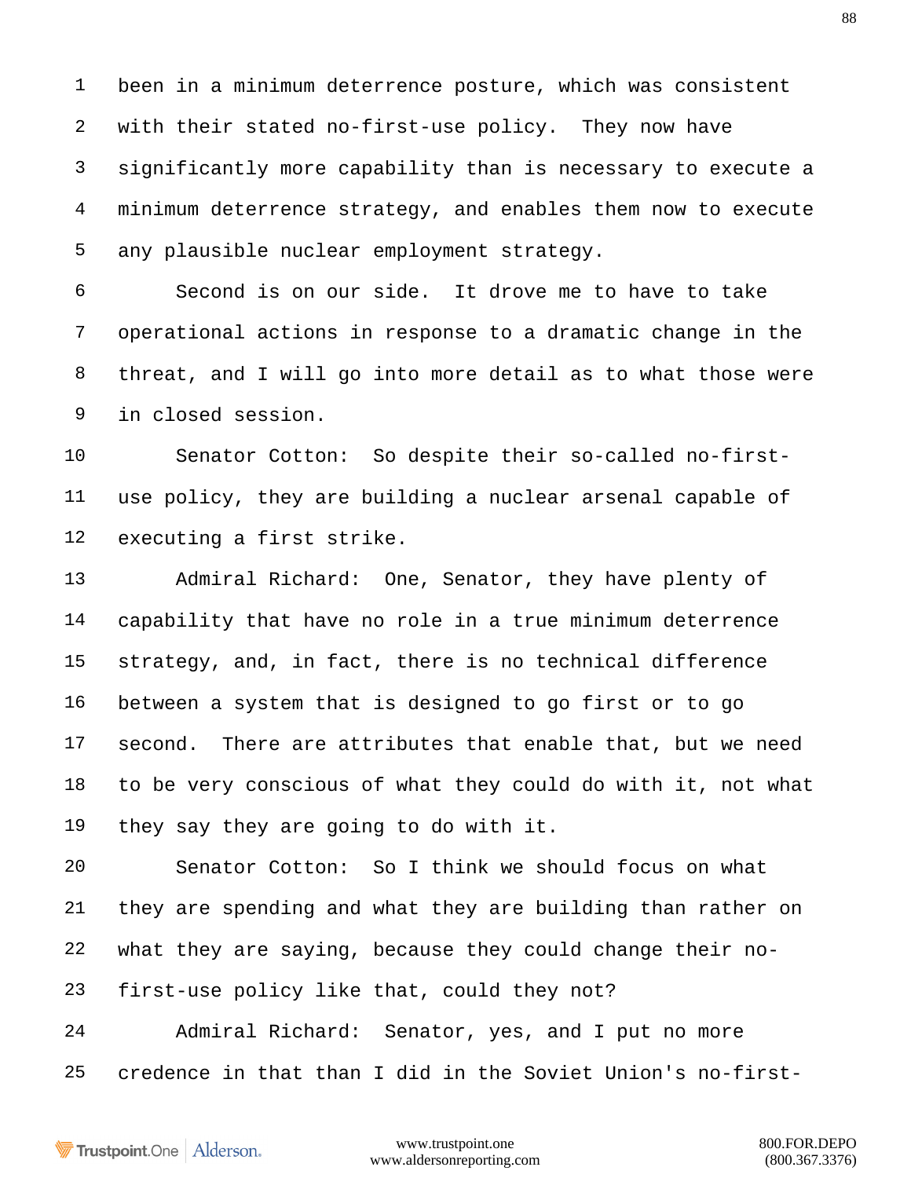been in a minimum deterrence posture, which was consistent with their stated no-first-use policy. They now have significantly more capability than is necessary to execute a minimum deterrence strategy, and enables them now to execute any plausible nuclear employment strategy.

Second is on our side. It drove me to have to take operational actions in response to a dramatic change in the threat, and I will go into more detail as to what those were in closed session.

Senator Cotton: So despite their so-called no-first-use policy, they are building a nuclear arsenal capable of executing a first strike.

Admiral Richard: One, Senator, they have plenty of capability that have no role in a true minimum deterrence strategy, and, in fact, there is no technical difference between a system that is designed to go first or to go second. There are attributes that enable that, but we need to be very conscious of what they could do with it, not what they say they are going to do with it.

Senator Cotton: So I think we should focus on what they are spending and what they are building than rather on what they are saying, because they could change their no-first-use policy like that, could they not?

Admiral Richard: Senator, yes, and I put no more credence in that than I did in the Soviet Union's no-first-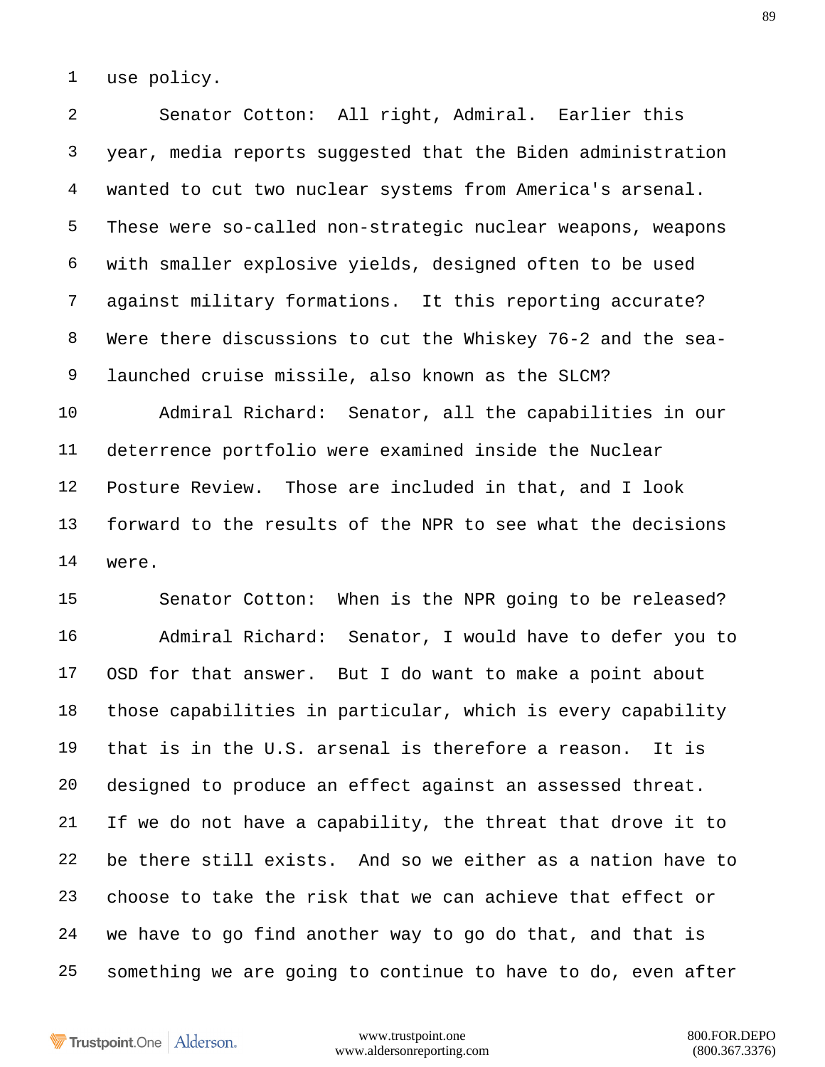use policy.

Senator Cotton: All right, Admiral. Earlier this year, media reports suggested that the Biden administration wanted to cut two nuclear systems from America's arsenal. These were so-called non-strategic nuclear weapons, weapons with smaller explosive yields, designed often to be used against military formations. It this reporting accurate? Were there discussions to cut the Whiskey 76-2 and the sea-launched cruise missile, also known as the SLCM?

Admiral Richard: Senator, all the capabilities in our deterrence portfolio were examined inside the Nuclear Posture Review. Those are included in that, and I look forward to the results of the NPR to see what the decisions were.

Senator Cotton: When is the NPR going to be released?

Admiral Richard: Senator, I would have to defer you to OSD for that answer. But I do want to make a point about those capabilities in particular, which is every capability that is in the U.S. arsenal is therefore a reason. It is designed to produce an effect against an assessed threat. If we do not have a capability, the threat that drove it to be there still exists. And so we either as a nation have to choose to take the risk that we can achieve that effect or we have to go find another way to go do that, and that is something we are going to continue to have to do, even after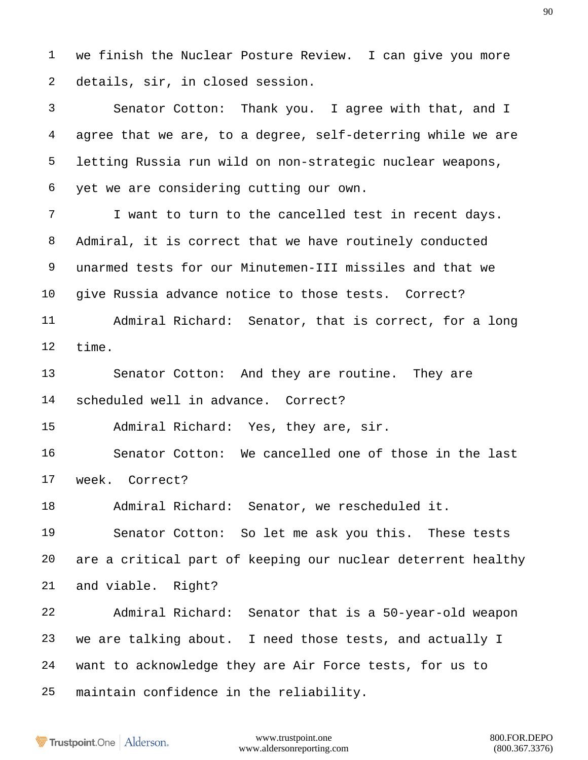we finish the Nuclear Posture Review. I can give you more details, sir, in closed session.

Senator Cotton: Thank you. I agree with that, and I agree that we are, to a degree, self-deterring while we are letting Russia run wild on non-strategic nuclear weapons, yet we are considering cutting our own.

I want to turn to the cancelled test in recent days. Admiral, it is correct that we have routinely conducted unarmed tests for our Minutemen-III missiles and that we give Russia advance notice to those tests. Correct?

Admiral Richard: Senator, that is correct, for a long time.

Senator Cotton: And they are routine. They are scheduled well in advance. Correct?

Admiral Richard: Yes, they are, sir.

Senator Cotton: We cancelled one of those in the last week. Correct?

Admiral Richard: Senator, we rescheduled it.

Senator Cotton: So let me ask you this. These tests are a critical part of keeping our nuclear deterrent healthy and viable. Right?

Admiral Richard: Senator that is a 50-year-old weapon we are talking about. I need those tests, and actually I want to acknowledge they are Air Force tests, for us to maintain confidence in the reliability.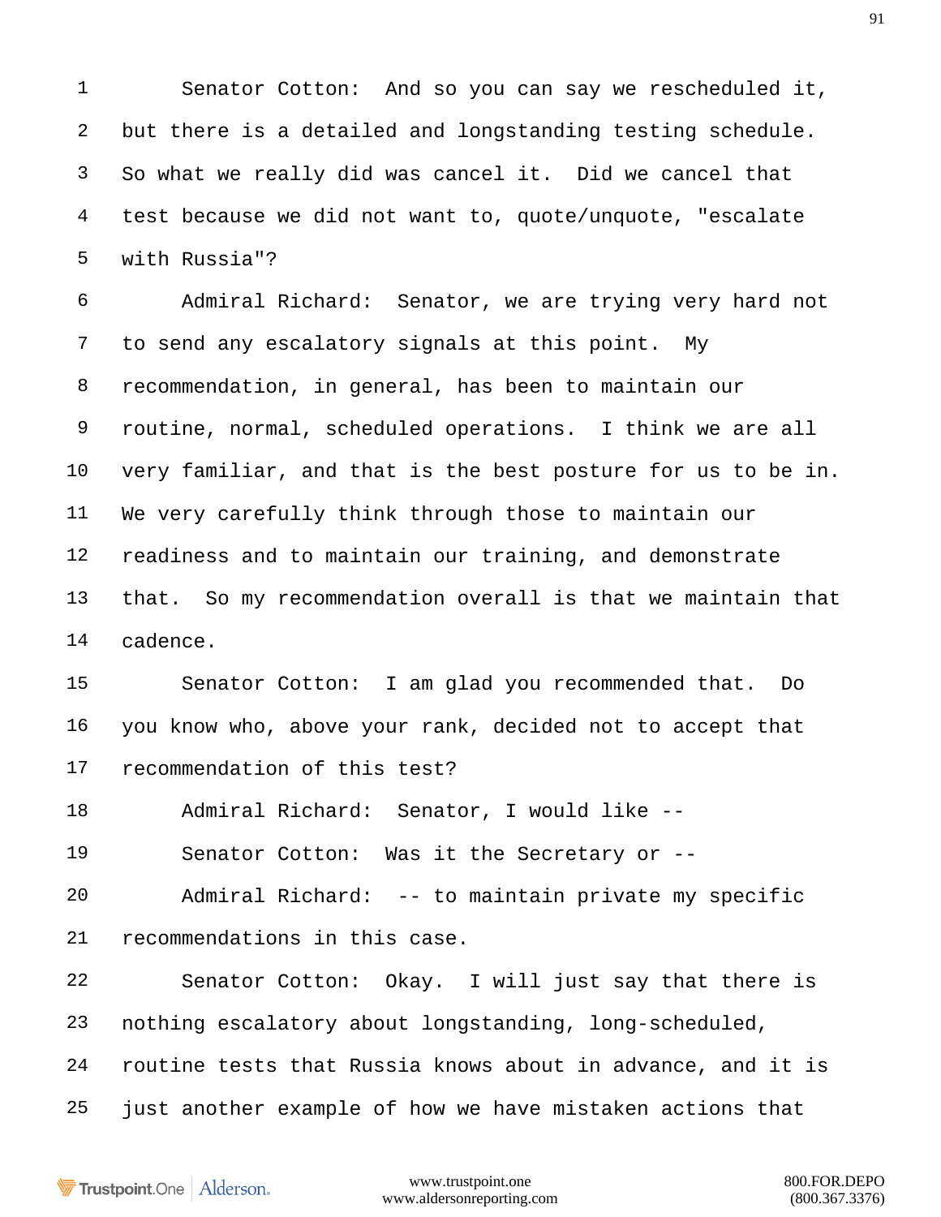Senator Cotton: And so you can say we rescheduled it, but there is a detailed and longstanding testing schedule. So what we really did was cancel it. Did we cancel that test because we did not want to, quote/unquote, "escalate with Russia"?

Admiral Richard: Senator, we are trying very hard not to send any escalatory signals at this point. My recommendation, in general, has been to maintain our routine, normal, scheduled operations. I think we are all very familiar, and that is the best posture for us to be in. We very carefully think through those to maintain our readiness and to maintain our training, and demonstrate that. So my recommendation overall is that we maintain that cadence.

Senator Cotton: I am glad you recommended that. Do you know who, above your rank, decided not to accept that recommendation of this test?

Admiral Richard: Senator, I would like --

Senator Cotton: Was it the Secretary or --

Admiral Richard: -- to maintain private my specific recommendations in this case.

Senator Cotton: Okay. I will just say that there is nothing escalatory about longstanding, long-scheduled, routine tests that Russia knows about in advance, and it is just another example of how we have mistaken actions that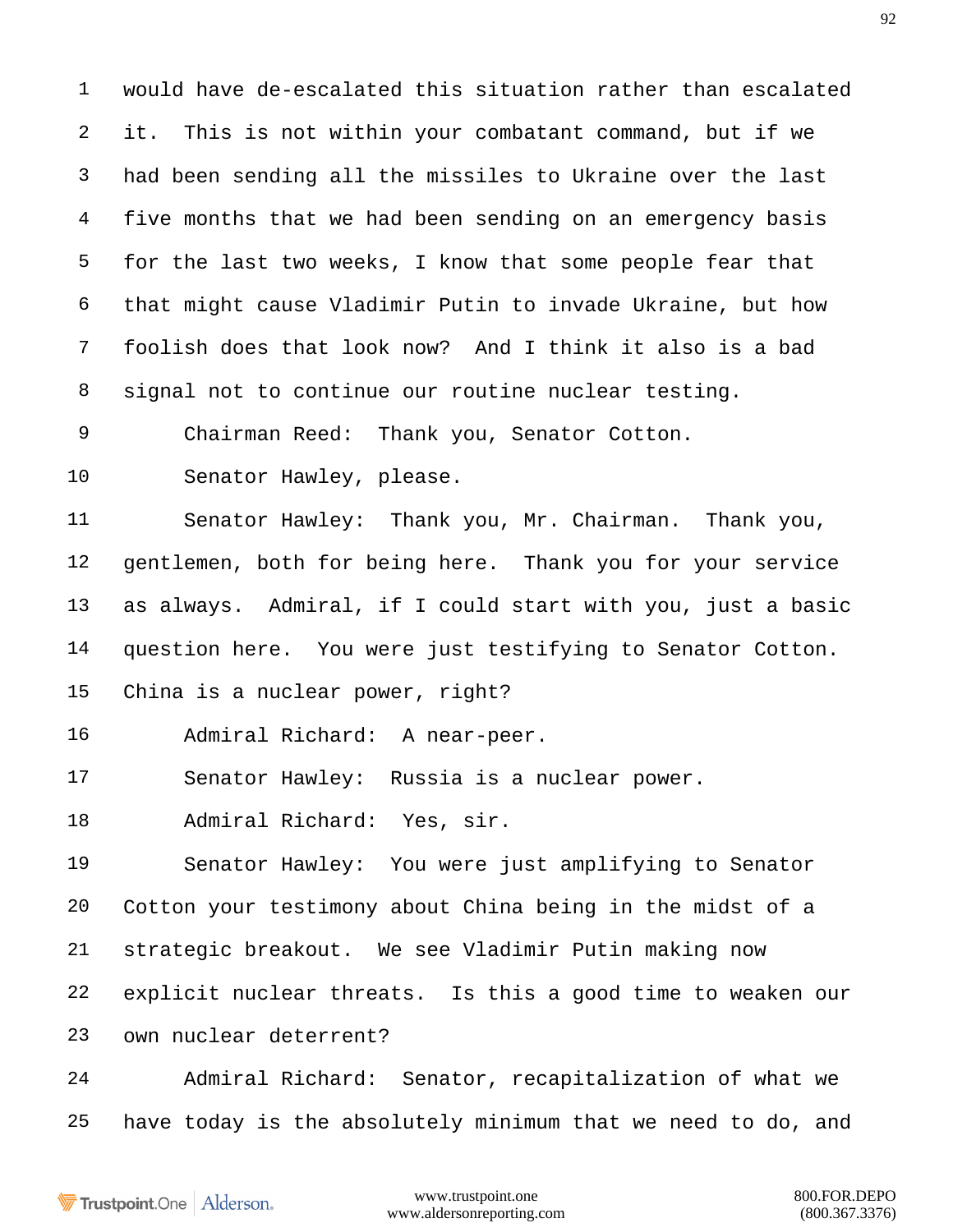would have de-escalated this situation rather than escalated it. This is not within your combatant command, but if we had been sending all the missiles to Ukraine over the last five months that we had been sending on an emergency basis for the last two weeks, I know that some people fear that that might cause Vladimir Putin to invade Ukraine, but how foolish does that look now? And I think it also is a bad signal not to continue our routine nuclear testing.

Chairman Reed: Thank you, Senator Cotton.

Senator Hawley, please.

Senator Hawley: Thank you, Mr. Chairman. Thank you, gentlemen, both for being here. Thank you for your service as always. Admiral, if I could start with you, just a basic question here. You were just testifying to Senator Cotton. China is a nuclear power, right?

Admiral Richard: A near-peer.

Senator Hawley: Russia is a nuclear power.

Admiral Richard: Yes, sir.

Senator Hawley: You were just amplifying to Senator Cotton your testimony about China being in the midst of a strategic breakout. We see Vladimir Putin making now explicit nuclear threats. Is this a good time to weaken our own nuclear deterrent?

Admiral Richard: Senator, recapitalization of what we have today is the absolutely minimum that we need to do, and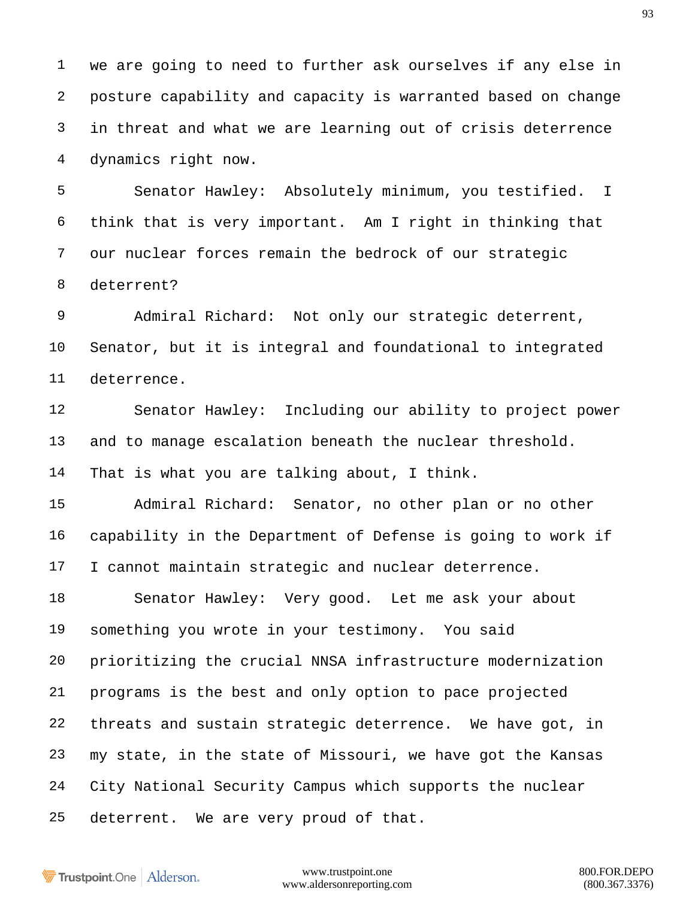we are going to need to further ask ourselves if any else in posture capability and capacity is warranted based on change in threat and what we are learning out of crisis deterrence dynamics right now.

Senator Hawley: Absolutely minimum, you testified. I think that is very important. Am I right in thinking that our nuclear forces remain the bedrock of our strategic deterrent?

Admiral Richard: Not only our strategic deterrent, Senator, but it is integral and foundational to integrated deterrence.

Senator Hawley: Including our ability to project power and to manage escalation beneath the nuclear threshold. That is what you are talking about, I think.

Admiral Richard: Senator, no other plan or no other capability in the Department of Defense is going to work if I cannot maintain strategic and nuclear deterrence.

Senator Hawley: Very good. Let me ask your about something you wrote in your testimony. You said prioritizing the crucial NNSA infrastructure modernization programs is the best and only option to pace projected threats and sustain strategic deterrence. We have got, in my state, in the state of Missouri, we have got the Kansas City National Security Campus which supports the nuclear deterrent. We are very proud of that.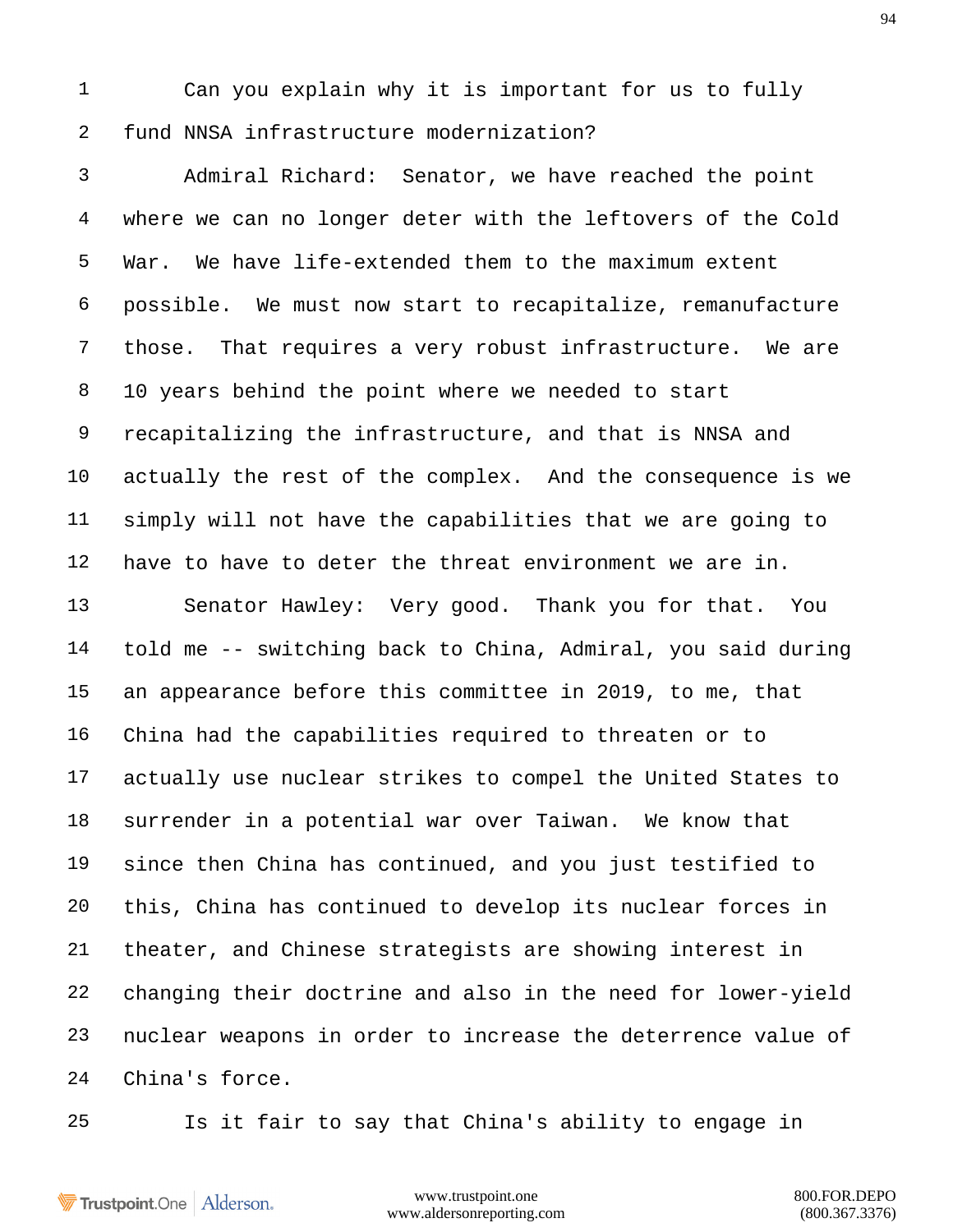Can you explain why it is important for us to fully fund NNSA infrastructure modernization?

Admiral Richard: Senator, we have reached the point where we can no longer deter with the leftovers of the Cold War. We have life-extended them to the maximum extent possible. We must now start to recapitalize, remanufacture those. That requires a very robust infrastructure. We are 10 years behind the point where we needed to start recapitalizing the infrastructure, and that is NNSA and actually the rest of the complex. And the consequence is we simply will not have the capabilities that we are going to have to have to deter the threat environment we are in.

Senator Hawley: Very good. Thank you for that. You told me -- switching back to China, Admiral, you said during an appearance before this committee in 2019, to me, that China had the capabilities required to threaten or to actually use nuclear strikes to compel the United States to surrender in a potential war over Taiwan. We know that since then China has continued, and you just testified to this, China has continued to develop its nuclear forces in theater, and Chinese strategists are showing interest in changing their doctrine and also in the need for lower-yield nuclear weapons in order to increase the deterrence value of China's force.

Is it fair to say that China's ability to engage in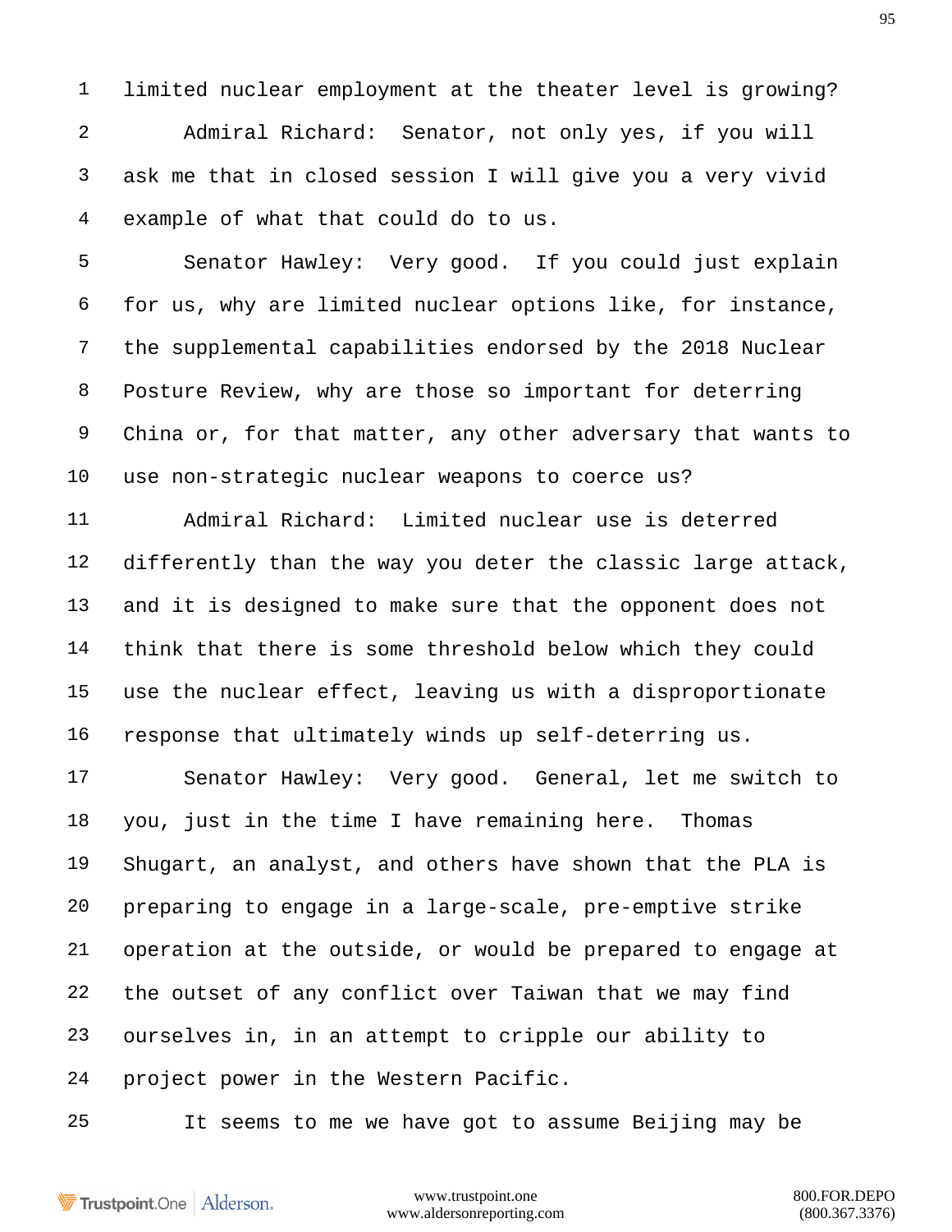limited nuclear employment at the theater level is growing?

Admiral Richard: Senator, not only yes, if you will ask me that in closed session I will give you a very vivid example of what that could do to us.

Senator Hawley: Very good. If you could just explain for us, why are limited nuclear options like, for instance, the supplemental capabilities endorsed by the 2018 Nuclear Posture Review, why are those so important for deterring China or, for that matter, any other adversary that wants to use non-strategic nuclear weapons to coerce us?

Admiral Richard: Limited nuclear use is deterred differently than the way you deter the classic large attack, and it is designed to make sure that the opponent does not think that there is some threshold below which they could use the nuclear effect, leaving us with a disproportionate response that ultimately winds up self-deterring us.

Senator Hawley: Very good. General, let me switch to you, just in the time I have remaining here. Thomas Shugart, an analyst, and others have shown that the PLA is preparing to engage in a large-scale, pre-emptive strike operation at the outside, or would be prepared to engage at the outset of any conflict over Taiwan that we may find ourselves in, in an attempt to cripple our ability to project power in the Western Pacific.

It seems to me we have got to assume Beijing may be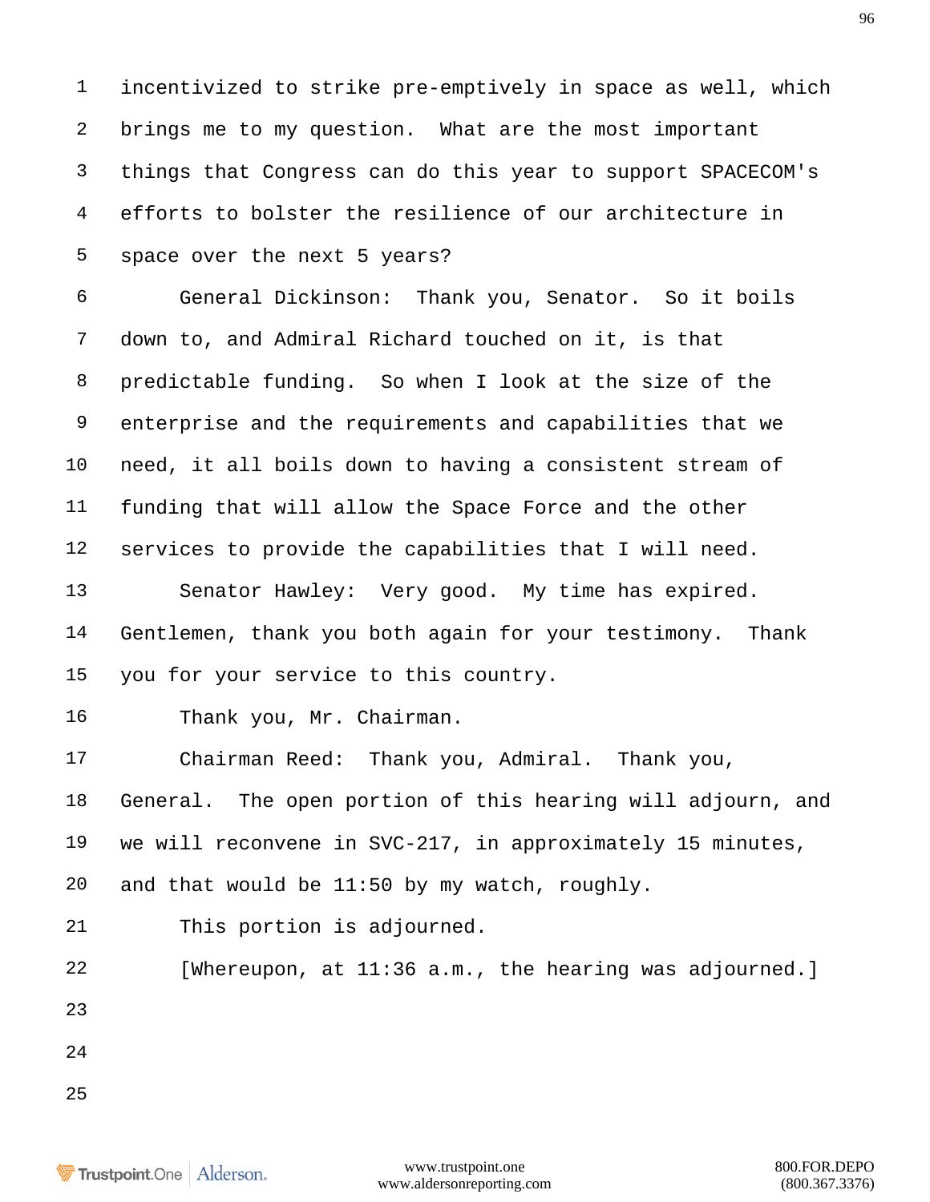incentivized to strike pre-emptively in space as well, which brings me to my question. What are the most important things that Congress can do this year to support SPACECOM's efforts to bolster the resilience of our architecture in space over the next 5 years?

General Dickinson: Thank you, Senator. So it boils down to, and Admiral Richard touched on it, is that predictable funding. So when I look at the size of the enterprise and the requirements and capabilities that we need, it all boils down to having a consistent stream of funding that will allow the Space Force and the other services to provide the capabilities that I will need.

Senator Hawley: Very good. My time has expired. Gentlemen, thank you both again for your testimony. Thank you for your service to this country.

Thank you, Mr. Chairman.

Chairman Reed: Thank you, Admiral. Thank you, General. The open portion of this hearing will adjourn, and we will reconvene in SVC-217, in approximately 15 minutes, and that would be 11:50 by my watch, roughly.

This portion is adjourned.

[Whereupon, at 11:36 a.m., the hearing was adjourned.]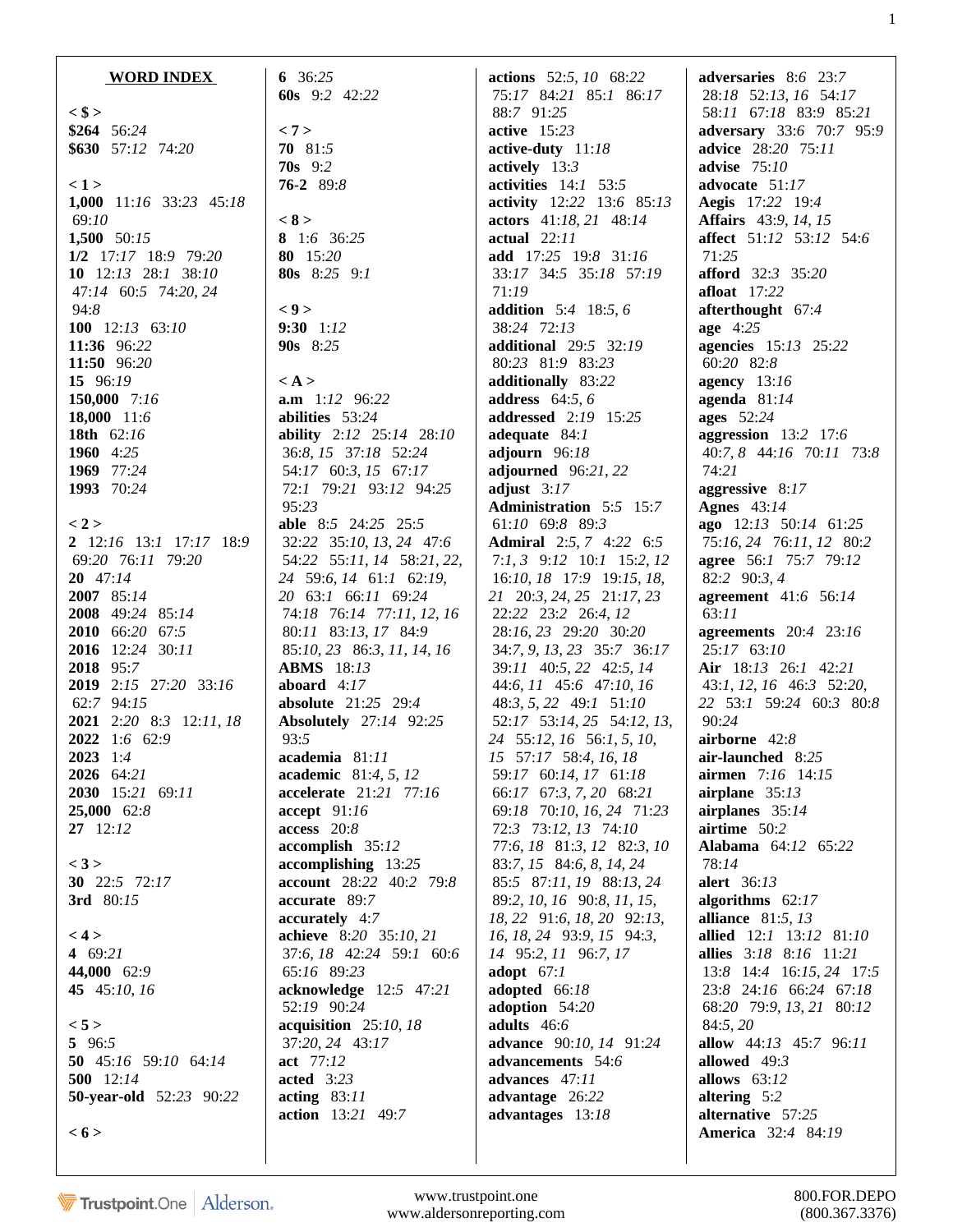## WORD INDEX

< $ >
**$264** 56:24
**$630** 57:12 74:20

< 1 >
**1,000** 11:16 33:23 45:18 69:10
**1,500** 50:15
**1/2** 17:17 18:9 79:20
**10** 12:13 28:1 38:10 47:14 60:5 74:20, 24 94:8
**100** 12:13 63:10
**11:36** 96:22
**11:50** 96:20
**15** 96:19
**150,000** 7:16
**18,000** 11:6
**18th** 62:16
**1960** 4:25
**1969** 77:24
**1993** 70:24

< 2 >
**2** 12:16 13:1 17:17 18:9 69:20 76:11 79:20
**20** 47:14
**2007** 85:14
**2008** 49:24 85:14
**2010** 66:20 67:5
**2016** 12:24 30:11
**2018** 95:7
**2019** 2:15 27:20 33:16 62:7 94:15
**2021** 2:20 8:3 12:11, 18
**2022** 1:6 62:9
**2023** 1:4
**2026** 64:21
**2030** 15:21 69:11
**25,000** 62:8
**27** 12:12

< 3 >
**30** 22:5 72:17
**3rd** 80:15

< 4 >
**4** 69:21
**44,000** 62:9
**45** 45:10, 16

< 5 >
**5** 96:5
**50** 45:16 59:10 64:14
**500** 12:14
**50-year-old** 52:23 90:22

< 6 >
**6** 36:25
**60s** 9:2 42:22

< 7 >
**70** 81:5
**70s** 9:2
**76-2** 89:8

< 8 >
**8** 1:6 36:25
**80** 15:20
**80s** 8:25 9:1

< 9 >
**9:30** 1:12
**90s** 8:25

< A >
**a.m** 1:12 96:22
**abilities** 53:24
**ability** 2:12 25:14 28:10 36:8, 15 37:18 52:24 54:17 60:3, 15 67:17 72:1 79:21 93:12 94:25 95:23
**able** 8:5 24:25 25:5 32:22 35:10, 13, 24 47:6 54:22 55:11, 14 58:21, 22, 24 59:6, 14 61:1 62:19, 20 63:1 66:11 69:24 74:18 76:14 77:11, 12, 16 80:11 83:13, 17 84:9 85:10, 23 86:3, 11, 14, 16
**ABMS** 18:13
**aboard** 4:17
**absolute** 21:25 29:4
**Absolutely** 27:14 92:25 93:5
**academia** 81:11
**academic** 81:4, 5, 12
**accelerate** 21:21 77:16
**accept** 91:16
**access** 20:8
**accomplish** 35:12
**accomplishing** 13:25
**account** 28:22 40:2 79:8
**accurate** 89:7
**accurately** 4:7
**achieve** 8:20 35:10, 21 37:6, 18 42:24 59:1 60:6 65:16 89:23
**acknowledge** 12:5 47:21 52:19 90:24
**acquisition** 25:10, 18 37:20, 24 43:17
**act** 77:12
**acted** 3:23
**acting** 83:11
**action** 13:21 49:7
**actions** 52:5, 10 68:22 75:17 84:21 85:1 86:17 88:7 91:25
**active** 15:23
**active-duty** 11:18
**actively** 13:3
**activities** 14:1 53:5
**activity** 12:22 13:6 85:13
**actors** 41:18, 21 48:14
**actual** 22:11
**add** 17:25 19:8 31:16 33:17 34:5 35:18 57:19 71:19
**addition** 5:4 18:5, 6 38:24 72:13
**additional** 29:5 32:19 80:23 81:9 83:23
**additionally** 83:22
**address** 64:5, 6
**addressed** 2:19 15:25
**adequate** 84:1
**adjourn** 96:18
**adjourned** 96:21, 22
**adjust** 3:17
**Administration** 5:5 15:7 61:10 69:8 89:3
**Admiral** 2:5, 7 4:22 6:5 7:1, 3 9:12 10:1 15:2, 12 16:10, 18 17:9 19:15, 18, 21 20:3, 24, 25 21:17, 23 22:22 23:2 26:4, 12 28:16, 23 29:20 30:20 34:7, 9, 13, 23 35:7 36:17 39:11 40:5, 22 42:5, 14 44:6, 11 45:6 47:10, 16 48:3, 5, 22 49:1 51:10 52:17 53:14, 25 54:12, 13, 24 55:12, 16 56:1, 5, 10, 15 57:17 58:4, 16, 18 59:17 60:14, 17 61:18 66:17 67:3, 7, 20 68:21 69:18 70:10, 16, 24 71:23 72:3 73:12, 13 74:10 77:6, 18 81:3, 12 82:3, 10 83:7, 15 84:6, 8, 14, 24 85:5 87:11, 19 88:13, 24 89:2, 10, 16 90:8, 11, 15, 18, 22 91:6, 18, 20 92:13, 16, 18, 24 93:9, 15 94:3, 14 95:2, 11 96:7, 17
**adopt** 67:1
**adopted** 66:18
**adoption** 54:20
**adults** 46:6
**advance** 90:10, 14 91:24
**advancements** 54:6
**advances** 47:11
**advantage** 26:22
**advantages** 13:18
**adversaries** 8:6 23:7 28:18 52:13, 16 54:17 58:11 67:18 83:9 85:21
**adversary** 33:6 70:7 95:9
**advice** 28:20 75:11
**advise** 75:10
**advocate** 51:17
**Aegis** 17:22 19:4
**Affairs** 43:9, 14, 15
**affect** 51:12 53:12 54:6 71:25
**afford** 32:3 35:20
**afloat** 17:22
**afterthought** 67:4
**age** 4:25
**agencies** 15:13 25:22 60:20 82:8
**agency** 13:16
**agenda** 81:14
**ages** 52:24
**aggression** 13:2 17:6 40:7, 8 44:16 70:11 73:8 74:21
**aggressive** 8:17
**Agnes** 43:14
**ago** 12:13 50:14 61:25 75:16, 24 76:11, 12 80:2
**agree** 56:1 75:7 79:12 82:2 90:3, 4
**agreement** 41:6 56:14 63:11
**agreements** 20:4 23:16 25:17 63:10
**Air** 18:13 26:1 42:21 43:1, 12, 16 46:3 52:20, 22 53:1 59:24 60:3 80:8 90:24
**airborne** 42:8
**air-launched** 8:25
**airmen** 7:16 14:15
**airplane** 35:13
**airplanes** 35:14
**airtime** 50:2
**Alabama** 64:12 65:22 78:14
**alert** 36:13
**algorithms** 62:17
**alliance** 81:5, 13
**allied** 12:1 13:12 81:10
**allies** 3:18 8:16 11:21 13:8 14:4 16:15, 24 17:5 23:8 24:16 66:24 67:18 68:20 79:9, 13, 21 80:12 84:5, 20
**allow** 44:13 45:7 96:11
**allowed** 49:3
**allows** 63:12
**altering** 5:2
**alternative** 57:25
**America** 32:4 84:19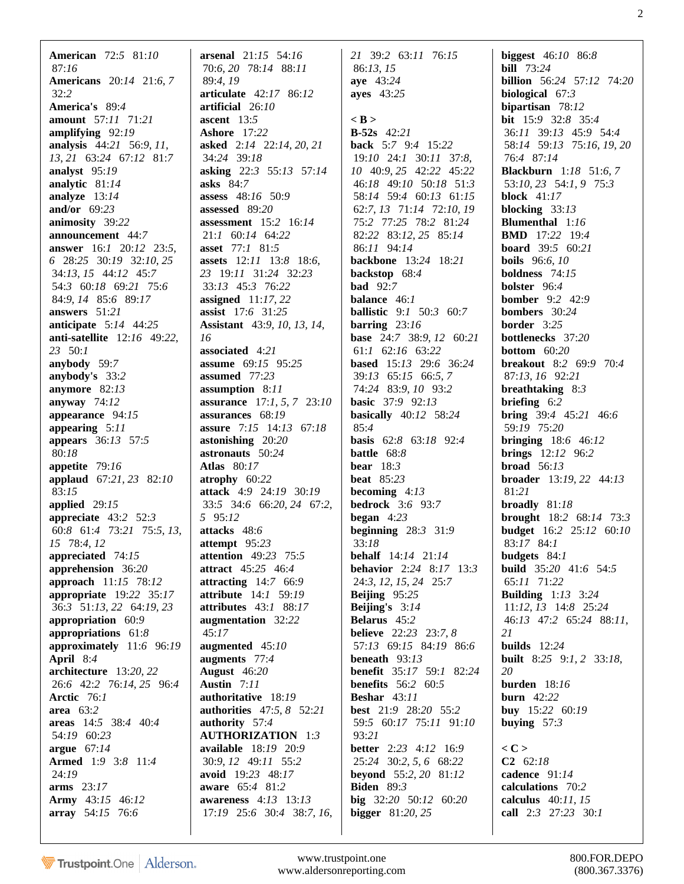**American** 72:5 81:*10* 87:*16*
**Americans** 20:*14* 21:*6, 7* 32:*2*
**America's** 89:*4*
**amount** 57:*11* 71:*21*
**amplifying** 92:*19*
**analysis** 44:*21* 56:9, *11, 13, 21* 63:*24* 67:12 81:7
**analyst** 95:*19*
**analytic** 81:*14*
**analyze** 13:*14*
**and/or** 69:*23*
**animosity** 39:*22*
**announcement** 44:*7*
**answer** 16:*1* 20:*12* 23:5, *6* 28:*25* 30:*19* 32:*10, 25* 34:*13, 15* 44:12 45:7 54:3 60:*18* 69:*21* 75:6 84:*9, 14* 85:6 89:*17*
**answers** 51:*21*
**anticipate** 5:*14* 44:*25*
**anti-satellite** 12:*16* 49:*22, 23* 50:*1*
**anybody** 59:*7*
**anybody's** 33:*2*
**anymore** 82:*13*
**anyway** 74:*12*
**appearance** 94:*15*
**appearing** 5:*11*
**appears** 36:*13* 57:5 80:*18*
**appetite** 79:*16*
**applaud** 67:*21, 23* 82:*10* 83:*15*
**applied** 29:*15*
**appreciate** 43:2 52:3 60:*8* 61:4 73:*21* 75:5, *13, 15* 78:4, *12*
**appreciated** 74:*15*
**apprehension** 36:*20*
**approach** 11:*15* 78:*12*
**appropriate** 19:*22* 35:*17* 36:3 51:*13, 22* 64:*19, 23*
**appropriation** 60:9
**appropriations** 61:*8*
**approximately** 11:6 96:*19*
**April** 8:4
**architecture** 13:*20, 22* 26:6 42:2 76:*14, 25* 96:4
**Arctic** 76:1
**area** 63:2
**areas** 14:5 38:4 40:4 54:*19* 60:*23*
**argue** 67:*14*
**Armed** 1:9 3:*8* 11:4 24:*19*
**arms** 23:*17*
**Army** 43:*15* 46:12
**array** 54:*15* 76:6
**arsenal** 21:*15* 54:*16* 70:6, *20* 78:*14* 88:*11* 89:4, *19*
**articulate** 42:*17* 86:*12*
**artificial** 26:*10*
**ascent** 13:5
**Ashore** 17:*22*
**asked** 2:*14* 22:*14, 20, 21* 34:*24* 39:*18*
**asking** 22:3 55:*13* 57:*14*
**asks** 84:7
**assess** 48:*16* 50:9
**assessed** 89:*20*
**assessment** 15:2 16:*14* 21:*1* 60:*14* 64:*22*
**asset** 77:1 81:*5*
**assets** 12:*11* 13:*8* 18:6, *23* 19:*11* 31:*24* 32:23 33:*13* 45:3 76:*22*
**assigned** 11:*17, 22*
**assist** 17:6 31:*25*
**Assistant** 43:9, *10, 13, 14, 16*
**associated** 4:*21*
**assume** 69:*15* 95:*25*
**assumed** 77:*23*
**assumption** 8:*11*
**assurance** 17:*1, 5, 7* 23:*10*
**assurances** 68:*19*
**assure** 7:*15* 14:*13* 67:*18*
**astonishing** 20:*20*
**astronauts** 50:*24*
**Atlas** 80:*17*
**atrophy** 60:*22*
**attack** 4:9 24:*19* 30:*19* 33:5 34:6 66:*20, 24* 67:2, *5* 95:*12*
**attacks** 48:6
**attempt** 95:*23*
**attention** 49:*23* 75:5
**attract** 45:*25* 46:*4*
**attracting** 14:*7* 66:9
**attribute** 14:*1* 59:*19*
**attributes** 43:*1* 88:*17*
**augmentation** 32:*22* 45:*17*
**augmented** 45:*10*
**augments** 77:4
**August** 46:*20*
**Austin** 7:*11*
**authoritative** 18:*19*
**authorities** 47:5, *8* 52:*21*
**authority** 57:4
**AUTHORIZATION** 1:3
**available** 18:*19* 20:9 30:9, *12* 49:*11* 55:2
**avoid** 19:*23* 48:*17*
**aware** 65:4 81:2
**awareness** 4:*13* 13:*13* 17:*19* 25:6 30:4 38:*7, 16, 21* 39:2 63:*11* 76:*15* 86:*13, 15*
**aye** 43:*24*
**ayes** 43:*25*

**< B >**
**B-52s** 42:*21*
**back** 5:*7* 9:4 15:*22* 19:*10* 24:*1* 30:*11* 37:*8, 10* 40:9, *25* 42:*22* 45:*22* 46:*18* 49:*10* 50:*18* 51:3 58:*14* 59:4 60:*13* 61:*15* 62:*7, 13* 71:*14* 72:*10, 19* 75:2 77:*25* 78:2 81:*24* 82:*22* 83:*12, 25* 85:*14* 86:*11* 94:*14*
**backbone** 13:*24* 18:*21*
**backstop** 68:4
**bad** 92:*7*
**balance** 46:*1*
**ballistic** 9:*1* 50:3 60:*7*
**barring** 23:*16*
**base** 24:*7* 38:9, *12* 60:*21* 61:*1* 62:*16* 63:*22*
**based** 15:*13* 29:6 36:*24* 39:*13* 65:*15* 66:5, *7* 74:*24* 83:9, *10* 93:2
**basic** 37:9 92:*13*
**basically** 40:*12* 58:*24* 85:*4*
**basis** 62:*8* 63:*18* 92:4
**battle** 68:*8*
**bear** 18:3
**beat** 85:*23*
**becoming** 4:*13*
**bedrock** 3:6 93:*7*
**began** 4:*23*
**beginning** 28:*3* 31:9 33:*18*
**behalf** 14:*14* 21:*14*
**behavior** 2:*24* 8:*17* 13:3 24:3, *12, 15, 24* 25:*7*
**Beijing** 95:*25*
**Beijing's** 3:*14*
**Belarus** 45:2
**believe** 22:*23* 23:*7, 8* 57:*13* 69:*15* 84:*19* 86:6
**beneath** 93:*13*
**benefit** 35:*17* 59:*1* 82:*24*
**benefits** 56:2 60:5
**Beshar** 43:*11*
**best** 21:9 28:*20* 55:2 59:5 60:*17* 75:*11* 91:*10* 93:*21*
**better** 2:*23* 4:*12* 16:9 25:*24* 30:*2, 5, 6* 68:*22*
**beyond** 55:2, *20* 81:*12*
**Biden** 89:3
**big** 32:*20* 50:*12* 60:*20*
**bigger** 81:*20, 25*
**biggest** 46:*10* 86:*8*
**bill** 73:*24*
**billion** 56:*24* 57:*12* 74:*20*
**biological** 67:3
**bipartisan** 78:*12*
**bit** 15:9 32:*8* 35:4 36:*11* 39:*13* 45:9 54:4 58:*14* 59:*13* 75:*16, 19, 20* 76:4 87:*14*
**Blackburn** 1:*18* 51:*6, 7* 53:*10, 23* 54:*1, 9* 75:3
**block** 41:*17*
**blocking** 33:*13*
**Blumenthal** 1:*16*
**BMD** 17:*22* 19:4
**board** 39:5 60:*21*
**boils** 96:*6, 10*
**boldness** 74:*15*
**bolster** 96:4
**bomber** 9:2 42:9
**bombers** 30:*24*
**border** 3:*25*
**bottlenecks** 37:*20*
**bottom** 60:*20*
**breakout** 8:2 69:9 70:4 87:*13, 16* 92:*21*
**breathtaking** 8:3
**briefing** 6:2
**bring** 39:4 45:*21* 46:6 59:*19* 75:*20*
**bringing** 18:6 46:*12*
**brings** 12:*12* 96:2
**broad** 56:*13*
**broader** 13:*19, 22* 44:*13* 81:*21*
**broadly** 81:*18*
**brought** 18:2 68:*14* 73:3
**budget** 16:2 25:*12* 60:*10* 83:*17* 84:*1*
**budgets** 84:*1*
**build** 35:*20* 41:6 54:5 65:*11* 71:*22*
**Building** 1:*13* 3:*24* 11:*12, 13* 14:*8* 25:*24* 46:*13* 47:2 65:*24* 88:*11, 21*
**builds** 12:*24*
**built** 8:*25* 9:*1, 2* 33:*18, 20*
**burden** 18:*16*
**burn** 42:*22*
**buy** 15:*22* 60:*19*
**buying** 57:3

**< C >**
**C2** 62:*18*
**cadence** 91:*14*
**calculations** 70:2
**calculus** 40:*11, 15*
**call** 2:3 27:*23* 30:*1*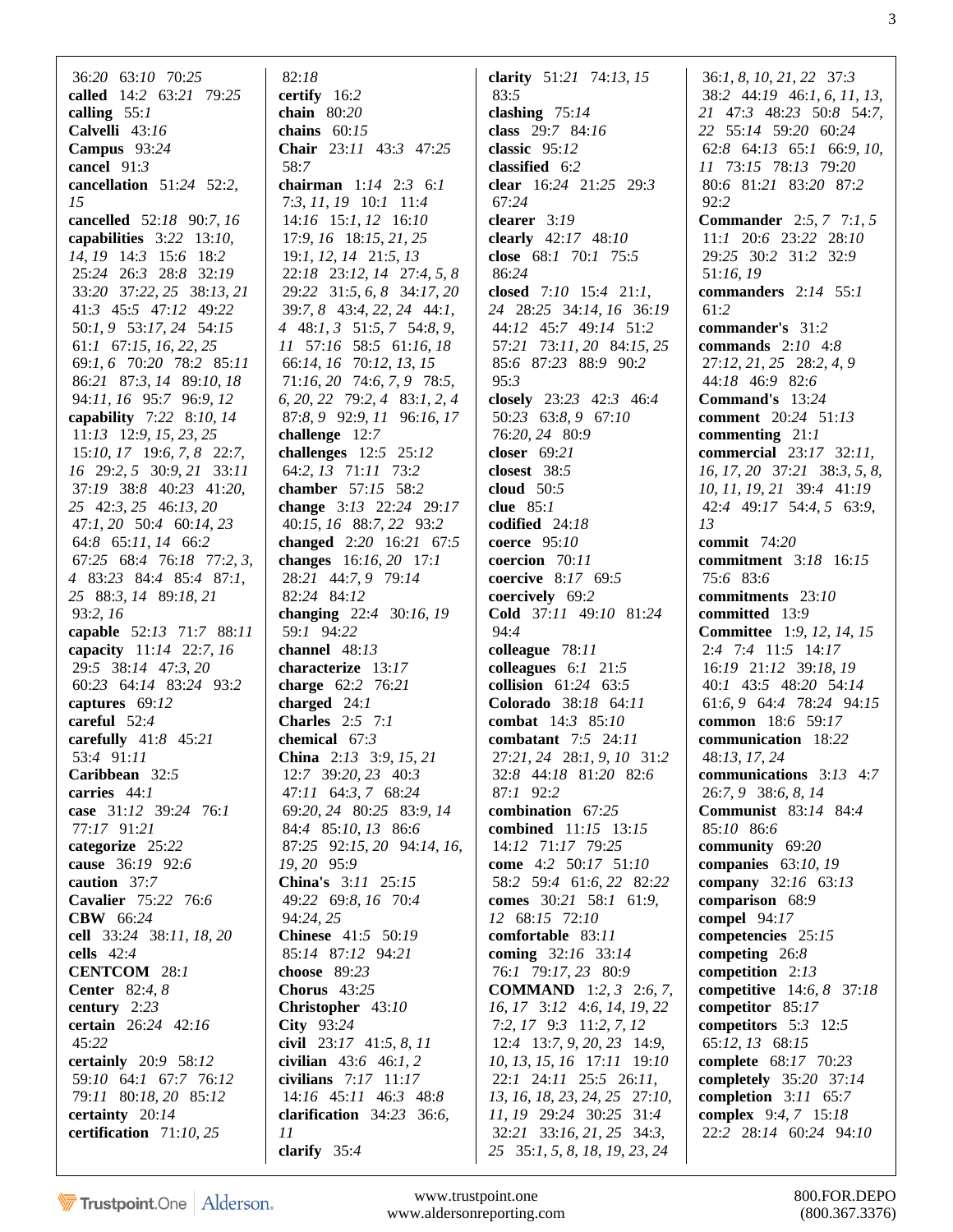36:*20* 63:*10* 70:*25*
**called** 14:*2* 63:*21* 79:*25*
**calling** 55:*1*
**Calvelli** 43:*16*
**Campus** 93:*24*
**cancel** 91:*3*
**cancellation** 51:*24* 52:*2*, *15*
**cancelled** 52:*18* 90:*7*, *16*
**capabilities** 3:*22* 13:*10*, *14*, *19* 14:*3* 15:*6* 18:*2* 25:*24* 26:*3* 28:*8* 32:*19* 33:*20* 37:*22*, *25* 38:*13*, *21* 41:*3* 45:*5* 47:*12* 49:*22* 50:*1*, *9* 53:*17*, *24* 54:*15* 61:*1* 67:*15*, *16*, *22*, *25* 69:*1*, *6* 70:*20* 78:*2* 85:*11* 86:*21* 87:*3*, *14* 89:*10*, *18* 94:*11*, *16* 95:*7* 96:*9*, *12*
**capability** 7:*22* 8:*10*, *14* 11:*13* 12:*9*, *15*, *23*, *25* 15:*10*, *17* 19:*6*, *7*, *8* 22:*7*, *16* 29:*2*, *5* 30:*9*, *21* 33:*11* 37:*19* 38:*8* 40:*23* 41:*20*, *25* 42:*3*, *25* 46:*13*, *20* 47:*1*, *20* 50:*4* 60:*14*, *23* 64:*8* 65:*11*, *14* 66:*2* 67:*25* 68:*4* 76:*18* 77:*2*, *3*, *4* 83:*23* 84:*4* 85:*4* 87:*1*, *25* 88:*3*, *14* 89:*18*, *21* 93:*2*, *16*
**capable** 52:*13* 71:*7* 88:*11*
**capacity** 11:*14* 22:*7*, *16* 29:*5* 38:*14* 47:*3*, *20* 60:*23* 64:*14* 83:*24* 93:*2*
**captures** 69:*12*
**careful** 52:*4*
**carefully** 41:*8* 45:*21* 53:*4* 91:*11*
**Caribbean** 32:*5*
**carries** 44:*1*
**case** 31:*12* 39:*24* 76:*1* 77:*17* 91:*21*
**categorize** 25:*22*
**cause** 36:*19* 92:*6*
**caution** 37:*7*
**Cavalier** 75:*22* 76:*6*
**CBW** 66:*24*
**cell** 33:*24* 38:*11*, *18*, *20*
**cells** 42:*4*
**CENTCOM** 28:*1*
**Center** 82:*4*, *8*
**century** 2:*23*
**certain** 26:*24* 42:*16* 45:*22*
**certainly** 20:*9* 58:*12* 59:*10* 64:*1* 67:*7* 76:*12* 79:*11* 80:*18*, *20* 85:*12*
**certainty** 20:*14*
**certification** 71:*10*, *25*
82:*18*
**certify** 16:*2*
**chain** 80:*20*
**chains** 60:*15*
**Chair** 23:*11* 43:*3* 47:*25* 58:*7*
**chairman** 1:*14* 2:*3* 6:*1* 7:*3*, *11*, *19* 10:*1* 11:*4* 14:*16* 15:*1*, *12* 16:*10* 17:*9*, *16* 18:*15*, *21*, *25* 19:*1*, *12*, *14* 21:*5*, *13* 22:*18* 23:*12*, *14* 27:*4*, *5*, *8* 29:*22* 31:*5*, *6*, *8* 34:*17*, *20* 39:*7*, *8* 43:*4*, *22*, *24* 44:*1*, *4* 48:*1*, *3* 51:*5*, *7* 54:*8*, *9*, *11* 57:*16* 58:*5* 61:*16*, *18* 66:*14*, *16* 70:*12*, *13*, *15* 71:*16*, *20* 74:*6*, *7*, *9* 78:*5*, *6*, *20*, *22* 79:*2*, *4* 83:*1*, *2*, *4* 87:*8*, *9* 92:*9*, *11* 96:*16*, *17*
**challenge** 12:*7*
**challenges** 12:*5* 25:*12* 64:*2*, *13* 71:*11* 73:*2*
**chamber** 57:*15* 58:*2*
**change** 3:*13* 22:*24* 29:*17* 40:*15*, *16* 88:*7*, *22* 93:*2*
**changed** 2:*20* 16:*21* 67:*5*
**changes** 16:*16*, *20* 17:*1* 28:*21* 44:*7*, *9* 79:*14* 82:*24* 84:*12*
**changing** 22:*4* 30:*16*, *19* 59:*1* 94:*22*
**channel** 48:*13*
**characterize** 13:*17*
**charge** 62:*2* 76:*21*
**charged** 24:*1*
**Charles** 2:*5* 7:*1*
**chemical** 67:*3*
**China** 2:*13* 3:*9*, *15*, *21* 12:*7* 39:*20*, *23* 40:*3* 47:*11* 64:*3*, *7* 68:*24* 69:*20*, *24* 80:*25* 83:*9*, *14* 84:*4* 85:*10*, *13* 86:*6* 87:*25* 92:*15*, *20* 94:*14*, *16*, *19*, *20* 95:*9*
**China's** 3:*11* 25:*15* 49:*22* 69:*8*, *16* 70:*4* 94:*24*, *25*
**Chinese** 41:*5* 50:*19* 85:*14* 87:*12* 94:*21*
**choose** 89:*23*
**Chorus** 43:*25*
**Christopher** 43:*10*
**City** 93:*24*
**civil** 23:*17* 41:*5*, *8*, *11*
**civilian** 43:*6* 46:*1*, *2*
**civilians** 7:*17* 11:*17* 14:*16* 45:*11* 46:*3* 48:*8*
**clarification** 34:*23* 36:*6*, *11*
**clarify** 35:*4*
**clarity** 51:*21* 74:*13*, *15* 83:*5*
**clashing** 75:*14*
**class** 29:*7* 84:*16*
**classic** 95:*12*
**classified** 6:*2*
**clear** 16:*24* 21:*25* 29:*3* 67:*24*
**clearer** 3:*19*
**clearly** 42:*17* 48:*10*
**close** 68:*1* 70:*1* 75:*5* 86:*24*
**closed** 7:*10* 15:*4* 21:*1*, *24* 28:*25* 34:*14*, *16* 36:*19* 44:*12* 45:*7* 49:*14* 51:*2* 57:*21* 73:*11*, *20* 84:*15*, *25* 85:*6* 87:*23* 88:*9* 90:*2* 95:*3*
**closely** 23:*23* 42:*3* 46:*4* 50:*23* 63:*8*, *9* 67:*10* 76:*20*, *24* 80:*9*
**closer** 69:*21*
**closest** 38:*5*
**cloud** 50:*5*
**clue** 85:*1*
**codified** 24:*18*
**coerce** 95:*10*
**coercion** 70:*11*
**coercive** 8:*17* 69:*5*
**coercively** 69:*2*
**Cold** 37:*11* 49:*10* 81:*24* 94:*4*
**colleague** 78:*11*
**colleagues** 6:*1* 21:*5*
**collision** 61:*24* 63:*5*
**Colorado** 38:*18* 64:*11*
**combat** 14:*3* 85:*10*
**combatant** 7:*5* 24:*11* 27:*21*, *24* 28:*1*, *9*, *10* 31:*2* 32:*8* 44:*18* 81:*20* 82:*6* 87:*1* 92:*2*
**combination** 67:*25*
**combined** 11:*15* 13:*15* 14:*12* 71:*17* 79:*25*
**come** 4:*2* 50:*17* 51:*10* 58:*2* 59:*4* 61:*6*, *22* 82:*22*
**comes** 30:*21* 58:*1* 61:*9*, *12* 68:*15* 72:*10*
**comfortable** 83:*11*
**coming** 32:*16* 33:*14* 76:*1* 79:*17*, *23* 80:*9*
**COMMAND** 1:*2*, *3* 2:*6*, *7*, *16*, *17* 3:*12* 4:*6*, *14*, *19*, *22* 7:*2*, *17* 9:*3* 11:*2*, *7*, *12* 12:*4* 13:*7*, *9*, *20*, *23* 14:*9*, *10*, *13*, *15*, *16* 17:*11* 19:*10* 22:*1* 24:*11* 25:*5* 26:*11*, *13*, *16*, *18*, *23*, *24*, *25* 27:*10*, *11*, *19* 29:*24* 30:*25* 31:*4* 32:*21* 33:*16*, *21*, *25* 34:*3*, *25* 35:*1*, *5*, *8*, *18*, *19*, *23*, *24*
36:*1*, *8*, *10*, *21*, *22* 37:*3* 38:*2* 44:*19* 46:*1*, *6*, *11*, *13*, *21* 47:*3* 48:*23* 50:*8* 54:*7*, *22* 55:*14* 59:*20* 60:*24* 62:*8* 64:*13* 65:*1* 66:*9*, *10*, *11* 73:*15* 78:*13* 79:*20* 80:*6* 81:*21* 83:*20* 87:*2* 92:*2*
**Commander** 2:*5*, *7* 7:*1*, *5* 11:*1* 20:*6* 23:*22* 28:*10* 29:*25* 30:*2* 31:*2* 32:*9* 51:*16*, *19*
**commanders** 2:*14* 55:*1* 61:*2*
**commander's** 31:*2*
**commands** 2:*10* 4:*8* 27:*12*, *21*, *25* 28:*2*, *4*, *9* 44:*18* 46:*9* 82:*6*
**Command's** 13:*24*
**comment** 20:*24* 51:*13*
**commenting** 21:*1*
**commercial** 23:*17* 32:*11*, *16*, *17*, *20* 37:*21* 38:*3*, *5*, *8*, *10*, *11*, *19*, *21* 39:*4* 41:*19* 42:*4* 49:*17* 54:*4*, *5* 63:*9*, *13*
**commit** 74:*20*
**commitment** 3:*18* 16:*15* 75:*6* 83:*6*
**commitments** 23:*10*
**committed** 13:*9*
**Committee** 1:*9*, *12*, *14*, *15* 2:*4* 7:*4* 11:*5* 14:*17* 16:*19* 21:*12* 39:*18*, *19* 40:*1* 43:*5* 48:*20* 54:*14* 61:*6*, *9* 64:*4* 78:*24* 94:*15*
**common** 18:*6* 59:*17*
**communication** 18:*22* 48:*13*, *17*, *24*
**communications** 3:*13* 4:*7* 26:*7*, *9* 38:*6*, *8*, *14*
**Communist** 83:*14* 84:*4* 85:*10* 86:*6*
**community** 69:*20*
**companies** 63:*10*, *19*
**company** 32:*16* 63:*13*
**comparison** 68:*9*
**compel** 94:*17*
**competencies** 25:*15*
**competing** 26:*8*
**competition** 2:*13*
**competitive** 14:*6*, *8* 37:*18*
**competitor** 85:*17*
**competitors** 5:*3* 12:*5* 65:*12*, *13* 68:*15*
**complete** 68:*17* 70:*23*
**completely** 35:*20* 37:*14*
**completion** 3:*11* 65:*7*
**complex** 9:*4*, *7* 15:*18* 22:*2* 28:*14* 60:*24* 94:*10*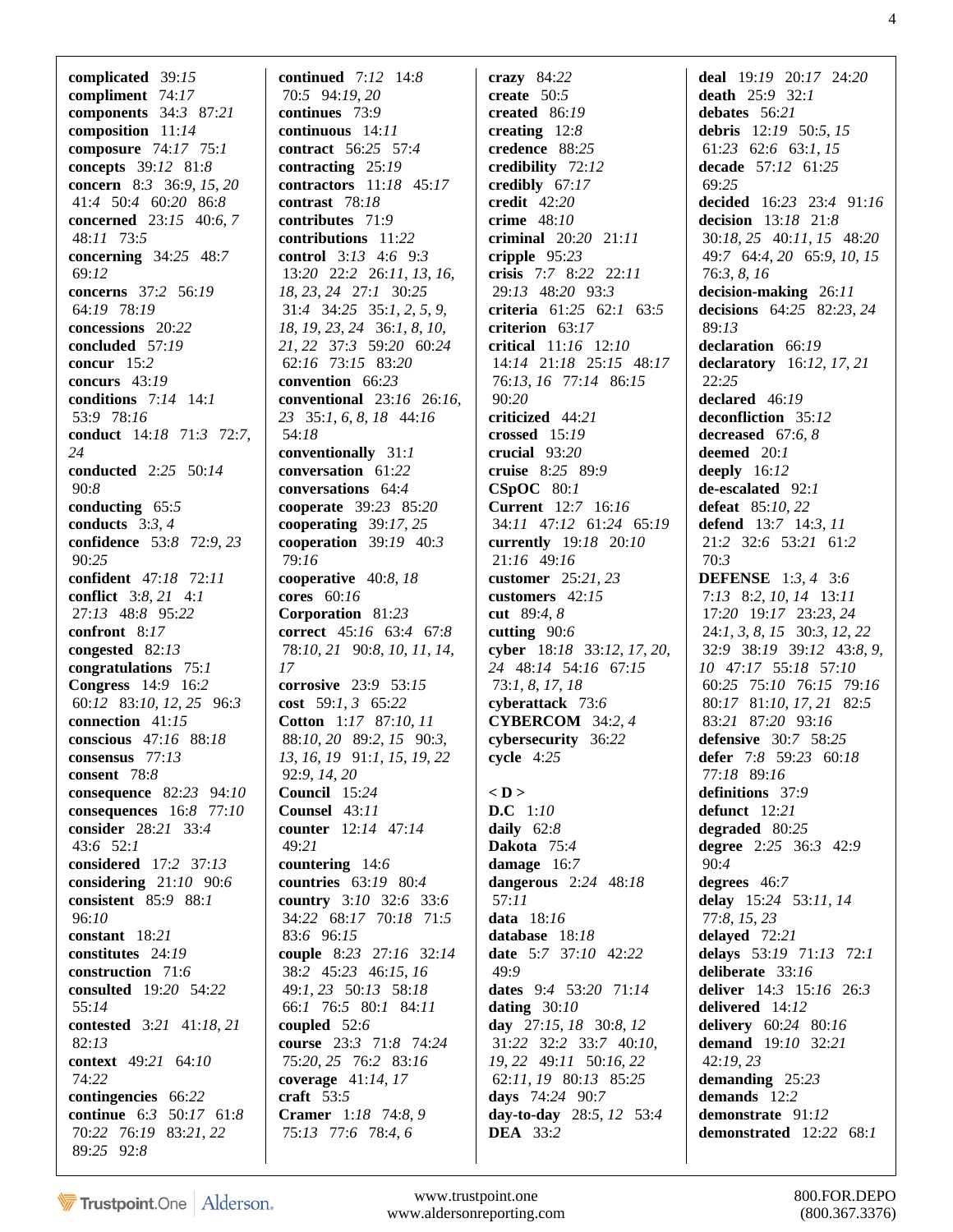**complicated** 39:*15*
**compliment** 74:*17*
**components** 34:3 87:*21*
**composition** 11:*14*
**composure** 74:*17* 75:*1*
**concepts** 39:*12* 81:*8*
**concern** 8:3 36:9, *15*, *20* 41:4 50:4 60:*20* 86:*8*
**concerned** 23:*15* 40:6, *7* 48:*11* 73:5
**concerning** 34:*25* 48:7 69:*12*
**concerns** 37:2 56:*19* 64:*19* 78:*19*
**concessions** 20:*22*
**concluded** 57:*19*
**concur** 15:*2*
**concurs** 43:*19*
**conditions** 7:*14* 14:*1* 53:9 78:*16*
**conduct** 14:*18* 71:3 72:*7*, *24*
**conducted** 2:*25* 50:*14* 90:*8*
**conducting** 65:*5*
**conducts** 3:*3*, *4*
**confidence** 53:8 72:9, *23* 90:*25*
**confident** 47:*18* 72:*11*
**conflict** 3:*8*, *21* 4:*1* 27:*13* 48:*8* 95:*22*
**confront** 8:*17*
**congested** 82:*13*
**congratulations** 75:*1*
**Congress** 14:9 16:*2* 60:*12* 83:*10*, *12*, *25* 96:3
**connection** 41:*15*
**conscious** 47:*16* 88:*18*
**consensus** 77:*13*
**consent** 78:*8*
**consequence** 82:*23* 94:*10*
**consequences** 16:*8* 77:*10*
**consider** 28:*21* 33:4 43:6 52:*1*
**considered** 17:2 37:*13*
**considering** 21:*10* 90:6
**consistent** 85:9 88:*1* 96:*10*
**constant** 18:*21*
**constitutes** 24:*19*
**construction** 71:6
**consulted** 19:*20* 54:*22* 55:*14*
**contested** 3:*21* 41:*18*, *21* 82:*13*
**context** 49:*21* 64:*10* 74:*22*
**contingencies** 66:*22*
**continue** 6:3 50:*17* 61:8 70:*22* 76:*19* 83:*21*, *22* 89:*25* 92:*8*
**continued** 7:*12* 14:*8* 70:5 94:*19*, *20*
**continues** 73:9
**continuous** 14:*11*
**contract** 56:*25* 57:*4*
**contracting** 25:*19*
**contractors** 11:*18* 45:*17*
**contrast** 78:*18*
**contributes** 71:9
**contributions** 11:*22*
**control** 3:*13* 4:6 9:3 13:*20* 22:2 26:*11*, *13*, *16*, *18*, *23*, *24* 27:*1* 30:*25* 31:*4* 34:*25* 35:*1*, *2*, *5*, *9*, *18*, *19*, *23*, *24* 36:*1*, *8*, *10*, *21*, *22* 37:3 59:*20* 60:*24* 62:*16* 73:*15* 83:*20*
**convention** 66:*23*
**conventional** 23:*16* 26:*16*, *23* 35:*1*, *6*, *8*, *18* 44:*16* 54:*18*
**conventionally** 31:*1*
**conversation** 61:*22*
**conversations** 64:*4*
**cooperate** 39:*23* 85:*20*
**cooperating** 39:*17*, *25*
**cooperation** 39:*19* 40:3 79:*16*
**cooperative** 40:*8*, *18*
**cores** 60:*16*
**Corporation** 81:*23*
**correct** 45:*16* 63:*4* 67:8 78:*10*, *21* 90:*8*, *10*, *11*, *14*, *17*
**corrosive** 23:9 53:*15*
**cost** 59:*1*, *3* 65:*22*
**Cotton** 1:*17* 87:*10*, *11* 88:*10*, *20* 89:*2*, *15* 90:*3*, *13*, *16*, *19* 91:*1*, *15*, *19*, *22* 92:9, *14*, *20*
**Council** 15:*24*
**Counsel** 43:*11*
**counter** 12:*14* 47:*14* 49:*21*
**countering** 14:6
**countries** 63:*19* 80:*4*
**country** 3:*10* 32:6 33:6 34:*22* 68:*17* 70:*18* 71:5 83:6 96:*15*
**couple** 8:*23* 27:*16* 32:*14* 38:2 45:*23* 46:*15*, *16* 49:*1*, *23* 50:*13* 58:*18* 66:*1* 76:5 80:*1* 84:*11*
**coupled** 52:6
**course** 23:3 71:8 74:*24* 75:*20*, *25* 76:2 83:*16*
**coverage** 41:*14*, *17*
**craft** 53:5
**Cramer** 1:*18* 74:*8*, *9* 75:*13* 77:6 78:*4*, *6*
**crazy** 84:*22*
**create** 50:*5*
**created** 86:*19*
**creating** 12:*8*
**credence** 88:*25*
**credibility** 72:*12*
**credibly** 67:*17*
**credit** 42:*20*
**crime** 48:*10*
**criminal** 20:*20* 21:*11*
**cripple** 95:*23*
**crisis** 7:7 8:*22* 22:*11* 29:*13* 48:*20* 93:3
**criteria** 61:*25* 62:*1* 63:5
**criterion** 63:*17*
**critical** 11:*16* 12:*10* 14:*14* 21:*18* 25:*15* 48:*17* 76:*13*, *16* 77:*14* 86:*15* 90:*20*
**criticized** 44:*21*
**crossed** 15:*19*
**crucial** 93:*20*
**cruise** 8:*25* 89:9
**CSpOC** 80:*1*
**Current** 12:7 16:*16* 34:*11* 47:*12* 61:*24* 65:*19*
**currently** 19:*18* 20:*10* 21:*16* 49:*16*
**customer** 25:*21*, *23*
**customers** 42:*15*
**cut** 89:*4*, *8*
**cutting** 90:6
**cyber** 18:*18* 33:*12*, *17*, *20*, *24* 48:*14* 54:*16* 67:*15* 73:*1*, *8*, *17*, *18*
**cyberattack** 73:6
**CYBERCOM** 34:*2*, *4*
**cybersecurity** 36:*22*
**cycle** 4:*25*

**< D >**
**D.C** 1:*10*
**daily** 62:8
**Dakota** 75:4
**damage** 16:7
**dangerous** 2:*24* 48:*18* 57:*11*
**data** 18:*16*
**database** 18:*18*
**date** 5:7 37:*10* 42:*22* 49:9
**dates** 9:4 53:*20* 71:*14*
**dating** 30:*10*
**day** 27:*15*, *18* 30:*8*, *12* 31:*22* 32:*2* 33:7 40:*10*, *19*, *22* 49:*11* 50:*16*, *22* 62:*11*, *19* 80:*13* 85:*25*
**days** 74:*24* 90:7
**day-to-day** 28:*5*, *12* 53:*4*
**DEA** 33:*2*
**deal** 19:*19* 20:*17* 24:*20*
**death** 25:9 32:*1*
**debates** 56:*21*
**debris** 12:*19* 50:5, *15* 61:*23* 62:6 63:*1*, *15*
**decade** 57:*12* 61:*25* 69:*25*
**decided** 16:*23* 23:4 91:*16*
**decision** 13:*18* 21:*8* 30:*18*, *25* 40:*11*, *15* 48:*20* 49:7 64:*4*, *20* 65:9, *10*, *15* 76:*3*, *8*, *16*
**decision-making** 26:*11*
**decisions** 64:*25* 82:*23*, *24* 89:*13*
**declaration** 66:*19*
**declaratory** 16:*12*, *17*, *21* 22:*25*
**declared** 46:*19*
**deconfliction** 35:*12*
**decreased** 67:*6*, *8*
**deemed** 20:*1*
**deeply** 16:*12*
**de-escalated** 92:*1*
**defeat** 85:*10*, *22*
**defend** 13:7 14:*3*, *11* 21:2 32:6 53:*21* 61:2 70:3
**DEFENSE** 1:*3*, *4* 3:6 7:*13* 8:*2*, *10*, *14* 13:*11* 17:*20* 19:*17* 23:*23*, *24* 24:*1*, *3*, *8*, *15* 30:*3*, *12*, *22* 32:9 38:*19* 39:*12* 43:*8*, *9*, *10* 47:*17* 55:*18* 57:*10* 60:*25* 75:*10* 76:*15* 79:*16* 80:*17* 81:*10*, *17*, *21* 82:5 83:*21* 87:*20* 93:*16*
**defensive** 30:7 58:*25*
**defer** 7:*8* 59:*23* 60:*18* 77:*18* 89:*16*
**definitions** 37:9
**defunct** 12:*21*
**degraded** 80:*25*
**degree** 2:*25* 36:3 42:9 90:*4*
**degrees** 46:7
**delay** 15:*24* 53:*11*, *14* 77:*8*, *15*, *23*
**delayed** 72:*21*
**delays** 53:*19* 71:*13* 72:*1*
**deliberate** 33:*16*
**deliver** 14:3 15:*16* 26:3
**delivered** 14:*12*
**delivery** 60:*24* 80:*16*
**demand** 19:*10* 32:*21* 42:*19*, *23*
**demanding** 25:*23*
**demands** 12:2
**demonstrate** 91:*12*
**demonstrated** 12:*22* 68:*1*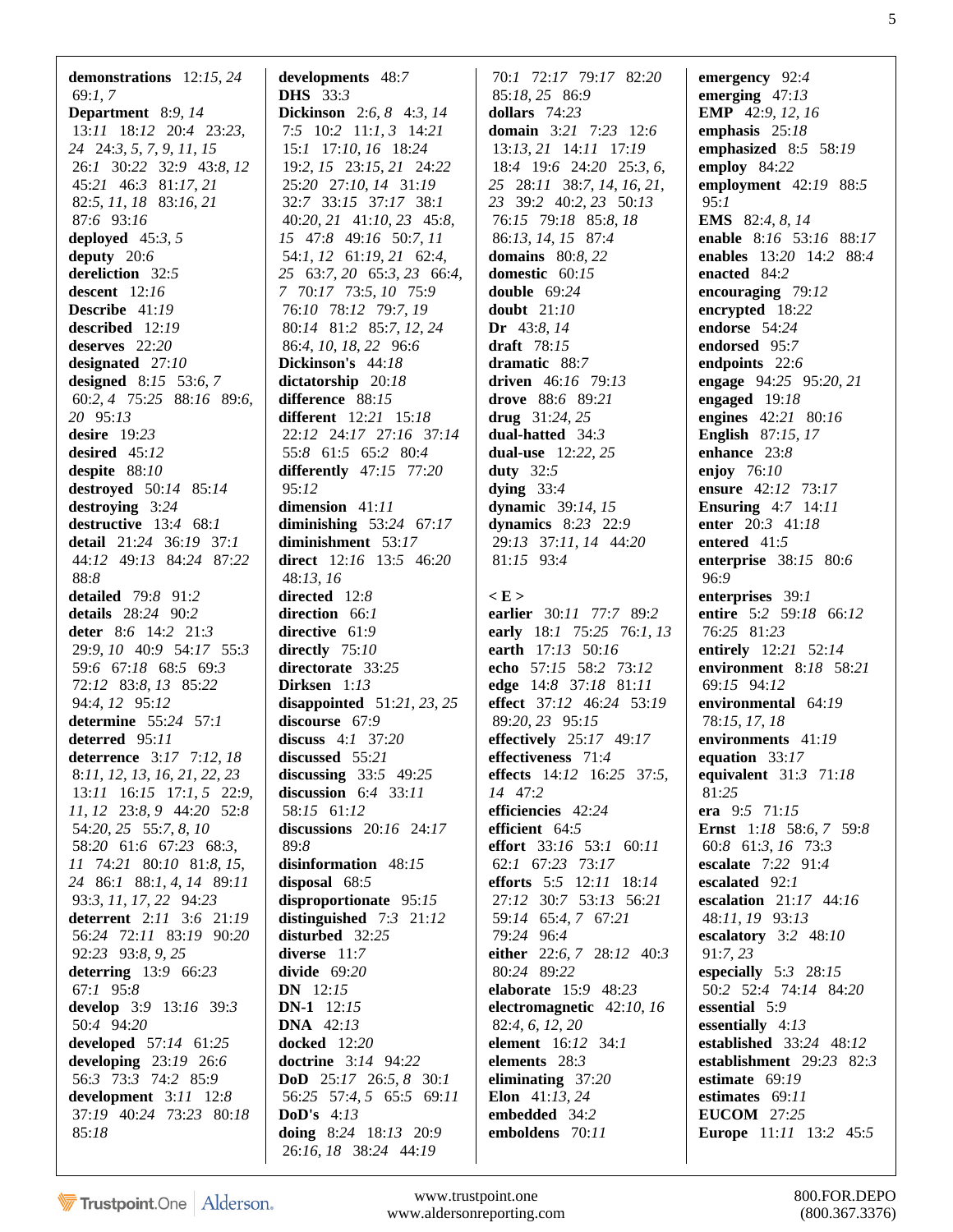**demonstrations** 12:*15*, *24* 69:*1*, *7*
**Department** 8:*9*, *14* 13:*11* 18:*12* 20:*4* 23:*23*, *24* 24:*3*, *5*, *7*, *9*, *11*, *15* 26:*1* 30:*22* 32:*9* 43:*8*, *12* 45:*21* 46:*3* 81:*17*, *21* 82:*5*, *11*, *18* 83:*16*, *21* 87:*6* 93:*16*
**deployed** 45:*3*, *5*
**deputy** 20:*6*
**dereliction** 32:*5*
**descent** 12:*16*
**Describe** 41:*19*
**described** 12:*19*
**deserves** 22:*20*
**designated** 27:*10*
**designed** 8:*15* 53:*6*, *7* 60:*2*, *4* 75:*25* 88:*16* 89:*6*, *20* 95:*13*
**desire** 19:*23*
**desired** 45:*12*
**despite** 88:*10*
**destroyed** 50:*14* 85:*14*
**destroying** 3:*24*
**destructive** 13:*4* 68:*1*
**detail** 21:*24* 36:*19* 37:*1* 44:*12* 49:*13* 84:*24* 87:*22* 88:*8*
**detailed** 79:*8* 91:*2*
**details** 28:*24* 90:*2*
**deter** 8:*6* 14:*2* 21:*3* 29:*9*, *10* 40:*9* 54:*17* 55:*3* 59:*6* 67:*18* 68:*5* 69:*3* 72:*12* 83:*8*, *13* 85:*22* 94:*4*, *12* 95:*12*
**determine** 55:*24* 57:*1*
**deterred** 95:*11*
**deterrence** 3:*17* 7:*12*, *18* 8:*11*, *12*, *13*, *16*, *21*, *22*, *23* 13:*11* 16:*15* 17:*1*, *5* 22:*9*, *11*, *12* 23:*8*, *9* 44:*20* 52:*8* 54:*20*, *25* 55:*7*, *8*, *10* 58:*20* 61:*6* 67:*23* 68:*3*, *11* 74:*21* 80:*10* 81:*8*, *15*, *24* 86:*1* 88:*1*, *4*, *14* 89:*11* 93:*3*, *11*, *17*, *22* 94:*23*
**deterrent** 2:*11* 3:*6* 21:*19* 56:*24* 72:*11* 83:*19* 90:*20* 92:*23* 93:*8*, *9*, *25*
**deterring** 13:*9* 66:*23* 67:*1* 95:*8*
**develop** 3:*9* 13:*16* 39:*3* 50:*4* 94:*20*
**developed** 57:*14* 61:*25*
**developing** 23:*19* 26:*6* 56:*3* 73:*3* 74:*2* 85:*9*
**development** 3:*11* 12:*8* 37:*19* 40:*24* 73:*23* 80:*18* 85:*18*
**developments** 48:*7*
**DHS** 33:*3*
**Dickinson** 2:*6*, *8* 4:*3*, *14* 7:*5* 10:*2* 11:*1*, *3* 14:*21* 15:*1* 17:*10*, *16* 18:*24* 19:*2*, *15* 23:*15*, *21* 24:*22* 25:*20* 27:*10*, *14* 31:*19* 32:*7* 33:*15* 37:*17* 38:*1* 40:*20*, *21* 41:*10*, *23* 45:*8*, *15* 47:*8* 49:*16* 50:*7*, *11* 54:*1*, *12* 61:*19*, *21* 62:*4*, *25* 63:*7*, *20* 65:*3*, *23* 66:*4*, *7* 70:*17* 73:*5*, *10* 75:*9* 76:*10* 78:*12* 79:*7*, *19* 80:*14* 81:*2* 85:*7*, *12*, *24* 86:*4*, *10*, *18*, *22* 96:*6*
**Dickinson's** 44:*18*
**dictatorship** 20:*18*
**difference** 88:*15*
**different** 12:*21* 15:*18* 22:*12* 24:*17* 27:*16* 37:*14* 55:*8* 61:*5* 65:*2* 80:*4*
**differently** 47:*15* 77:*20* 95:*12*
**dimension** 41:*11*
**diminishing** 53:*24* 67:*17*
**diminishment** 53:*17*
**direct** 12:*16* 13:*5* 46:*20* 48:*13*, *16*
**directed** 12:*8*
**direction** 66:*1*
**directive** 61:*9*
**directly** 75:*10*
**directorate** 33:*25*
**Dirksen** 1:*13*
**disappointed** 51:*21*, *23*, *25*
**discourse** 67:*9*
**discuss** 4:*1* 37:*20*
**discussed** 55:*21*
**discussing** 33:*5* 49:*25*
**discussion** 6:*4* 33:*11* 58:*15* 61:*12*
**discussions** 20:*16* 24:*17* 89:*8*
**disinformation** 48:*15*
**disposal** 68:*5*
**disproportionate** 95:*15*
**distinguished** 7:*3* 21:*12*
**disturbed** 32:*25*
**diverse** 11:*7*
**divide** 69:*20*
**DN** 12:*15*
**DN-1** 12:*15*
**DNA** 42:*13*
**docked** 12:*20*
**doctrine** 3:*14* 94:*22*
**DoD** 25:*17* 26:*5*, *8* 30:*1* 56:*25* 57:*4*, *5* 65:*5* 69:*11*
**DoD's** 4:*13*
**doing** 8:*24* 18:*13* 20:*9* 26:*16*, *18* 38:*24* 44:*19* 70:*1* 72:*17* 79:*17* 82:*20* 85:*18*, *25* 86:*9*
**dollars** 74:*23*
**domain** 3:*21* 7:*23* 12:*6* 13:*13*, *21* 14:*11* 17:*19* 18:*4* 19:*6* 24:*20* 25:*3*, *6*, *25* 28:*11* 38:*7*, *14*, *16*, *21*, *23* 39:*2* 40:*2*, *23* 50:*13* 76:*15* 79:*18* 85:*8*, *18* 86:*13*, *14*, *15* 87:*4*
**domains** 80:*8*, *22*
**domestic** 60:*15*
**double** 69:*24*
**doubt** 21:*10*
**Dr** 43:*8*, *14*
**draft** 78:*15*
**dramatic** 88:*7*
**driven** 46:*16* 79:*13*
**drove** 88:*6* 89:*21*
**drug** 31:*24*, *25*
**dual-hatted** 34:*3*
**dual-use** 12:*22*, *25*
**duty** 32:*5*
**dying** 33:*4*
**dynamic** 39:*14*, *15*
**dynamics** 8:*23* 22:*9* 29:*13* 37:*11*, *14* 44:*20* 81:*15* 93:*4*

**< E >**

**earlier** 30:*11* 77:*7* 89:*2*
**early** 18:*1* 75:*25* 76:*1*, *13*
**earth** 17:*13* 50:*16*
**echo** 57:*15* 58:*2* 73:*12*
**edge** 14:*8* 37:*18* 81:*11*
**effect** 37:*12* 46:*24* 53:*19* 89:*20*, *23* 95:*15*
**effectively** 25:*17* 49:*17*
**effectiveness** 71:*4*
**effects** 14:*12* 16:*25* 37:*5*, *14* 47:*2*
**efficiencies** 42:*24*
**efficient** 64:*5*
**effort** 33:*16* 53:*1* 60:*11* 62:*1* 67:*23* 73:*17*
**efforts** 5:*5* 12:*11* 18:*14* 27:*12* 30:*7* 53:*13* 56:*21* 59:*14* 65:*4*, *7* 67:*21* 79:*24* 96:*4*
**either** 22:*6*, *7* 28:*12* 40:*3* 80:*24* 89:*22*
**elaborate** 15:*9* 48:*23*
**electromagnetic** 42:*10*, *16* 82:*4*, *6*, *12*, *20*
**element** 16:*12* 34:*1*
**elements** 28:*3*
**eliminating** 37:*20*
**Elon** 41:*13*, *24*
**embedded** 34:*2*
**emboldens** 70:*11*
**emergency** 92:*4*
**emerging** 47:*13*
**EMP** 42:*9*, *12*, *16*
**emphasis** 25:*18*
**emphasized** 8:*5* 58:*19*
**employ** 84:*22*
**employment** 42:*19* 88:*5* 95:*1*
**EMS** 82:*4*, *8*, *14*
**enable** 8:*16* 53:*16* 88:*17*
**enables** 13:*20* 14:*2* 88:*4*
**enacted** 84:*2*
**encouraging** 79:*12*
**encrypted** 18:*22*
**endorse** 54:*24*
**endorsed** 95:*7*
**endpoints** 22:*6*
**engage** 94:*25* 95:*20*, *21*
**engaged** 19:*18*
**engines** 42:*21* 80:*16*
**English** 87:*15*, *17*
**enhance** 23:*8*
**enjoy** 76:*10*
**ensure** 42:*12* 73:*17*
**Ensuring** 4:*7* 14:*11*
**enter** 20:*3* 41:*18*
**entered** 41:*5*
**enterprise** 38:*15* 80:*6* 96:*9*
**enterprises** 39:*1*
**entire** 5:*2* 59:*18* 66:*12* 76:*25* 81:*23*
**entirely** 12:*21* 52:*14*
**environment** 8:*18* 58:*21* 69:*15* 94:*12*
**environmental** 64:*19* 78:*15*, *17*, *18*
**environments** 41:*19*
**equation** 33:*17*
**equivalent** 31:*3* 71:*18* 81:*25*
**era** 9:*5* 71:*15*
**Ernst** 1:*18* 58:*6*, *7* 59:*8* 60:*8* 61:*3*, *16* 73:*3*
**escalate** 7:*22* 91:*4*
**escalated** 92:*1*
**escalation** 21:*17* 44:*16* 48:*11*, *19* 93:*13*
**escalatory** 3:*2* 48:*10* 91:*7*, *23*
**especially** 5:*3* 28:*15* 50:*2* 52:*4* 74:*14* 84:*20*
**essential** 5:*9*
**essentially** 4:*13*
**established** 33:*24* 48:*12*
**establishment** 29:*23* 82:*3*
**estimate** 69:*19*
**estimates** 69:*11*
**EUCOM** 27:*25*
**Europe** 11:*11* 13:*2* 45:*5*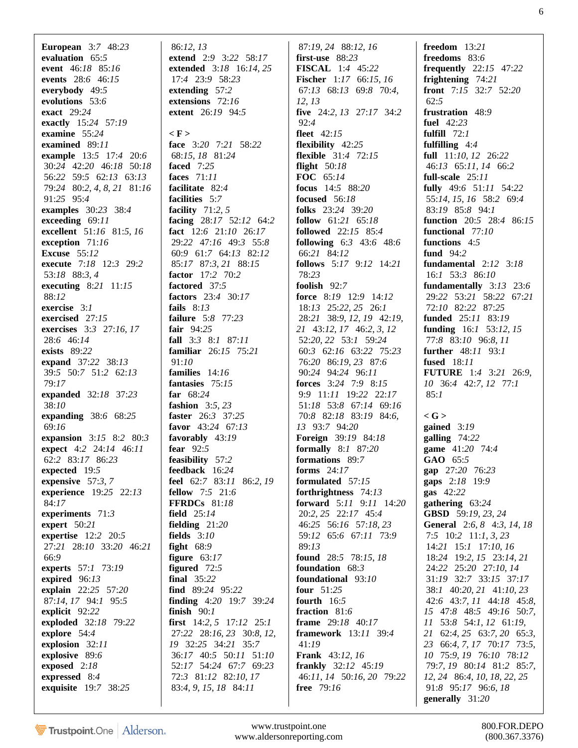**European** 3:7 48:23
**evaluation** 65:5
**event** 46:18 85:16
**events** 28:6 46:15
**everybody** 49:5
**evolutions** 53:6
**exact** 29:24
**exactly** 15:24 57:19
**examine** 55:24
**examined** 89:11
**example** 13:5 17:4 20:6 30:24 42:20 46:18 50:18 56:22 59:5 62:13 63:13 79:24 80:2, 4, 8, 21 81:16 91:25 95:4
**examples** 30:23 38:4
**exceeding** 69:11
**excellent** 51:16 81:5, 16
**exception** 71:16
**Excuse** 55:12
**execute** 7:18 12:3 29:2 53:18 88:3, 4
**executing** 8:21 11:15 88:12
**exercise** 3:1
**exercised** 27:15
**exercises** 3:3 27:16, 17 28:6 46:14
**exists** 89:22
**expand** 37:22 38:13 39:5 50:7 51:2 62:13 79:17
**expanded** 32:18 37:23 38:10
**expanding** 38:6 68:25 69:16
**expansion** 3:15 8:2 80:3
**expect** 4:2 24:14 46:11 62:2 83:17 86:23
**expected** 19:5
**expensive** 57:3, 7
**experience** 19:25 22:13 84:17
**experiments** 71:3
**expert** 50:21
**expertise** 12:2 20:5 27:21 28:10 33:20 46:21 66:9
**experts** 57:1 73:19
**expired** 96:13
**explain** 22:25 57:20 87:14, 17 94:1 95:5
**explicit** 92:22
**exploded** 32:18 79:22
**explore** 54:4
**explosion** 32:11
**explosive** 89:6
**exposed** 2:18
**expressed** 8:4
**exquisite** 19:7 38:25
86:12, 13
**extend** 2:9 3:22 58:17
**extended** 3:18 16:14, 25 17:4 23:9 58:23
**extending** 57:2
**extensions** 72:16
**extent** 26:19 94:5

**< F >**
**face** 3:20 7:21 58:22 68:15, 18 81:24
**faced** 7:25
**faces** 71:11
**facilitate** 82:4
**facilities** 5:7
**facility** 71:2, 5
**facing** 28:17 52:12 64:2
**fact** 12:6 21:10 26:17 29:22 47:16 49:3 55:8 60:9 61:7 64:13 82:12 85:17 87:3, 21 88:15
**factor** 17:2 70:2
**factored** 37:5
**factors** 23:4 30:17
**fails** 8:13
**failure** 5:8 77:23
**fair** 94:25
**fall** 3:3 8:1 87:11
**familiar** 26:15 75:21 91:10
**families** 14:16
**fantasies** 75:15
**far** 68:24
**fashion** 3:5, 23
**faster** 26:3 37:25
**favor** 43:24 67:13
**favorably** 43:19
**fear** 92:5
**feasibility** 57:2
**feedback** 16:24
**feel** 62:7 83:11 86:2, 19
**fellow** 7:5 21:6
**FFRDCs** 81:18
**field** 25:14
**fielding** 21:20
**fields** 3:10
**fight** 68:9
**figure** 63:17
**figured** 72:5
**final** 35:22
**find** 89:24 95:22
**finding** 4:20 19:7 39:24
**finish** 90:1
**first** 14:2, 5 17:12 25:1 27:22 28:16, 23 30:8, 12, 19 32:25 34:21 35:7 36:17 40:5 50:11 51:10 52:17 54:24 67:7 69:23 72:3 81:12 82:10, 17 83:4, 9, 15, 18 84:11
87:19, 24 88:12, 16
**first-use** 88:23
**FISCAL** 1:4 45:22
**Fischer** 1:17 66:15, 16 67:13 68:13 69:8 70:4, 12, 13
**five** 24:2, 13 27:17 34:2 92:4
**fleet** 42:15
**flexibility** 42:25
**flexible** 31:4 72:15
**flight** 50:18
**FOC** 65:14
**focus** 14:5 88:20
**focused** 56:18
**folks** 23:24 39:20
**follow** 61:21 65:18
**followed** 22:15 85:4
**following** 6:3 43:6 48:6 66:21 84:12
**follows** 5:17 9:12 14:21 78:23
**foolish** 92:7
**force** 8:19 12:9 14:12 18:13 25:22, 25 26:1 28:21 38:9, 12, 19 42:19, 21 43:12, 17 46:2, 3, 12 52:20, 22 53:1 59:24 60:3 62:16 63:22 75:23 76:20 86:19, 23 87:6 90:24 94:24 96:11
**forces** 3:24 7:9 8:15 9:9 11:11 19:22 22:17 51:18 53:8 67:14 69:16 70:8 82:18 83:19 84:6, 13 93:7 94:20
**Foreign** 39:19 84:18
**formally** 8:1 87:20
**formations** 89:7
**forms** 24:17
**formulated** 57:15
**forthrightness** 74:13
**forward** 5:11 9:11 14:20 20:2, 25 22:17 45:4 46:25 56:16 57:18, 23 59:12 65:6 67:11 73:9 89:13
**found** 28:5 78:15, 18
**foundation** 68:3
**foundational** 93:10
**four** 51:25
**fourth** 16:5
**fraction** 81:6
**frame** 29:18 40:17
**framework** 13:11 39:4 41:19
**Frank** 43:12, 16
**frankly** 32:12 45:19 46:11, 14 50:16, 20 79:22
**free** 79:16
**freedom** 13:21
**freedoms** 83:6
**frequently** 22:15 47:22
**frightening** 74:21
**front** 7:15 32:7 52:20 62:5
**frustration** 48:9
**fuel** 42:23
**fulfill** 72:1
**fulfilling** 4:4
**full** 11:10, 12 26:22 46:13 65:11, 14 66:2
**full-scale** 25:11
**fully** 49:6 51:11 54:22 55:14, 15, 16 58:2 69:4 83:19 85:8 94:1
**function** 20:5 28:4 86:15
**functional** 77:10
**functions** 4:5
**fund** 94:2
**fundamental** 2:12 3:18 16:1 53:3 86:10
**fundamentally** 3:13 23:6 29:22 53:21 58:22 67:21 72:10 82:22 87:25
**funded** 25:11 83:19
**funding** 16:1 53:12, 15 77:8 83:10 96:8, 11
**further** 48:11 93:1
**fused** 18:11
**FUTURE** 1:4 3:21 26:9, 10 36:4 42:7, 12 77:1 85:1

**< G >**
**gained** 3:19
**galling** 74:22
**game** 41:20 74:4
**GAO** 65:5
**gap** 27:20 76:23
**gaps** 2:18 19:9
**gas** 42:22
**gathering** 63:24
**GBSD** 59:19, 23, 24
**General** 2:6, 8 4:3, 14, 18 7:5 10:2 11:1, 3, 23 14:21 15:1 17:10, 16 18:24 19:2, 15 23:14, 21 24:22 25:20 27:10, 14 31:19 32:7 33:15 37:17 38:1 40:20, 21 41:10, 23 42:6 43:7, 11 44:18 45:8, 15 47:8 48:5 49:16 50:7, 11 53:8 54:1, 12 61:19, 21 62:4, 25 63:7, 20 65:3, 23 66:4, 7, 17 70:17 73:5, 10 75:9, 19 76:10 78:12 79:7, 19 80:14 81:2 85:7, 12, 24 86:4, 10, 18, 22, 25 91:8 95:17 96:6, 18
**generally** 31:20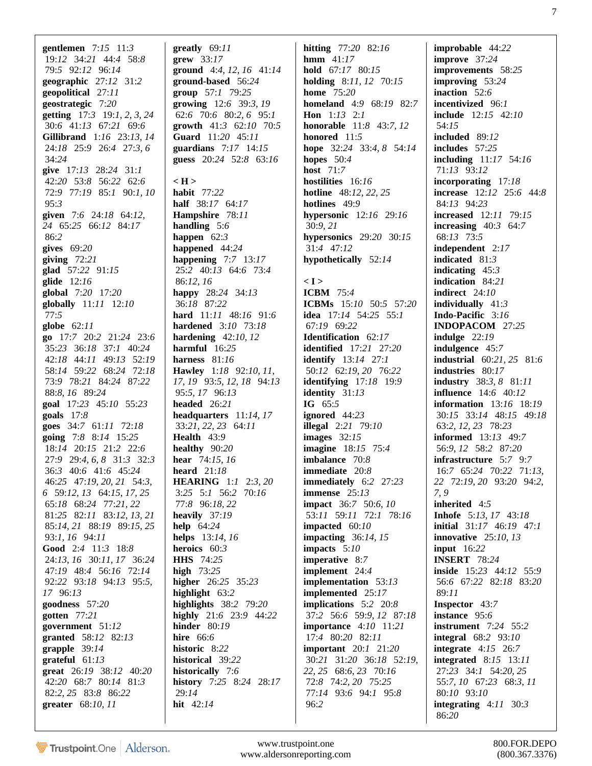**gentlemen** 7:15 11:3 19:12 34:21 44:4 58:8 79:5 92:12 96:14
**geographic** 27:12 31:2
**geopolitical** 27:11
**geostrategic** 7:20
**getting** 17:3 19:1, 2, 3, 24 30:6 41:13 67:21 69:6
**Gillibrand** 1:16 23:13, 14 24:18 25:9 26:4 27:3, 6 34:24
**give** 17:13 28:24 31:1 42:20 53:8 56:22 62:6 72:9 77:19 85:1 90:1, 10 95:3
**given** 7:6 24:18 64:12, 24 65:25 66:12 84:17 86:2
**gives** 69:20
**giving** 72:21
**glad** 57:22 91:15
**glide** 12:16
**global** 7:20 17:20
**globally** 11:11 12:10 77:5
**globe** 62:11
**go** 17:7 20:2 21:24 23:6 35:23 36:18 37:1 40:24 42:18 44:11 49:13 52:19 58:14 59:22 68:24 72:18 73:9 78:21 84:24 87:22 88:8, 16 89:24
**goal** 17:23 45:10 55:23
**goals** 17:8
**goes** 34:7 61:11 72:18
**going** 7:8 8:14 15:25 18:14 20:15 21:2 22:6 27:9 29:4, 6, 8 31:3 32:3 36:3 40:6 41:6 45:24 46:25 47:19, 20, 21 54:3, 6 59:12, 13 64:15, 17, 25 65:18 68:24 77:21, 22 81:25 82:11 83:12, 13, 21 85:14, 21 88:19 89:15, 25 93:1, 16 94:11
**Good** 2:4 11:3 18:8 24:13, 16 30:11, 17 36:24 47:19 48:4 56:16 72:14 92:22 93:18 94:13 95:5, 17 96:13
**goodness** 57:20
**gotten** 77:21
**government** 51:12
**granted** 58:12 82:13
**grapple** 39:14
**grateful** 61:13
**great** 26:19 38:12 40:20 42:20 68:7 80:14 81:3 82:2, 25 83:8 86:22
**greater** 68:10, 11
**greatly** 69:11
**grew** 33:17
**ground** 4:4, 12, 16 41:14
**ground-based** 56:24
**group** 57:1 79:25
**growing** 12:6 39:3, 19 62:6 70:6 80:2, 6 95:1
**growth** 41:3 62:10 70:5
**Guard** 11:20 45:11
**guardians** 7:17 14:15
**guess** 20:24 52:8 63:16

**< H >**
**habit** 77:22
**half** 38:17 64:17
**Hampshire** 78:11
**handling** 5:6
**happen** 62:3
**happened** 44:24
**happening** 7:7 13:17 25:2 40:13 64:6 73:4 86:12, 16
**happy** 28:24 34:13 36:18 87:22
**hard** 11:11 48:16 91:6
**hardened** 3:10 73:18
**hardening** 42:10, 12
**harmful** 16:25
**harness** 81:16
**Hawley** 1:18 92:10, 11, 17, 19 93:5, 12, 18 94:13 95:5, 17 96:13
**headed** 26:21
**headquarters** 11:14, 17 33:21, 22, 23 64:11
**Health** 43:9
**healthy** 90:20
**hear** 74:15, 16
**heard** 21:18
**HEARING** 1:1 2:3, 20 3:25 5:1 56:2 70:16 77:8 96:18, 22
**heavily** 37:19
**help** 64:24
**helps** 13:14, 16
**heroics** 60:3
**HHS** 74:25
**high** 73:25
**higher** 26:25 35:23
**highlight** 63:2
**highlights** 38:2 79:20
**highly** 21:6 23:9 44:22
**hinder** 80:19
**hire** 66:6
**historic** 8:22
**historical** 39:22
**historically** 7:6
**history** 7:25 8:24 28:17 29:14
**hit** 42:14
**hitting** 77:20 82:16
**hmm** 41:17
**hold** 67:17 80:15
**holding** 8:11, 12 70:15
**home** 75:20
**homeland** 4:9 68:19 82:7
**Hon** 1:13 2:1
**honorable** 11:8 43:7, 12
**honored** 11:5
**hope** 32:24 33:4, 8 54:14
**hopes** 50:4
**host** 71:7
**hostilities** 16:16
**hotline** 48:12, 22, 25
**hotlines** 49:9
**hypersonic** 12:16 29:16 30:9, 21
**hypersonics** 29:20 30:15 31:4 47:12
**hypothetically** 52:14

**< I >**
**ICBM** 75:4
**ICBMs** 15:10 50:5 57:20
**idea** 17:14 54:25 55:1 67:19 69:22
**Identification** 62:17
**identified** 17:21 27:20
**identify** 13:14 27:1 50:12 62:19, 20 76:22
**identifying** 17:18 19:9
**identity** 31:13
**IG** 65:5
**ignored** 44:23
**illegal** 2:21 79:10
**images** 32:15
**imagine** 18:15 75:4
**imbalance** 70:8
**immediate** 20:8
**immediately** 6:2 27:23
**immense** 25:13
**impact** 36:7 50:6, 10 53:11 59:11 72:1 78:16
**impacted** 60:10
**impacting** 36:14, 15
**impacts** 5:10
**imperative** 8:7
**implement** 24:4
**implementation** 53:13
**implemented** 25:17
**implications** 5:2 20:8 37:2 56:6 59:9, 12 87:18
**importance** 4:10 11:21 17:4 80:20 82:11
**important** 20:1 21:20 30:21 31:20 36:18 52:19, 22, 25 68:6, 23 70:16 72:8 74:2, 20 75:25 77:14 93:6 94:1 95:8 96:2
**improbable** 44:22
**improve** 37:24
**improvements** 58:25
**improving** 53:24
**inaction** 52:6
**incentivized** 96:1
**include** 12:15 42:10 54:15
**included** 89:12
**includes** 57:25
**including** 11:17 54:16 71:13 93:12
**incorporating** 17:18
**increase** 12:12 25:6 44:8 84:13 94:23
**increased** 12:11 79:15
**increasing** 40:3 64:7 68:13 73:5
**independent** 2:17
**indicated** 81:3
**indicating** 45:3
**indication** 84:21
**indirect** 24:10
**individually** 41:3
**Indo-Pacific** 3:16
**INDOPACOM** 27:25
**indulge** 22:19
**indulgence** 45:7
**industrial** 60:21, 25 81:6
**industries** 80:17
**industry** 38:3, 8 81:11
**influence** 14:6 40:12
**information** 13:16 18:19 30:15 33:14 48:15 49:18 63:2, 12, 23 78:23
**informed** 13:13 49:7 56:9, 12 58:2 87:20
**infrastructure** 5:7 9:7 16:7 65:24 70:22 71:13, 22 72:19, 20 93:20 94:2, 7, 9
**inherited** 4:5
**Inhofe** 5:13, 17 43:18
**initial** 31:17 46:19 47:1
**innovative** 25:10, 13
**input** 16:22
**INSERT** 78:24
**inside** 15:23 44:12 55:9 56:6 67:22 82:18 83:20 89:11
**Inspector** 43:7
**instance** 95:6
**instrument** 7:24 55:2
**integral** 68:2 93:10
**integrate** 4:15 26:7
**integrated** 8:15 13:11 27:23 34:1 54:20, 25 55:7, 10 67:23 68:3, 11 80:10 93:10
**integrating** 4:11 30:3 86:20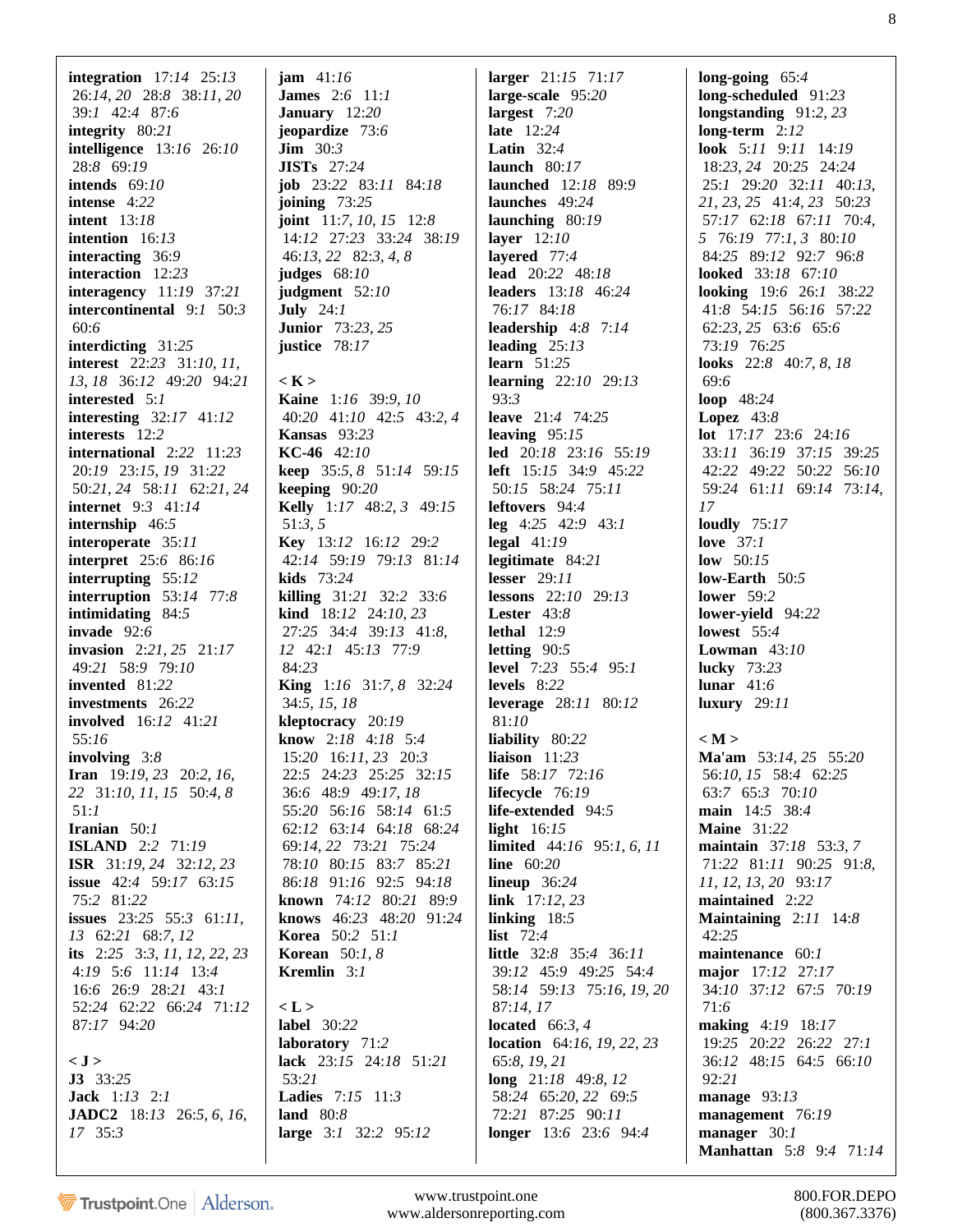**integration** 17:14 25:13 26:14, 20 28:8 38:11, 20 39:1 42:4 87:6
**integrity** 80:21
**intelligence** 13:16 26:10 28:8 69:19
**intends** 69:10
**intense** 4:22
**intent** 13:18
**intention** 16:13
**interacting** 36:9
**interaction** 12:23
**interagency** 11:19 37:21
**intercontinental** 9:1 50:3 60:6
**interdicting** 31:25
**interest** 22:23 31:10, 11, 13, 18 36:12 49:20 94:21
**interested** 5:1
**interesting** 32:17 41:12
**interests** 12:2
**international** 2:22 11:23 20:19 23:15, 19 31:22 50:21, 24 58:11 62:21, 24
**internet** 9:3 41:14
**internship** 46:5
**interoperate** 35:11
**interpret** 25:6 86:16
**interrupting** 55:12
**interruption** 53:14 77:8
**intimidating** 84:5
**invade** 92:6
**invasion** 2:21, 25 21:17 49:21 58:9 79:10
**invented** 81:22
**investments** 26:22
**involved** 16:12 41:21 55:16
**involving** 3:8
**Iran** 19:19, 23 20:2, 16, 22 31:10, 11, 15 50:4, 8 51:1
**Iranian** 50:1
**ISLAND** 2:2 71:19
**ISR** 31:19, 24 32:12, 23
**issue** 42:4 59:17 63:15 75:2 81:22
**issues** 23:25 55:3 61:11, 13 62:21 68:7, 12
**its** 2:25 3:3, 11, 12, 22, 23 4:19 5:6 11:14 13:4 16:6 26:9 28:21 43:1 52:24 62:22 66:24 71:12 87:17 94:20

**< J >**
**J3** 33:25
**Jack** 1:13 2:1
**JADC2** 18:13 26:5, 6, 16, 17 35:3
**jam** 41:16
**James** 2:6 11:1
**January** 12:20
**jeopardize** 73:6
**Jim** 30:3
**JISTs** 27:24
**job** 23:22 83:11 84:18
**joining** 73:25
**joint** 11:7, 10, 15 12:8 14:12 27:23 33:24 38:19 46:13, 22 82:3, 4, 8
**judges** 68:10
**judgment** 52:10
**July** 24:1
**Junior** 73:23, 25
**justice** 78:17

**< K >**
**Kaine** 1:16 39:9, 10 40:20 41:10 42:5 43:2, 4
**Kansas** 93:23
**KC-46** 42:10
**keep** 35:5, 8 51:14 59:15
**keeping** 90:20
**Kelly** 1:17 48:2, 3 49:15 51:3, 5
**Key** 13:12 16:12 29:2 42:14 59:19 79:13 81:14
**kids** 73:24
**killing** 31:21 32:2 33:6
**kind** 18:12 24:10, 23 27:25 34:4 39:13 41:8, 12 42:1 45:13 77:9 84:23
**King** 1:16 31:7, 8 32:24 34:5, 15, 18
**kleptocracy** 20:19
**know** 2:18 4:18 5:4 15:20 16:11, 23 20:3 22:5 24:23 25:25 32:15 36:6 48:9 49:17, 18 55:20 56:16 58:14 61:5 62:12 63:14 64:18 68:24 69:14, 22 73:21 75:24 78:10 80:15 83:7 85:21 86:18 91:16 92:5 94:18
**known** 74:12 80:21 89:9
**knows** 46:23 48:20 91:24
**Korea** 50:2 51:1
**Korean** 50:1, 8
**Kremlin** 3:1

**< L >**
**label** 30:22
**laboratory** 71:2
**lack** 23:15 24:18 51:21 53:21
**Ladies** 7:15 11:3
**land** 80:8
**large** 3:1 32:2 95:12
**larger** 21:15 71:17
**large-scale** 95:20
**largest** 7:20
**late** 12:24
**Latin** 32:4
**launch** 80:17
**launched** 12:18 89:9
**launches** 49:24
**launching** 80:19
**layer** 12:10
**layered** 77:4
**lead** 20:22 48:18
**leaders** 13:18 46:24 76:17 84:18
**leadership** 4:8 7:14
**leading** 25:13
**learn** 51:25
**learning** 22:10 29:13 93:3
**leave** 21:4 74:25
**leaving** 95:15
**led** 20:18 23:16 55:19
**left** 15:15 34:9 45:22 50:15 58:24 75:11
**leftovers** 94:4
**leg** 4:25 42:9 43:1
**legal** 41:19
**legitimate** 84:21
**lesser** 29:11
**lessons** 22:10 29:13
**Lester** 43:8
**lethal** 12:9
**letting** 90:5
**level** 7:23 55:4 95:1
**levels** 8:22
**leverage** 28:11 80:12 81:10
**liability** 80:22
**liaison** 11:23
**life** 58:17 72:16
**lifecycle** 76:19
**life-extended** 94:5
**light** 16:15
**limited** 44:16 95:1, 6, 11
**line** 60:20
**lineup** 36:24
**link** 17:12, 23
**linking** 18:5
**list** 72:4
**little** 32:8 35:4 36:11 39:12 45:9 49:25 54:4 58:14 59:13 75:16, 19, 20 87:14, 17
**located** 66:3, 4
**location** 64:16, 19, 22, 23 65:8, 19, 21
**long** 21:18 49:8, 12 58:24 65:20, 22 69:5 72:21 87:25 90:11
**longer** 13:6 23:6 94:4
**long-going** 65:4
**long-scheduled** 91:23
**longstanding** 91:2, 23
**long-term** 2:12
**look** 5:11 9:11 14:19 18:23, 24 20:25 24:24 25:1 29:20 32:11 40:13, 21, 23, 25 41:4, 23 50:23 57:17 62:18 67:11 70:4, 5 76:19 77:1, 3 80:10 84:25 89:12 92:7 96:8
**looked** 33:18 67:10
**looking** 19:6 26:1 38:22 41:8 54:15 56:16 57:22 62:23, 25 63:6 65:6 73:19 76:25
**looks** 22:8 40:7, 8, 18 69:6
**loop** 48:24
**Lopez** 43:8
**lot** 17:17 23:6 24:16 33:11 36:19 37:15 39:25 42:22 49:22 50:22 56:10 59:24 61:11 69:14 73:14, 17
**loudly** 75:17
**love** 37:1
**low** 50:15
**low-Earth** 50:5
**lower** 59:2
**lower-yield** 94:22
**lowest** 55:4
**Lowman** 43:10
**lucky** 73:23
**lunar** 41:6
**luxury** 29:11

**< M >**
**Ma'am** 53:14, 25 55:20 56:10, 15 58:4 62:25 63:7 65:3 70:10
**main** 14:5 38:4
**Maine** 31:22
**maintain** 37:18 53:3, 7 71:22 81:11 90:25 91:8, 11, 12, 13, 20 93:17
**maintained** 2:22
**Maintaining** 2:11 14:8 42:25
**maintenance** 60:1
**major** 17:12 27:17 34:10 37:12 67:5 70:19 71:6
**making** 4:19 18:17 19:25 20:22 26:22 27:1 36:12 48:15 64:5 66:10 92:21
**manage** 93:13
**management** 76:19
**manager** 30:1
**Manhattan** 5:8 9:4 71:14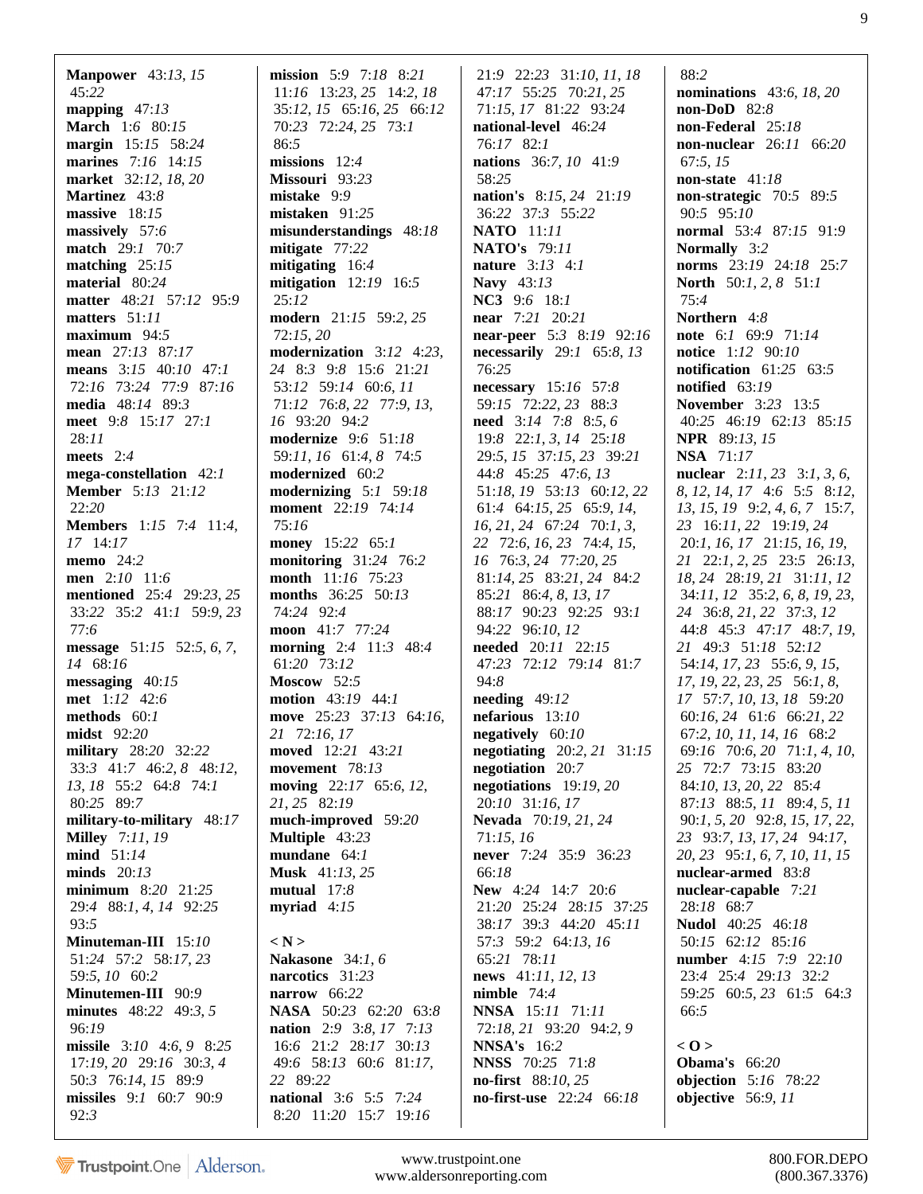**Manpower** 43:*13*, *15* 45:*22*
**mapping** 47:*13*
**March** 1:*6* 80:*15*
**margin** 15:*15* 58:*24*
**marines** 7:*16* 14:*15*
**market** 32:*12*, *18*, *20*
**Martinez** 43:*8*
**massive** 18:*15*
**massively** 57:*6*
**match** 29:*1* 70:*7*
**matching** 25:*15*
**material** 80:*24*
**matter** 48:*21* 57:*12* 95:*9*
**matters** 51:*11*
**maximum** 94:*5*
**mean** 27:*13* 87:*17*
**means** 3:*15* 40:*10* 47:*1* 72:*16* 73:*24* 77:*9* 87:*16*
**media** 48:*14* 89:*3*
**meet** 9:*8* 15:*17* 27:*1* 28:*11*
**meets** 2:*4*
**mega-constellation** 42:*1*
**Member** 5:*13* 21:*12* 22:*20*
**Members** 1:*15* 7:*4* 11:*4*, *17* 14:*17*
**memo** 24:*2*
**men** 2:*10* 11:*6*
**mentioned** 25:*4* 29:*23*, *25* 33:*22* 35:*2* 41:*1* 59:*9*, *23* 77:*6*
**message** 51:*15* 52:*5*, *6*, *7*, *14* 68:*16*
**messaging** 40:*15*
**met** 1:*12* 42:*6*
**methods** 60:*1*
**midst** 92:*20*
**military** 28:*20* 32:*22* 33:*3* 41:*7* 46:*2*, *8* 48:*12*, *13*, *18* 55:*2* 64:*8* 74:*1* 80:*25* 89:*7*
**military-to-military** 48:*17*
**Milley** 7:*11*, *19*
**mind** 51:*14*
**minds** 20:*13*
**minimum** 8:*20* 21:*25* 29:*4* 88:*1*, *4*, *14* 92:*25* 93:*5*
**Minuteman-III** 15:*10* 51:*24* 57:*2* 58:*17*, *23* 59:*5*, *10* 60:*2*
**Minutemen-III** 90:*9*
**minutes** 48:*22* 49:*3*, *5* 96:*19*
**missile** 3:*10* 4:*6*, *9* 8:*25* 17:*19*, *20* 29:*16* 30:*3*, *4* 50:*3* 76:*14*, *15* 89:*9*
**missiles** 9:*1* 60:*7* 90:*9* 92:*3*
**mission** 5:*9* 7:*18* 8:*21* 11:*16* 13:*23*, *25* 14:*2*, *18* 35:*12*, *15* 65:*16*, *25* 66:*12* 70:*23* 72:*24*, *25* 73:*1* 86:*5*
**missions** 12:*4*
**Missouri** 93:*23*
**mistake** 9:*9*
**mistaken** 91:*25*
**misunderstandings** 48:*18*
**mitigate** 77:*22*
**mitigating** 16:*4*
**mitigation** 12:*19* 16:*5* 25:*12*
**modern** 21:*15* 59:*2*, *25* 72:*15*, *20*
**modernization** 3:*12* 4:*23*, *24* 8:*3* 9:*8* 15:*6* 21:*21* 53:*12* 59:*14* 60:*6*, *11* 71:*12* 76:*8*, *22* 77:*9*, *13*, *16* 93:*20* 94:*2*
**modernize** 9:*6* 51:*18* 59:*11*, *16* 61:*4*, *8* 74:*5*
**modernized** 60:*2*
**modernizing** 5:*1* 59:*18*
**moment** 22:*19* 74:*14* 75:*16*
**money** 15:*22* 65:*1*
**monitoring** 31:*24* 76:*2*
**month** 11:*16* 75:*23*
**months** 36:*25* 50:*13* 74:*24* 92:*4*
**moon** 41:*7* 77:*24*
**morning** 2:*4* 11:*3* 48:*4* 61:*20* 73:*12*
**Moscow** 52:*5*
**motion** 43:*19* 44:*1*
**move** 25:*23* 37:*13* 64:*16*, *21* 72:*16*, *17*
**moved** 12:*21* 43:*21*
**movement** 78:*13*
**moving** 22:*17* 65:*6*, *12*, *21*, *25* 82:*19*
**much-improved** 59:*20*
**Multiple** 43:*23*
**mundane** 64:*1*
**Musk** 41:*13*, *25*
**mutual** 17:*8*
**myriad** 4:*15*

**< N >**
**Nakasone** 34:*1*, *6*
**narcotics** 31:*23*
**narrow** 66:*22*
**NASA** 50:*23* 62:*20* 63:*8*
**nation** 2:*9* 3:*8*, *17* 7:*13* 16:*6* 21:*2* 28:*17* 30:*13* 49:*6* 58:*13* 60:*6* 81:*17*, *22* 89:*22*
**national** 3:*6* 5:*5* 7:*24* 8:*20* 11:*20* 15:*7* 19:*16* 21:*9* 22:*23* 31:*10*, *11*, *18* 47:*17* 55:*25* 70:*21*, *25* 71:*15*, *17* 81:*22* 93:*24*
**national-level** 46:*24* 76:*17* 82:*1*
**nations** 36:*7*, *10* 41:*9* 58:*25*
**nation's** 8:*15*, *24* 21:*19* 36:*22* 37:*3* 55:*22*
**NATO** 11:*11*
**NATO's** 79:*11*
**nature** 3:*13* 4:*1*
**Navy** 43:*13*
**NC3** 9:*6* 18:*1*
**near** 7:*21* 20:*21*
**near-peer** 5:*3* 8:*19* 92:*16*
**necessarily** 29:*1* 65:*8*, *13* 76:*25*
**necessary** 15:*16* 57:*8* 59:*15* 72:*22*, *23* 88:*3*
**need** 3:*14* 7:*8* 8:*5*, *6* 19:*8* 22:*1*, *3*, *14* 25:*18* 29:*5*, *15* 37:*15*, *23* 39:*21* 44:*8* 45:*25* 47:*6*, *13* 51:*18*, *19* 53:*13* 60:*12*, *22* 61:*4* 64:*15*, *25* 65:*9*, *14*, *16*, *21*, *24* 67:*24* 70:*1*, *3*, *22* 72:*6*, *16*, *23* 74:*4*, *15*, *16* 76:*3*, *24* 77:*20*, *25* 81:*14*, *25* 83:*21*, *24* 84:*2* 85:*21* 86:*4*, *8*, *13*, *17* 88:*17* 90:*23* 92:*25* 93:*1* 94:*22* 96:*10*, *12*
**needed** 20:*11* 22:*15* 47:*23* 72:*12* 79:*14* 81:*7* 94:*8*
**needing** 49:*12*
**nefarious** 13:*10*
**negatively** 60:*10*
**negotiating** 20:*2*, *21* 31:*15*
**negotiation** 20:*7*
**negotiations** 19:*19*, *20* 20:*10* 31:*16*, *17*
**Nevada** 70:*19*, *21*, *24* 71:*15*, *16*
**never** 7:*24* 35:*9* 36:*23* 66:*18*
**New** 4:*24* 14:*7* 20:*6* 21:*20* 25:*24* 28:*15* 37:*25* 38:*17* 39:*3* 44:*20* 45:*11* 57:*3* 59:*2* 64:*13*, *16* 65:*21* 78:*11*
**news** 41:*11*, *12*, *13*
**nimble** 74:*4*
**NNSA** 15:*11* 71:*11* 72:*18*, *21* 93:*20* 94:*2*, *9*
**NNSA's** 16:*2*
**NNSS** 70:*25* 71:*8*
**no-first** 88:*10*, *25*
**no-first-use** 22:*24* 66:*18* 88:*2*
**nominations** 43:*6*, *18*, *20*
**non-DoD** 82:*8*
**non-Federal** 25:*18*
**non-nuclear** 26:*11* 66:*20* 67:*5*, *15*
**non-state** 41:*18*
**non-strategic** 70:*5* 89:*5* 90:*5* 95:*10*
**normal** 53:*4* 87:*15* 91:*9*
**Normally** 3:*2*
**norms** 23:*19* 24:*18* 25:*7*
**North** 50:*1*, *2*, *8* 51:*1* 75:*4*
**Northern** 4:*8*
**note** 6:*1* 69:*9* 71:*14*
**notice** 1:*12* 90:*10*
**notification** 61:*25* 63:*5*
**notified** 63:*19*
**November** 3:*23* 13:*5* 40:*25* 46:*19* 62:*13* 85:*15*
**NPR** 89:*13*, *15*
**NSA** 71:*17*
**nuclear** 2:*11*, *23* 3:*1*, *3*, *6*, *8*, *12*, *14*, *17* 4:*6* 5:*5* 8:*12*, *13*, *15*, *19* 9:*2*, *4*, *6*, *7* 15:*7*, *23* 16:*11*, *22* 19:*19*, *24* 20:*1*, *16*, *17* 21:*15*, *16*, *19*, *21* 22:*1*, *2*, *25* 23:*5* 26:*13*, *18*, *24* 28:*19*, *21* 31:*11*, *12* 34:*11*, *12* 35:*2*, *6*, *8*, *19*, *23*, *24* 36:*8*, *21*, *22* 37:*3*, *12* 44:*8* 45:*3* 47:*17* 48:*7*, *19*, *21* 49:*3* 51:*18* 52:*12* 54:*14*, *17*, *23* 55:*6*, *9*, *15*, *17*, *19*, *22*, *23*, *25* 56:*1*, *8*, *17* 57:*7*, *10*, *13*, *18* 59:*20* 60:*16*, *24* 61:*6* 66:*21*, *22* 67:*2*, *10*, *11*, *14*, *16* 68:*2* 69:*16* 70:*6*, *20* 71:*1*, *4*, *10*, *25* 72:*7* 73:*15* 83:*20* 84:*10*, *13*, *20*, *22* 85:*4* 87:*13* 88:*5*, *11* 89:*4*, *5*, *11* 90:*1*, *5*, *20* 92:*8*, *15*, *17*, *22*, *23* 93:*7*, *13*, *17*, *24* 94:*17*, *20*, *23* 95:*1*, *6*, *7*, *10*, *11*, *15*
**nuclear-armed** 83:*8*
**nuclear-capable** 7:*21* 28:*18* 68:*7*
**Nudol** 40:*25* 46:*18* 50:*15* 62:*12* 85:*16*
**number** 4:*15* 7:*9* 22:*10* 23:*4* 25:*4* 29:*13* 32:*2* 59:*25* 60:*5*, *23* 61:*5* 64:*3* 66:*5*

**< O >**
**Obama's** 66:*20*
**objection** 5:*16* 78:*22*
**objective** 56:*9*, *11*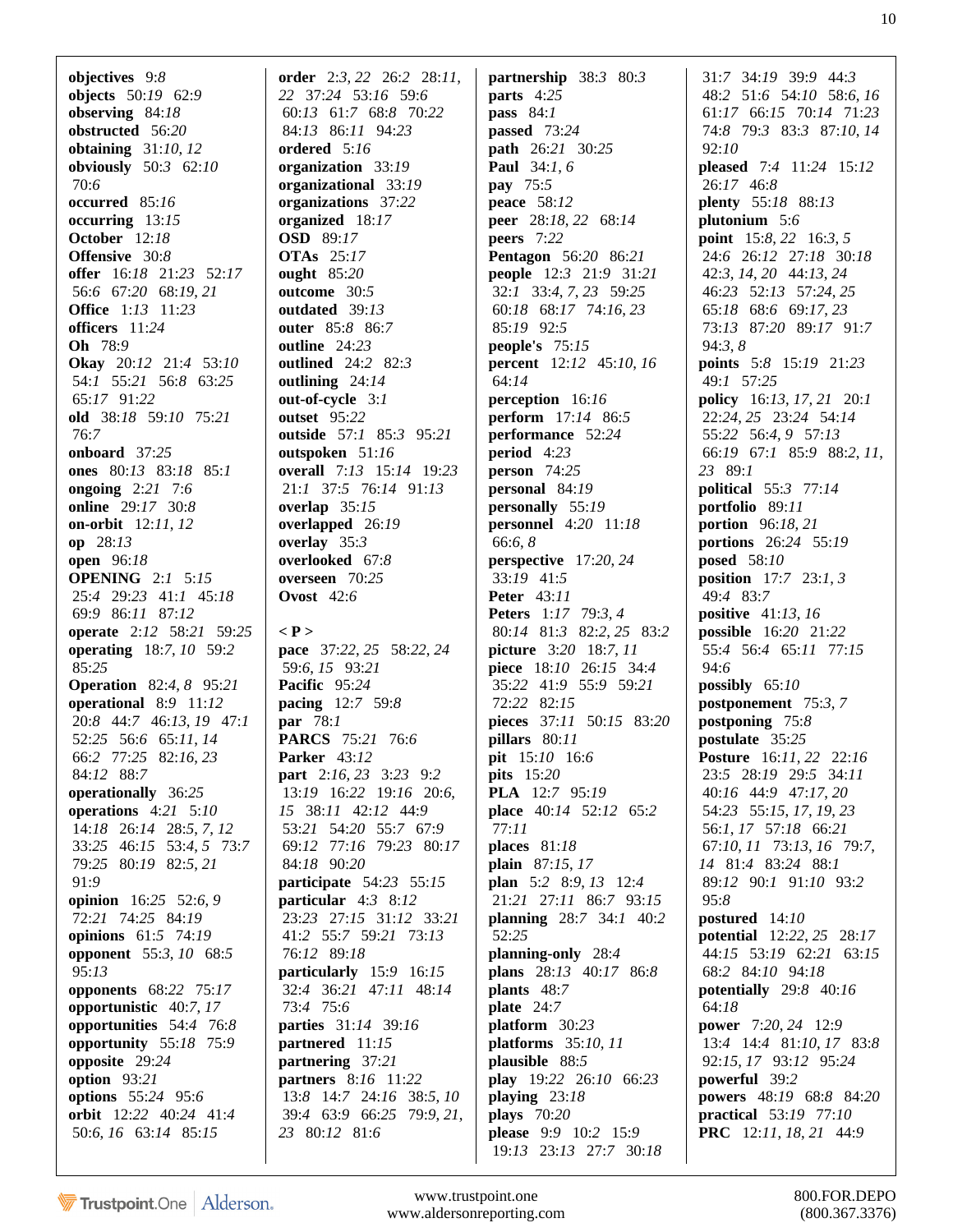**objectives** 9:*8*
**objects** 50:*19* 62:9
**observing** 84:*18*
**obstructed** 56:*20*
**obtaining** 31:*10, 12*
**obviously** 50:3 62:*10*
70:6
**occurred** 85:*16*
**occurring** 13:*15*
**October** 12:*18*
**Offensive** 30:*8*
**offer** 16:*18* 21:*23* 52:*17*
56:6 67:*20* 68:*19, 21*
**Office** 1:*13* 11:*23*
**officers** 11:*24*
**Oh** 78:9
**Okay** 20:*12* 21:4 53:*10*
54:*1* 55:*21* 56:8 63:*25*
65:*17* 91:*22*
**old** 38:*18* 59:*10* 75:*21*
76:7
**onboard** 37:*25*
**ones** 80:*13* 83:*18* 85:*1*
**ongoing** 2:*21* 7:6
**online** 29:*17* 30:*8*
**on-orbit** 12:*11, 12*
**op** 28:*13*
**open** 96:*18*
**OPENING** 2:*1* 5:*15*
25:4 29:*23* 41:*1* 45:*18*
69:9 86:*11* 87:*12*
**operate** 2:*12* 58:*21* 59:*25*
**operating** 18:*7, 10* 59:2
85:*25*
**Operation** 82:*4, 8* 95:*21*
**operational** 8:9 11:*12*
20:*8* 44:7 46:*13, 19* 47:*1*
52:*25* 56:6 65:*11, 14*
66:2 77:*25* 82:*16, 23*
84:*12* 88:7
**operationally** 36:*25*
**operations** 4:*21* 5:*10*
14:*18* 26:*14* 28:*5, 7, 12*
33:*25* 46:*15* 53:*4, 5* 73:7
79:*25* 80:*19* 82:*5, 21*
91:9
**opinion** 16:*25* 52:*6, 9*
72:*21* 74:*25* 84:*19*
**opinions** 61:5 74:*19*
**opponent** 55:*3, 10* 68:5
95:*13*
**opponents** 68:*22* 75:*17*
**opportunistic** 40:*7, 17*
**opportunities** 54:4 76:*8*
**opportunity** 55:*18* 75:9
**opposite** 29:*24*
**option** 93:*21*
**options** 55:*24* 95:6
**orbit** 12:*22* 40:*24* 41:4
50:*6, 16* 63:*14* 85:*15*

**order** 2:*3, 22* 26:2 28:*11,*
*22* 37:*24* 53:*16* 59:6
60:*13* 61:7 68:*8* 70:*22*
84:*13* 86:*11* 94:*23*
**ordered** 5:*16*
**organization** 33:*19*
**organizational** 33:*19*
**organizations** 37:*22*
**organized** 18:*17*
**OSD** 89:*17*
**OTAs** 25:*17*
**ought** 85:*20*
**outcome** 30:5
**outdated** 39:*13*
**outer** 85:*8* 86:7
**outline** 24:*23*
**outlined** 24:2 82:3
**outlining** 24:*14*
**out-of-cycle** 3:*1*
**outset** 95:*22*
**outside** 57:*1* 85:3 95:*21*
**outspoken** 51:*16*
**overall** 7:*13* 15:*14* 19:*23*
21:*1* 37:5 76:*14* 91:*13*
**overlap** 35:*15*
**overlapped** 26:*19*
**overlay** 35:3
**overlooked** 67:*8*
**overseen** 70:*25*
**Ovost** 42:6

**< P >**
**pace** 37:*22, 25* 58:*22, 24*
59:*6, 15* 93:*21*
**Pacific** 95:*24*
**pacing** 12:7 59:*8*
**par** 78:*1*
**PARCS** 75:*21* 76:6
**Parker** 43:*12*
**part** 2:*16, 23* 3:*23* 9:2
13:*19* 16:*22* 19:*16* 20:*6,*
*15* 38:*11* 42:*12* 44:9
53:*21* 54:*20* 55:7 67:9
69:*12* 77:*16* 79:*23* 80:*17*
84:*18* 90:*20*
**participate** 54:*23* 55:*15*
**particular** 4:3 8:*12*
23:*23* 27:*15* 31:*12* 33:*21*
41:2 55:7 59:*21* 73:*13*
76:*12* 89:*18*
**particularly** 15:9 16:*15*
32:4 36:*21* 47:*11* 48:*14*
73:4 75:6
**parties** 31:*14* 39:*16*
**partnered** 11:*15*
**partnering** 37:*21*
**partners** 8:*16* 11:*22*
13:*8* 14:7 24:*16* 38:*5, 10*
39:4 63:9 66:*25* 79:*9, 21,*
*23* 80:*12* 81:6

**partnership** 38:*3* 80:3
**parts** 4:*25*
**pass** 84:*1*
**passed** 73:*24*
**path** 26:*21* 30:*25*
**Paul** 34:*1, 6*
**pay** 75:5
**peace** 58:*12*
**peer** 28:*18, 22* 68:*14*
**peers** 7:*22*
**Pentagon** 56:*20* 86:*21*
**people** 12:3 21:9 31:*21*
32:*1* 33:*4, 7, 23* 59:*25*
60:*18* 68:*17* 74:*16, 23*
85:*19* 92:5
**people's** 75:*15*
**percent** 12:*12* 45:*10, 16*
64:*14*
**perception** 16:*16*
**perform** 17:*14* 86:5
**performance** 52:*24*
**period** 4:*23*
**person** 74:*25*
**personal** 84:*19*
**personally** 55:*19*
**personnel** 4:*20* 11:*18*
66:*6, 8*
**perspective** 17:*20, 24*
33:*19* 41:5
**Peter** 43:*11*
**Peters** 1:*17* 79:*3, 4*
80:*14* 81:3 82:*2, 25* 83:2
**picture** 3:*20* 18:*7, 11*
**piece** 18:*10* 26:*15* 34:4
35:*22* 41:9 55:9 59:*21*
72:*22* 82:*15*
**pieces** 37:*11* 50:*15* 83:*20*
**pillars** 80:*11*
**pit** 15:*10* 16:6
**pits** 15:*20*
**PLA** 12:7 95:*19*
**place** 40:*14* 52:*12* 65:2
77:*11*
**places** 81:*18*
**plain** 87:*15, 17*
**plan** 5:2 8:*9, 13* 12:4
21:*21* 27:*11* 86:7 93:*15*
**planning** 28:7 34:*1* 40:2
52:*25*
**planning-only** 28:4
**plans** 28:*13* 40:*17* 86:*8*
**plants** 48:7
**plate** 24:7
**platform** 30:*23*
**platforms** 35:*10, 11*
**plausible** 88:5
**play** 19:*22* 26:*10* 66:*23*
**playing** 23:*18*
**plays** 70:*20*
**please** 9:9 10:2 15:9
19:*13* 23:*13* 27:7 30:*18*

31:7 34:*19* 39:9 44:3
48:2 51:6 54:*10* 58:*6, 16*
61:*17* 66:*15* 70:*14* 71:*23*
74:*8* 79:3 83:3 87:*10, 14*
92:*10*
**pleased** 7:4 11:*24* 15:*12*
26:*17* 46:*8*
**plenty** 55:*18* 88:*13*
**plutonium** 5:6
**point** 15:*8, 22* 16:*3, 5*
24:6 26:*12* 27:*18* 30:*18*
42:*3, 14, 20* 44:*13, 24*
46:*23* 52:*13* 57:*24, 25*
65:*18* 68:6 69:*17, 23*
73:*13* 87:*20* 89:*17* 91:7
94:*3, 8*
**points** 5:8 15:*19* 21:*23*
49:*1* 57:*25*
**policy** 16:*13, 17, 21* 20:*1*
22:*24, 25* 23:*24* 54:*14*
55:*22* 56:*4, 9* 57:*13*
66:*19* 67:*1* 85:9 88:*2, 11,*
*23* 89:*1*
**political** 55:3 77:*14*
**portfolio** 89:*11*
**portion** 96:*18, 21*
**portions** 26:*24* 55:*19*
**posed** 58:*10*
**position** 17:7 23:*1, 3*
49:4 83:7
**positive** 41:*13, 16*
**possible** 16:*20* 21:*22*
55:4 56:4 65:*11* 77:*15*
94:6
**possibly** 65:*10*
**postponement** 75:*3, 7*
**postponing** 75:*8*
**postulate** 35:*25*
**Posture** 16:*11, 22* 22:*16*
23:5 28:*19* 29:5 34:*11*
40:*16* 44:9 47:*17, 20*
54:*23* 55:*15, 17, 19, 23*
56:*1, 17* 57:*18* 66:*21*
67:*10, 11* 73:*13, 16* 79:*7,*
*14* 81:4 83:*24* 88:*1*
89:*12* 90:*1* 91:*10* 93:2
95:*8*
**postured** 14:*10*
**potential** 12:*22, 25* 28:*17*
44:*15* 53:*19* 62:*21* 63:*15*
68:2 84:*10* 94:*18*
**potentially** 29:*8* 40:*16*
64:*18*
**power** 7:*20, 24* 12:9
13:4 14:4 81:*10, 17* 83:*8*
92:*15, 17* 93:*12* 95:*24*
**powerful** 39:2
**powers** 48:*19* 68:*8* 84:*20*
**practical** 53:*19* 77:*10*
**PRC** 12:*11, 18, 21* 44:9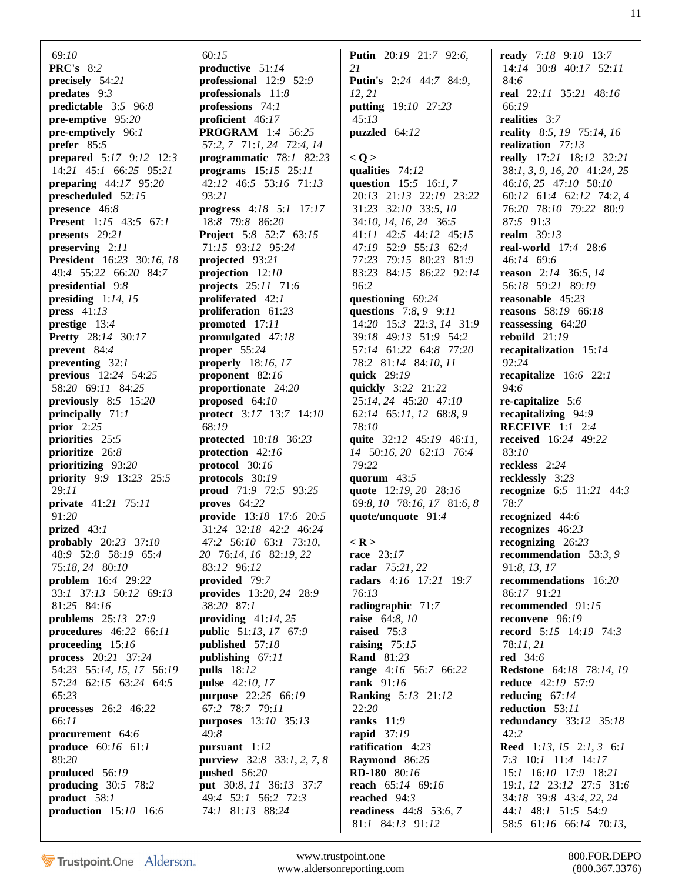69:*10*
**PRC's** 8:2
**precisely** 54:*21*
**predates** 9:3
**predictable** 3:5 96:8
**pre-emptive** 95:*20*
**pre-emptively** 96:*1*
**prefer** 85:5
**prepared** 5:*17* 9:*12* 12:3 14:*21* 45:*1* 66:*25* 95:*21*
**preparing** 44:*17* 95:*20*
**prescheduled** 52:*15*
**presence** 46:8
**Present** 1:*15* 43:5 67:*1*
**presents** 29:*21*
**preserving** 2:*11*
**President** 16:*23* 30:*16*, *18* 49:4 55:*22* 66:*20* 84:7
**presidential** 9:8
**presiding** 1:*14*, *15*
**press** 41:*13*
**prestige** 13:4
**Pretty** 28:*14* 30:*17*
**prevent** 84:4
**preventing** 32:*1*
**previous** 12:*24* 54:*25* 58:*20* 69:*11* 84:*25*
**previously** 8:5 15:*20*
**principally** 71:*1*
**prior** 2:*25*
**priorities** 25:5
**prioritize** 26:8
**prioritizing** 93:*20*
**priority** 9:9 13:*23* 25:5 29:*11*
**private** 41:*21* 75:*11* 91:*20*
**prized** 43:*1*
**probably** 20:*23* 37:*10* 48:9 52:8 58:*19* 65:4 75:*18*, *24* 80:*10*
**problem** 16:4 29:*22* 33:*1* 37:*13* 50:*12* 69:*13* 81:*25* 84:*16*
**problems** 25:*13* 27:9
**procedures** 46:*22* 66:*11*
**proceeding** 15:*16*
**process** 20:*21* 37:*24* 54:*23* 55:*14*, *15*, *17* 56:*19* 57:*24* 62:*15* 63:*24* 64:5 65:*23*
**processes** 26:2 46:*22* 66:*11*
**procurement** 64:6
**produce** 60:*16* 61:*1* 89:*20*
**produced** 56:*19*
**producing** 30:5 78:2
**product** 58:*1*
**production** 15:*10* 16:6 60:*15*
**productive** 51:*14*
**professional** 12:9 52:9
**professionals** 11:8
**professions** 74:*1*
**proficient** 46:*17*
**PROGRAM** 1:4 56:*25* 57:2, 7 71:*1*, *24* 72:4, *14*
**programmatic** 78:*1* 82:*23*
**programs** 15:*15* 25:*11* 42:*12* 46:5 53:*16* 71:*13* 93:*21*
**progress** 4:*18* 5:*1* 17:*17* 18:8 79:8 86:*20*
**Project** 5:8 52:7 63:*15* 71:*15* 93:*12* 95:*24*
**projected** 93:*21*
**projection** 12:*10*
**projects** 25:*11* 71:6
**proliferated** 42:*1*
**proliferation** 61:*23*
**promoted** 17:*11*
**promulgated** 47:*18*
**proper** 55:*24*
**properly** 18:*16*, *17*
**proponent** 82:*16*
**proportionate** 24:*20*
**proposed** 64:*10*
**protect** 3:*17* 13:7 14:*10* 68:*19*
**protected** 18:*18* 36:*23*
**protection** 42:*16*
**protocol** 30:*16*
**protocols** 30:*19*
**proud** 71:9 72:5 93:*25*
**proves** 64:*22*
**provide** 13:*18* 17:6 20:5 31:*24* 32:*18* 42:2 46:*24* 47:2 56:*10* 63:*1* 73:*10*, *20* 76:*14*, *16* 82:*19*, *22* 83:*12* 96:*12*
**provided** 79:7
**provides** 13:*20*, *24* 28:9 38:*20* 87:*1*
**providing** 41:*14*, *25*
**public** 51:*13*, *17* 67:9
**published** 57:*18*
**publishing** 67:*11*
**pulls** 18:*12*
**pulse** 42:*10*, *17*
**purpose** 22:*25* 66:*19* 67:2 78:7 79:*11*
**purposes** 13:*10* 35:*13* 49:8
**pursuant** 1:*12*
**purview** 32:8 33:*1*, *2*, *7*, *8*
**pushed** 56:*20*
**put** 30:8, *11* 36:*13* 37:7 49:4 52:*1* 56:2 72:3 74:*1* 81:*13* 88:*24*
**Putin** 20:*19* 21:7 92:6, *21*
**Putin's** 2:*24* 44:7 84:9, *12*, *21*
**putting** 19:*10* 27:*23* 45:*13*
**puzzled** 64:*12*

**< Q >**
**qualities** 74:*12*
**question** 15:5 16:*1*, *7* 20:*13* 21:*13* 22:*19* 23:*22* 31:*23* 32:*10* 33:5, *10* 34:*10*, *14*, *16*, *24* 36:5 41:*11* 42:5 44:*12* 45:*12* 47:*19* 52:9 55:*13* 62:4 77:*23* 79:*15* 80:*23* 81:9 83:*23* 84:*15* 86:*22* 92:*14* 96:2
**questioning** 69:*24*
**questions** 7:8, 9 9:*11* 14:*20* 15:3 22:3, *14* 31:9 39:*18* 49:*13* 51:9 54:2 57:*14* 61:*22* 64:8 77:*20* 78:2 81:*14* 84:*10*, *11*
**quick** 29:*19*
**quickly** 3:*22* 21:*22* 25:*14*, *24* 45:*20* 47:*10* 62:*14* 65:*11*, *12* 68:8, 9 78:*10*
**quite** 32:*12* 45:*19* 46:*11*, *14* 50:*16*, *20* 62:*13* 76:4 79:*22*
**quorum** 43:5
**quote** 12:*19*, *20* 28:*16* 69:8, *10* 78:*16*, *17* 81:6, 8
**quote/unquote** 91:4

**< R >**
**race** 23:*17*
**radar** 75:*21*, *22*
**radars** 4:*16* 17:*21* 19:7 76:*13*
**radiographic** 71:7
**raise** 64:8, *10*
**raised** 75:3
**raising** 75:*15*
**Rand** 81:*23*
**range** 4:*16* 56:7 66:*22*
**rank** 91:*16*
**Ranking** 5:*13* 21:*12* 22:*20*
**ranks** 11:9
**rapid** 37:*19*
**ratification** 4:*23*
**Raymond** 86:*25*
**RD-180** 80:*16*
**reach** 65:*14* 69:*16*
**reached** 94:3
**readiness** 44:8 53:6, 7 81:*1* 84:*13* 91:*12*
**ready** 7:*18* 9:*10* 13:7 14:*14* 30:8 40:*17* 52:*11* 84:6
**real** 22:*11* 35:*21* 48:*16* 66:*19*
**realities** 3:7
**reality** 8:5, *19* 75:*14*, *16*
**realization** 77:*13*
**really** 17:*21* 18:*12* 32:*21* 38:*1*, *3*, *9*, *16*, *20* 41:*24*, *25* 46:*16*, *25* 47:*10* 58:*10* 60:*12* 61:4 62:*12* 74:2, 4 76:*20* 78:*10* 79:*22* 80:9 87:5 91:3
**realm** 39:*13*
**real-world** 17:4 28:6 46:*14* 69:6
**reason** 2:*14* 36:5, *14* 56:*18* 59:*21* 89:*19*
**reasonable** 45:*23*
**reasons** 58:*19* 66:*18*
**reassessing** 64:*20*
**rebuild** 21:*19*
**recapitalization** 15:*14* 92:*24*
**recapitalize** 16:6 22:*1* 94:6
**re-capitalize** 5:6
**recapitalizing** 94:9
**RECEIVE** 1:*1* 2:4
**received** 16:*24* 49:*22* 83:*10*
**reckless** 2:*24*
**recklessly** 3:*23*
**recognize** 6:5 11:*21* 44:3 78:7
**recognized** 44:6
**recognizes** 46:*23*
**recognizing** 26:*23*
**recommendation** 53:3, 9 91:8, *13*, *17*
**recommendations** 16:*20* 86:*17* 91:*21*
**recommended** 91:*15*
**reconvene** 96:*19*
**record** 5:*15* 14:*19* 74:3 78:*11*, *21*
**red** 34:6
**Redstone** 64:*18* 78:*14*, *19*
**reduce** 42:*19* 57:9
**reducing** 67:*14*
**reduction** 53:*11*
**redundancy** 33:*12* 35:*18* 42:2
**Reed** 1:*13*, *15* 2:*1*, *3* 6:*1* 7:3 10:*1* 11:4 14:*17* 15:*1* 16:*10* 17:9 18:*21* 19:*1*, *12* 23:*12* 27:5 31:6 34:*18* 39:8 43:4, *22*, *24* 44:*1* 48:*1* 51:5 54:9 58:5 61:*16* 66:*14* 70:*13*,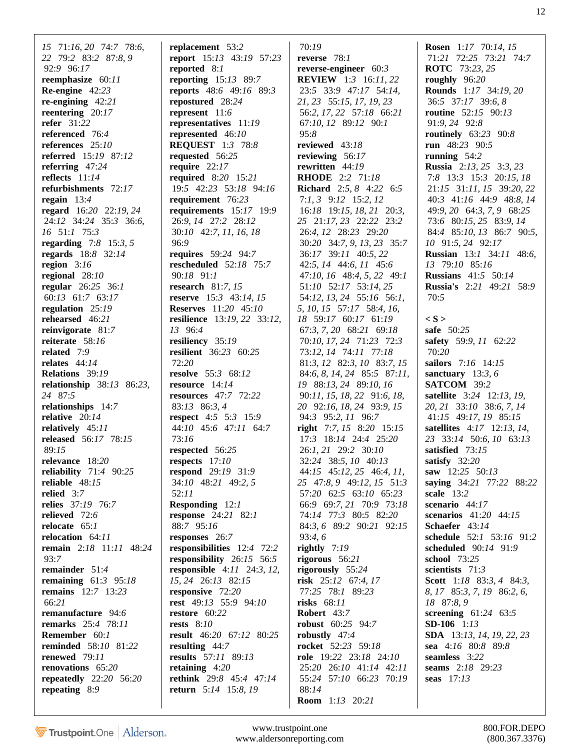15 71:16, 20 74:7 78:6, 22 79:2 83:2 87:8, 9 92:9 96:17
**reemphasize** 60:11
**Re-engine** 42:23
**re-engining** 42:21
**reentering** 20:17
**refer** 31:22
**referenced** 76:4
**references** 25:10
**referred** 15:19 87:12
**referring** 47:24
**reflects** 11:14
**refurbishments** 72:17
**regain** 13:4
**regard** 16:20 22:19, 24 24:12 34:24 35:3 36:6, 16 51:1 75:3
**regarding** 7:8 15:3, 5
**regards** 18:8 32:14
**region** 3:16
**regional** 28:10
**regular** 26:25 36:1 60:13 61:7 63:17
**regulation** 25:19
**rehearsed** 46:21
**reinvigorate** 81:7
**reiterate** 58:16
**related** 7:9
**relates** 44:14
**Relations** 39:19
**relationship** 38:13 86:23, 24 87:5
**relationships** 14:7
**relative** 20:14
**relatively** 45:11
**released** 56:17 78:15 89:15
**relevance** 18:20
**reliability** 71:4 90:25
**reliable** 48:15
**relied** 3:7
**relies** 37:19 76:7
**relieved** 72:6
**relocate** 65:1
**relocation** 64:11
**remain** 2:18 11:11 48:24 93:7
**remainder** 51:4
**remaining** 61:3 95:18
**remains** 12:7 13:23 66:21
**remanufacture** 94:6
**remarks** 25:4 78:11
**Remember** 60:1
**reminded** 58:10 81:22
**renewed** 79:11
**renovations** 65:20
**repeatedly** 22:20 56:20
**repeating** 8:9
**replacement** 53:2
**report** 15:13 43:19 57:23
**reported** 8:1
**reporting** 15:13 89:7
**reports** 48:6 49:16 89:3
**repostured** 28:24
**represent** 11:6
**representatives** 11:19
**represented** 46:10
**REQUEST** 1:3 78:8
**requested** 56:25
**require** 22:17
**required** 8:20 15:21 19:5 42:23 53:18 94:16
**requirement** 76:23
**requirements** 15:17 19:9 26:9, 14 27:2 28:12 30:10 42:7, 11, 16, 18 96:9
**requires** 59:24 94:7
**rescheduled** 52:18 75:7 90:18 91:1
**research** 81:7, 15
**reserve** 15:3 43:14, 15
**Reserves** 11:20 45:10
**resilience** 13:19, 22 33:12, 13 96:4
**resiliency** 35:19
**resilient** 36:23 60:25 72:20
**resolve** 55:3 68:12
**resource** 14:14
**resources** 47:7 72:22 83:13 86:3, 4
**respect** 4:5 5:3 15:9 44:10 45:6 47:11 64:7 73:16
**respected** 56:25
**respects** 17:10
**respond** 29:19 31:9 34:10 48:21 49:2, 5 52:11
**Responding** 12:1
**response** 24:21 82:1 88:7 95:16
**responses** 26:7
**responsibilities** 12:4 72:2
**responsibility** 26:15 56:5
**responsible** 4:11 24:3, 12, 15, 24 26:13 82:15
**responsive** 72:20
**rest** 49:13 55:9 94:10
**restore** 60:22
**rests** 8:10
**result** 46:20 67:12 80:25
**resulting** 44:7
**results** 57:11 89:13
**retaining** 4:20
**rethink** 29:8 45:4 47:14
**return** 5:14 15:8, 19 70:19
**reverse** 78:1
**reverse-engineer** 60:3
**REVIEW** 1:3 16:11, 22 23:5 33:9 47:17 54:14, 21, 23 55:15, 17, 19, 23 56:2, 17, 22 57:18 66:21 67:10, 12 89:12 90:1 95:8
**reviewed** 43:18
**reviewing** 56:17
**rewritten** 44:19
**RHODE** 2:2 71:18
**Richard** 2:5, 8 4:22 6:5 7:1, 3 9:12 15:2, 12 16:18 19:15, 18, 21 20:3, 25 21:17, 23 22:22 23:2 26:4, 12 28:23 29:20 30:20 34:7, 9, 13, 23 35:7 36:17 39:11 40:5, 22 42:5, 14 44:6, 11 45:6 47:10, 16 48:4, 5, 22 49:1 51:10 52:17 53:14, 25 54:12, 13, 24 55:16 56:1, 5, 10, 15 57:17 58:4, 16, 18 59:17 60:17 61:19 67:3, 7, 20 68:21 69:18 70:10, 17, 24 71:23 72:3 73:12, 14 74:11 77:18 81:3, 12 82:3, 10 83:7, 15 84:6, 8, 14, 24 85:5 87:11, 19 88:13, 24 89:10, 16 90:11, 15, 18, 22 91:6, 18, 20 92:16, 18, 24 93:9, 15 94:3 95:2, 11 96:7
**right** 7:7, 15 8:20 15:15 17:3 18:14 24:4 25:20 26:1, 21 29:2 30:10 32:24 38:5, 10 40:13 44:15 45:12, 25 46:4, 11, 25 47:8, 9 49:12, 15 51:3 57:20 62:5 63:10 65:23 66:9 69:7, 21 70:9 73:18 74:14 77:3 80:5 82:20 84:3, 6 89:2 90:21 92:15 93:4, 6
**rightly** 7:19
**rigorous** 56:21
**rigorously** 55:24
**risk** 25:12 67:4, 17 77:25 78:1 89:23
**risks** 68:11
**Robert** 43:7
**robust** 60:25 94:7
**robustly** 47:4
**rocket** 52:23 59:18
**role** 19:22 23:18 24:10 25:20 26:10 41:14 42:11 55:24 57:10 66:23 70:19 88:14
**Room** 1:13 20:21
**Rosen** 1:17 70:14, 15 71:21 72:25 73:21 74:7
**ROTC** 73:23, 25
**roughly** 96:20
**Rounds** 1:17 34:19, 20 36:5 37:17 39:6, 8
**routine** 52:15 90:13 91:9, 24 92:8
**routinely** 63:23 90:8
**run** 48:23 90:5
**running** 54:2
**Russia** 2:13, 25 3:3, 23 7:8 13:3 15:3 20:15, 18 21:15 31:11, 15 39:20, 22 40:3 41:16 44:9 48:8, 14 49:9, 20 64:3, 7, 9 68:25 73:6 80:15, 25 83:9, 14 84:4 85:10, 13 86:7 90:5, 10 91:5, 24 92:17
**Russian** 13:1 34:11 48:6, 13 79:10 85:16
**Russians** 41:5 50:14
**Russia's** 2:21 49:21 58:9 70:5

**< S >**
**safe** 50:25
**safety** 59:9, 11 62:22 70:20
**sailors** 7:16 14:15
**sanctuary** 13:3, 6
**SATCOM** 39:2
**satellite** 3:24 12:13, 19, 20, 21 33:10 38:6, 7, 14 41:15 49:17, 19 85:15
**satellites** 4:17 12:13, 14, 23 33:14 50:6, 10 63:13
**satisfied** 73:15
**satisfy** 32:20
**saw** 12:25 50:13
**saying** 34:21 77:22 88:22
**scale** 13:2
**scenario** 44:17
**scenarios** 41:20 44:15
**Schaefer** 43:14
**schedule** 52:1 53:16 91:2
**scheduled** 90:14 91:9
**school** 73:25
**scientists** 71:3
**Scott** 1:18 83:3, 4 84:3, 8, 17 85:3, 7, 19 86:2, 6, 18 87:8, 9
**screening** 61:24 63:5
**SD-106** 1:13
**SDA** 13:13, 14, 19, 22, 23
**sea** 4:16 80:8 89:8
**seamless** 3:22
**seams** 2:18 29:23
**seas** 17:13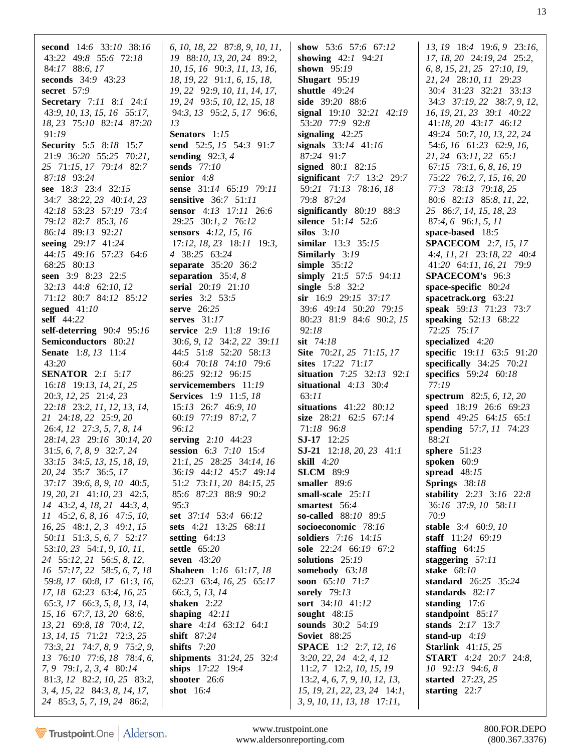**second** 14:6 33:10 38:16 43:22 49:8 55:6 72:18 84:17 88:6, 17
**seconds** 34:9 43:23
**secret** 57:9
**Secretary** 7:11 8:1 24:1 43:9, 10, 13, 15, 16 55:17, 18, 23 75:10 82:14 87:20 91:19
**Security** 5:5 8:18 15:7 21:9 36:20 55:25 70:21, 25 71:15, 17 79:14 82:7 87:18 93:24
**see** 18:3 23:4 32:15 34:7 38:22, 23 40:14, 23 42:18 53:23 57:19 73:4 79:12 82:7 85:3, 16 86:14 89:13 92:21
**seeing** 29:17 41:24 44:15 49:16 57:23 64:6 68:25 80:13
**seen** 3:9 8:23 22:5 32:13 44:8 62:10, 12 71:12 80:7 84:12 85:12
**segued** 41:10
**self** 44:22
**self-deterring** 90:4 95:16
**Semiconductors** 80:21
**Senate** 1:8, 13 11:4 43:20
**SENATOR** 2:1 5:17 16:18 19:13, 14, 21, 25 20:3, 12, 25 21:4, 23 22:18 23:2, 11, 12, 13, 14, 21 24:18, 22 25:9, 20 26:4, 12 27:3, 5, 7, 8, 14 28:14, 23 29:16 30:14, 20 31:5, 6, 7, 8, 9 32:7, 24 33:15 34:5, 13, 15, 18, 19, 20, 24 35:7 36:5, 17 37:17 39:6, 8, 9, 10 40:5, 19, 20, 21 41:10, 23 42:5, 14 43:2, 4, 18, 21 44:3, 4, 11 45:2, 6, 8, 16 47:5, 10, 16, 25 48:1, 2, 3 49:1, 15 50:11 51:3, 5, 6, 7 52:17 53:10, 23 54:1, 9, 10, 11, 24 55:12, 21 56:5, 8, 12, 16 57:17, 22 58:5, 6, 7, 18 59:8, 17 60:8, 17 61:3, 16, 17, 18 62:23 63:4, 16, 25 65:3, 17 66:3, 5, 8, 13, 14, 15, 16 67:7, 13, 20 68:6, 13, 21 69:8, 18 70:4, 12, 13, 14, 15 71:21 72:3, 25 73:3, 21 74:7, 8, 9 75:2, 9, 13 76:10 77:6, 18 78:4, 6, 7, 9 79:1, 2, 3, 4 80:14 81:3, 12 82:2, 10, 25 83:2, 3, 4, 15, 22 84:3, 8, 14, 17, 24 85:3, 5, 7, 19, 24 86:2, 6, 10, 18, 22 87:8, 9, 10, 11, 19 88:10, 13, 20, 24 89:2, 10, 15, 16 90:3, 11, 13, 16, 18, 19, 22 91:1, 6, 15, 18, 19, 22 92:9, 10, 11, 14, 17, 19, 24 93:5, 10, 12, 15, 18 94:3, 13 95:2, 5, 17 96:6, 13
**Senators** 1:15
**send** 52:5, 15 54:3 91:7
**sending** 92:3, 4
**sends** 77:10
**senior** 4:8
**sense** 31:14 65:19 79:11
**sensitive** 36:7 51:11
**sensor** 4:13 17:11 26:6 29:25 30:1, 2 76:12
**sensors** 4:12, 15, 16 17:12, 18, 23 18:11 19:3, 4 38:25 63:24
**separate** 35:20 36:2
**separation** 35:4, 8
**serial** 20:19 21:10
**series** 3:2 53:5
**serve** 26:25
**serves** 31:17
**service** 2:9 11:8 19:16 30:6, 9, 12 34:2, 22 39:11 44:5 51:8 52:20 58:13 60:4 70:18 74:10 79:6 86:25 92:12 96:15
**servicemembers** 11:19
**Services** 1:9 11:5, 18 15:13 26:7 46:9, 10 60:19 77:19 87:2, 7 96:12
**serving** 2:10 44:23
**session** 6:3 7:10 15:4 21:1, 25 28:25 34:14, 16 36:19 44:12 45:7 49:14 51:2 73:11, 20 84:15, 25 85:6 87:23 88:9 90:2 95:3
**set** 37:14 53:4 66:12
**sets** 4:21 13:25 68:11
**setting** 64:13
**settle** 65:20
**seven** 43:20
**Shaheen** 1:16 61:17, 18 62:23 63:4, 16, 25 65:17 66:3, 5, 13, 14
**shaken** 2:22
**shaping** 42:11
**share** 4:14 63:12 64:1
**shift** 87:24
**shifts** 7:20
**shipments** 31:24, 25 32:4
**ships** 17:22 19:4
**shooter** 26:6
**shot** 16:4
**show** 53:6 57:6 67:12
**showing** 42:1 94:21
**shown** 95:19
**Shugart** 95:19
**shuttle** 49:24
**side** 39:20 88:6
**signal** 19:10 32:21 42:19 53:20 77:9 92:8
**signaling** 42:25
**signals** 33:14 41:16 87:24 91:7
**signed** 80:1 82:15
**significant** 7:7 13:2 29:7 59:21 71:13 78:16, 18 79:8 87:24
**significantly** 80:19 88:3
**silence** 51:14 52:6
**silos** 3:10
**similar** 13:3 35:15
**Similarly** 3:19
**simple** 35:12
**simply** 21:5 57:5 94:11
**single** 5:8 32:2
**sir** 16:9 29:15 37:17 39:6 49:14 50:20 79:15 80:23 81:9 84:6 90:2, 15 92:18
**sit** 74:18
**Site** 70:21, 25 71:15, 17
**sites** 17:22 71:17
**situation** 7:25 32:13 92:1
**situational** 4:13 30:4 63:11
**situations** 41:22 80:12
**size** 28:21 62:5 67:14 71:18 96:8
**SJ-17** 12:25
**SJ-21** 12:18, 20, 23 41:1
**skill** 4:20
**SLCM** 89:9
**smaller** 89:6
**small-scale** 25:11
**smartest** 56:4
**so-called** 88:10 89:5
**socioeconomic** 78:16
**soldiers** 7:16 14:15
**sole** 22:24 66:19 67:2
**solutions** 25:19
**somebody** 63:18
**soon** 65:10 71:7
**sorely** 79:13
**sort** 34:10 41:12
**sought** 48:15
**sounds** 30:2 54:19
**Soviet** 88:25
**SPACE** 1:2 2:7, 12, 16 3:20, 22, 24 4:2, 4, 12 11:2, 7 12:2, 10, 15, 19 13:2, 4, 6, 7, 9, 10, 12, 13, 15, 19, 21, 22, 23, 24 14:1, 3, 9, 10, 11, 13, 18 17:11, 13, 19 18:4 19:6, 9 23:16, 17, 18, 20 24:19, 24 25:2, 6, 8, 15, 21, 25 27:10, 19, 21, 24 28:10, 11 29:23 30:4 31:23 32:21 33:13 34:3 37:19, 22 38:7, 9, 12, 16, 19, 21, 23 39:1 40:22 41:18, 20 43:17 46:12 49:24 50:7, 10, 13, 22, 24 54:6, 16 61:23 62:9, 16, 21, 24 63:11, 22 65:1 67:15 73:1, 6, 8, 16, 19 75:22 76:2, 7, 15, 16, 20 77:3 78:13 79:18, 25 80:6 82:13 85:8, 11, 22, 25 86:7, 14, 15, 18, 23 87:4, 6 96:1, 5, 11
**space-based** 18:5
**SPACECOM** 2:7, 15, 17 4:4, 11, 21 23:18, 22 40:4 41:20 64:11, 16, 21 79:9
**SPACECOM's** 96:3
**space-specific** 80:24
**spacetrack.org** 63:21
**speak** 59:13 71:23 73:7
**speaking** 52:13 68:22 72:25 75:17
**specialized** 4:20
**specific** 19:11 63:5 91:20
**specifically** 34:25 70:21
**specifics** 59:24 60:18 77:19
**spectrum** 82:5, 6, 12, 20
**speed** 18:19 26:6 69:23
**spend** 49:25 64:15 65:1
**spending** 57:7, 11 74:23 88:21
**sphere** 51:23
**spoken** 60:9
**spread** 48:15
**Springs** 38:18
**stability** 2:23 3:16 22:8 36:16 37:9, 10 58:11 70:9
**stable** 3:4 60:9, 10
**staff** 11:24 69:19
**staffing** 64:15
**staggering** 57:11
**stake** 68:10
**standard** 26:25 35:24
**standards** 82:17
**standing** 17:6
**standpoint** 85:17
**stands** 2:17 13:7
**stand-up** 4:19
**Starlink** 41:15, 25
**START** 4:24 20:7 24:8, 10 92:13 94:6, 8
**started** 27:23, 25
**starting** 22:7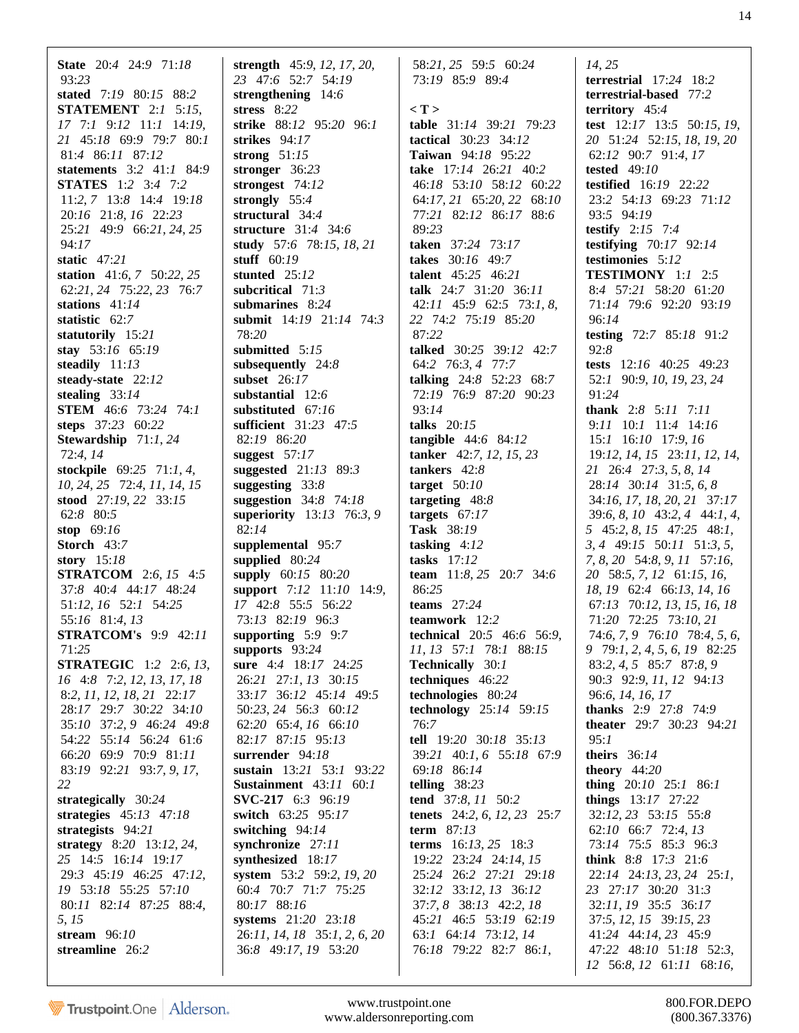**State** 20:4 24:9 71:18 93:23
**stated** 7:19 80:15 88:2
**STATEMENT** 2:1 5:15, 17 7:1 9:12 11:1 14:19, 21 45:18 69:9 79:7 80:1 81:4 86:11 87:12
**statements** 3:2 41:1 84:9
**STATES** 1:2 3:4 7:2 11:2, 7 13:8 14:4 19:18 20:16 21:8, 16 22:23 25:21 49:9 66:21, 24, 25 94:17
**static** 47:21
**station** 41:6, 7 50:22, 25 62:21, 24 75:22, 23 76:7
**stations** 41:14
**statistic** 62:7
**statutorily** 15:21
**stay** 53:16 65:19
**steadily** 11:13
**steady-state** 22:12
**stealing** 33:14
**STEM** 46:6 73:24 74:1
**steps** 37:23 60:22
**Stewardship** 71:1, 24 72:4, 14
**stockpile** 69:25 71:1, 4, 10, 24, 25 72:4, 11, 14, 15
**stood** 27:19, 22 33:15 62:8 80:5
**stop** 69:16
**Storch** 43:7
**story** 15:18
**STRATCOM** 2:6, 15 4:5 37:8 40:4 44:17 48:24 51:12, 16 52:1 54:25 55:16 81:4, 13
**STRATCOM's** 9:9 42:11 71:25
**STRATEGIC** 1:2 2:6, 13, 16 4:8 7:2, 12, 13, 17, 18 8:2, 11, 12, 18, 21 22:17 28:17 29:7 30:22 34:10 35:10 37:2, 9 46:24 49:8 54:22 55:14 56:24 61:6 66:20 69:9 70:9 81:11 83:19 92:21 93:7, 9, 17, 22
**strategically** 30:24
**strategies** 45:13 47:18
**strategists** 94:21
**strategy** 8:20 13:12, 24, 25 14:5 16:14 19:17 29:3 45:19 46:25 47:12, 19 53:18 55:25 57:10 80:11 82:14 87:25 88:4, 5, 15
**stream** 96:10
**streamline** 26:2
**strength** 45:9, 12, 17, 20, 23 47:6 52:7 54:19
**strengthening** 14:6
**stress** 8:22
**strike** 88:12 95:20 96:1
**strikes** 94:17
**strong** 51:15
**stronger** 36:23
**strongest** 74:12
**strongly** 55:4
**structural** 34:4
**structure** 31:4 34:6
**study** 57:6 78:15, 18, 21
**stuff** 60:19
**stunted** 25:12
**subcritical** 71:3
**submarines** 8:24
**submit** 14:19 21:14 74:3 78:20
**submitted** 5:15
**subsequently** 24:8
**subset** 26:17
**substantial** 12:6
**substituted** 67:16
**sufficient** 31:23 47:5 82:19 86:20
**suggest** 57:17
**suggested** 21:13 89:3
**suggesting** 33:8
**suggestion** 34:8 74:18
**superiority** 13:13 76:3, 9 82:14
**supplemental** 95:7
**supplied** 80:24
**supply** 60:15 80:20
**support** 7:12 11:10 14:9, 17 42:8 55:5 56:22 73:13 82:19 96:3
**supporting** 5:9 9:7
**supports** 93:24
**sure** 4:4 18:17 24:25 26:21 27:1, 13 30:15 33:17 36:12 45:14 49:5 50:23, 24 56:3 60:12 62:20 65:4, 16 66:10 82:17 87:15 95:13
**surrender** 94:18
**sustain** 13:21 53:1 93:22
**Sustainment** 43:11 60:1
**SVC-217** 6:3 96:19
**switch** 63:25 95:17
**switching** 94:14
**synchronize** 27:11
**synthesized** 18:17
**system** 53:2 59:2, 19, 20 60:4 70:7 71:7 75:25 80:17 88:16
**systems** 21:20 23:18 26:11, 14, 18 35:1, 2, 6, 20 36:8 49:17, 19 53:20 58:21, 25 59:5 60:24 73:19 85:9 89:4

**< T >**

**table** 31:14 39:21 79:23
**tactical** 30:23 34:12
**Taiwan** 94:18 95:22
**take** 17:14 26:21 40:2 46:18 53:10 58:12 60:22 64:17, 21 65:20, 22 68:10 77:21 82:12 86:17 88:6 89:23
**taken** 37:24 73:17
**takes** 30:16 49:7
**talent** 45:25 46:21
**talk** 24:7 31:20 36:11 42:11 45:9 62:5 73:1, 8, 22 74:2 75:19 85:20 87:22
**talked** 30:25 39:12 42:7 64:2 76:3, 4 77:7
**talking** 24:8 52:23 68:7 72:19 76:9 87:20 90:23 93:14
**talks** 20:15
**tangible** 44:6 84:12
**tanker** 42:7, 12, 15, 23
**tankers** 42:8
**target** 50:10
**targeting** 48:8
**targets** 67:17
**Task** 38:19
**tasking** 4:12
**tasks** 17:12
**team** 11:8, 25 20:7 34:6 86:25
**teams** 27:24
**teamwork** 12:2
**technical** 20:5 46:6 56:9, 11, 13 57:1 78:1 88:15
**Technically** 30:1
**techniques** 46:22
**technologies** 80:24
**technology** 25:14 59:15 76:7
**tell** 19:20 30:18 35:13 39:21 40:1, 6 55:18 67:9 69:18 86:14
**telling** 38:23
**tend** 37:8, 11 50:2
**tenets** 24:2, 6, 12, 23 25:7
**term** 87:13
**terms** 16:13, 25 18:3 19:22 23:24 24:14, 15 25:24 26:2 27:21 29:18 32:12 33:12, 13 36:12 37:7, 8 38:13 42:2, 18 45:21 46:5 53:19 62:19 63:1 64:14 73:12, 14 76:18 79:22 82:7 86:1, 14, 25
**terrestrial** 17:24 18:2
**terrestrial-based** 77:2
**territory** 45:4
**test** 12:17 13:5 50:15, 19, 20 51:24 52:15, 18, 19, 20 62:12 90:7 91:4, 17
**tested** 49:10
**testified** 16:19 22:22 23:2 54:13 69:23 71:12 93:5 94:19
**testify** 2:15 7:4
**testifying** 70:17 92:14
**testimonies** 5:12
**TESTIMONY** 1:1 2:5 8:4 57:21 58:20 61:20 71:14 79:6 92:20 93:19 96:14
**testing** 72:7 85:18 91:2 92:8
**tests** 12:16 40:25 49:23 52:1 90:9, 10, 19, 23, 24 91:24
**thank** 2:8 5:11 7:11 9:11 10:1 11:4 14:16 15:1 16:10 17:9, 16 19:12, 14, 15 23:11, 12, 14, 21 26:4 27:3, 5, 8, 14 28:14 30:14 31:5, 6, 8 34:16, 17, 18, 20, 21 37:17 39:6, 8, 10 43:2, 4 44:1, 4, 5 45:2, 8, 15 47:25 48:1, 3, 4 49:15 50:11 51:3, 5, 7, 8, 20 54:8, 9, 11 57:16, 20 58:5, 7, 12 61:15, 16, 18, 19 62:4 66:13, 14, 16 67:13 70:12, 13, 15, 16, 18 71:20 72:25 73:10, 21 74:6, 7, 9 76:10 78:4, 5, 6, 9 79:1, 2, 4, 5, 6, 19 82:25 83:2, 4, 5 85:7 87:8, 9 90:3 92:9, 11, 12 94:13 96:6, 14, 16, 17
**thanks** 2:9 27:8 74:9
**theater** 29:7 30:23 94:21 95:1
**theirs** 36:14
**theory** 44:20
**thing** 20:10 25:1 86:1
**things** 13:17 27:22 32:12, 23 53:15 55:8 62:10 66:7 72:4, 13 73:14 75:5 85:3 96:3
**think** 8:8 17:3 21:6 22:14 24:13, 23, 24 25:1, 23 27:17 30:20 31:3 32:11, 19 35:5 36:17 37:5, 12, 15 39:15, 23 41:24 44:14, 23 45:9 47:22 48:10 51:18 52:3, 12 56:8, 12 61:11 68:16,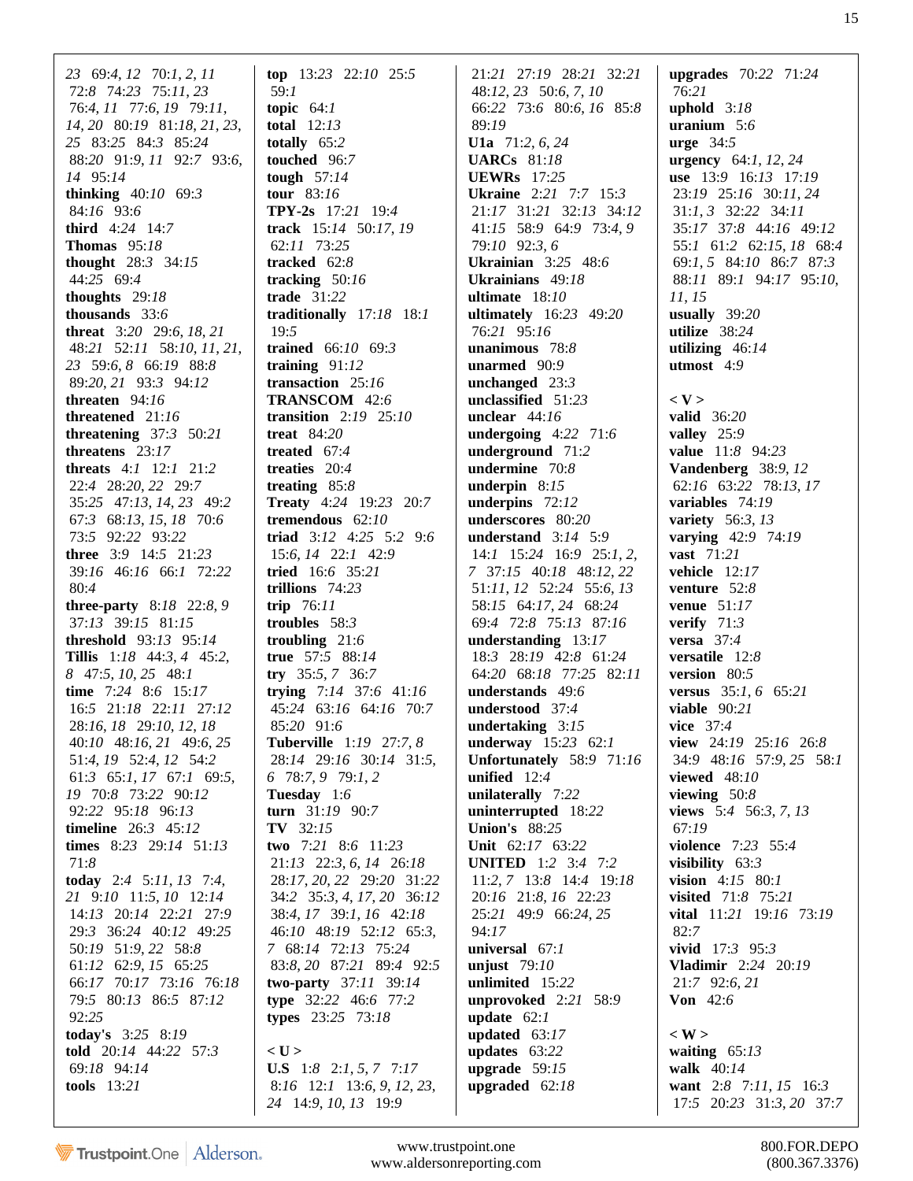23 69:4, 12 70:1, 2, 11 72:8 74:23 75:11, 23 76:4, 11 77:6, 19 79:11, 14, 20 80:19 81:18, 21, 23, 25 83:25 84:3 85:24 88:20 91:9, 11 92:7 93:6, 14 95:14

**thinking** 40:10 69:3 84:16 93:6

**third** 4:24 14:7

**Thomas** 95:18

**thought** 28:3 34:15 44:25 69:4

**thoughts** 29:18

**thousands** 33:6

**threat** 3:20 29:6, 18, 21 48:21 52:11 58:10, 11, 21, 23 59:6, 8 66:19 88:8 89:20, 21 93:3 94:12

**threaten** 94:16

**threatened** 21:16

**threatening** 37:3 50:21

**threatens** 23:17

**threats** 4:1 12:1 21:2 22:4 28:20, 22 29:7 35:25 47:13, 14, 23 49:2 67:3 68:13, 15, 18 70:6 73:5 92:22 93:22

**three** 3:9 14:5 21:23 39:16 46:16 66:1 72:22 80:4

**three-party** 8:18 22:8, 9 37:13 39:15 81:15

**threshold** 93:13 95:14

**Tillis** 1:18 44:3, 4 45:2, 8 47:5, 10, 25 48:1

**time** 7:24 8:6 15:17 16:5 21:18 22:11 27:12 28:16, 18 29:10, 12, 18 40:10 48:16, 21 49:6, 25 51:4, 19 52:4, 12 54:2 61:3 65:1, 17 67:1 69:5, 19 70:8 73:22 90:12 92:22 95:18 96:13

**timeline** 26:3 45:12

**times** 8:23 29:14 51:13 71:8

**today** 2:4 5:11, 13 7:4, 21 9:10 11:5, 10 12:14 14:13 20:14 22:21 27:9 29:3 36:24 40:12 49:25 50:19 51:9, 22 58:8 61:12 62:9, 15 65:25 66:17 70:17 73:16 76:18 79:5 80:13 86:5 87:12 92:25

**today's** 3:25 8:19

**told** 20:14 44:22 57:3 69:18 94:14

**tools** 13:21

**top** 13:23 22:10 25:5 59:1

**topic** 64:1

**total** 12:13

**totally** 65:2

**touched** 96:7

**tough** 57:14

**tour** 83:16

**TPY-2s** 17:21 19:4

**track** 15:14 50:17, 19 62:11 73:25

**tracked** 62:8

**tracking** 50:16

**trade** 31:22

**traditionally** 17:18 18:1 19:5

**trained** 66:10 69:3

**training** 91:12

**transaction** 25:16

**TRANSCOM** 42:6

**transition** 2:19 25:10

**treat** 84:20

**treated** 67:4

**treaties** 20:4

**treating** 85:8

**Treaty** 4:24 19:23 20:7

**tremendous** 62:10

**triad** 3:12 4:25 5:2 9:6 15:6, 14 22:1 42:9

**tried** 16:6 35:21

**trillions** 74:23

**trip** 76:11

**troubles** 58:3

**troubling** 21:6

**true** 57:5 88:14

**try** 35:5, 7 36:7

**trying** 7:14 37:6 41:16 45:24 63:16 64:16 70:7 85:20 91:6

**Tuberville** 1:19 27:7, 8 28:14 29:16 30:14 31:5, 6 78:7, 9 79:1, 2

**Tuesday** 1:6

**turn** 31:19 90:7

**TV** 32:15

**two** 7:21 8:6 11:23 21:13 22:3, 6, 14 26:18 28:17, 20, 22 29:20 31:22 34:2 35:3, 4, 17, 20 36:12 38:4, 17 39:1, 16 42:18 46:10 48:19 52:12 65:3, 7 68:14 72:13 75:24 83:8, 20 87:21 89:4 92:5

**two-party** 37:11 39:14

**type** 32:22 46:6 77:2

**types** 23:25 73:18

**< U >**

**U.S** 1:8 2:1, 5, 7 7:17 8:16 12:1 13:6, 9, 12, 23, 24 14:9, 10, 13 19:9 21:21 27:19 28:21 32:21 48:12, 23 50:6, 7, 10 66:22 73:6 80:6, 16 85:8 89:19

**U1a** 71:2, 6, 24

**UARCs** 81:18

**UEWRs** 17:25

**Ukraine** 2:21 7:7 15:3 21:17 31:21 32:13 34:12 41:15 58:9 64:9 73:4, 9 79:10 92:3, 6

**Ukrainian** 3:25 48:6

**Ukrainians** 49:18

**ultimate** 18:10

**ultimately** 16:23 49:20 76:21 95:16

**unanimous** 78:8

**unarmed** 90:9

**unchanged** 23:3

**unclassified** 51:23

**unclear** 44:16

**undergoing** 4:22 71:6

**underground** 71:2

**undermine** 70:8

**underpin** 8:15

**underpins** 72:12

**underscores** 80:20

**understand** 3:14 5:9 14:1 15:24 16:9 25:1, 2, 7 37:15 40:18 48:12, 22 51:11, 12 52:24 55:6, 13 58:15 64:17, 24 68:24 69:4 72:8 75:13 87:16

**understanding** 13:17 18:3 28:19 42:8 61:24 64:20 68:18 77:25 82:11

**understands** 49:6

**understood** 37:4

**undertaking** 3:15

**underway** 15:23 62:1

**Unfortunately** 58:9 71:16

**unified** 12:4

**unilaterally** 7:22

**uninterrupted** 18:22

**Union's** 88:25

**Unit** 62:17 63:22

**UNITED** 1:2 3:4 7:2 11:2, 7 13:8 14:4 19:18 20:16 21:8, 16 22:23 25:21 49:9 66:24, 25 94:17

**universal** 67:1

**unjust** 79:10

**unlimited** 15:22

**unprovoked** 2:21 58:9

**update** 62:1

**updated** 63:17

**updates** 63:22

**upgrade** 59:15

**upgraded** 62:18

**upgrades** 70:22 71:24 76:21

**uphold** 3:18

**uranium** 5:6

**urge** 34:5

**urgency** 64:1, 12, 24

**use** 13:9 16:13 17:19 23:19 25:16 30:11, 24 31:1, 3 32:22 34:11 35:17 37:8 44:16 49:12 55:1 61:2 62:15, 18 68:4 69:1, 5 84:10 86:7 87:3 88:11 89:1 94:17 95:10, 11, 15

**usually** 39:20

**utilize** 38:24

**utilizing** 46:14

**utmost** 4:9

**< V >**

**valid** 36:20

**valley** 25:9

**value** 11:8 94:23

**Vandenberg** 38:9, 12 62:16 63:22 78:13, 17

**variables** 74:19

**variety** 56:3, 13

**varying** 42:9 74:19

**vast** 71:21

**vehicle** 12:17

**venture** 52:8

**venue** 51:17

**verify** 71:3

**versa** 37:4

**versatile** 12:8

**version** 80:5

**versus** 35:1, 6 65:21

**viable** 90:21

**vice** 37:4

**view** 24:19 25:16 26:8 34:9 48:16 57:9, 25 58:1

**viewed** 48:10

**viewing** 50:8

**views** 5:4 56:3, 7, 13 67:19

**violence** 7:23 55:4

**visibility** 63:3

**vision** 4:15 80:1

**visited** 71:8 75:21

**vital** 11:21 19:16 73:19 82:7

**vivid** 17:3 95:3

**Vladimir** 2:24 20:19 21:7 92:6, 21

**Von** 42:6

**< W >**

**waiting** 65:13

**walk** 40:14

**want** 2:8 7:11, 15 16:3 17:5 20:23 31:3, 20 37:7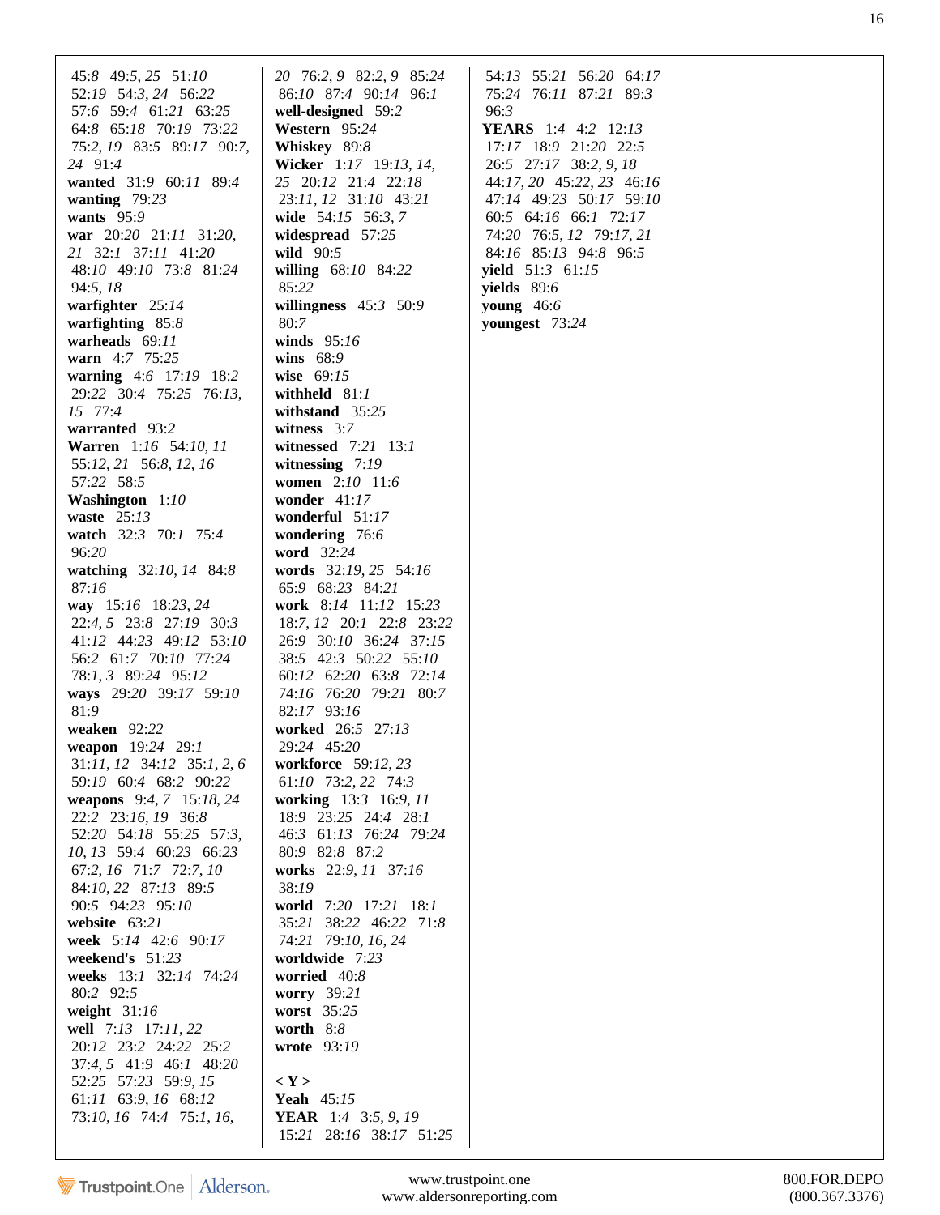45:8 49:5, 25 51:10
52:19 54:3, 24 56:22
57:6 59:4 61:21 63:25
64:8 65:18 70:19 73:22
75:2, 19 83:5 89:17 90:7,
24 91:4

**wanted** 31:9 60:11 89:4

**wanting** 79:23

**wants** 95:9

**war** 20:20 21:11 31:20,
21 32:1 37:11 41:20
48:10 49:10 73:8 81:24
94:5, 18

**warfighter** 25:14

**warfighting** 85:8

**warheads** 69:11

**warn** 4:7 75:25

**warning** 4:6 17:19 18:2
29:22 30:4 75:25 76:13,
15 77:4

**warranted** 93:2

**Warren** 1:16 54:10, 11
55:12, 21 56:8, 12, 16
57:22 58:5

**Washington** 1:10

**waste** 25:13

**watch** 32:3 70:1 75:4
96:20

**watching** 32:10, 14 84:8
87:16

**way** 15:16 18:23, 24
22:4, 5 23:8 27:19 30:3
41:12 44:23 49:12 53:10
56:2 61:7 70:10 77:24
78:1, 3 89:24 95:12

**ways** 29:20 39:17 59:10
81:9

**weaken** 92:22

**weapon** 19:24 29:1
31:11, 12 34:12 35:1, 2, 6
59:19 60:4 68:2 90:22

**weapons** 9:4, 7 15:18, 24
22:2 23:16, 19 36:8
52:20 54:18 55:25 57:3,
10, 13 59:4 60:23 66:23
67:2, 16 71:7 72:7, 10
84:10, 22 87:13 89:5
90:5 94:23 95:10

**website** 63:21

**week** 5:14 42:6 90:17

**weekend's** 51:23

**weeks** 13:1 32:14 74:24
80:2 92:5

**weight** 31:16

**well** 7:13 17:11, 22
20:12 23:2 24:22 25:2
37:4, 5 41:9 46:1 48:20
52:25 57:23 59:9, 15
61:11 63:9, 16 68:12
73:10, 16 74:4 75:1, 16,
20 76:2, 9 82:2, 9 85:24
86:10 87:4 90:14 96:1

**well-designed** 59:2

**Western** 95:24

**Whiskey** 89:8

**Wicker** 1:17 19:13, 14,
25 20:12 21:4 22:18
23:11, 12 31:10 43:21

**wide** 54:15 56:3, 7

**widespread** 57:25

**wild** 90:5

**willing** 68:10 84:22
85:22

**willingness** 45:3 50:9
80:7

**winds** 95:16

**wins** 68:9

**wise** 69:15

**withheld** 81:1

**withstand** 35:25

**witness** 3:7

**witnessed** 7:21 13:1

**witnessing** 7:19

**women** 2:10 11:6

**wonder** 41:17

**wonderful** 51:17

**wondering** 76:6

**word** 32:24

**words** 32:19, 25 54:16
65:9 68:23 84:21

**work** 8:14 11:12 15:23
18:7, 12 20:1 22:8 23:22
26:9 30:10 36:24 37:15
38:5 42:3 50:22 55:10
60:12 62:20 63:8 72:14
74:16 76:20 79:21 80:7
82:17 93:16

**worked** 26:5 27:13
29:24 45:20

**workforce** 59:12, 23
61:10 73:2, 22 74:3

**working** 13:3 16:9, 11
18:9 23:25 24:4 28:1
46:3 61:13 76:24 79:24
80:9 82:8 87:2

**works** 22:9, 11 37:16
38:19

**world** 7:20 17:21 18:1
35:21 38:22 46:22 71:8
74:21 79:10, 16, 24

**worldwide** 7:23

**worried** 40:8

**worry** 39:21

**worst** 35:25

**worth** 8:8

**wrote** 93:19

**< Y >**

**Yeah** 45:15

**YEAR** 1:4 3:5, 9, 19
15:21 28:16 38:17 51:25
54:13 55:21 56:20 64:17
75:24 76:11 87:21 89:3
96:3

**YEARS** 1:4 4:2 12:13
17:17 18:9 21:20 22:5
26:5 27:17 38:2, 9, 18
44:17, 20 45:22, 23 46:16
47:14 49:23 50:17 59:10
60:5 64:16 66:1 72:17
74:20 76:5, 12 79:17, 21
84:16 85:13 94:8 96:5

**yield** 51:3 61:15

**yields** 89:6

**young** 46:6

**youngest** 73:24

www.trustpoint.one
www.aldersonreporting.com

800.FOR.DEPO
(800.367.3376)